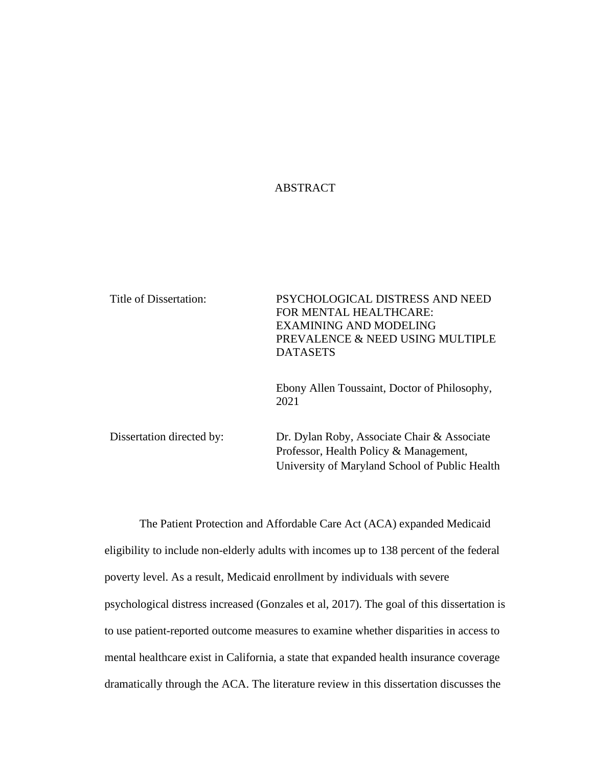# ABSTRACT

| Title of Dissertation: | PSYCHOLOGICAL DISTRESS AND NEED FOR MENTAL HEALTHCARE: EXAMINING AND MODELING PREVALENCE & NEED USING MULTIPLE DATASETS |
|---|---|
| | Ebony Allen Toussaint, Doctor of Philosophy, 2021 |
| Dissertation directed by: | Dr. Dylan Roby, Associate Chair & Associate Professor, Health Policy & Management, University of Maryland School of Public Health |

The Patient Protection and Affordable Care Act (ACA) expanded Medicaid eligibility to include non-elderly adults with incomes up to 138 percent of the federal poverty level. As a result, Medicaid enrollment by individuals with severe psychological distress increased (Gonzales et al, 2017). The goal of this dissertation is to use patient-reported outcome measures to examine whether disparities in access to mental healthcare exist in California, a state that expanded health insurance coverage dramatically through the ACA. The literature review in this dissertation discusses the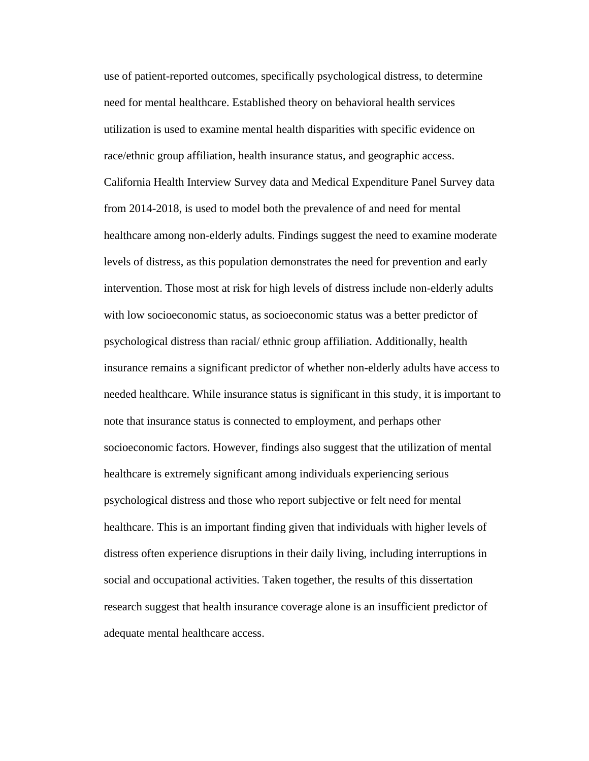use of patient-reported outcomes, specifically psychological distress, to determine need for mental healthcare. Established theory on behavioral health services utilization is used to examine mental health disparities with specific evidence on race/ethnic group affiliation, health insurance status, and geographic access. California Health Interview Survey data and Medical Expenditure Panel Survey data from 2014-2018, is used to model both the prevalence of and need for mental healthcare among non-elderly adults. Findings suggest the need to examine moderate levels of distress, as this population demonstrates the need for prevention and early intervention. Those most at risk for high levels of distress include non-elderly adults with low socioeconomic status, as socioeconomic status was a better predictor of psychological distress than racial/ ethnic group affiliation. Additionally, health insurance remains a significant predictor of whether non-elderly adults have access to needed healthcare. While insurance status is significant in this study, it is important to note that insurance status is connected to employment, and perhaps other socioeconomic factors. However, findings also suggest that the utilization of mental healthcare is extremely significant among individuals experiencing serious psychological distress and those who report subjective or felt need for mental healthcare. This is an important finding given that individuals with higher levels of distress often experience disruptions in their daily living, including interruptions in social and occupational activities. Taken together, the results of this dissertation research suggest that health insurance coverage alone is an insufficient predictor of adequate mental healthcare access.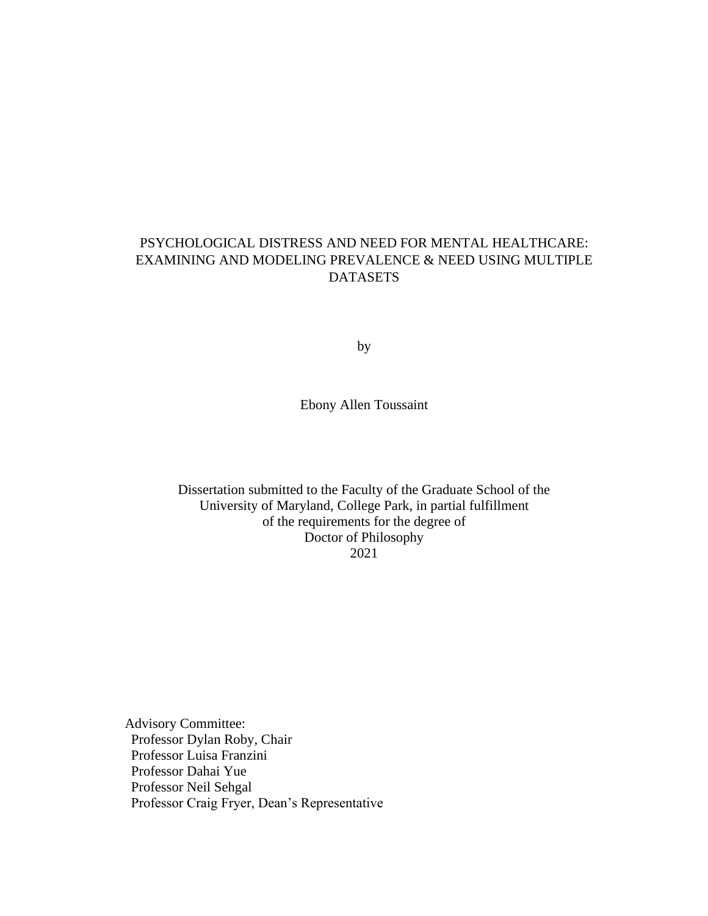PSYCHOLOGICAL DISTRESS AND NEED FOR MENTAL HEALTHCARE: EXAMINING AND MODELING PREVALENCE & NEED USING MULTIPLE DATASETS

by

Ebony Allen Toussaint

Dissertation submitted to the Faculty of the Graduate School of the University of Maryland, College Park, in partial fulfillment of the requirements for the degree of Doctor of Philosophy
2021

Advisory Committee:
Professor Dylan Roby, Chair
Professor Luisa Franzini
Professor Dahai Yue
Professor Neil Sehgal
Professor Craig Fryer, Dean's Representative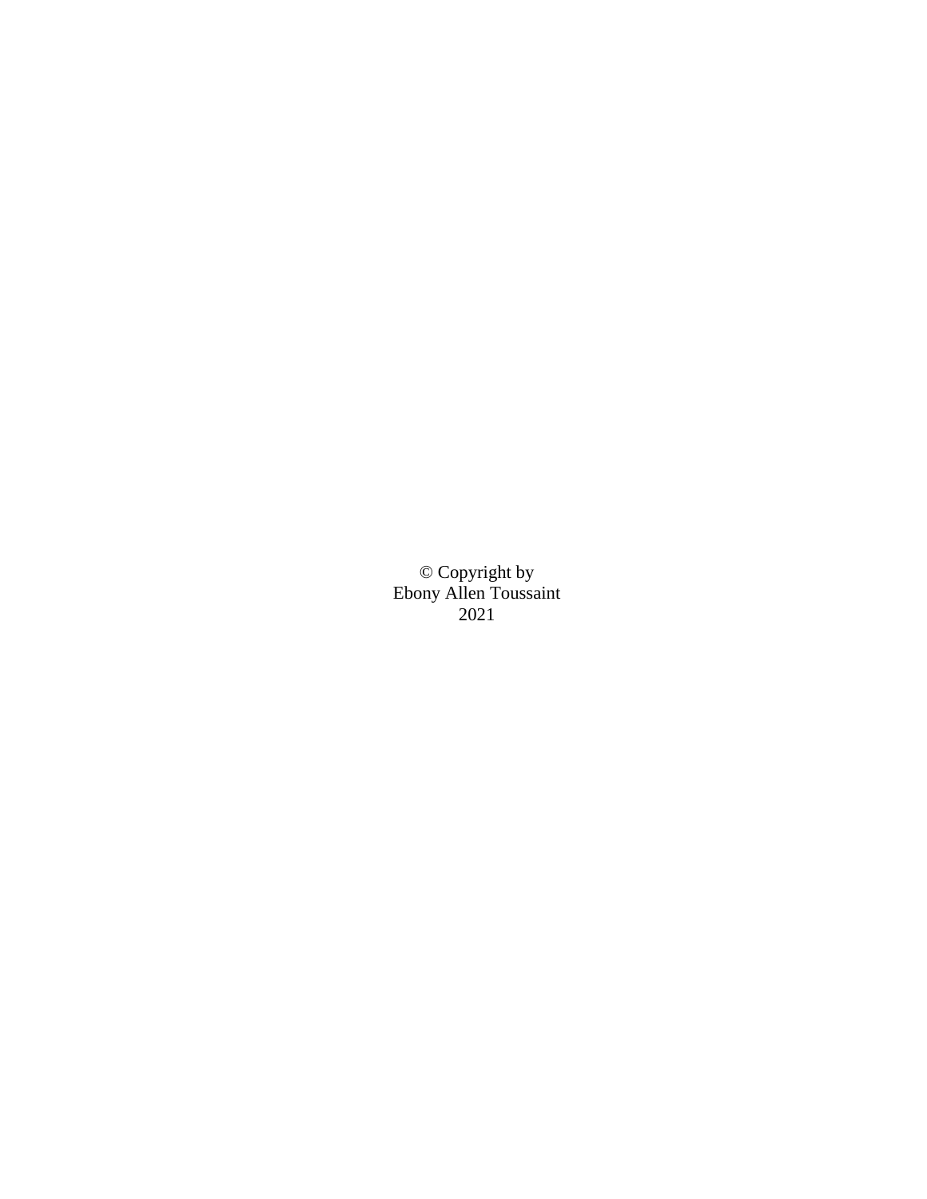© Copyright by
Ebony Allen Toussaint
2021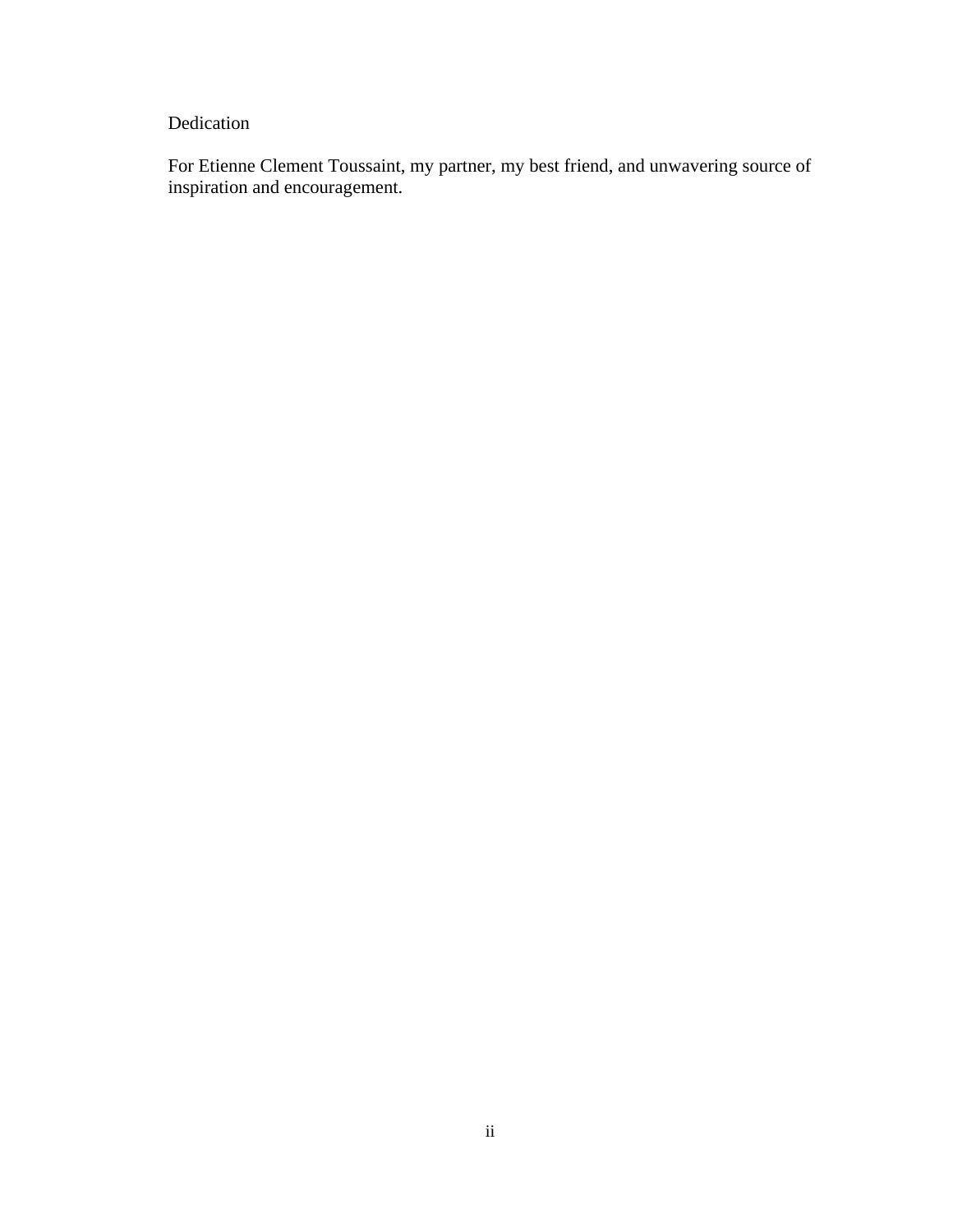# Dedication

For Etienne Clement Toussaint, my partner, my best friend, and unwavering source of inspiration and encouragement.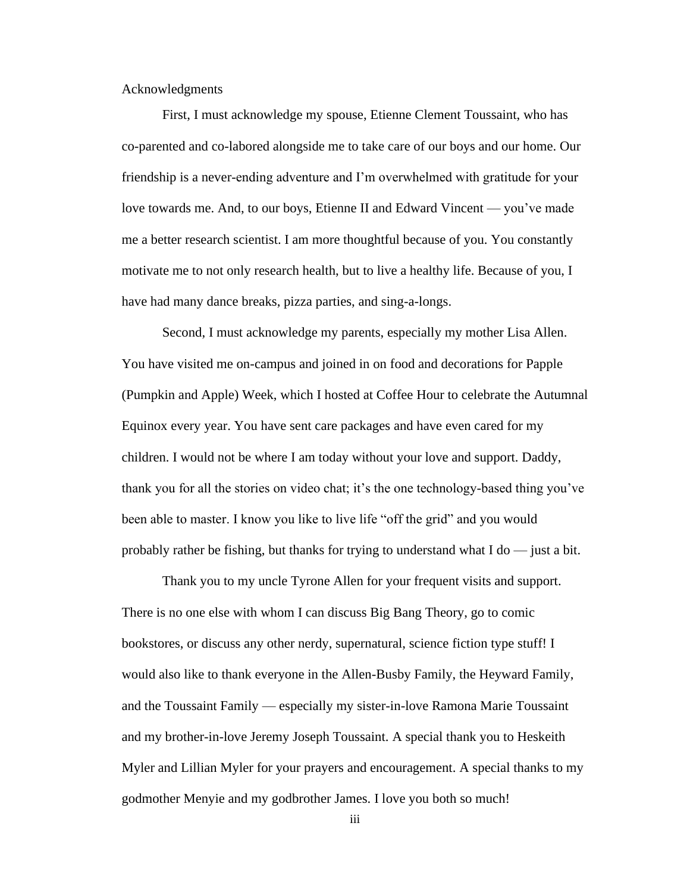# Acknowledgments

First, I must acknowledge my spouse, Etienne Clement Toussaint, who has co-parented and co-labored alongside me to take care of our boys and our home. Our friendship is a never-ending adventure and I'm overwhelmed with gratitude for your love towards me. And, to our boys, Etienne II and Edward Vincent — you've made me a better research scientist. I am more thoughtful because of you. You constantly motivate me to not only research health, but to live a healthy life. Because of you, I have had many dance breaks, pizza parties, and sing-a-longs.

Second, I must acknowledge my parents, especially my mother Lisa Allen. You have visited me on-campus and joined in on food and decorations for Papple (Pumpkin and Apple) Week, which I hosted at Coffee Hour to celebrate the Autumnal Equinox every year. You have sent care packages and have even cared for my children. I would not be where I am today without your love and support. Daddy, thank you for all the stories on video chat; it's the one technology-based thing you've been able to master. I know you like to live life "off the grid" and you would probably rather be fishing, but thanks for trying to understand what I do — just a bit.

Thank you to my uncle Tyrone Allen for your frequent visits and support. There is no one else with whom I can discuss Big Bang Theory, go to comic bookstores, or discuss any other nerdy, supernatural, science fiction type stuff! I would also like to thank everyone in the Allen-Busby Family, the Heyward Family, and the Toussaint Family — especially my sister-in-love Ramona Marie Toussaint and my brother-in-love Jeremy Joseph Toussaint. A special thank you to Heskeith Myler and Lillian Myler for your prayers and encouragement. A special thanks to my godmother Menyie and my godbrother James. I love you both so much!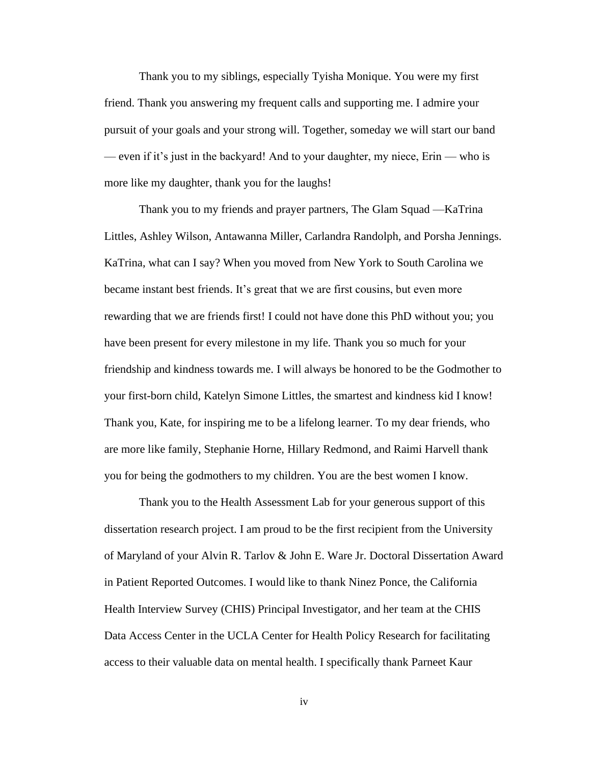Thank you to my siblings, especially Tyisha Monique. You were my first friend. Thank you answering my frequent calls and supporting me. I admire your pursuit of your goals and your strong will. Together, someday we will start our band — even if it's just in the backyard! And to your daughter, my niece, Erin — who is more like my daughter, thank you for the laughs!

Thank you to my friends and prayer partners, The Glam Squad —KaTrina Littles, Ashley Wilson, Antawanna Miller, Carlandra Randolph, and Porsha Jennings. KaTrina, what can I say? When you moved from New York to South Carolina we became instant best friends. It's great that we are first cousins, but even more rewarding that we are friends first! I could not have done this PhD without you; you have been present for every milestone in my life. Thank you so much for your friendship and kindness towards me. I will always be honored to be the Godmother to your first-born child, Katelyn Simone Littles, the smartest and kindness kid I know! Thank you, Kate, for inspiring me to be a lifelong learner. To my dear friends, who are more like family, Stephanie Horne, Hillary Redmond, and Raimi Harvell thank you for being the godmothers to my children. You are the best women I know.

Thank you to the Health Assessment Lab for your generous support of this dissertation research project. I am proud to be the first recipient from the University of Maryland of your Alvin R. Tarlov & John E. Ware Jr. Doctoral Dissertation Award in Patient Reported Outcomes. I would like to thank Ninez Ponce, the California Health Interview Survey (CHIS) Principal Investigator, and her team at the CHIS Data Access Center in the UCLA Center for Health Policy Research for facilitating access to their valuable data on mental health. I specifically thank Parneet Kaur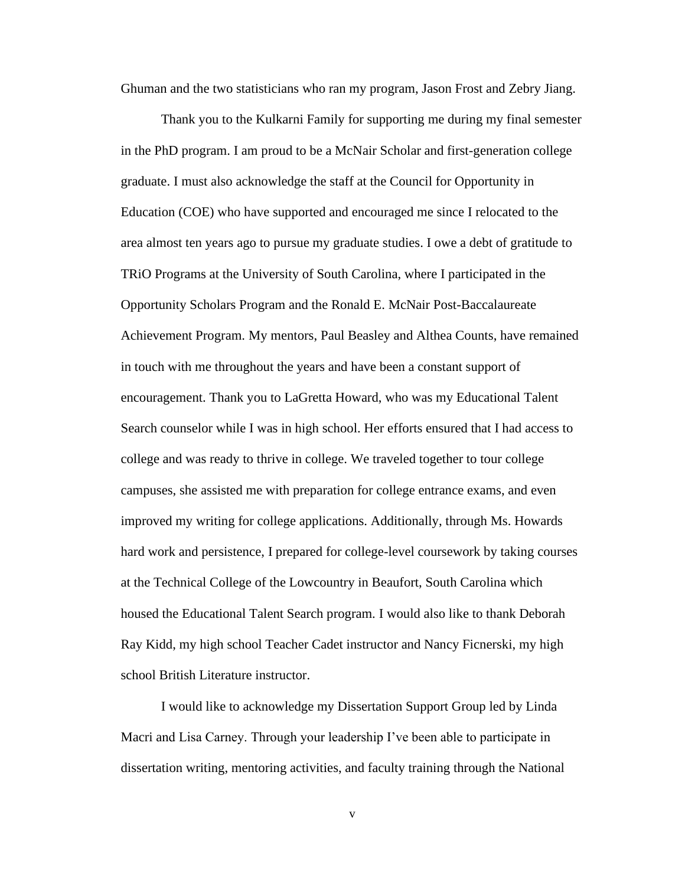Ghuman and the two statisticians who ran my program, Jason Frost and Zebry Jiang.

Thank you to the Kulkarni Family for supporting me during my final semester in the PhD program. I am proud to be a McNair Scholar and first-generation college graduate. I must also acknowledge the staff at the Council for Opportunity in Education (COE) who have supported and encouraged me since I relocated to the area almost ten years ago to pursue my graduate studies. I owe a debt of gratitude to TRiO Programs at the University of South Carolina, where I participated in the Opportunity Scholars Program and the Ronald E. McNair Post-Baccalaureate Achievement Program. My mentors, Paul Beasley and Althea Counts, have remained in touch with me throughout the years and have been a constant support of encouragement. Thank you to LaGretta Howard, who was my Educational Talent Search counselor while I was in high school. Her efforts ensured that I had access to college and was ready to thrive in college. We traveled together to tour college campuses, she assisted me with preparation for college entrance exams, and even improved my writing for college applications. Additionally, through Ms. Howards hard work and persistence, I prepared for college-level coursework by taking courses at the Technical College of the Lowcountry in Beaufort, South Carolina which housed the Educational Talent Search program. I would also like to thank Deborah Ray Kidd, my high school Teacher Cadet instructor and Nancy Ficnerski, my high school British Literature instructor.

I would like to acknowledge my Dissertation Support Group led by Linda Macri and Lisa Carney. Through your leadership I've been able to participate in dissertation writing, mentoring activities, and faculty training through the National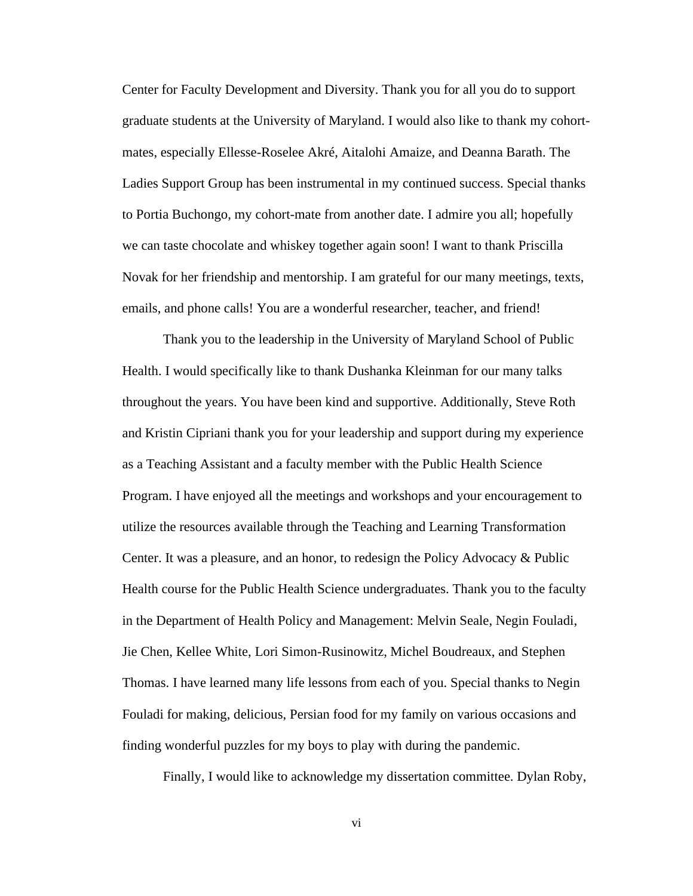Center for Faculty Development and Diversity. Thank you for all you do to support graduate students at the University of Maryland. I would also like to thank my cohort-mates, especially Ellesse-Roselee Akré, Aitalohi Amaize, and Deanna Barath. The Ladies Support Group has been instrumental in my continued success. Special thanks to Portia Buchongo, my cohort-mate from another date. I admire you all; hopefully we can taste chocolate and whiskey together again soon! I want to thank Priscilla Novak for her friendship and mentorship. I am grateful for our many meetings, texts, emails, and phone calls! You are a wonderful researcher, teacher, and friend!

Thank you to the leadership in the University of Maryland School of Public Health. I would specifically like to thank Dushanka Kleinman for our many talks throughout the years. You have been kind and supportive. Additionally, Steve Roth and Kristin Cipriani thank you for your leadership and support during my experience as a Teaching Assistant and a faculty member with the Public Health Science Program. I have enjoyed all the meetings and workshops and your encouragement to utilize the resources available through the Teaching and Learning Transformation Center. It was a pleasure, and an honor, to redesign the Policy Advocacy & Public Health course for the Public Health Science undergraduates. Thank you to the faculty in the Department of Health Policy and Management: Melvin Seale, Negin Fouladi, Jie Chen, Kellee White, Lori Simon-Rusinowitz, Michel Boudreaux, and Stephen Thomas. I have learned many life lessons from each of you. Special thanks to Negin Fouladi for making, delicious, Persian food for my family on various occasions and finding wonderful puzzles for my boys to play with during the pandemic.

Finally, I would like to acknowledge my dissertation committee. Dylan Roby,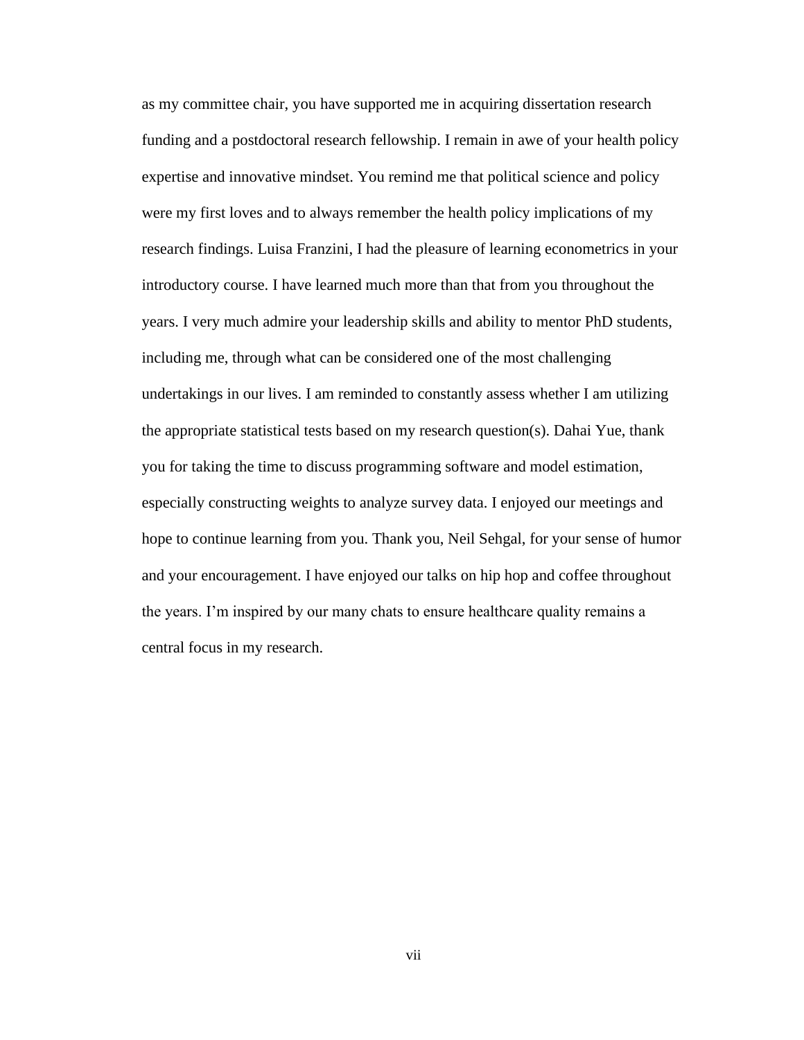as my committee chair, you have supported me in acquiring dissertation research funding and a postdoctoral research fellowship. I remain in awe of your health policy expertise and innovative mindset. You remind me that political science and policy were my first loves and to always remember the health policy implications of my research findings. Luisa Franzini, I had the pleasure of learning econometrics in your introductory course. I have learned much more than that from you throughout the years. I very much admire your leadership skills and ability to mentor PhD students, including me, through what can be considered one of the most challenging undertakings in our lives. I am reminded to constantly assess whether I am utilizing the appropriate statistical tests based on my research question(s). Dahai Yue, thank you for taking the time to discuss programming software and model estimation, especially constructing weights to analyze survey data. I enjoyed our meetings and hope to continue learning from you. Thank you, Neil Sehgal, for your sense of humor and your encouragement. I have enjoyed our talks on hip hop and coffee throughout the years. I'm inspired by our many chats to ensure healthcare quality remains a central focus in my research.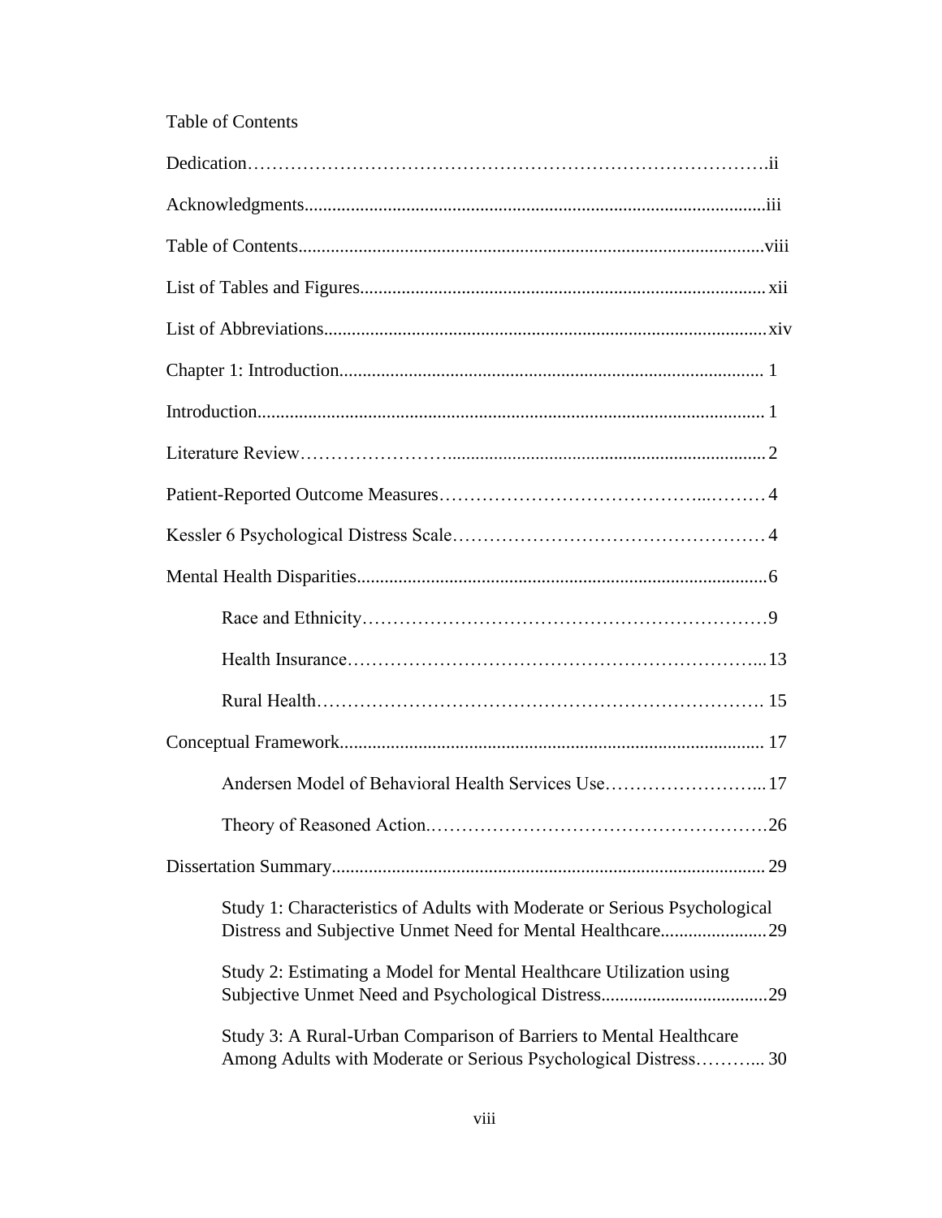Table of Contents

Dedication……………………………………………………………………….ii

Acknowledgments....................................................................................................iii

Table of Contents.....................................................................................................viii

List of Tables and Figures........................................................................................ xii

List of Abbreviations................................................................................................xiv

Chapter 1: Introduction............................................................................................ 1

Introduction.............................................................................................................. 1

Literature Review……………………....................................................................2

Patient-Reported Outcome Measures……………………………………...………4

Kessler 6 Psychological Distress Scale……………………………………………4

Mental Health Disparities........................................................................................6

  Race and Ethnicity…………………………………………………………9

  Health Insurance…………………………………………………………...13

  Rural Health………………………………………………………………. 15

Conceptual Framework........................................................................................... 17

  Andersen Model of Behavioral Health Services Use……………………...17

  Theory of Reasoned Action.………………………………………………26

Dissertation Summary............................................................................................. 29

  Study 1: Characteristics of Adults with Moderate or Serious Psychological Distress and Subjective Unmet Need for Mental Healthcare.......................29

  Study 2: Estimating a Model for Mental Healthcare Utilization using Subjective Unmet Need and Psychological Distress....................................29

  Study 3: A Rural-Urban Comparison of Barriers to Mental Healthcare Among Adults with Moderate or Serious Psychological Distress………... 30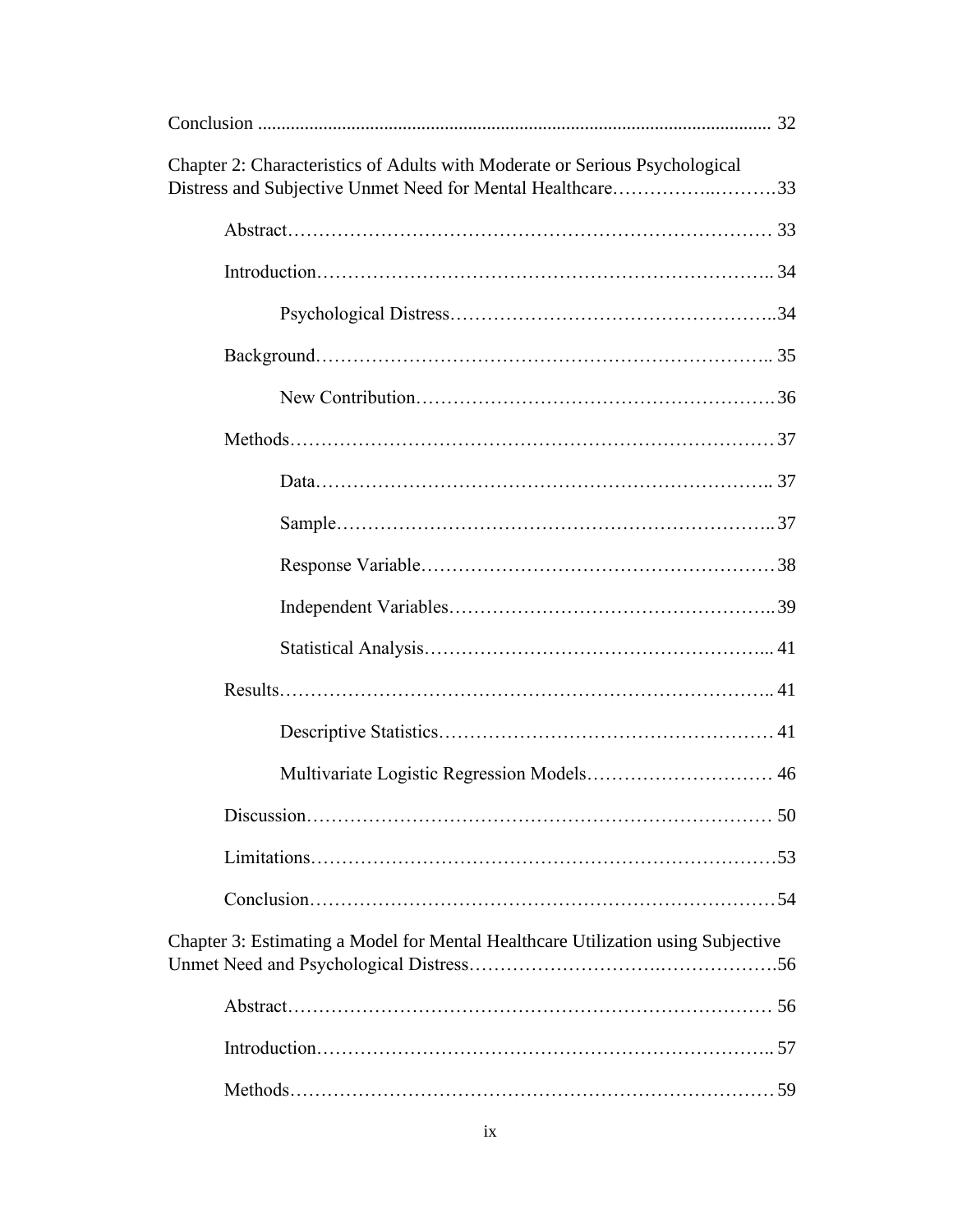Conclusion ............................................................................................................ 32

Chapter 2: Characteristics of Adults with Moderate or Serious Psychological Distress and Subjective Unmet Need for Mental Healthcare……………..……….33

- Abstract…………………………………………………………………… 33
- Introduction……………………………………………………………….. 34
    - Psychological Distress…………………………………………..34
- Background……………………………………………………………….. 35
    - New Contribution………………………………………………36
- Methods…………………………………………………………………… 37
    - Data……………………………………………………………….. 37
    - Sample…………………………………………………………..37
    - Response Variable………………………………………………38
    - Independent Variables…………………………………………..39
    - Statistical Analysis……………………………………………... 41
- Results…………………………………………………………………….. 41
    - Descriptive Statistics…………………………………………… 41
    - Multivariate Logistic Regression Models………………………… 46
- Discussion………………………………………………………………… 50
- Limitations…………………………………………………………………53
- Conclusion…………………………………………………………………54

Chapter 3: Estimating a Model for Mental Healthcare Utilization using Subjective Unmet Need and Psychological Distress…………………………..………………56

- Abstract…………………………………………………………………… 56
- Introduction……………………………………………………………….. 57
- Methods…………………………………………………………………… 59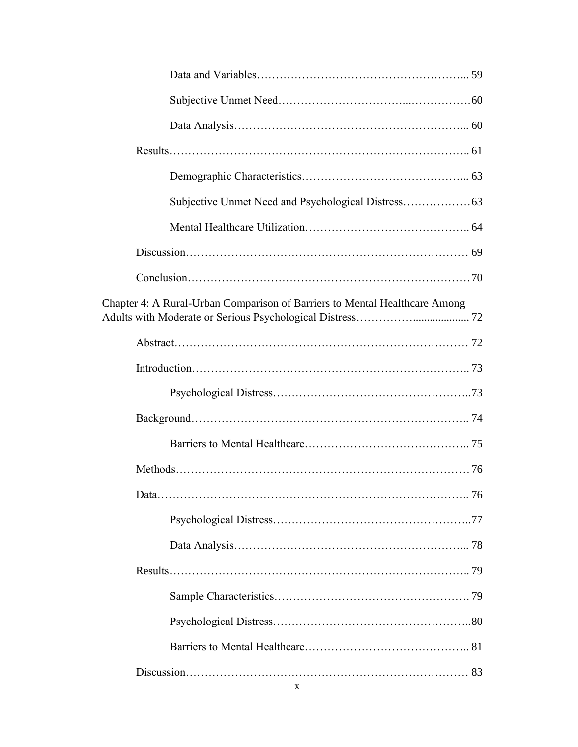Data and Variables ... 59

Subjective Unmet Need ... 60

Data Analysis ... 60

Results ... 61

Demographic Characteristics ... 63

Subjective Unmet Need and Psychological Distress ... 63

Mental Healthcare Utilization ... 64

Discussion ... 69

Conclusion ... 70

Chapter 4: A Rural-Urban Comparison of Barriers to Mental Healthcare Among Adults with Moderate or Serious Psychological Distress ... 72

Abstract ... 72

Introduction ... 73

Psychological Distress ... 73

Background ... 74

Barriers to Mental Healthcare ... 75

Methods ... 76

Data ... 76

Psychological Distress ... 77

Data Analysis ... 78

Results ... 79

Sample Characteristics ... 79

Psychological Distress ... 80

Barriers to Mental Healthcare ... 81

Discussion ... 83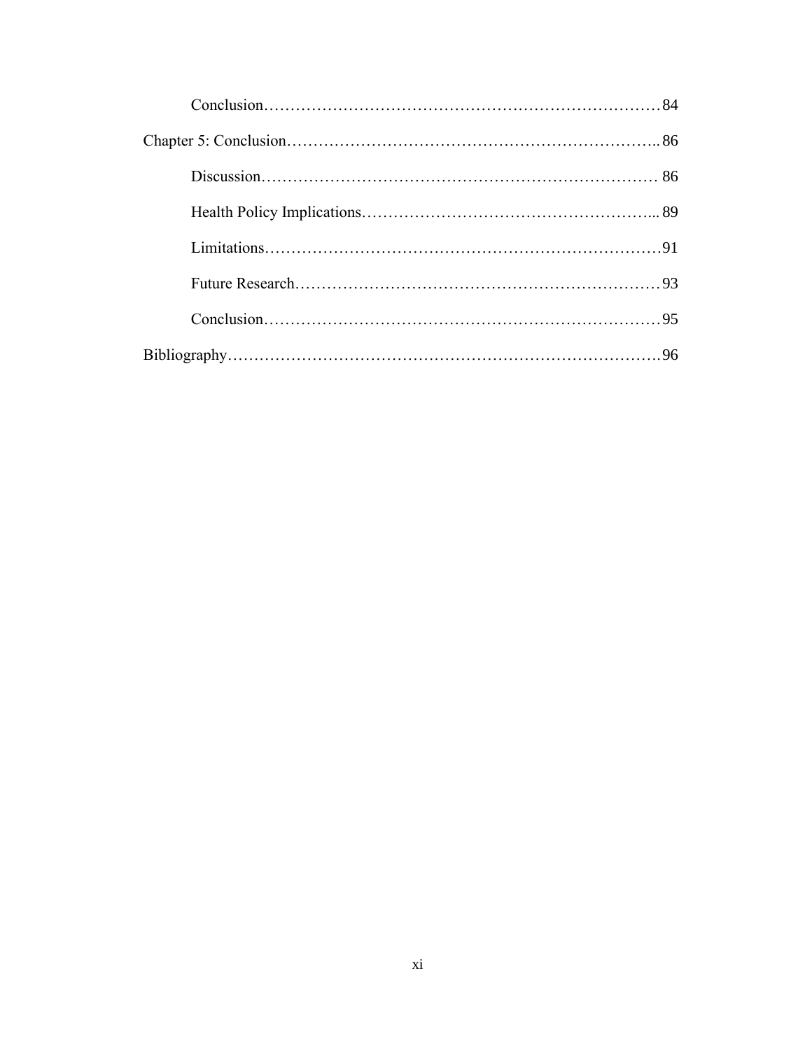Conclusion……………………………………………………………………84

Chapter 5: Conclusion………………………………………………………………..86

Discussion……………………………………………………………………86

Health Policy Implications……………………………………………………...89

Limitations……………………………………………………………………91

Future Research………………………………………………………………93

Conclusion……………………………………………………………………95

Bibliography……………………………………………………………………………96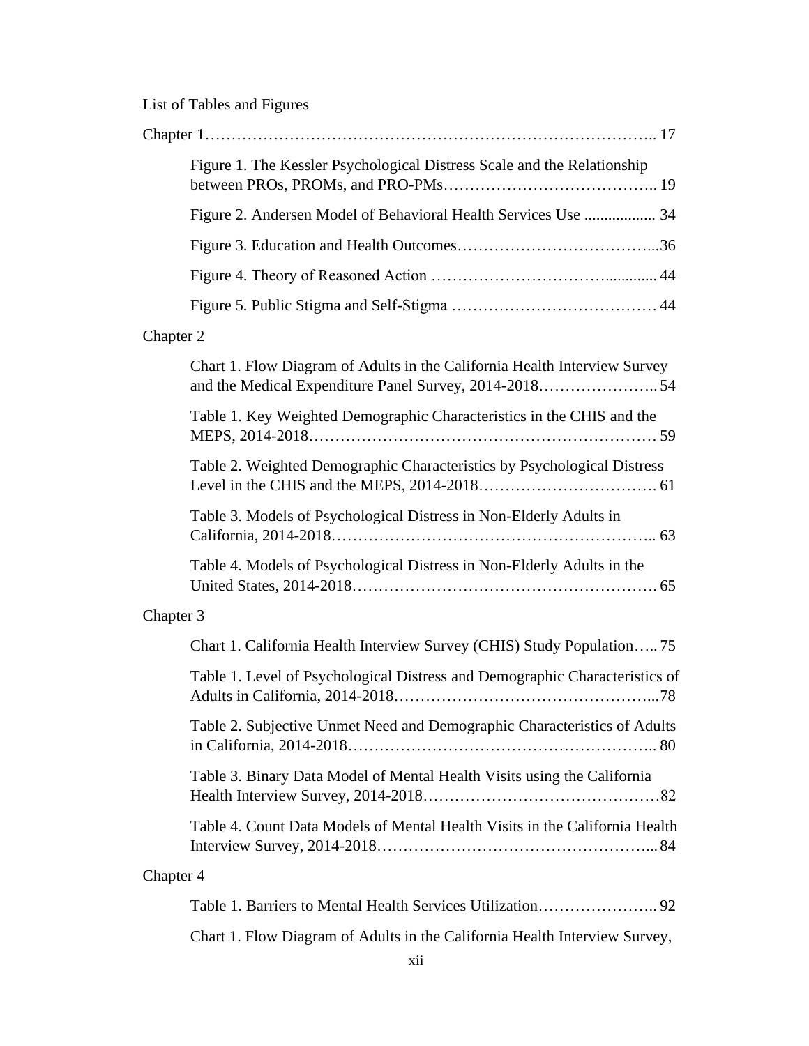List of Tables and Figures

Chapter 1………………………………………………………………………….. 17

Figure 1. The Kessler Psychological Distress Scale and the Relationship between PROs, PROMs, and PRO-PMs………………………………….. 19

Figure 2. Andersen Model of Behavioral Health Services Use .................. 34

Figure 3. Education and Health Outcomes………………………………...36

Figure 4. Theory of Reasoned Action …………………………............. 44

Figure 5. Public Stigma and Self-Stigma ………………………………… 44

Chapter 2

Chart 1. Flow Diagram of Adults in the California Health Interview Survey and the Medical Expenditure Panel Survey, 2014-2018………………….. 54

Table 1. Key Weighted Demographic Characteristics in the CHIS and the MEPS, 2014-2018……………………………………………………… 59

Table 2. Weighted Demographic Characteristics by Psychological Distress Level in the CHIS and the MEPS, 2014-2018……………………………. 61

Table 3. Models of Psychological Distress in Non-Elderly Adults in California, 2014-2018…………………………………………………….. 63

Table 4. Models of Psychological Distress in Non-Elderly Adults in the United States, 2014-2018………………………………………………. 65

Chapter 3

Chart 1. California Health Interview Survey (CHIS) Study Population….. 75

Table 1. Level of Psychological Distress and Demographic Characteristics of Adults in California, 2014-2018…………………………………………...78

Table 2. Subjective Unmet Need and Demographic Characteristics of Adults in California, 2014-2018……………………………………………….. 80

Table 3. Binary Data Model of Mental Health Visits using the California Health Interview Survey, 2014-2018……………………………………82

Table 4. Count Data Models of Mental Health Visits in the California Health Interview Survey, 2014-2018……………………………………….... 84

Chapter 4

Table 1. Barriers to Mental Health Services Utilization………………….. 92

Chart 1. Flow Diagram of Adults in the California Health Interview Survey,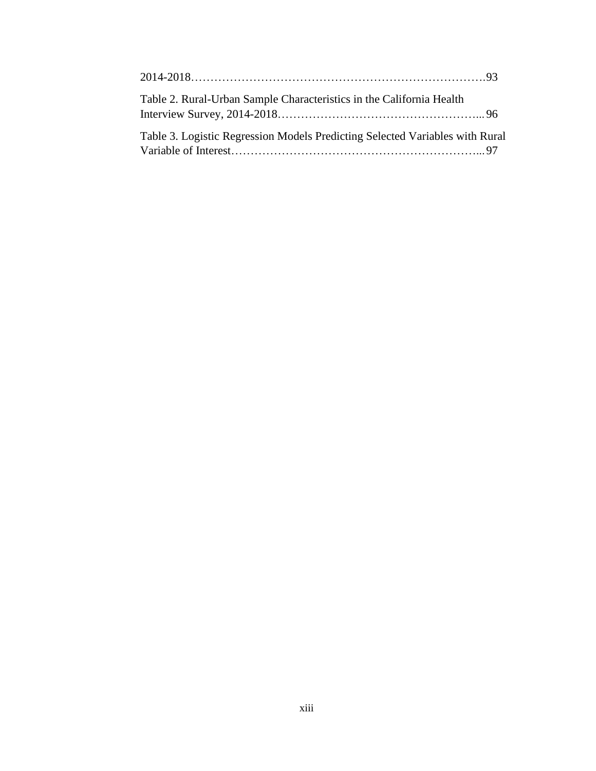2014-2018……………………………………………………………………93

Table 2. Rural-Urban Sample Characteristics in the California Health Interview Survey, 2014-2018…………………………………………….... 96

Table 3. Logistic Regression Models Predicting Selected Variables with Rural Variable of Interest………………………………………………………... 97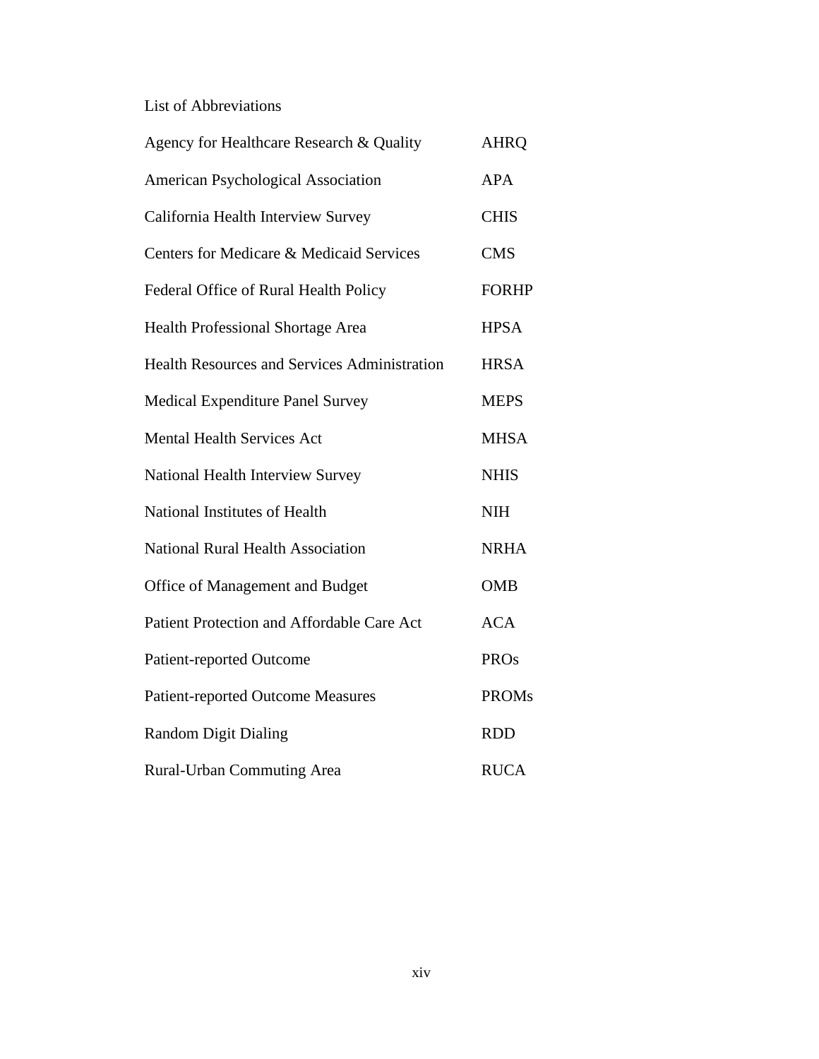List of Abbreviations

| | |
|---|---|
| Agency for Healthcare Research & Quality | AHRQ |
| American Psychological Association | APA |
| California Health Interview Survey | CHIS |
| Centers for Medicare & Medicaid Services | CMS |
| Federal Office of Rural Health Policy | FORHP |
| Health Professional Shortage Area | HPSA |
| Health Resources and Services Administration | HRSA |
| Medical Expenditure Panel Survey | MEPS |
| Mental Health Services Act | MHSA |
| National Health Interview Survey | NHIS |
| National Institutes of Health | NIH |
| National Rural Health Association | NRHA |
| Office of Management and Budget | OMB |
| Patient Protection and Affordable Care Act | ACA |
| Patient-reported Outcome | PROs |
| Patient-reported Outcome Measures | PROMs |
| Random Digit Dialing | RDD |
| Rural-Urban Commuting Area | RUCA |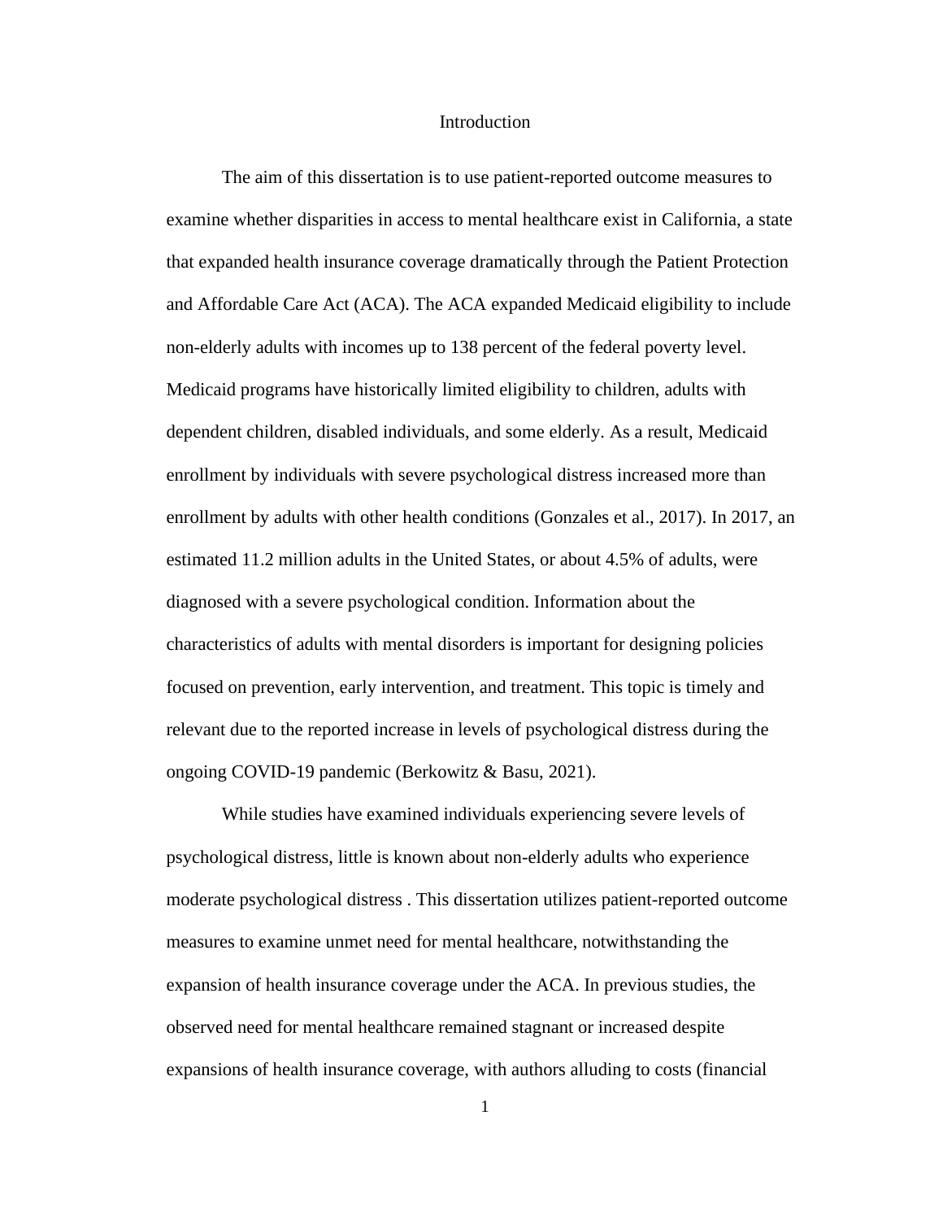# Introduction

The aim of this dissertation is to use patient-reported outcome measures to examine whether disparities in access to mental healthcare exist in California, a state that expanded health insurance coverage dramatically through the Patient Protection and Affordable Care Act (ACA). The ACA expanded Medicaid eligibility to include non-elderly adults with incomes up to 138 percent of the federal poverty level. Medicaid programs have historically limited eligibility to children, adults with dependent children, disabled individuals, and some elderly. As a result, Medicaid enrollment by individuals with severe psychological distress increased more than enrollment by adults with other health conditions (Gonzales et al., 2017). In 2017, an estimated 11.2 million adults in the United States, or about 4.5% of adults, were diagnosed with a severe psychological condition. Information about the characteristics of adults with mental disorders is important for designing policies focused on prevention, early intervention, and treatment. This topic is timely and relevant due to the reported increase in levels of psychological distress during the ongoing COVID-19 pandemic (Berkowitz & Basu, 2021).

While studies have examined individuals experiencing severe levels of psychological distress, little is known about non-elderly adults who experience moderate psychological distress . This dissertation utilizes patient-reported outcome measures to examine unmet need for mental healthcare, notwithstanding the expansion of health insurance coverage under the ACA. In previous studies, the observed need for mental healthcare remained stagnant or increased despite expansions of health insurance coverage, with authors alluding to costs (financial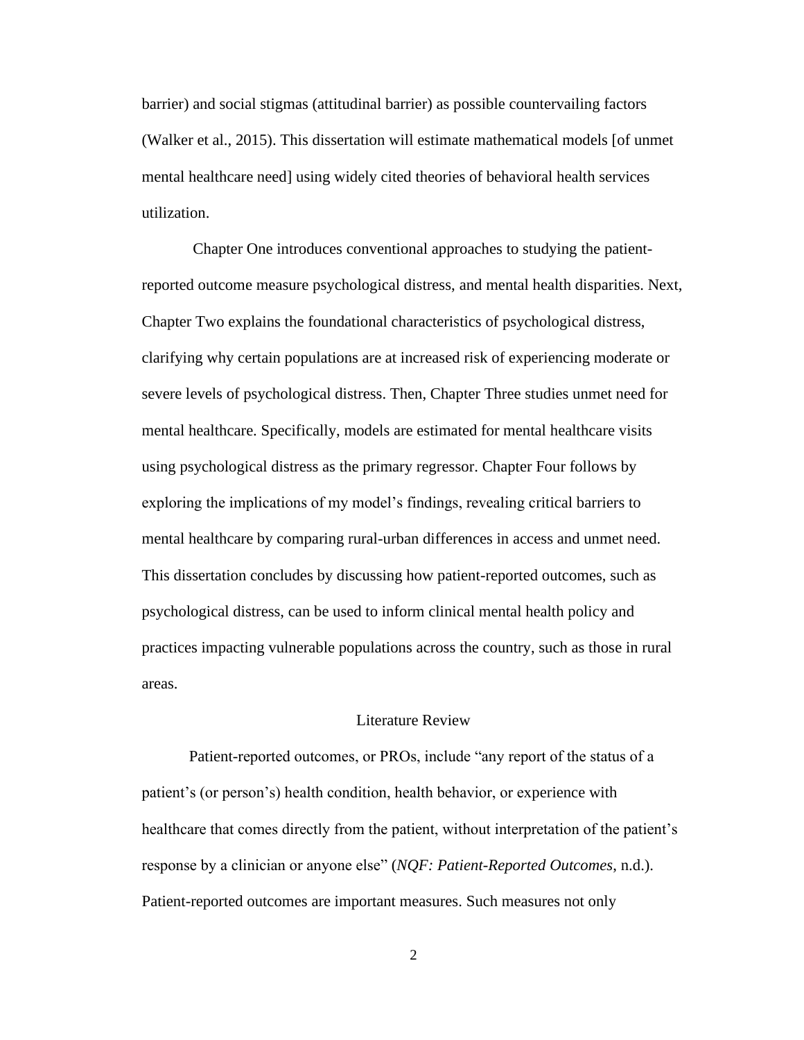barrier) and social stigmas (attitudinal barrier) as possible countervailing factors (Walker et al., 2015). This dissertation will estimate mathematical models [of unmet mental healthcare need] using widely cited theories of behavioral health services utilization.

Chapter One introduces conventional approaches to studying the patient-reported outcome measure psychological distress, and mental health disparities. Next, Chapter Two explains the foundational characteristics of psychological distress, clarifying why certain populations are at increased risk of experiencing moderate or severe levels of psychological distress. Then, Chapter Three studies unmet need for mental healthcare. Specifically, models are estimated for mental healthcare visits using psychological distress as the primary regressor. Chapter Four follows by exploring the implications of my model's findings, revealing critical barriers to mental healthcare by comparing rural-urban differences in access and unmet need. This dissertation concludes by discussing how patient-reported outcomes, such as psychological distress, can be used to inform clinical mental health policy and practices impacting vulnerable populations across the country, such as those in rural areas.

## Literature Review

Patient-reported outcomes, or PROs, include "any report of the status of a patient's (or person's) health condition, health behavior, or experience with healthcare that comes directly from the patient, without interpretation of the patient's response by a clinician or anyone else" (*NQF: Patient-Reported Outcomes*, n.d.). Patient-reported outcomes are important measures. Such measures not only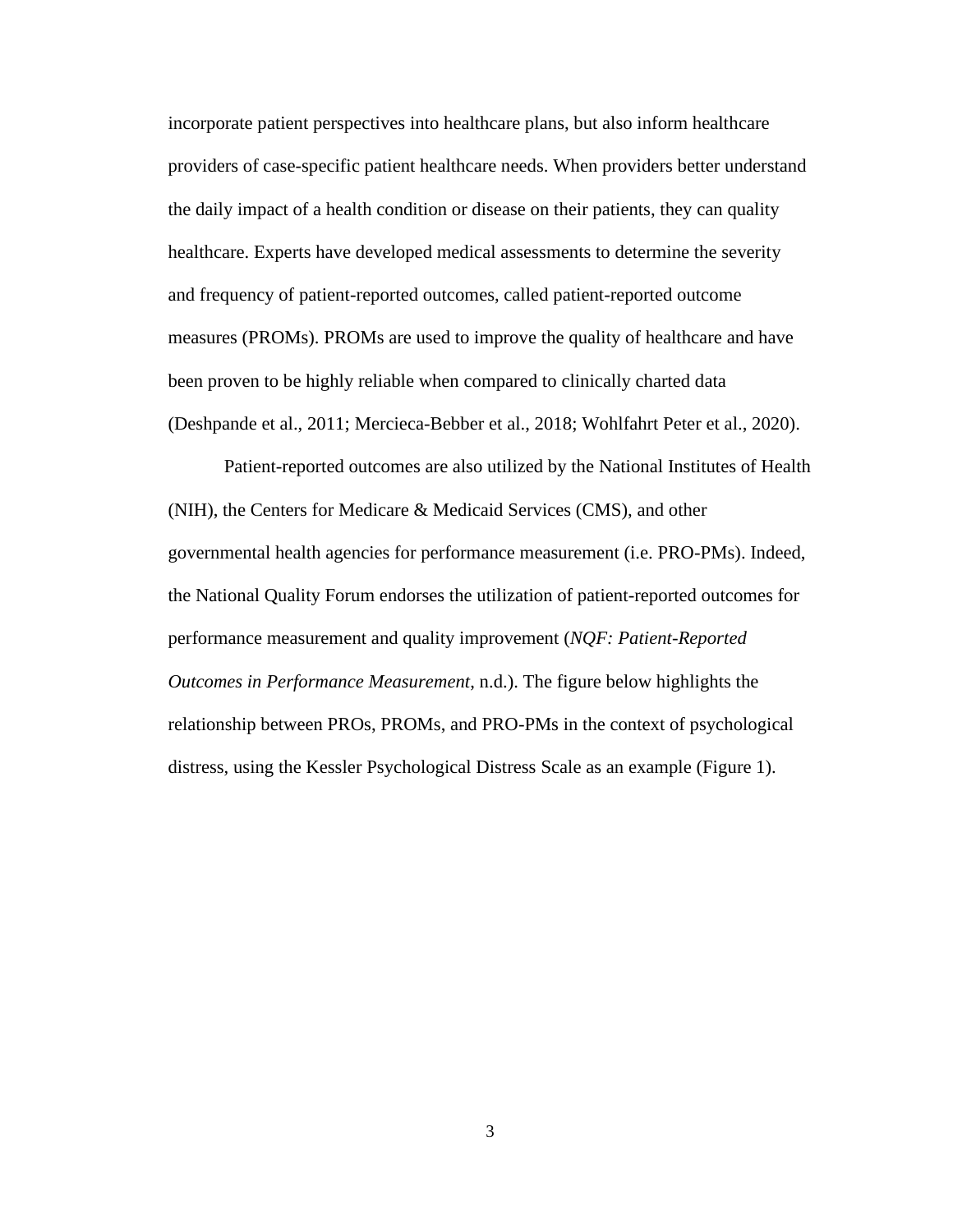incorporate patient perspectives into healthcare plans, but also inform healthcare providers of case-specific patient healthcare needs. When providers better understand the daily impact of a health condition or disease on their patients, they can quality healthcare. Experts have developed medical assessments to determine the severity and frequency of patient-reported outcomes, called patient-reported outcome measures (PROMs). PROMs are used to improve the quality of healthcare and have been proven to be highly reliable when compared to clinically charted data (Deshpande et al., 2011; Mercieca-Bebber et al., 2018; Wohlfahrt Peter et al., 2020).

Patient-reported outcomes are also utilized by the National Institutes of Health (NIH), the Centers for Medicare & Medicaid Services (CMS), and other governmental health agencies for performance measurement (i.e. PRO-PMs). Indeed, the National Quality Forum endorses the utilization of patient-reported outcomes for performance measurement and quality improvement (*NQF: Patient-Reported Outcomes in Performance Measurement*, n.d.). The figure below highlights the relationship between PROs, PROMs, and PRO-PMs in the context of psychological distress, using the Kessler Psychological Distress Scale as an example (Figure 1).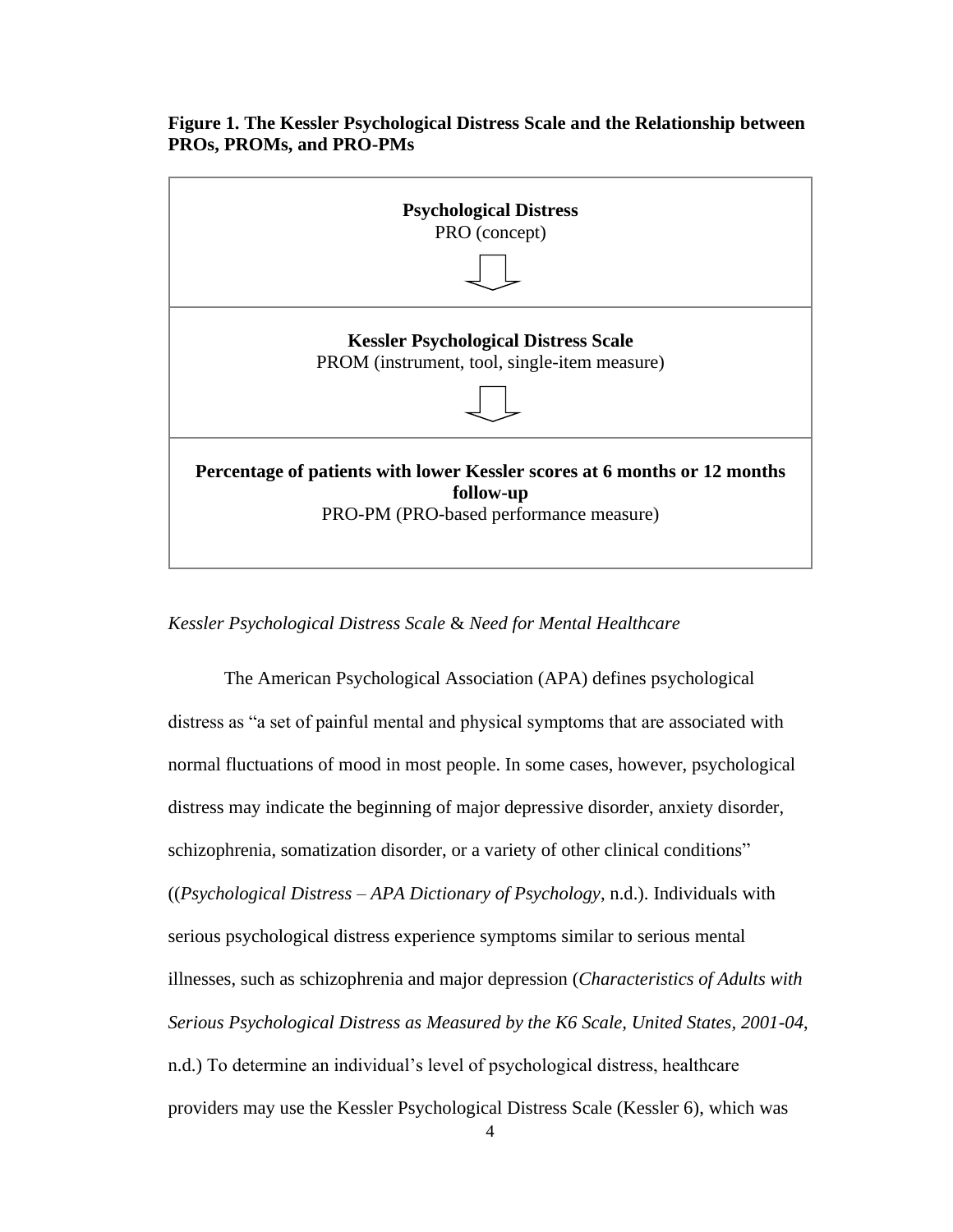**Figure 1. The Kessler Psychological Distress Scale and the Relationship between PROs, PROMs, and PRO-PMs**

| **Psychological Distress**<br>PRO (concept)<br>⇩ |
|---|
| **Kessler Psychological Distress Scale**<br>PROM (instrument, tool, single-item measure)<br>⇩ |
| **Percentage of patients with lower Kessler scores at 6 months or 12 months follow-up**<br>PRO-PM (PRO-based performance measure) |

*Kessler Psychological Distress Scale* & *Need for Mental Healthcare*

The American Psychological Association (APA) defines psychological distress as "a set of painful mental and physical symptoms that are associated with normal fluctuations of mood in most people. In some cases, however, psychological distress may indicate the beginning of major depressive disorder, anxiety disorder, schizophrenia, somatization disorder, or a variety of other clinical conditions" ((*Psychological Distress – APA Dictionary of Psychology*, n.d.). Individuals with serious psychological distress experience symptoms similar to serious mental illnesses, such as schizophrenia and major depression (*Characteristics of Adults with Serious Psychological Distress as Measured by the K6 Scale, United States, 2001-04*, n.d.) To determine an individual's level of psychological distress, healthcare providers may use the Kessler Psychological Distress Scale (Kessler 6), which was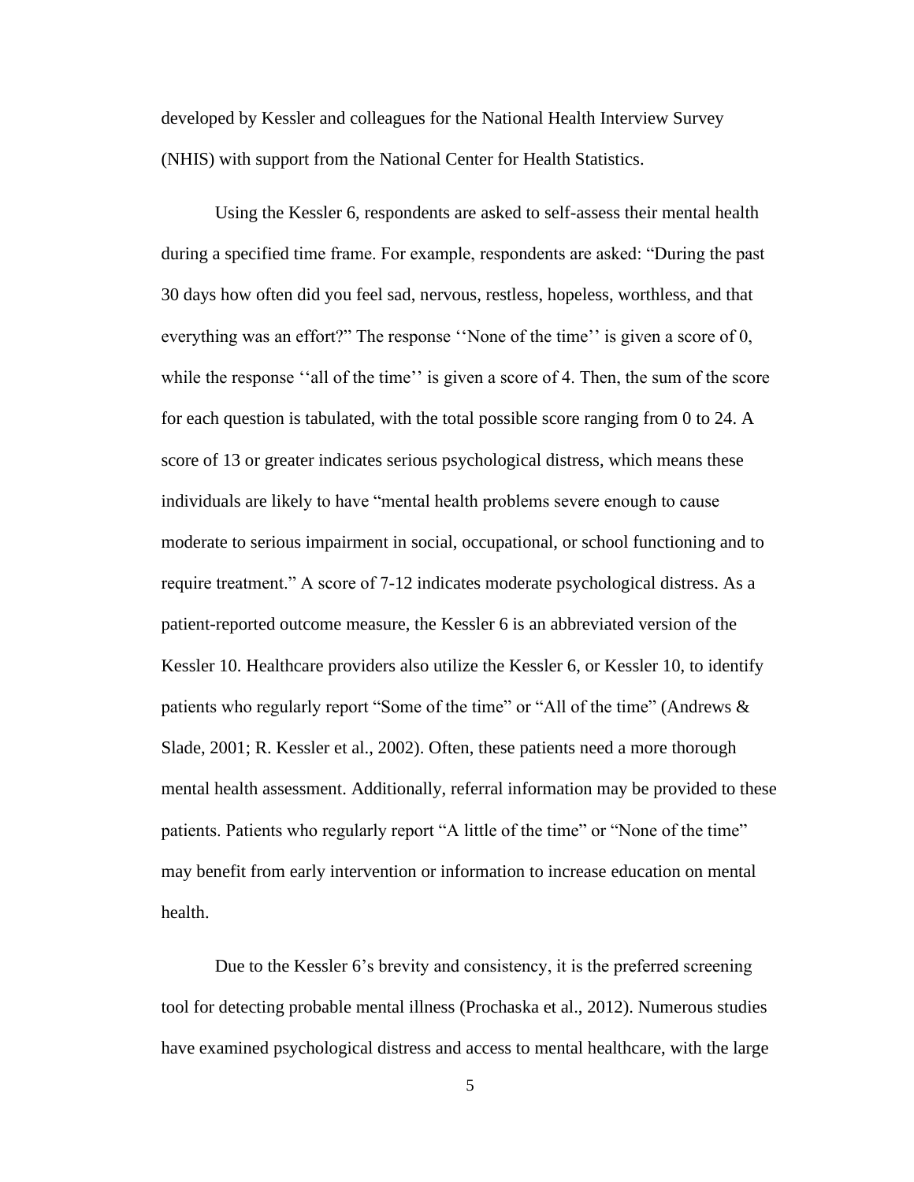developed by Kessler and colleagues for the National Health Interview Survey (NHIS) with support from the National Center for Health Statistics.

Using the Kessler 6, respondents are asked to self-assess their mental health during a specified time frame. For example, respondents are asked: "During the past 30 days how often did you feel sad, nervous, restless, hopeless, worthless, and that everything was an effort?" The response ''None of the time'' is given a score of 0, while the response ''all of the time'' is given a score of 4. Then, the sum of the score for each question is tabulated, with the total possible score ranging from 0 to 24. A score of 13 or greater indicates serious psychological distress, which means these individuals are likely to have "mental health problems severe enough to cause moderate to serious impairment in social, occupational, or school functioning and to require treatment." A score of 7-12 indicates moderate psychological distress. As a patient-reported outcome measure, the Kessler 6 is an abbreviated version of the Kessler 10. Healthcare providers also utilize the Kessler 6, or Kessler 10, to identify patients who regularly report "Some of the time" or "All of the time" (Andrews & Slade, 2001; R. Kessler et al., 2002). Often, these patients need a more thorough mental health assessment. Additionally, referral information may be provided to these patients. Patients who regularly report "A little of the time" or "None of the time" may benefit from early intervention or information to increase education on mental health.

Due to the Kessler 6's brevity and consistency, it is the preferred screening tool for detecting probable mental illness (Prochaska et al., 2012). Numerous studies have examined psychological distress and access to mental healthcare, with the large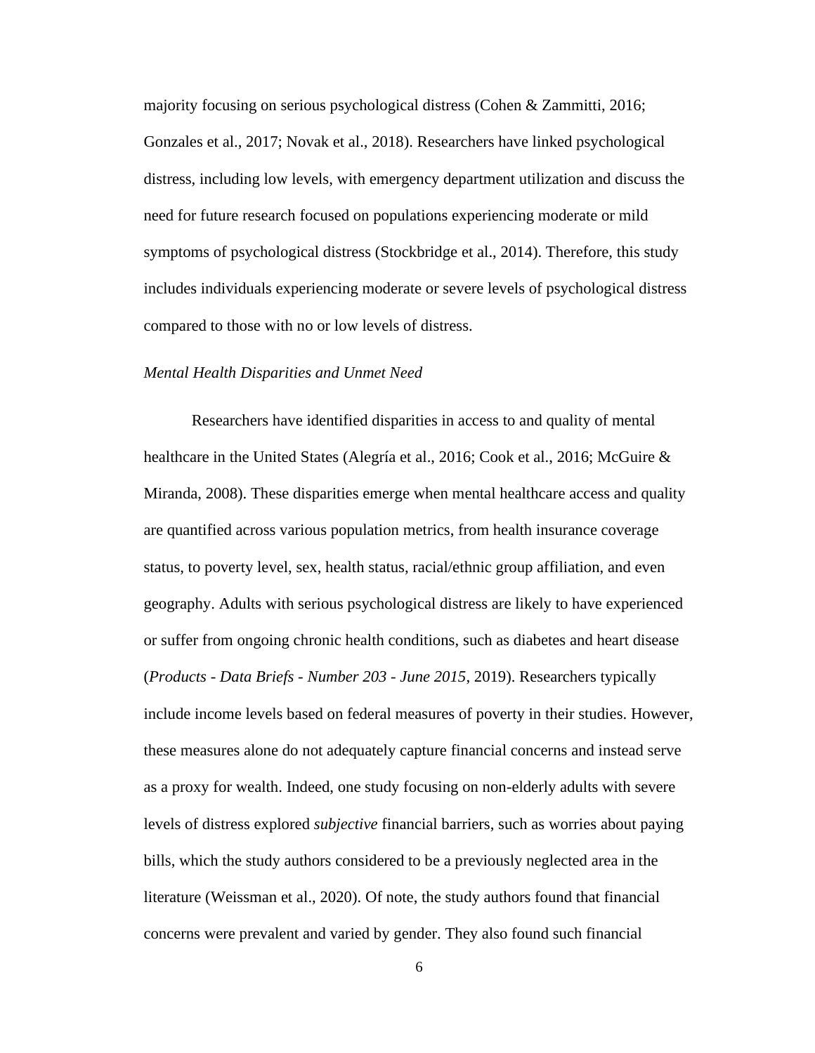majority focusing on serious psychological distress (Cohen & Zammitti, 2016; Gonzales et al., 2017; Novak et al., 2018). Researchers have linked psychological distress, including low levels, with emergency department utilization and discuss the need for future research focused on populations experiencing moderate or mild symptoms of psychological distress (Stockbridge et al., 2014). Therefore, this study includes individuals experiencing moderate or severe levels of psychological distress compared to those with no or low levels of distress.

### *Mental Health Disparities and Unmet Need*

Researchers have identified disparities in access to and quality of mental healthcare in the United States (Alegría et al., 2016; Cook et al., 2016; McGuire & Miranda, 2008). These disparities emerge when mental healthcare access and quality are quantified across various population metrics, from health insurance coverage status, to poverty level, sex, health status, racial/ethnic group affiliation, and even geography. Adults with serious psychological distress are likely to have experienced or suffer from ongoing chronic health conditions, such as diabetes and heart disease (*Products - Data Briefs - Number 203 - June 2015*, 2019). Researchers typically include income levels based on federal measures of poverty in their studies. However, these measures alone do not adequately capture financial concerns and instead serve as a proxy for wealth. Indeed, one study focusing on non-elderly adults with severe levels of distress explored *subjective* financial barriers, such as worries about paying bills, which the study authors considered to be a previously neglected area in the literature (Weissman et al., 2020). Of note, the study authors found that financial concerns were prevalent and varied by gender. They also found such financial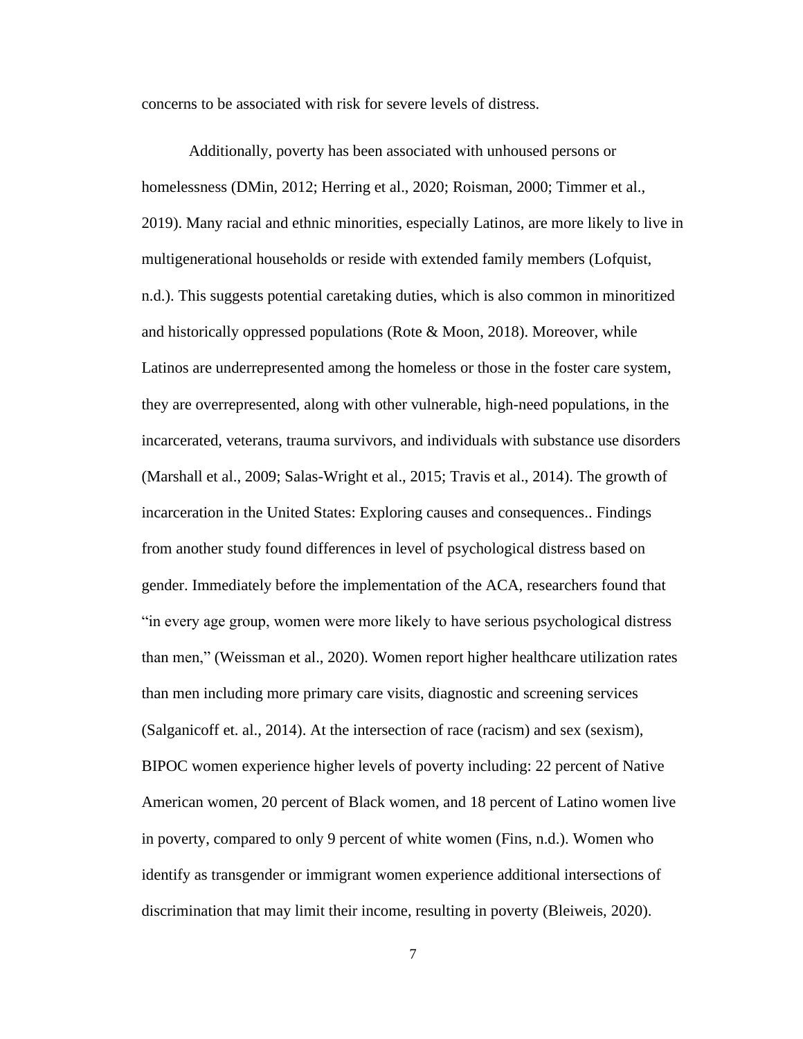concerns to be associated with risk for severe levels of distress.

Additionally, poverty has been associated with unhoused persons or homelessness (DMin, 2012; Herring et al., 2020; Roisman, 2000; Timmer et al., 2019). Many racial and ethnic minorities, especially Latinos, are more likely to live in multigenerational households or reside with extended family members (Lofquist, n.d.). This suggests potential caretaking duties, which is also common in minoritized and historically oppressed populations (Rote & Moon, 2018). Moreover, while Latinos are underrepresented among the homeless or those in the foster care system, they are overrepresented, along with other vulnerable, high-need populations, in the incarcerated, veterans, trauma survivors, and individuals with substance use disorders (Marshall et al., 2009; Salas-Wright et al., 2015; Travis et al., 2014). The growth of incarceration in the United States: Exploring causes and consequences.. Findings from another study found differences in level of psychological distress based on gender. Immediately before the implementation of the ACA, researchers found that "in every age group, women were more likely to have serious psychological distress than men," (Weissman et al., 2020). Women report higher healthcare utilization rates than men including more primary care visits, diagnostic and screening services (Salganicoff et. al., 2014). At the intersection of race (racism) and sex (sexism), BIPOC women experience higher levels of poverty including: 22 percent of Native American women, 20 percent of Black women, and 18 percent of Latino women live in poverty, compared to only 9 percent of white women (Fins, n.d.). Women who identify as transgender or immigrant women experience additional intersections of discrimination that may limit their income, resulting in poverty (Bleiweis, 2020).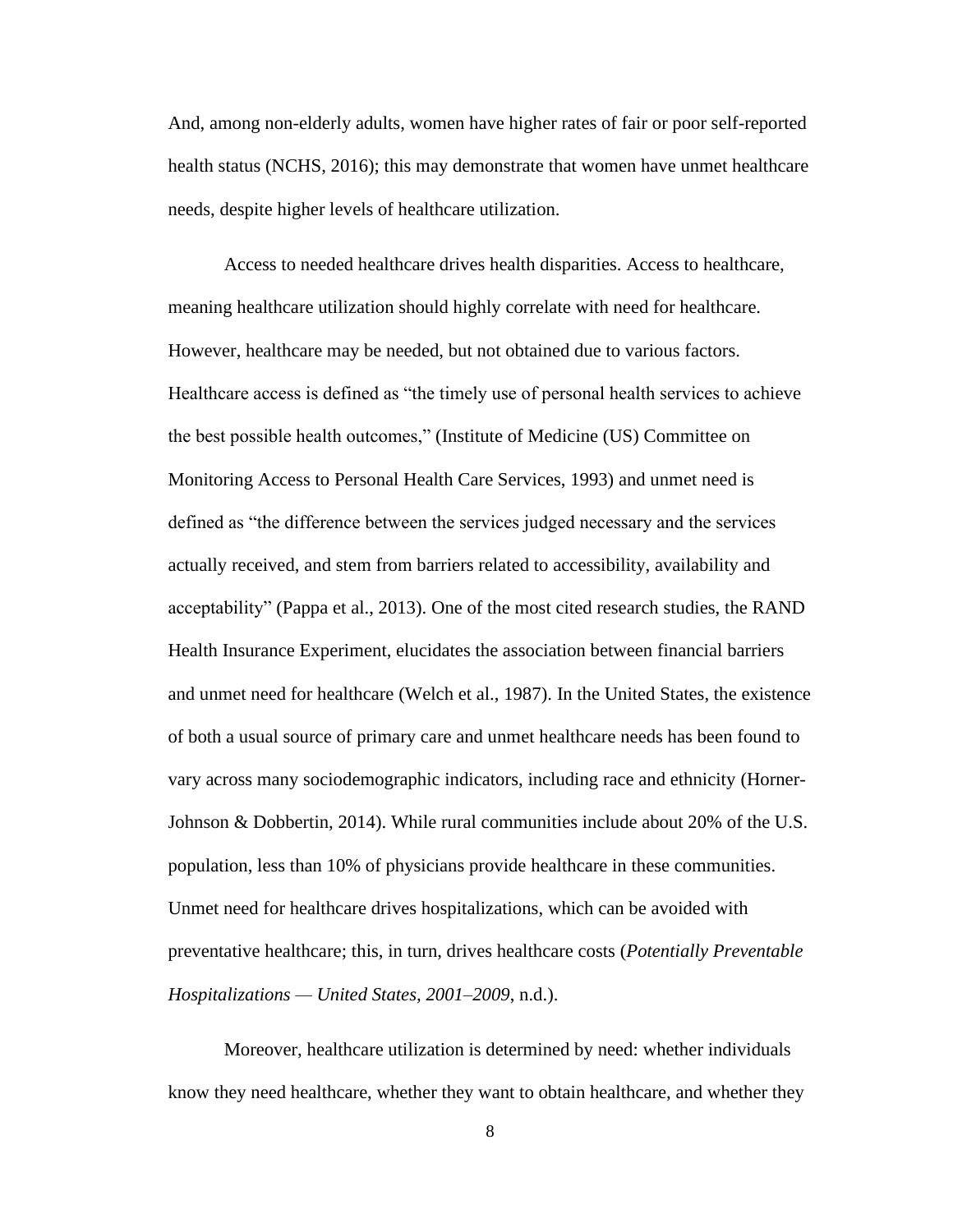And, among non-elderly adults, women have higher rates of fair or poor self-reported health status (NCHS, 2016); this may demonstrate that women have unmet healthcare needs, despite higher levels of healthcare utilization.

Access to needed healthcare drives health disparities. Access to healthcare, meaning healthcare utilization should highly correlate with need for healthcare. However, healthcare may be needed, but not obtained due to various factors. Healthcare access is defined as "the timely use of personal health services to achieve the best possible health outcomes," (Institute of Medicine (US) Committee on Monitoring Access to Personal Health Care Services, 1993) and unmet need is defined as "the difference between the services judged necessary and the services actually received, and stem from barriers related to accessibility, availability and acceptability" (Pappa et al., 2013). One of the most cited research studies, the RAND Health Insurance Experiment, elucidates the association between financial barriers and unmet need for healthcare (Welch et al., 1987). In the United States, the existence of both a usual source of primary care and unmet healthcare needs has been found to vary across many sociodemographic indicators, including race and ethnicity (Horner-Johnson & Dobbertin, 2014). While rural communities include about 20% of the U.S. population, less than 10% of physicians provide healthcare in these communities. Unmet need for healthcare drives hospitalizations, which can be avoided with preventative healthcare; this, in turn, drives healthcare costs (*Potentially Preventable Hospitalizations — United States, 2001–2009*, n.d.).

Moreover, healthcare utilization is determined by need: whether individuals know they need healthcare, whether they want to obtain healthcare, and whether they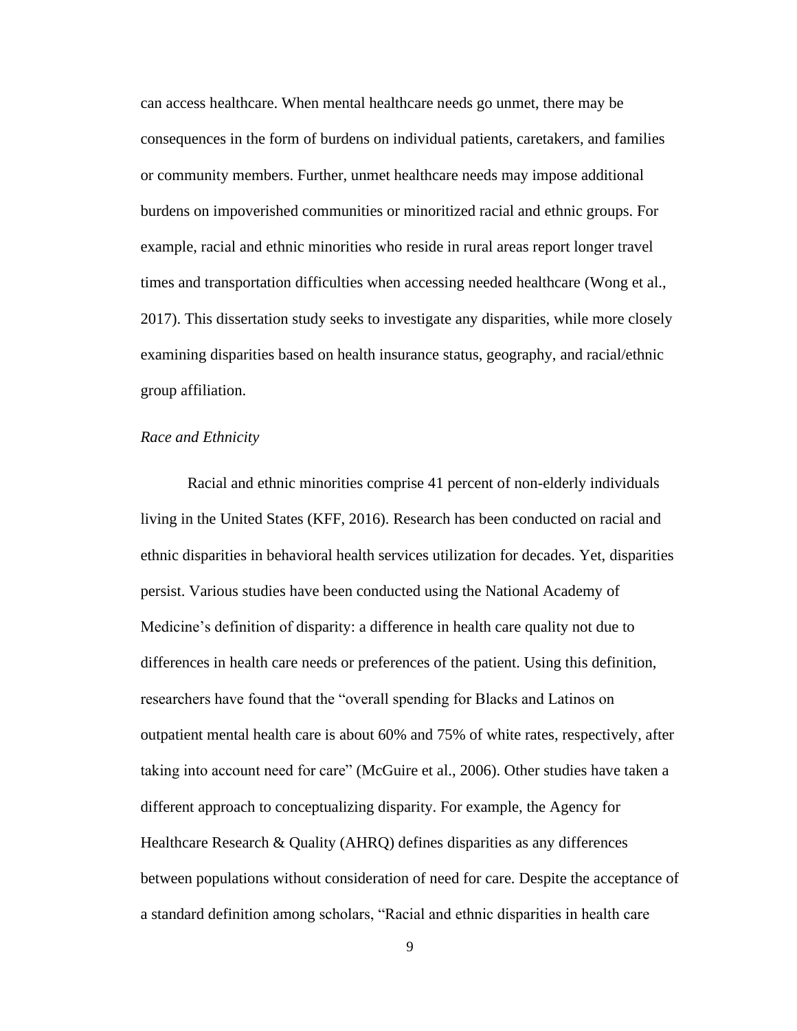can access healthcare. When mental healthcare needs go unmet, there may be consequences in the form of burdens on individual patients, caretakers, and families or community members. Further, unmet healthcare needs may impose additional burdens on impoverished communities or minoritized racial and ethnic groups. For example, racial and ethnic minorities who reside in rural areas report longer travel times and transportation difficulties when accessing needed healthcare (Wong et al., 2017). This dissertation study seeks to investigate any disparities, while more closely examining disparities based on health insurance status, geography, and racial/ethnic group affiliation.

### *Race and Ethnicity*

Racial and ethnic minorities comprise 41 percent of non-elderly individuals living in the United States (KFF, 2016). Research has been conducted on racial and ethnic disparities in behavioral health services utilization for decades. Yet, disparities persist. Various studies have been conducted using the National Academy of Medicine's definition of disparity: a difference in health care quality not due to differences in health care needs or preferences of the patient. Using this definition, researchers have found that the "overall spending for Blacks and Latinos on outpatient mental health care is about 60% and 75% of white rates, respectively, after taking into account need for care" (McGuire et al., 2006). Other studies have taken a different approach to conceptualizing disparity. For example, the Agency for Healthcare Research & Quality (AHRQ) defines disparities as any differences between populations without consideration of need for care. Despite the acceptance of a standard definition among scholars, "Racial and ethnic disparities in health care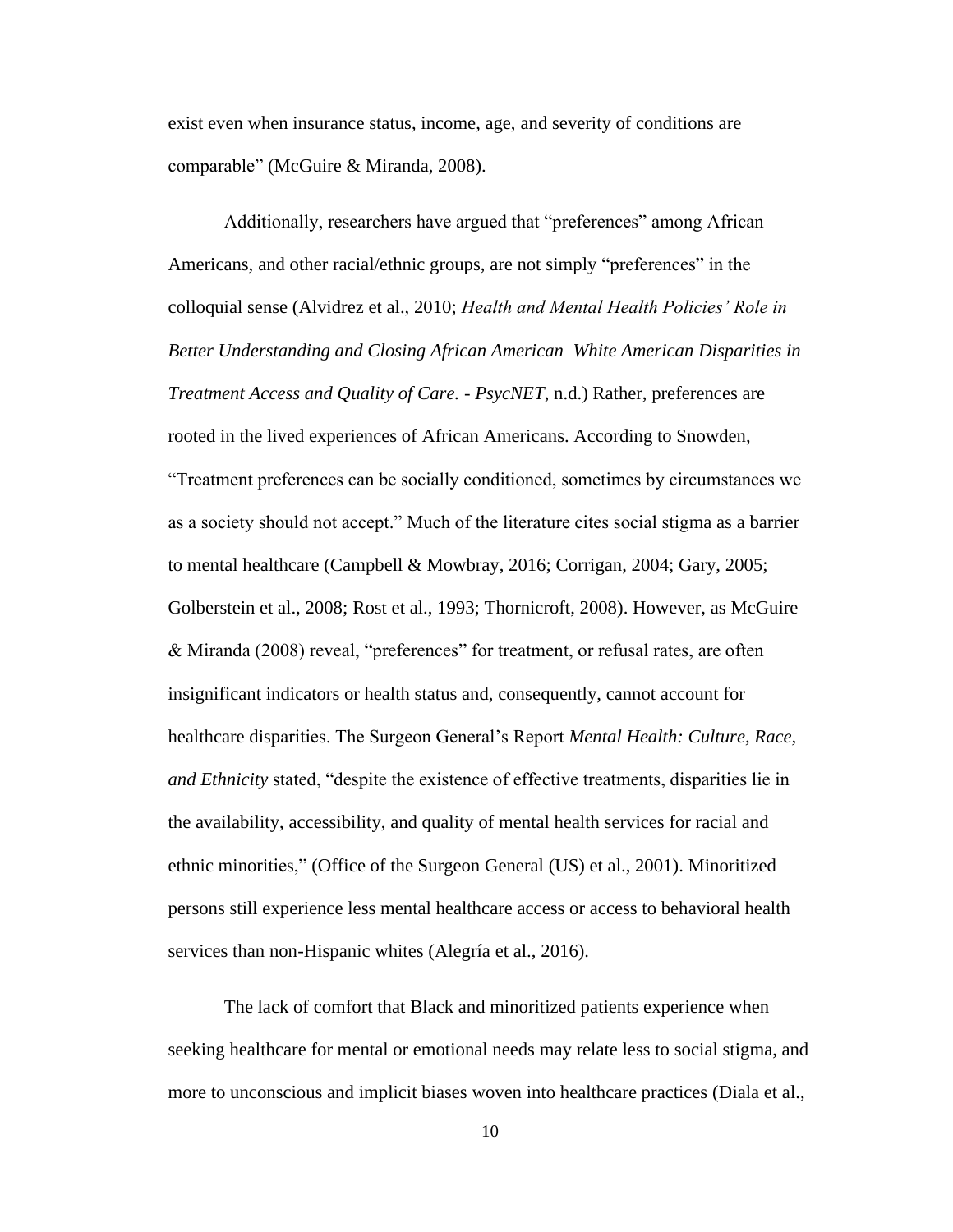exist even when insurance status, income, age, and severity of conditions are comparable" (McGuire & Miranda, 2008).

Additionally, researchers have argued that "preferences" among African Americans, and other racial/ethnic groups, are not simply "preferences" in the colloquial sense (Alvidrez et al., 2010; *Health and Mental Health Policies' Role in Better Understanding and Closing African American–White American Disparities in Treatment Access and Quality of Care. - PsycNET*, n.d.) Rather, preferences are rooted in the lived experiences of African Americans. According to Snowden, "Treatment preferences can be socially conditioned, sometimes by circumstances we as a society should not accept." Much of the literature cites social stigma as a barrier to mental healthcare (Campbell & Mowbray, 2016; Corrigan, 2004; Gary, 2005; Golberstein et al., 2008; Rost et al., 1993; Thornicroft, 2008). However, as McGuire & Miranda (2008) reveal, "preferences" for treatment, or refusal rates, are often insignificant indicators or health status and, consequently, cannot account for healthcare disparities. The Surgeon General's Report *Mental Health: Culture, Race, and Ethnicity* stated, "despite the existence of effective treatments, disparities lie in the availability, accessibility, and quality of mental health services for racial and ethnic minorities," (Office of the Surgeon General (US) et al., 2001). Minoritized persons still experience less mental healthcare access or access to behavioral health services than non-Hispanic whites (Alegría et al., 2016).

The lack of comfort that Black and minoritized patients experience when seeking healthcare for mental or emotional needs may relate less to social stigma, and more to unconscious and implicit biases woven into healthcare practices (Diala et al.,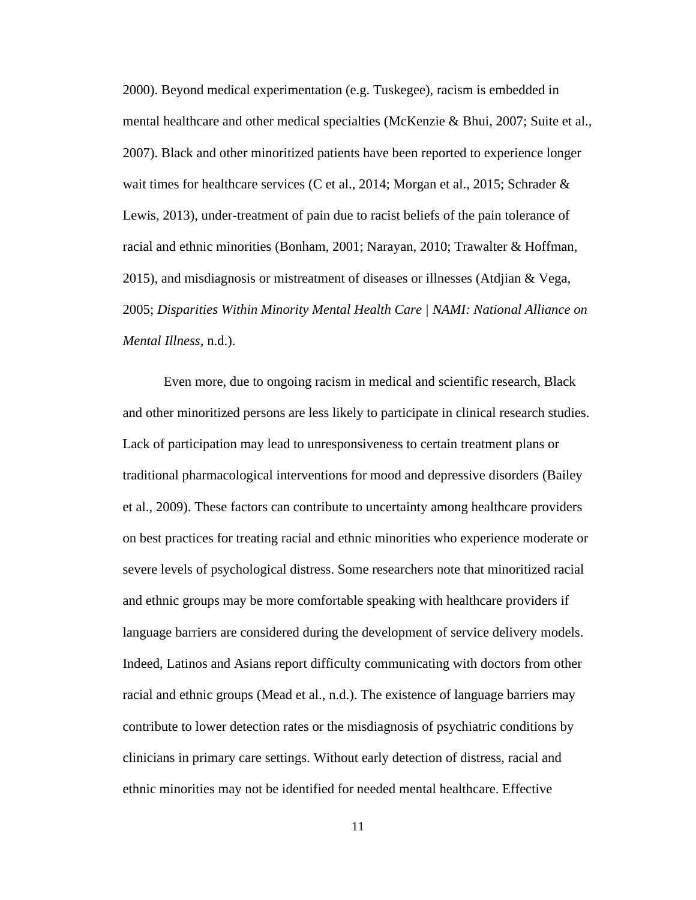2000). Beyond medical experimentation (e.g. Tuskegee), racism is embedded in mental healthcare and other medical specialties (McKenzie & Bhui, 2007; Suite et al., 2007). Black and other minoritized patients have been reported to experience longer wait times for healthcare services (C et al., 2014; Morgan et al., 2015; Schrader & Lewis, 2013), under-treatment of pain due to racist beliefs of the pain tolerance of racial and ethnic minorities (Bonham, 2001; Narayan, 2010; Trawalter & Hoffman, 2015), and misdiagnosis or mistreatment of diseases or illnesses (Atdjian & Vega, 2005; *Disparities Within Minority Mental Health Care | NAMI: National Alliance on Mental Illness*, n.d.).

Even more, due to ongoing racism in medical and scientific research, Black and other minoritized persons are less likely to participate in clinical research studies. Lack of participation may lead to unresponsiveness to certain treatment plans or traditional pharmacological interventions for mood and depressive disorders (Bailey et al., 2009). These factors can contribute to uncertainty among healthcare providers on best practices for treating racial and ethnic minorities who experience moderate or severe levels of psychological distress. Some researchers note that minoritized racial and ethnic groups may be more comfortable speaking with healthcare providers if language barriers are considered during the development of service delivery models. Indeed, Latinos and Asians report difficulty communicating with doctors from other racial and ethnic groups (Mead et al., n.d.). The existence of language barriers may contribute to lower detection rates or the misdiagnosis of psychiatric conditions by clinicians in primary care settings. Without early detection of distress, racial and ethnic minorities may not be identified for needed mental healthcare. Effective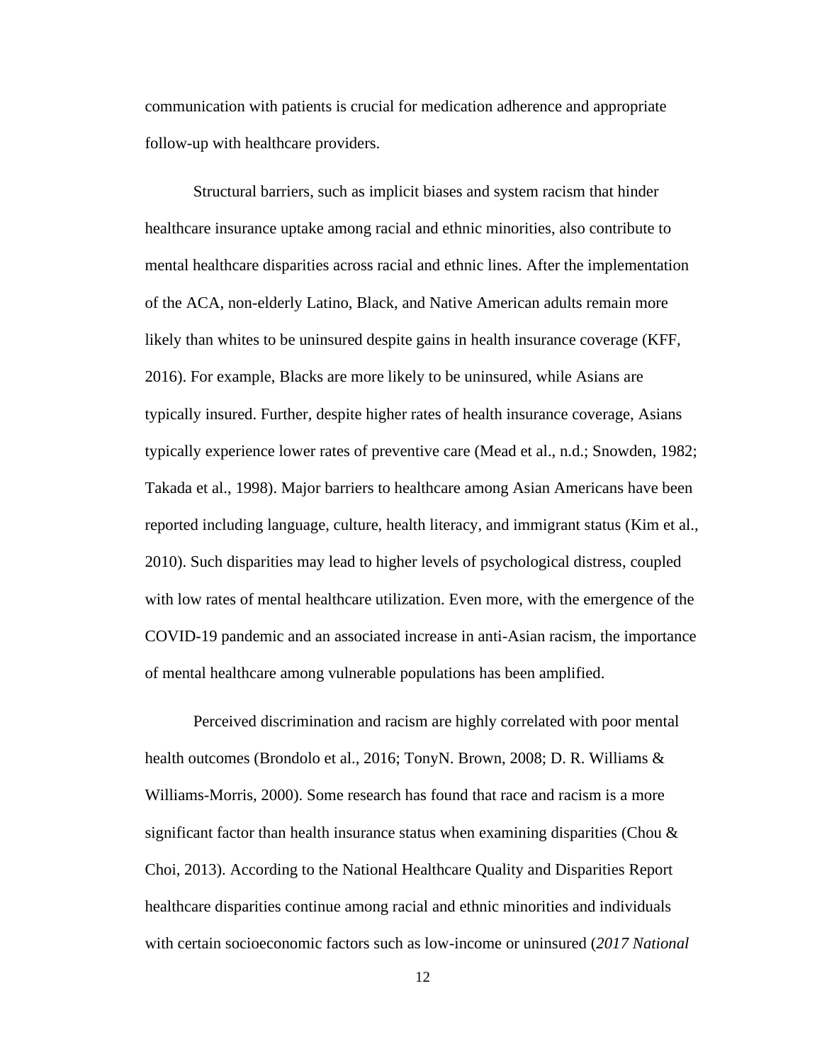communication with patients is crucial for medication adherence and appropriate follow-up with healthcare providers.

Structural barriers, such as implicit biases and system racism that hinder healthcare insurance uptake among racial and ethnic minorities, also contribute to mental healthcare disparities across racial and ethnic lines. After the implementation of the ACA, non-elderly Latino, Black, and Native American adults remain more likely than whites to be uninsured despite gains in health insurance coverage (KFF, 2016). For example, Blacks are more likely to be uninsured, while Asians are typically insured. Further, despite higher rates of health insurance coverage, Asians typically experience lower rates of preventive care (Mead et al., n.d.; Snowden, 1982; Takada et al., 1998). Major barriers to healthcare among Asian Americans have been reported including language, culture, health literacy, and immigrant status (Kim et al., 2010). Such disparities may lead to higher levels of psychological distress, coupled with low rates of mental healthcare utilization. Even more, with the emergence of the COVID-19 pandemic and an associated increase in anti-Asian racism, the importance of mental healthcare among vulnerable populations has been amplified.

Perceived discrimination and racism are highly correlated with poor mental health outcomes (Brondolo et al., 2016; TonyN. Brown, 2008; D. R. Williams & Williams-Morris, 2000). Some research has found that race and racism is a more significant factor than health insurance status when examining disparities (Chou & Choi, 2013). According to the National Healthcare Quality and Disparities Report healthcare disparities continue among racial and ethnic minorities and individuals with certain socioeconomic factors such as low-income or uninsured (*2017 National*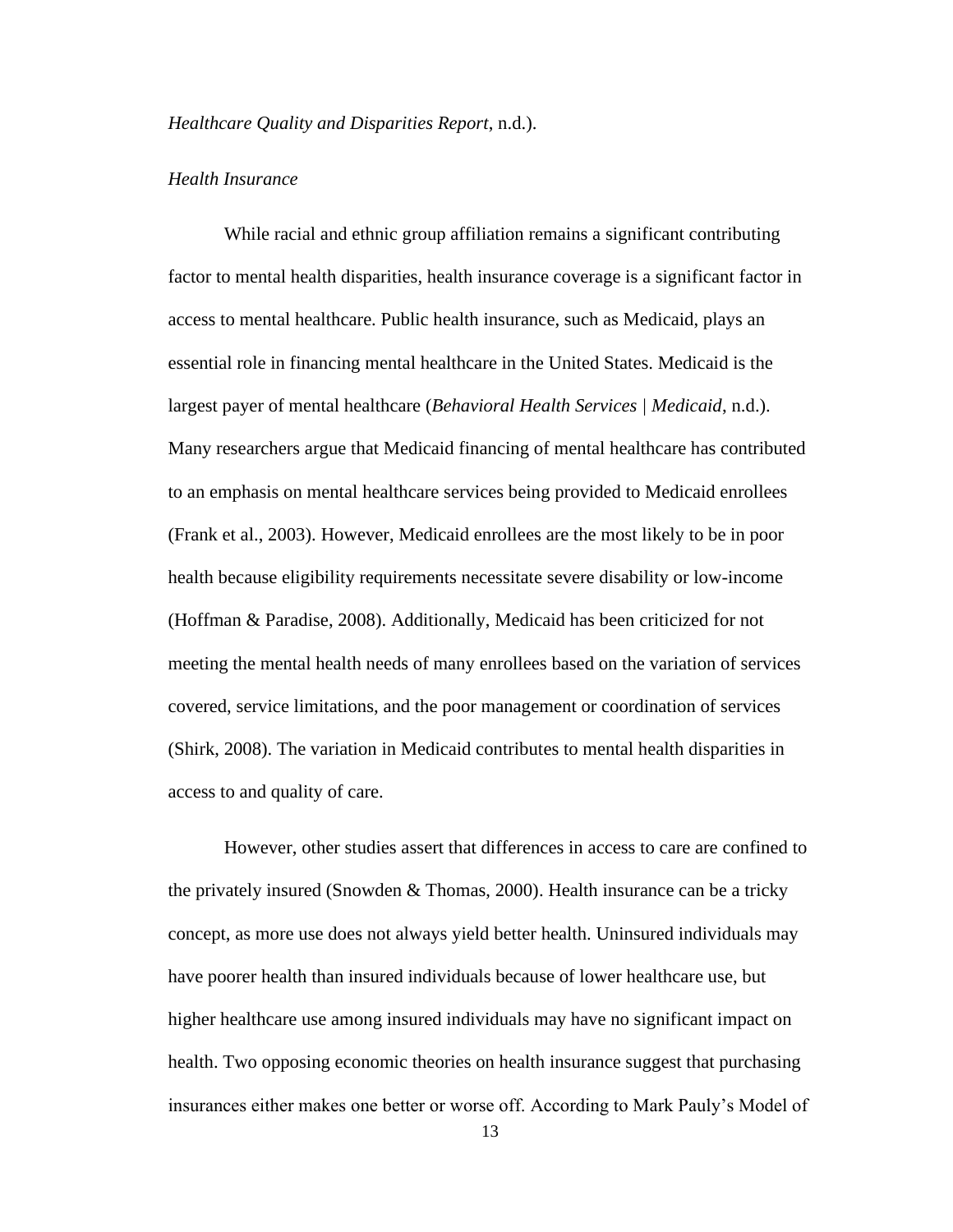*Healthcare Quality and Disparities Report*, n.d.).

### *Health Insurance*

While racial and ethnic group affiliation remains a significant contributing factor to mental health disparities, health insurance coverage is a significant factor in access to mental healthcare. Public health insurance, such as Medicaid, plays an essential role in financing mental healthcare in the United States. Medicaid is the largest payer of mental healthcare (*Behavioral Health Services | Medicaid*, n.d.). Many researchers argue that Medicaid financing of mental healthcare has contributed to an emphasis on mental healthcare services being provided to Medicaid enrollees (Frank et al., 2003). However, Medicaid enrollees are the most likely to be in poor health because eligibility requirements necessitate severe disability or low-income (Hoffman & Paradise, 2008). Additionally, Medicaid has been criticized for not meeting the mental health needs of many enrollees based on the variation of services covered, service limitations, and the poor management or coordination of services (Shirk, 2008). The variation in Medicaid contributes to mental health disparities in access to and quality of care.

However, other studies assert that differences in access to care are confined to the privately insured (Snowden & Thomas, 2000). Health insurance can be a tricky concept, as more use does not always yield better health. Uninsured individuals may have poorer health than insured individuals because of lower healthcare use, but higher healthcare use among insured individuals may have no significant impact on health. Two opposing economic theories on health insurance suggest that purchasing insurances either makes one better or worse off. According to Mark Pauly's Model of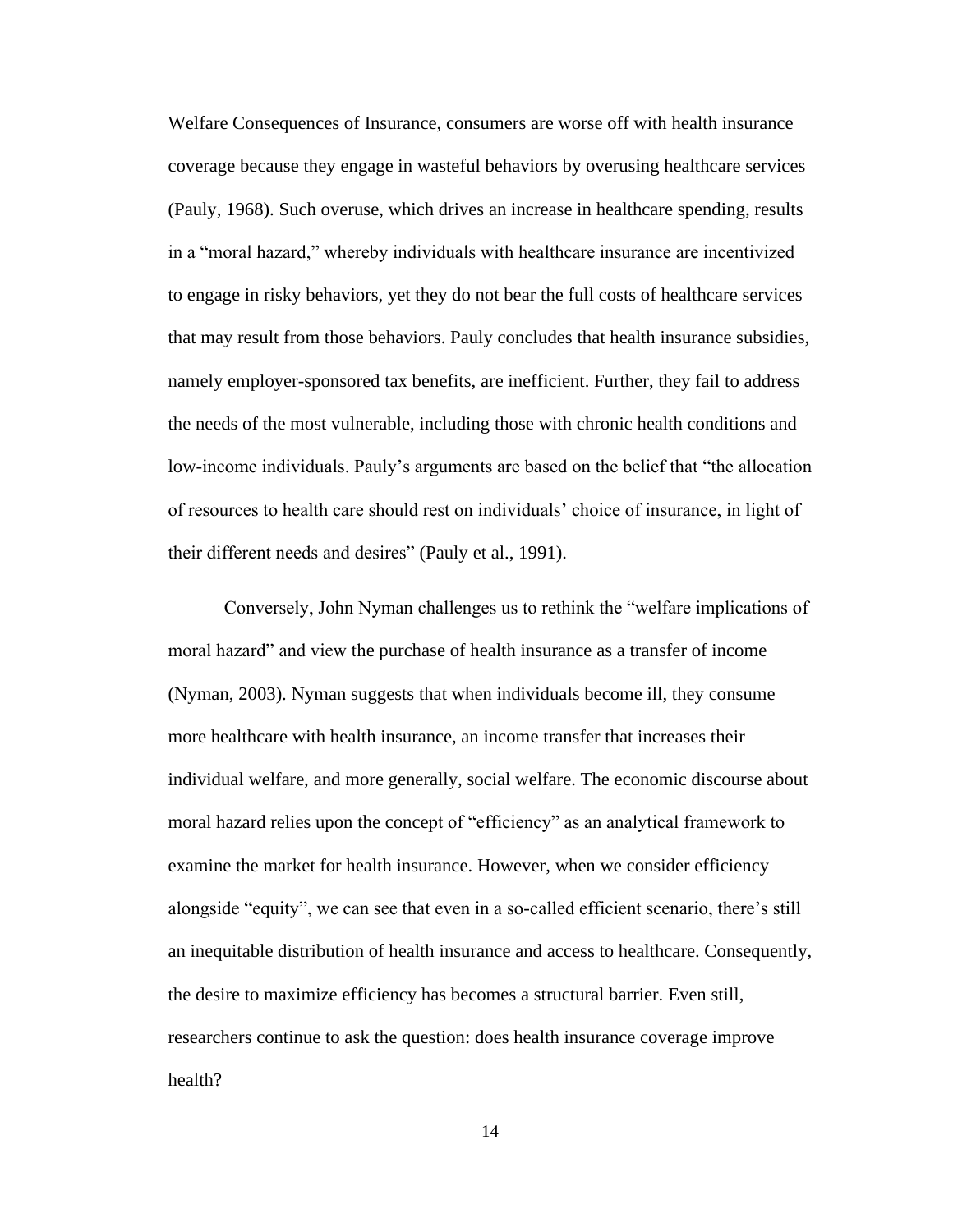Welfare Consequences of Insurance, consumers are worse off with health insurance coverage because they engage in wasteful behaviors by overusing healthcare services (Pauly, 1968). Such overuse, which drives an increase in healthcare spending, results in a "moral hazard," whereby individuals with healthcare insurance are incentivized to engage in risky behaviors, yet they do not bear the full costs of healthcare services that may result from those behaviors. Pauly concludes that health insurance subsidies, namely employer-sponsored tax benefits, are inefficient. Further, they fail to address the needs of the most vulnerable, including those with chronic health conditions and low-income individuals. Pauly's arguments are based on the belief that "the allocation of resources to health care should rest on individuals' choice of insurance, in light of their different needs and desires" (Pauly et al., 1991).

Conversely, John Nyman challenges us to rethink the "welfare implications of moral hazard" and view the purchase of health insurance as a transfer of income (Nyman, 2003). Nyman suggests that when individuals become ill, they consume more healthcare with health insurance, an income transfer that increases their individual welfare, and more generally, social welfare. The economic discourse about moral hazard relies upon the concept of "efficiency" as an analytical framework to examine the market for health insurance. However, when we consider efficiency alongside "equity", we can see that even in a so-called efficient scenario, there's still an inequitable distribution of health insurance and access to healthcare. Consequently, the desire to maximize efficiency has becomes a structural barrier. Even still, researchers continue to ask the question: does health insurance coverage improve health?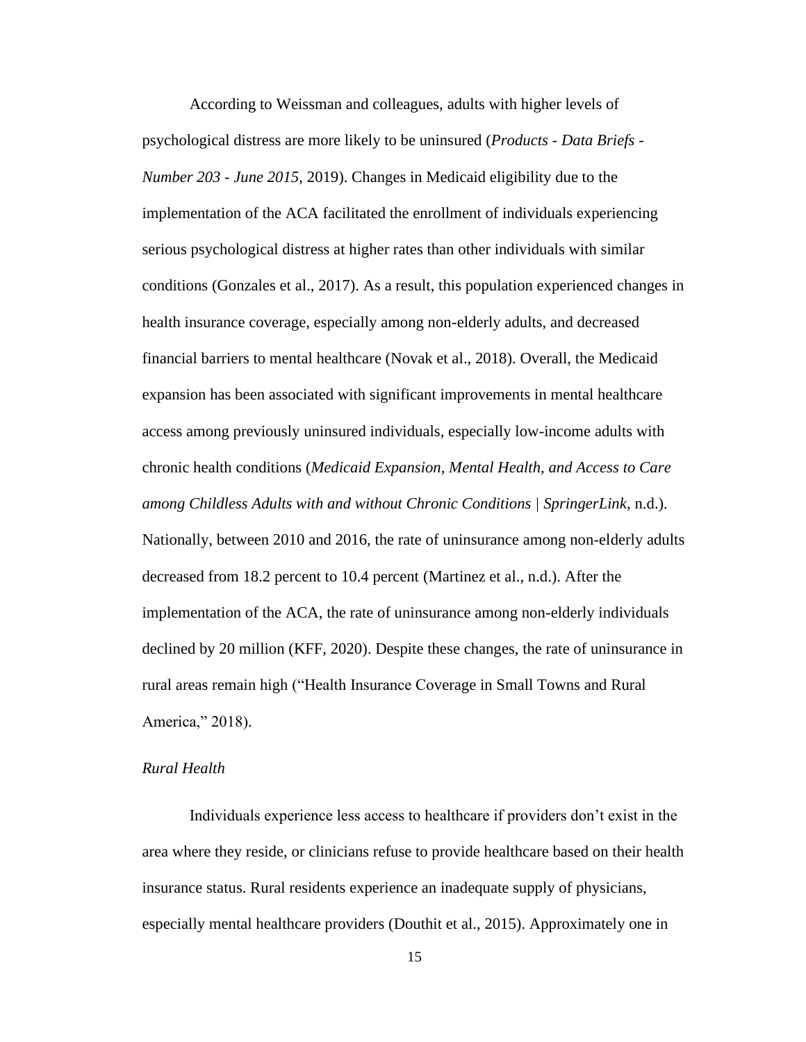According to Weissman and colleagues, adults with higher levels of psychological distress are more likely to be uninsured (*Products - Data Briefs - Number 203 - June 2015*, 2019). Changes in Medicaid eligibility due to the implementation of the ACA facilitated the enrollment of individuals experiencing serious psychological distress at higher rates than other individuals with similar conditions (Gonzales et al., 2017). As a result, this population experienced changes in health insurance coverage, especially among non-elderly adults, and decreased financial barriers to mental healthcare (Novak et al., 2018). Overall, the Medicaid expansion has been associated with significant improvements in mental healthcare access among previously uninsured individuals, especially low-income adults with chronic health conditions (*Medicaid Expansion, Mental Health, and Access to Care among Childless Adults with and without Chronic Conditions | SpringerLink*, n.d.). Nationally, between 2010 and 2016, the rate of uninsurance among non-elderly adults decreased from 18.2 percent to 10.4 percent (Martinez et al., n.d.). After the implementation of the ACA, the rate of uninsurance among non-elderly individuals declined by 20 million (KFF, 2020). Despite these changes, the rate of uninsurance in rural areas remain high ("Health Insurance Coverage in Small Towns and Rural America," 2018).

*Rural Health*

Individuals experience less access to healthcare if providers don't exist in the area where they reside, or clinicians refuse to provide healthcare based on their health insurance status. Rural residents experience an inadequate supply of physicians, especially mental healthcare providers (Douthit et al., 2015). Approximately one in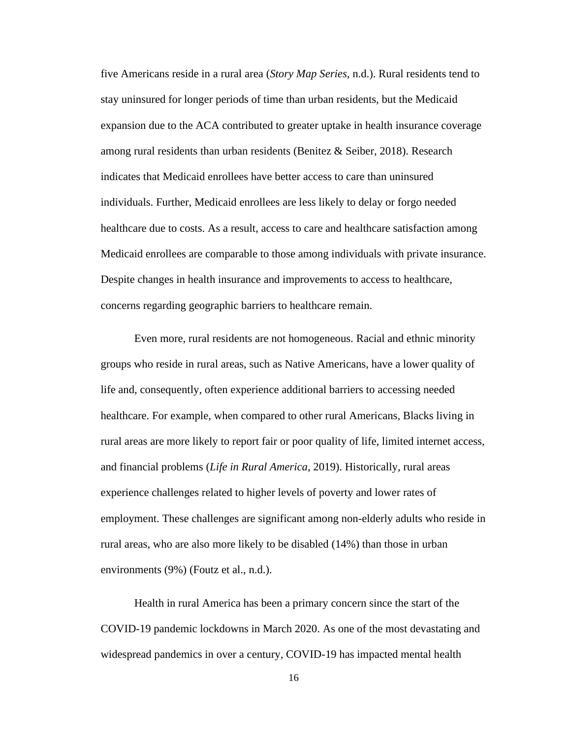five Americans reside in a rural area (*Story Map Series*, n.d.). Rural residents tend to stay uninsured for longer periods of time than urban residents, but the Medicaid expansion due to the ACA contributed to greater uptake in health insurance coverage among rural residents than urban residents (Benitez & Seiber, 2018). Research indicates that Medicaid enrollees have better access to care than uninsured individuals. Further, Medicaid enrollees are less likely to delay or forgo needed healthcare due to costs. As a result, access to care and healthcare satisfaction among Medicaid enrollees are comparable to those among individuals with private insurance. Despite changes in health insurance and improvements to access to healthcare, concerns regarding geographic barriers to healthcare remain.

Even more, rural residents are not homogeneous. Racial and ethnic minority groups who reside in rural areas, such as Native Americans, have a lower quality of life and, consequently, often experience additional barriers to accessing needed healthcare. For example, when compared to other rural Americans, Blacks living in rural areas are more likely to report fair or poor quality of life, limited internet access, and financial problems (*Life in Rural America*, 2019). Historically, rural areas experience challenges related to higher levels of poverty and lower rates of employment. These challenges are significant among non-elderly adults who reside in rural areas, who are also more likely to be disabled (14%) than those in urban environments (9%) (Foutz et al., n.d.).

Health in rural America has been a primary concern since the start of the COVID-19 pandemic lockdowns in March 2020. As one of the most devastating and widespread pandemics in over a century, COVID-19 has impacted mental health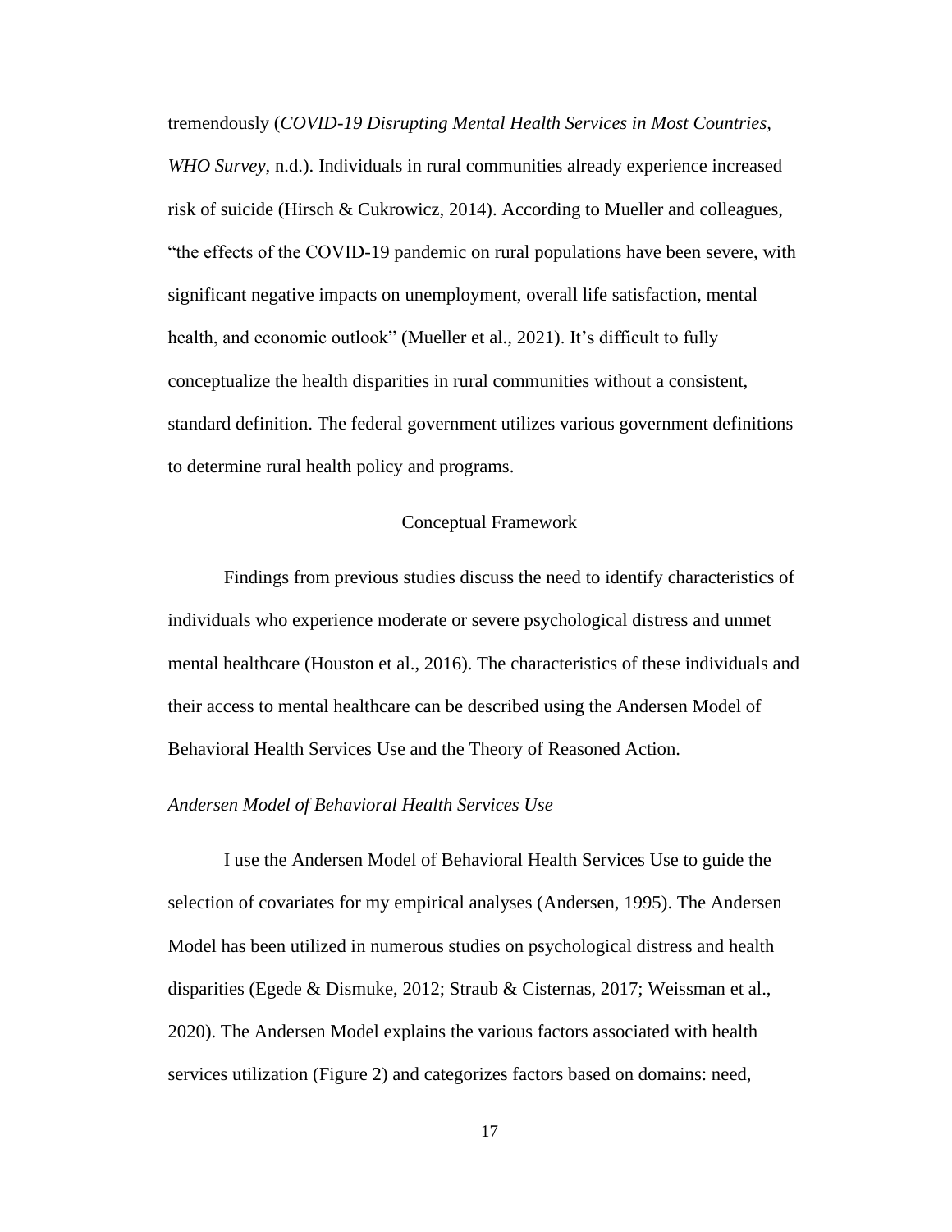tremendously (*COVID-19 Disrupting Mental Health Services in Most Countries, WHO Survey*, n.d.). Individuals in rural communities already experience increased risk of suicide (Hirsch & Cukrowicz, 2014). According to Mueller and colleagues, "the effects of the COVID-19 pandemic on rural populations have been severe, with significant negative impacts on unemployment, overall life satisfaction, mental health, and economic outlook" (Mueller et al., 2021). It's difficult to fully conceptualize the health disparities in rural communities without a consistent, standard definition. The federal government utilizes various government definitions to determine rural health policy and programs.

## Conceptual Framework

Findings from previous studies discuss the need to identify characteristics of individuals who experience moderate or severe psychological distress and unmet mental healthcare (Houston et al., 2016). The characteristics of these individuals and their access to mental healthcare can be described using the Andersen Model of Behavioral Health Services Use and the Theory of Reasoned Action.

### *Andersen Model of Behavioral Health Services Use*

I use the Andersen Model of Behavioral Health Services Use to guide the selection of covariates for my empirical analyses (Andersen, 1995). The Andersen Model has been utilized in numerous studies on psychological distress and health disparities (Egede & Dismuke, 2012; Straub & Cisternas, 2017; Weissman et al., 2020). The Andersen Model explains the various factors associated with health services utilization (Figure 2) and categorizes factors based on domains: need,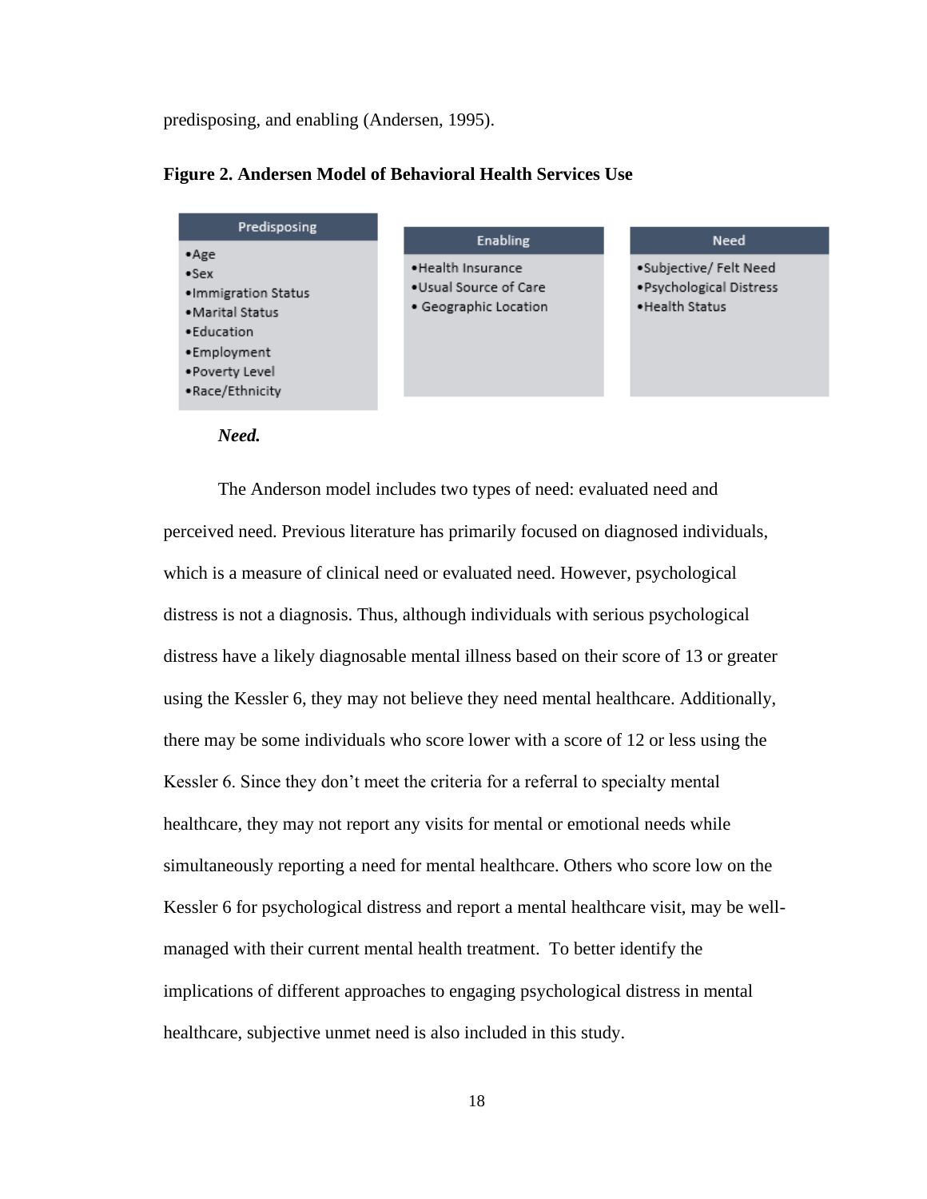predisposing, and enabling (Andersen, 1995).

**Figure 2. Andersen Model of Behavioral Health Services Use**

| Predisposing | Enabling | Need |
| --- | --- | --- |
| •Age<br>•Sex<br>•Immigration Status<br>•Marital Status<br>•Education<br>•Employment<br>•Poverty Level<br>•Race/Ethnicity | •Health Insurance<br>•Usual Source of Care<br>• Geographic Location | •Subjective/ Felt Need<br>•Psychological Distress<br>•Health Status |

***Need.***

The Anderson model includes two types of need: evaluated need and perceived need. Previous literature has primarily focused on diagnosed individuals, which is a measure of clinical need or evaluated need. However, psychological distress is not a diagnosis. Thus, although individuals with serious psychological distress have a likely diagnosable mental illness based on their score of 13 or greater using the Kessler 6, they may not believe they need mental healthcare. Additionally, there may be some individuals who score lower with a score of 12 or less using the Kessler 6. Since they don't meet the criteria for a referral to specialty mental healthcare, they may not report any visits for mental or emotional needs while simultaneously reporting a need for mental healthcare. Others who score low on the Kessler 6 for psychological distress and report a mental healthcare visit, may be well-managed with their current mental health treatment. To better identify the implications of different approaches to engaging psychological distress in mental healthcare, subjective unmet need is also included in this study.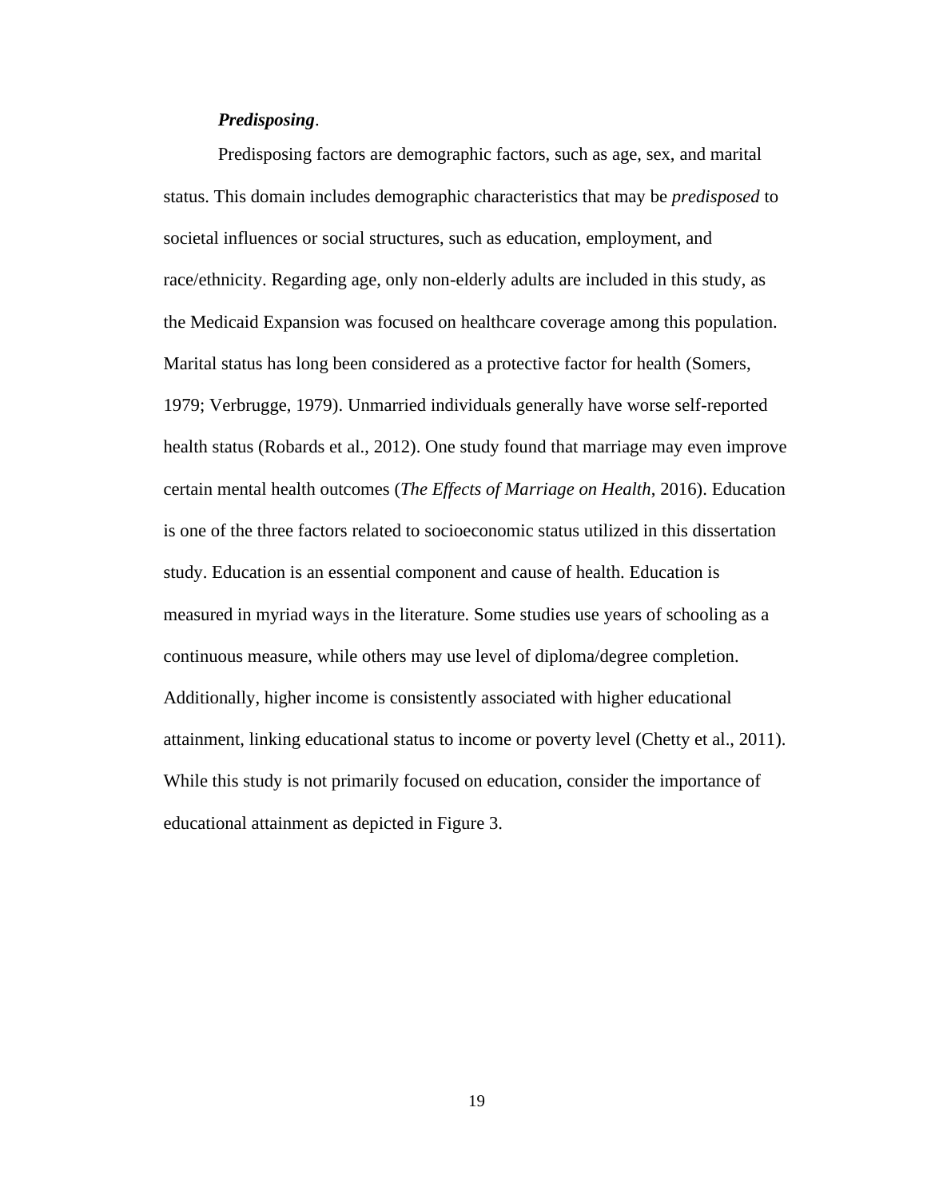***Predisposing*.**

Predisposing factors are demographic factors, such as age, sex, and marital status. This domain includes demographic characteristics that may be *predisposed* to societal influences or social structures, such as education, employment, and race/ethnicity. Regarding age, only non-elderly adults are included in this study, as the Medicaid Expansion was focused on healthcare coverage among this population. Marital status has long been considered as a protective factor for health (Somers, 1979; Verbrugge, 1979). Unmarried individuals generally have worse self-reported health status (Robards et al., 2012). One study found that marriage may even improve certain mental health outcomes (*The Effects of Marriage on Health*, 2016). Education is one of the three factors related to socioeconomic status utilized in this dissertation study. Education is an essential component and cause of health. Education is measured in myriad ways in the literature. Some studies use years of schooling as a continuous measure, while others may use level of diploma/degree completion. Additionally, higher income is consistently associated with higher educational attainment, linking educational status to income or poverty level (Chetty et al., 2011). While this study is not primarily focused on education, consider the importance of educational attainment as depicted in Figure 3.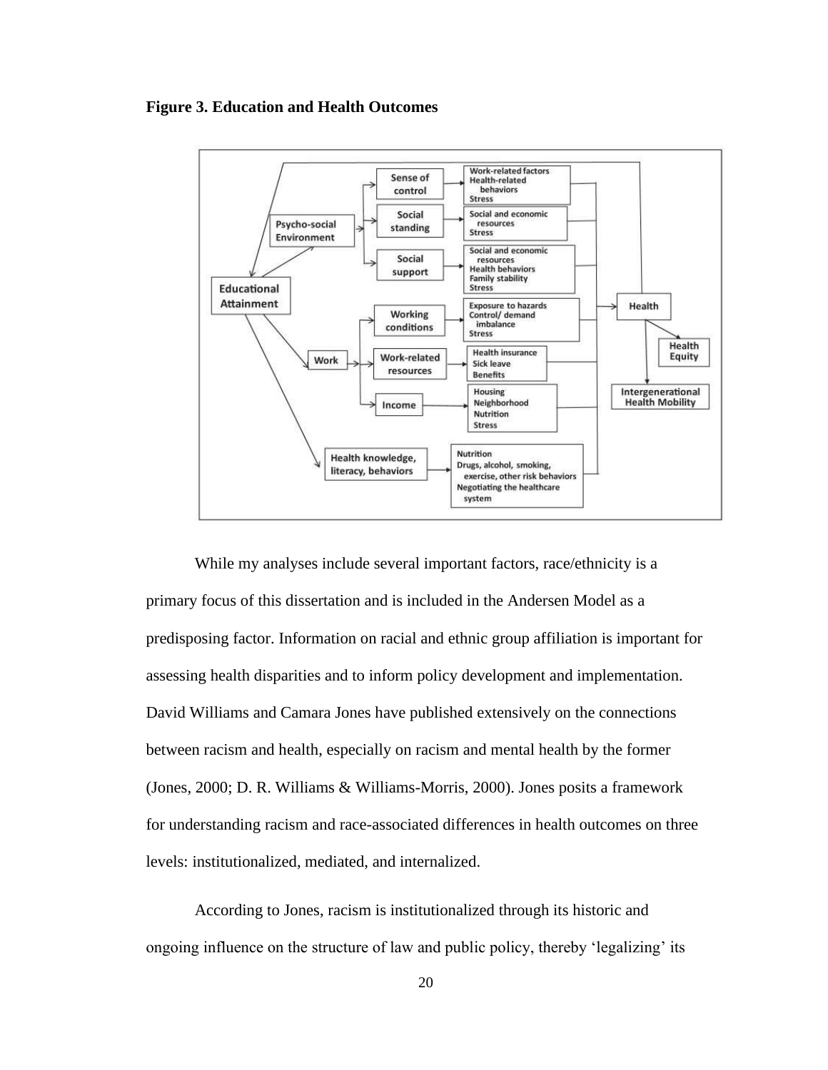**Figure 3. Education and Health Outcomes**

While my analyses include several important factors, race/ethnicity is a primary focus of this dissertation and is included in the Andersen Model as a predisposing factor. Information on racial and ethnic group affiliation is important for assessing health disparities and to inform policy development and implementation. David Williams and Camara Jones have published extensively on the connections between racism and health, especially on racism and mental health by the former (Jones, 2000; D. R. Williams & Williams-Morris, 2000). Jones posits a framework for understanding racism and race-associated differences in health outcomes on three levels: institutionalized, mediated, and internalized.

According to Jones, racism is institutionalized through its historic and ongoing influence on the structure of law and public policy, thereby 'legalizing' its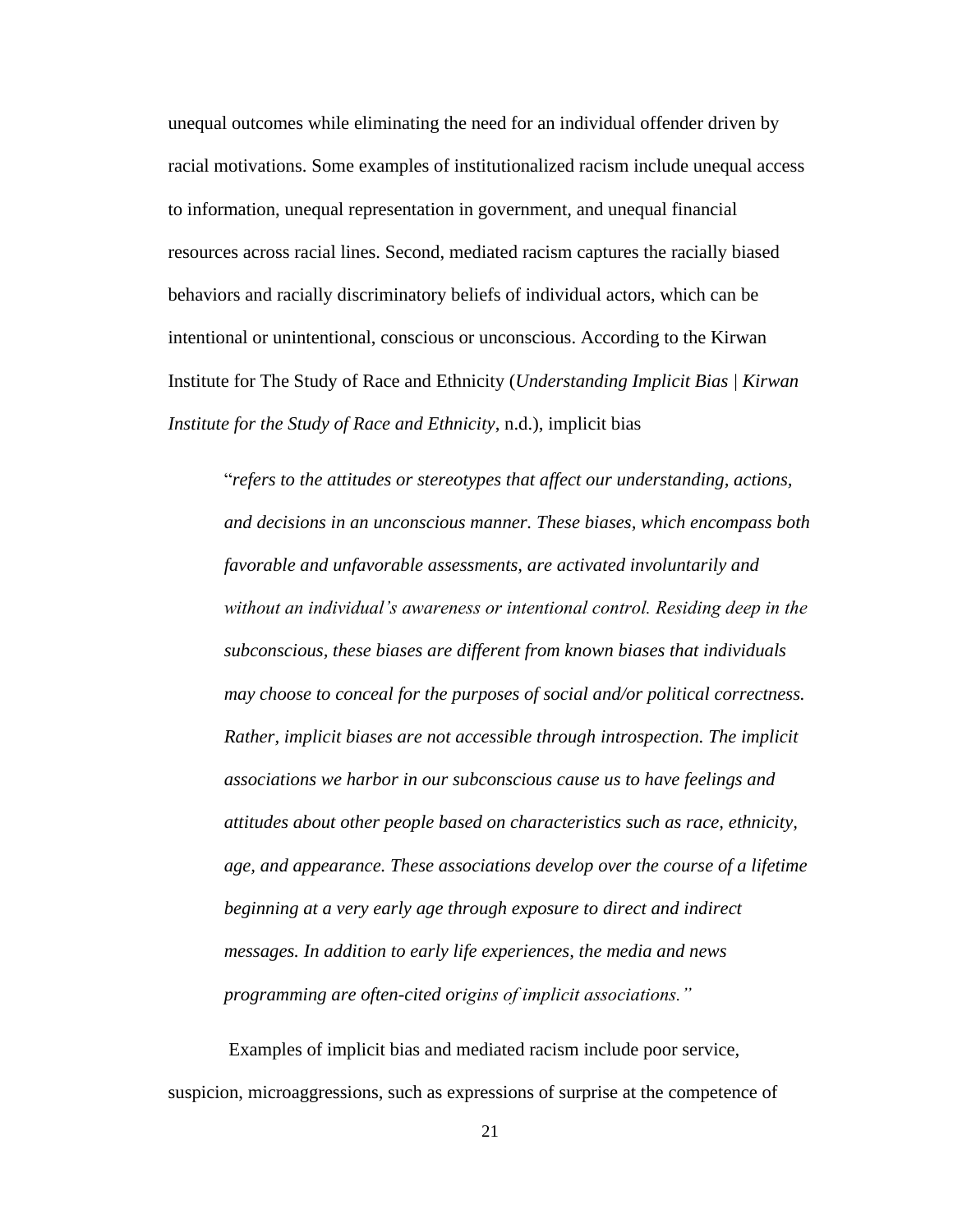unequal outcomes while eliminating the need for an individual offender driven by racial motivations. Some examples of institutionalized racism include unequal access to information, unequal representation in government, and unequal financial resources across racial lines. Second, mediated racism captures the racially biased behaviors and racially discriminatory beliefs of individual actors, which can be intentional or unintentional, conscious or unconscious. According to the Kirwan Institute for The Study of Race and Ethnicity (*Understanding Implicit Bias | Kirwan Institute for the Study of Race and Ethnicity*, n.d.), implicit bias

> "*refers to the attitudes or stereotypes that affect our understanding, actions, and decisions in an unconscious manner. These biases, which encompass both favorable and unfavorable assessments, are activated involuntarily and without an individual's awareness or intentional control. Residing deep in the subconscious, these biases are different from known biases that individuals may choose to conceal for the purposes of social and/or political correctness. Rather, implicit biases are not accessible through introspection. The implicit associations we harbor in our subconscious cause us to have feelings and attitudes about other people based on characteristics such as race, ethnicity, age, and appearance. These associations develop over the course of a lifetime beginning at a very early age through exposure to direct and indirect messages. In addition to early life experiences, the media and news programming are often-cited origins of implicit associations."*

Examples of implicit bias and mediated racism include poor service, suspicion, microaggressions, such as expressions of surprise at the competence of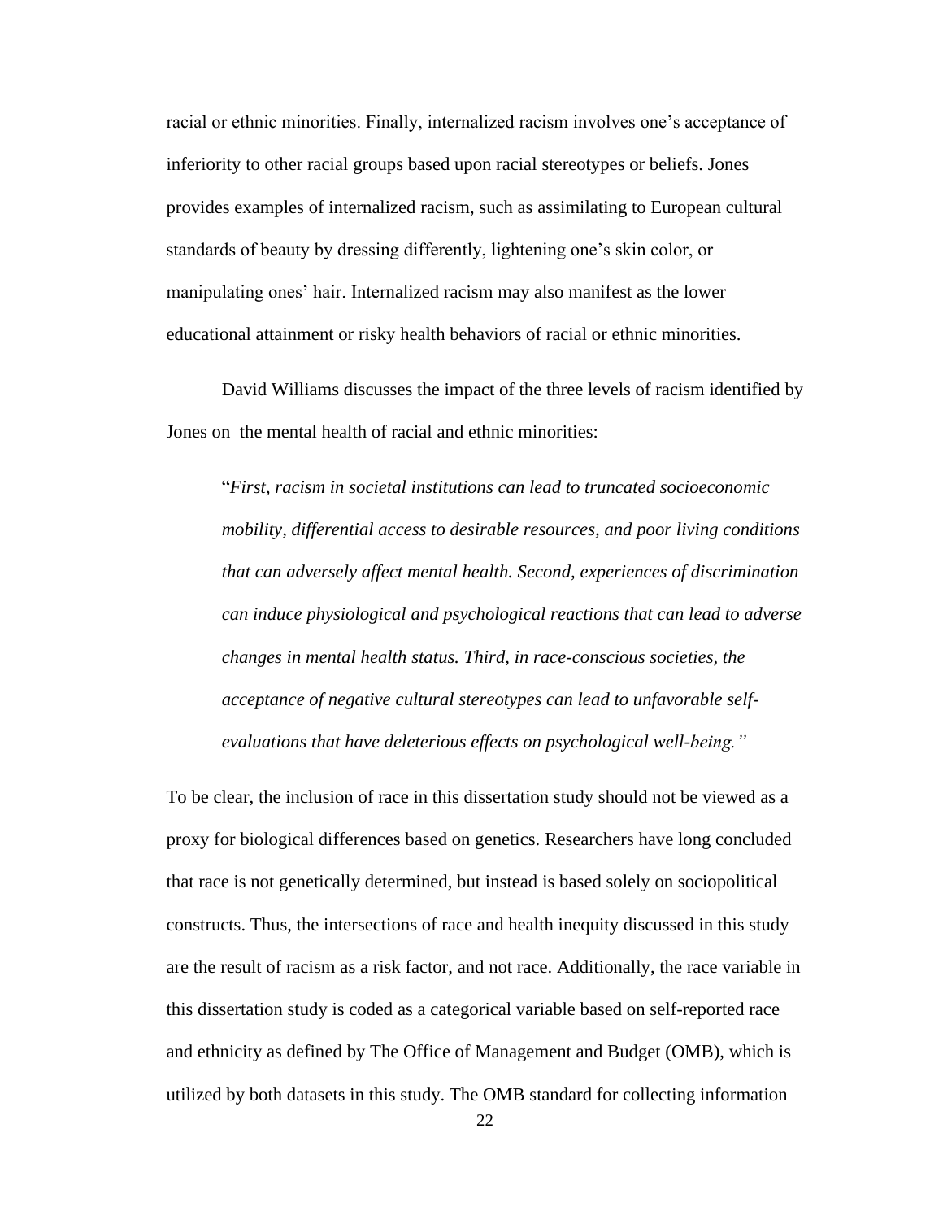racial or ethnic minorities. Finally, internalized racism involves one's acceptance of inferiority to other racial groups based upon racial stereotypes or beliefs. Jones provides examples of internalized racism, such as assimilating to European cultural standards of beauty by dressing differently, lightening one's skin color, or manipulating ones' hair. Internalized racism may also manifest as the lower educational attainment or risky health behaviors of racial or ethnic minorities.

David Williams discusses the impact of the three levels of racism identified by Jones on the mental health of racial and ethnic minorities:

> "*First, racism in societal institutions can lead to truncated socioeconomic mobility, differential access to desirable resources, and poor living conditions that can adversely affect mental health. Second, experiences of discrimination can induce physiological and psychological reactions that can lead to adverse changes in mental health status. Third, in race-conscious societies, the acceptance of negative cultural stereotypes can lead to unfavorable self-evaluations that have deleterious effects on psychological well-being.*"

To be clear, the inclusion of race in this dissertation study should not be viewed as a proxy for biological differences based on genetics. Researchers have long concluded that race is not genetically determined, but instead is based solely on sociopolitical constructs. Thus, the intersections of race and health inequity discussed in this study are the result of racism as a risk factor, and not race. Additionally, the race variable in this dissertation study is coded as a categorical variable based on self-reported race and ethnicity as defined by The Office of Management and Budget (OMB), which is utilized by both datasets in this study. The OMB standard for collecting information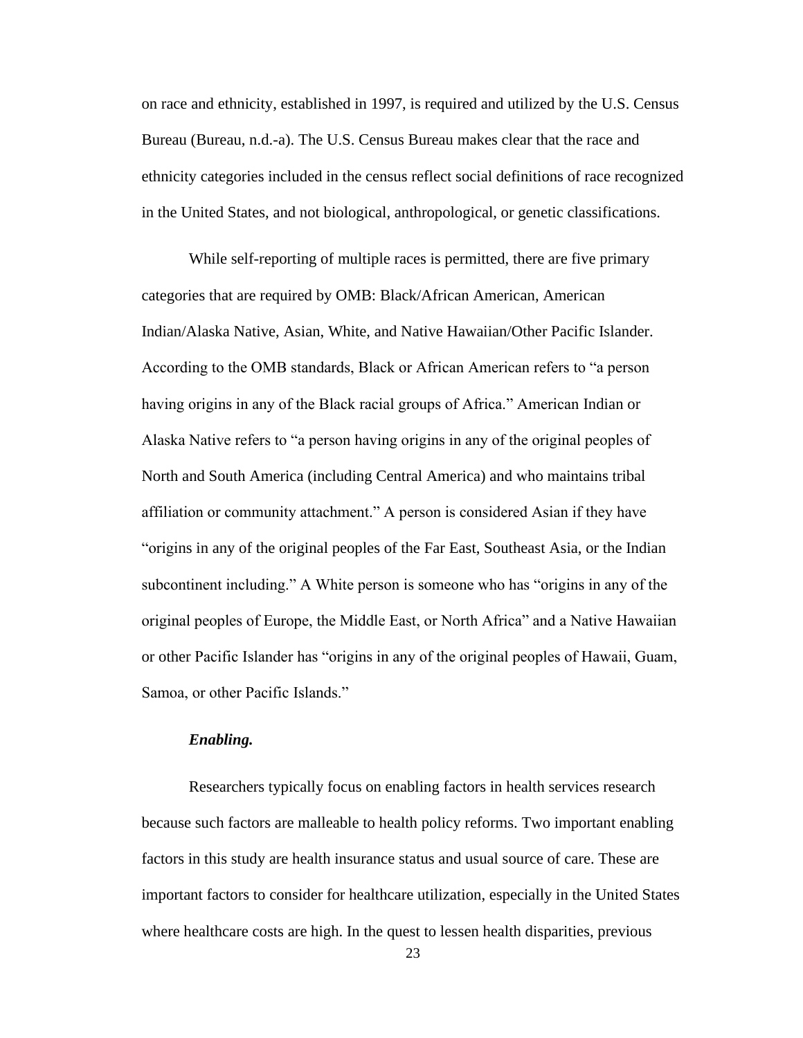on race and ethnicity, established in 1997, is required and utilized by the U.S. Census Bureau (Bureau, n.d.-a). The U.S. Census Bureau makes clear that the race and ethnicity categories included in the census reflect social definitions of race recognized in the United States, and not biological, anthropological, or genetic classifications.

While self-reporting of multiple races is permitted, there are five primary categories that are required by OMB: Black/African American, American Indian/Alaska Native, Asian, White, and Native Hawaiian/Other Pacific Islander. According to the OMB standards, Black or African American refers to "a person having origins in any of the Black racial groups of Africa." American Indian or Alaska Native refers to "a person having origins in any of the original peoples of North and South America (including Central America) and who maintains tribal affiliation or community attachment." A person is considered Asian if they have "origins in any of the original peoples of the Far East, Southeast Asia, or the Indian subcontinent including." A White person is someone who has "origins in any of the original peoples of Europe, the Middle East, or North Africa" and a Native Hawaiian or other Pacific Islander has "origins in any of the original peoples of Hawaii, Guam, Samoa, or other Pacific Islands."

***Enabling.***

Researchers typically focus on enabling factors in health services research because such factors are malleable to health policy reforms. Two important enabling factors in this study are health insurance status and usual source of care. These are important factors to consider for healthcare utilization, especially in the United States where healthcare costs are high. In the quest to lessen health disparities, previous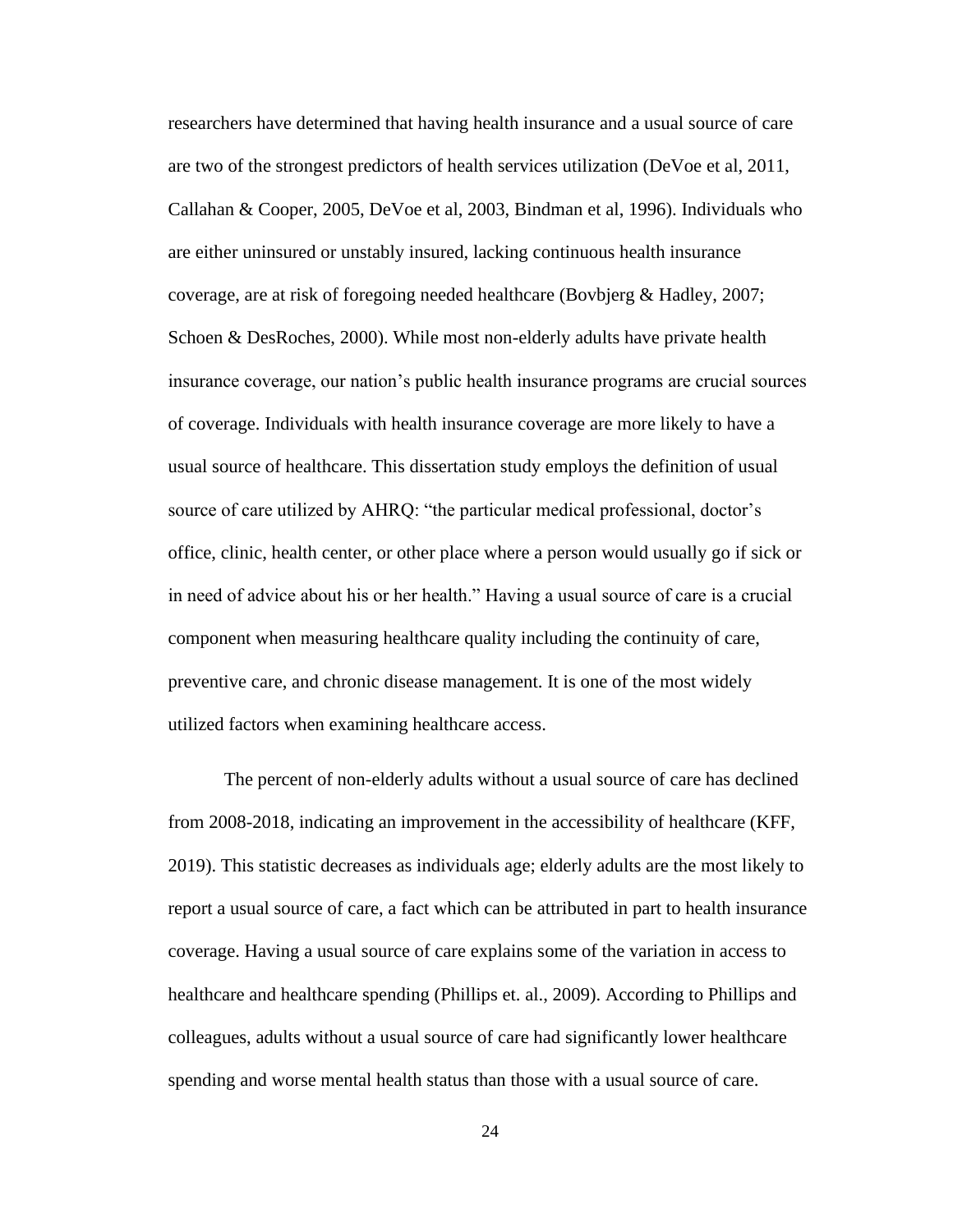researchers have determined that having health insurance and a usual source of care are two of the strongest predictors of health services utilization (DeVoe et al, 2011, Callahan & Cooper, 2005, DeVoe et al, 2003, Bindman et al, 1996). Individuals who are either uninsured or unstably insured, lacking continuous health insurance coverage, are at risk of foregoing needed healthcare (Bovbjerg & Hadley, 2007; Schoen & DesRoches, 2000). While most non-elderly adults have private health insurance coverage, our nation's public health insurance programs are crucial sources of coverage. Individuals with health insurance coverage are more likely to have a usual source of healthcare. This dissertation study employs the definition of usual source of care utilized by AHRQ: "the particular medical professional, doctor's office, clinic, health center, or other place where a person would usually go if sick or in need of advice about his or her health." Having a usual source of care is a crucial component when measuring healthcare quality including the continuity of care, preventive care, and chronic disease management. It is one of the most widely utilized factors when examining healthcare access.

The percent of non-elderly adults without a usual source of care has declined from 2008-2018, indicating an improvement in the accessibility of healthcare (KFF, 2019). This statistic decreases as individuals age; elderly adults are the most likely to report a usual source of care, a fact which can be attributed in part to health insurance coverage. Having a usual source of care explains some of the variation in access to healthcare and healthcare spending (Phillips et. al., 2009). According to Phillips and colleagues, adults without a usual source of care had significantly lower healthcare spending and worse mental health status than those with a usual source of care.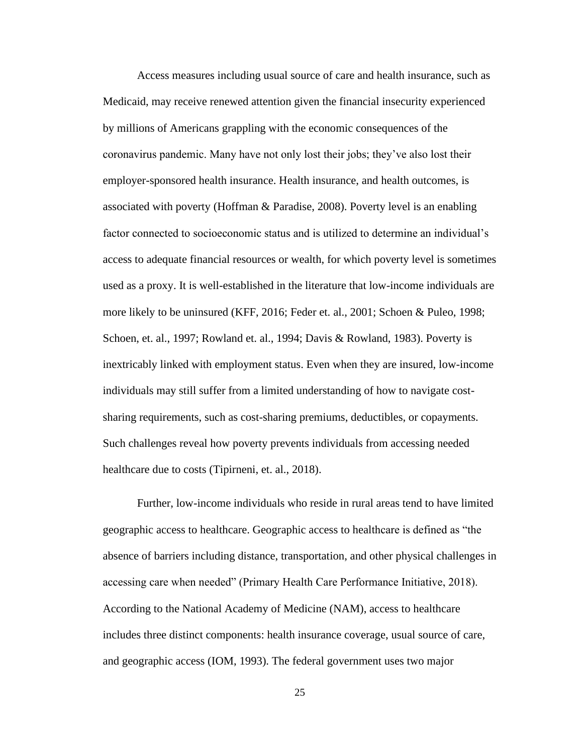Access measures including usual source of care and health insurance, such as Medicaid, may receive renewed attention given the financial insecurity experienced by millions of Americans grappling with the economic consequences of the coronavirus pandemic. Many have not only lost their jobs; they've also lost their employer-sponsored health insurance. Health insurance, and health outcomes, is associated with poverty (Hoffman & Paradise, 2008). Poverty level is an enabling factor connected to socioeconomic status and is utilized to determine an individual's access to adequate financial resources or wealth, for which poverty level is sometimes used as a proxy. It is well-established in the literature that low-income individuals are more likely to be uninsured (KFF, 2016; Feder et. al., 2001; Schoen & Puleo, 1998; Schoen, et. al., 1997; Rowland et. al., 1994; Davis & Rowland, 1983). Poverty is inextricably linked with employment status. Even when they are insured, low-income individuals may still suffer from a limited understanding of how to navigate cost-sharing requirements, such as cost-sharing premiums, deductibles, or copayments. Such challenges reveal how poverty prevents individuals from accessing needed healthcare due to costs (Tipirneni, et. al., 2018).

Further, low-income individuals who reside in rural areas tend to have limited geographic access to healthcare. Geographic access to healthcare is defined as "the absence of barriers including distance, transportation, and other physical challenges in accessing care when needed" (Primary Health Care Performance Initiative, 2018). According to the National Academy of Medicine (NAM), access to healthcare includes three distinct components: health insurance coverage, usual source of care, and geographic access (IOM, 1993). The federal government uses two major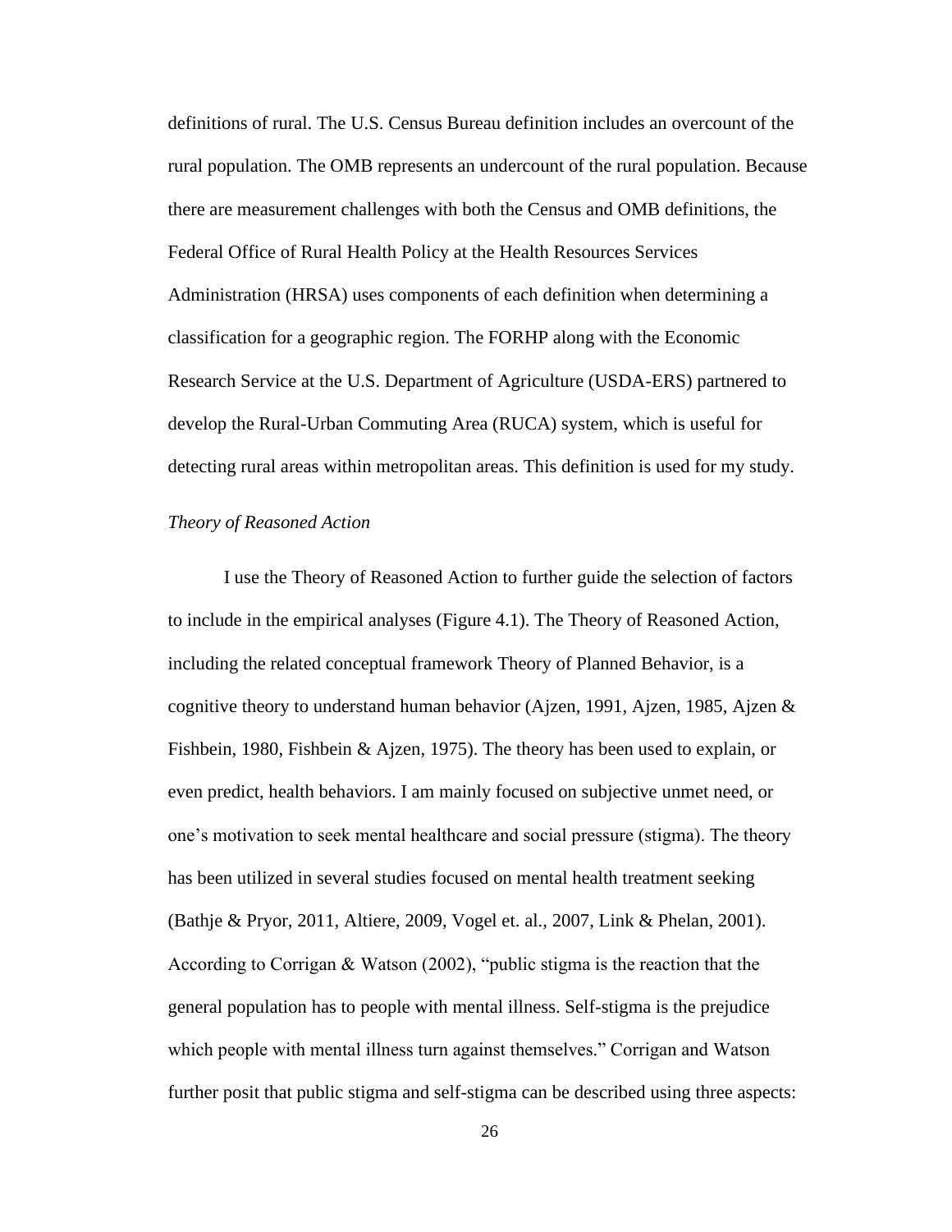definitions of rural. The U.S. Census Bureau definition includes an overcount of the rural population. The OMB represents an undercount of the rural population. Because there are measurement challenges with both the Census and OMB definitions, the Federal Office of Rural Health Policy at the Health Resources Services Administration (HRSA) uses components of each definition when determining a classification for a geographic region. The FORHP along with the Economic Research Service at the U.S. Department of Agriculture (USDA-ERS) partnered to develop the Rural-Urban Commuting Area (RUCA) system, which is useful for detecting rural areas within metropolitan areas. This definition is used for my study.

*Theory of Reasoned Action*

I use the Theory of Reasoned Action to further guide the selection of factors to include in the empirical analyses (Figure 4.1). The Theory of Reasoned Action, including the related conceptual framework Theory of Planned Behavior, is a cognitive theory to understand human behavior (Ajzen, 1991, Ajzen, 1985, Ajzen & Fishbein, 1980, Fishbein & Ajzen, 1975). The theory has been used to explain, or even predict, health behaviors. I am mainly focused on subjective unmet need, or one's motivation to seek mental healthcare and social pressure (stigma). The theory has been utilized in several studies focused on mental health treatment seeking (Bathje & Pryor, 2011, Altiere, 2009, Vogel et. al., 2007, Link & Phelan, 2001). According to Corrigan & Watson (2002), "public stigma is the reaction that the general population has to people with mental illness. Self-stigma is the prejudice which people with mental illness turn against themselves." Corrigan and Watson further posit that public stigma and self-stigma can be described using three aspects: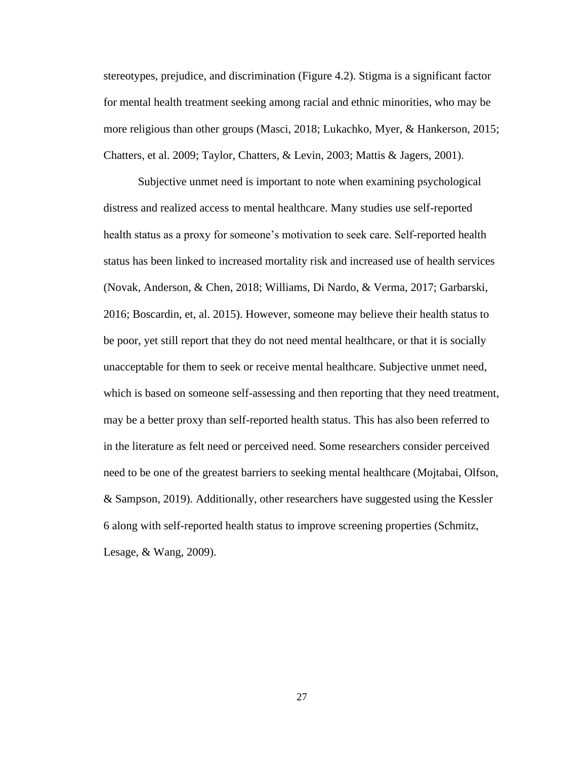stereotypes, prejudice, and discrimination (Figure 4.2). Stigma is a significant factor for mental health treatment seeking among racial and ethnic minorities, who may be more religious than other groups (Masci, 2018; Lukachko, Myer, & Hankerson, 2015; Chatters, et al. 2009; Taylor, Chatters, & Levin, 2003; Mattis & Jagers, 2001).

Subjective unmet need is important to note when examining psychological distress and realized access to mental healthcare. Many studies use self-reported health status as a proxy for someone's motivation to seek care. Self-reported health status has been linked to increased mortality risk and increased use of health services (Novak, Anderson, & Chen, 2018; Williams, Di Nardo, & Verma, 2017; Garbarski, 2016; Boscardin, et, al. 2015). However, someone may believe their health status to be poor, yet still report that they do not need mental healthcare, or that it is socially unacceptable for them to seek or receive mental healthcare. Subjective unmet need, which is based on someone self-assessing and then reporting that they need treatment, may be a better proxy than self-reported health status. This has also been referred to in the literature as felt need or perceived need. Some researchers consider perceived need to be one of the greatest barriers to seeking mental healthcare (Mojtabai, Olfson, & Sampson, 2019). Additionally, other researchers have suggested using the Kessler 6 along with self-reported health status to improve screening properties (Schmitz, Lesage, & Wang, 2009).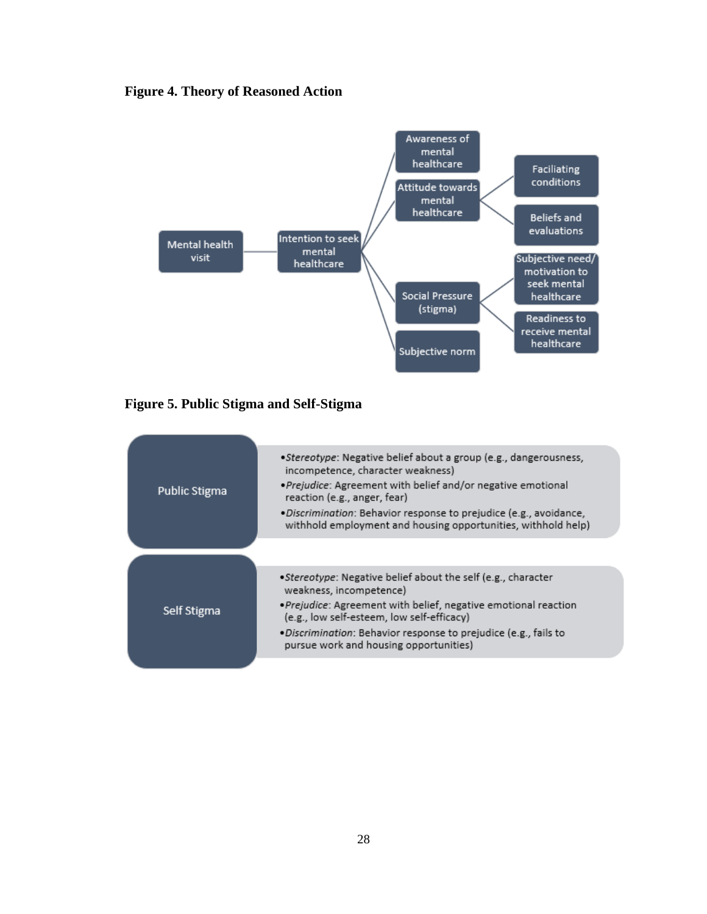**Figure 4. Theory of Reasoned Action**

- Mental health visit
  - Intention to seek mental healthcare
    - Awareness of mental healthcare
    - Attitude towards mental healthcare
      - Faciliating conditions
      - Beliefs and evaluations
    - Social Pressure (stigma)
      - Subjective need/ motivation to seek mental healthcare
      - Readiness to receive mental healthcare
    - Subjective norm

**Figure 5. Public Stigma and Self-Stigma**

| | |
|---|---|
| Public Stigma | • *Stereotype*: Negative belief about a group (e.g., dangerousness, incompetence, character weakness)<br>• *Prejudice*: Agreement with belief and/or negative emotional reaction (e.g., anger, fear)<br>• *Discrimination*: Behavior response to prejudice (e.g., avoidance, withhold employment and housing opportunities, withhold help) |
| Self Stigma | • *Stereotype*: Negative belief about the self (e.g., character weakness, incompetence)<br>• *Prejudice*: Agreement with belief, negative emotional reaction (e.g., low self-esteem, low self-efficacy)<br>• *Discrimination*: Behavior response to prejudice (e.g., fails to pursue work and housing opportunities) |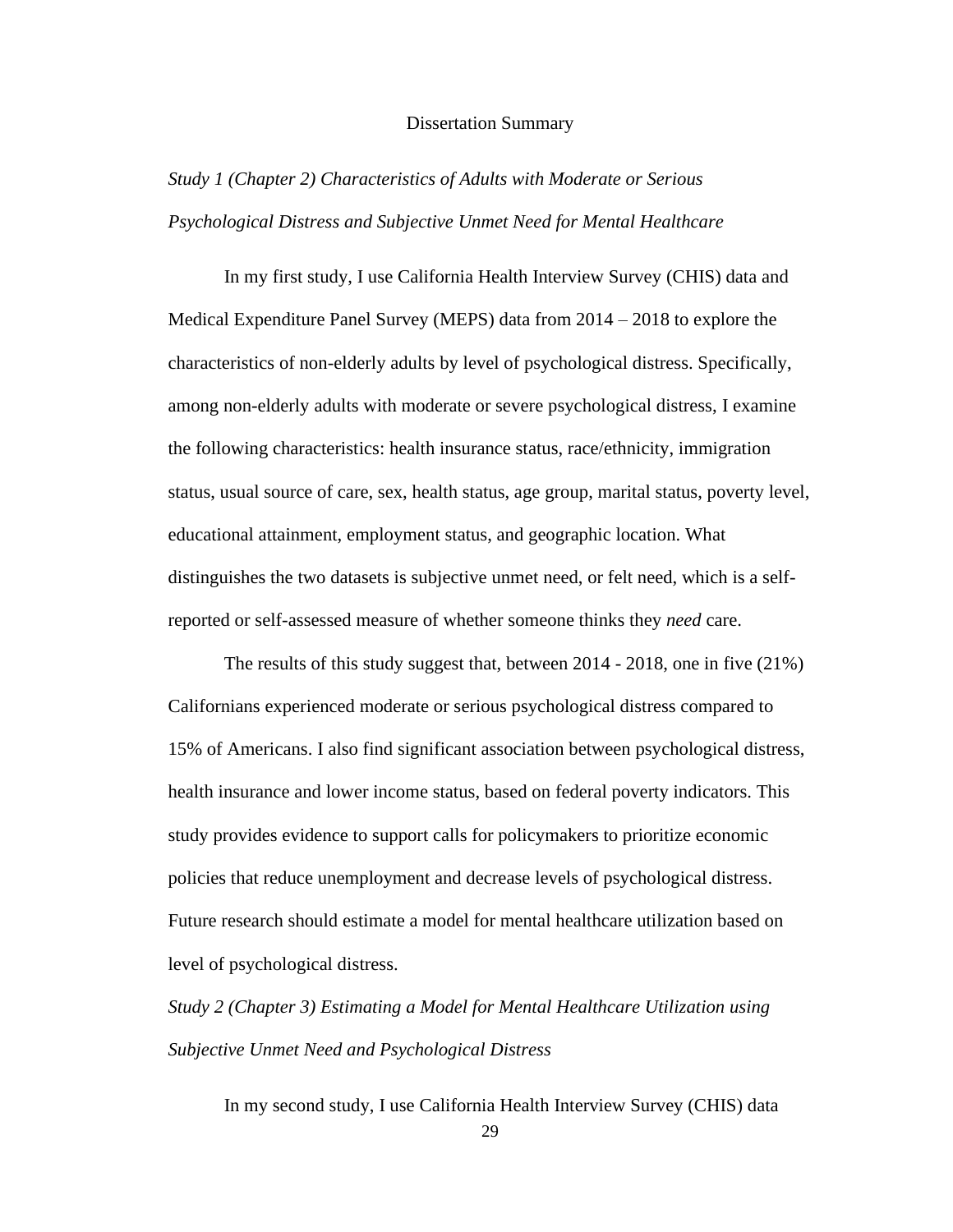# Dissertation Summary

*Study 1 (Chapter 2) Characteristics of Adults with Moderate or Serious Psychological Distress and Subjective Unmet Need for Mental Healthcare*

In my first study, I use California Health Interview Survey (CHIS) data and Medical Expenditure Panel Survey (MEPS) data from 2014 – 2018 to explore the characteristics of non-elderly adults by level of psychological distress. Specifically, among non-elderly adults with moderate or severe psychological distress, I examine the following characteristics: health insurance status, race/ethnicity, immigration status, usual source of care, sex, health status, age group, marital status, poverty level, educational attainment, employment status, and geographic location. What distinguishes the two datasets is subjective unmet need, or felt need, which is a self-reported or self-assessed measure of whether someone thinks they *need* care.

The results of this study suggest that, between 2014 - 2018, one in five (21%) Californians experienced moderate or serious psychological distress compared to 15% of Americans. I also find significant association between psychological distress, health insurance and lower income status, based on federal poverty indicators. This study provides evidence to support calls for policymakers to prioritize economic policies that reduce unemployment and decrease levels of psychological distress. Future research should estimate a model for mental healthcare utilization based on level of psychological distress.

*Study 2 (Chapter 3) Estimating a Model for Mental Healthcare Utilization using Subjective Unmet Need and Psychological Distress*

In my second study, I use California Health Interview Survey (CHIS) data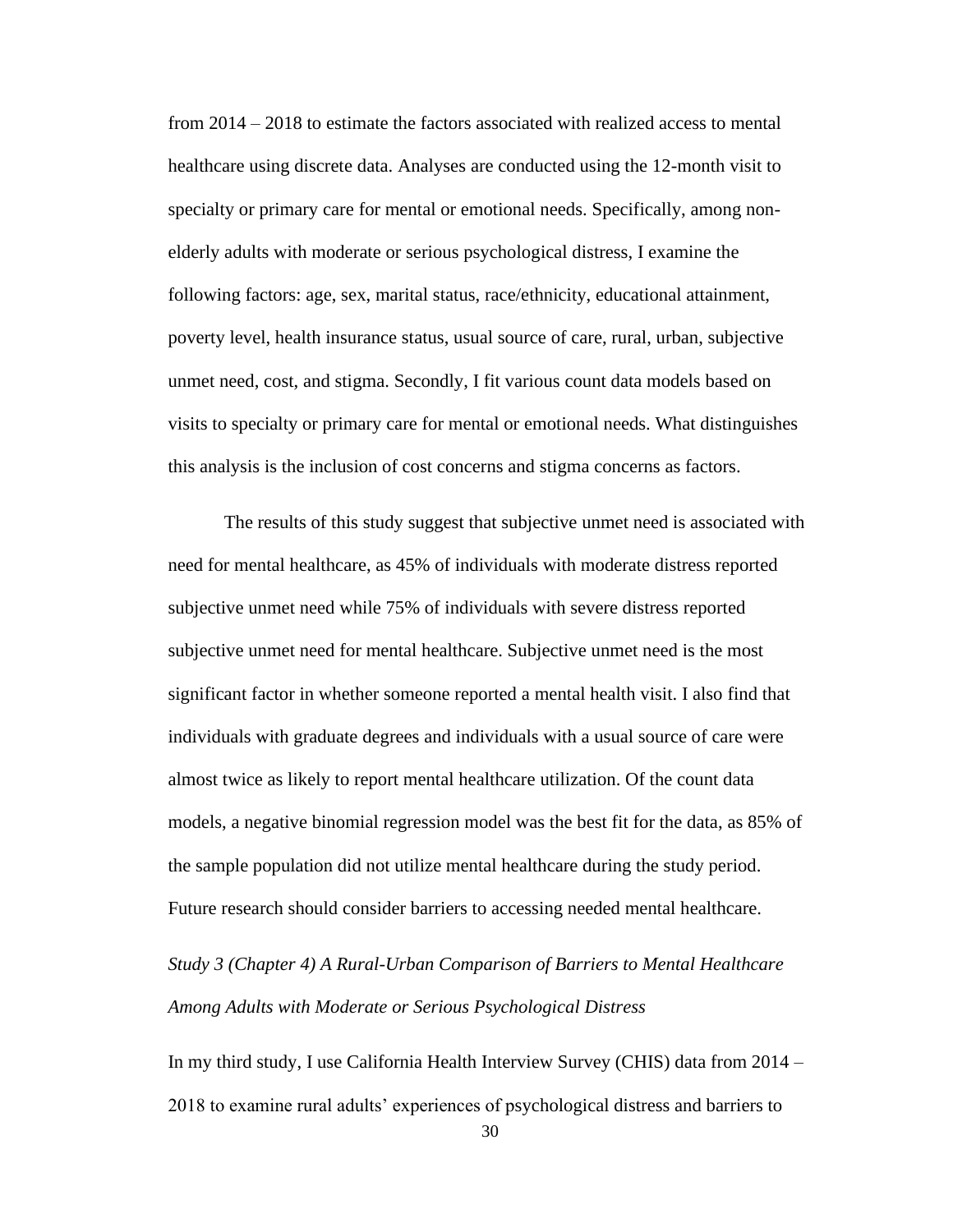from 2014 – 2018 to estimate the factors associated with realized access to mental healthcare using discrete data. Analyses are conducted using the 12-month visit to specialty or primary care for mental or emotional needs. Specifically, among non-elderly adults with moderate or serious psychological distress, I examine the following factors: age, sex, marital status, race/ethnicity, educational attainment, poverty level, health insurance status, usual source of care, rural, urban, subjective unmet need, cost, and stigma. Secondly, I fit various count data models based on visits to specialty or primary care for mental or emotional needs. What distinguishes this analysis is the inclusion of cost concerns and stigma concerns as factors.

The results of this study suggest that subjective unmet need is associated with need for mental healthcare, as 45% of individuals with moderate distress reported subjective unmet need while 75% of individuals with severe distress reported subjective unmet need for mental healthcare. Subjective unmet need is the most significant factor in whether someone reported a mental health visit. I also find that individuals with graduate degrees and individuals with a usual source of care were almost twice as likely to report mental healthcare utilization. Of the count data models, a negative binomial regression model was the best fit for the data, as 85% of the sample population did not utilize mental healthcare during the study period. Future research should consider barriers to accessing needed mental healthcare.

*Study 3 (Chapter 4) A Rural-Urban Comparison of Barriers to Mental Healthcare Among Adults with Moderate or Serious Psychological Distress*

In my third study, I use California Health Interview Survey (CHIS) data from 2014 – 2018 to examine rural adults' experiences of psychological distress and barriers to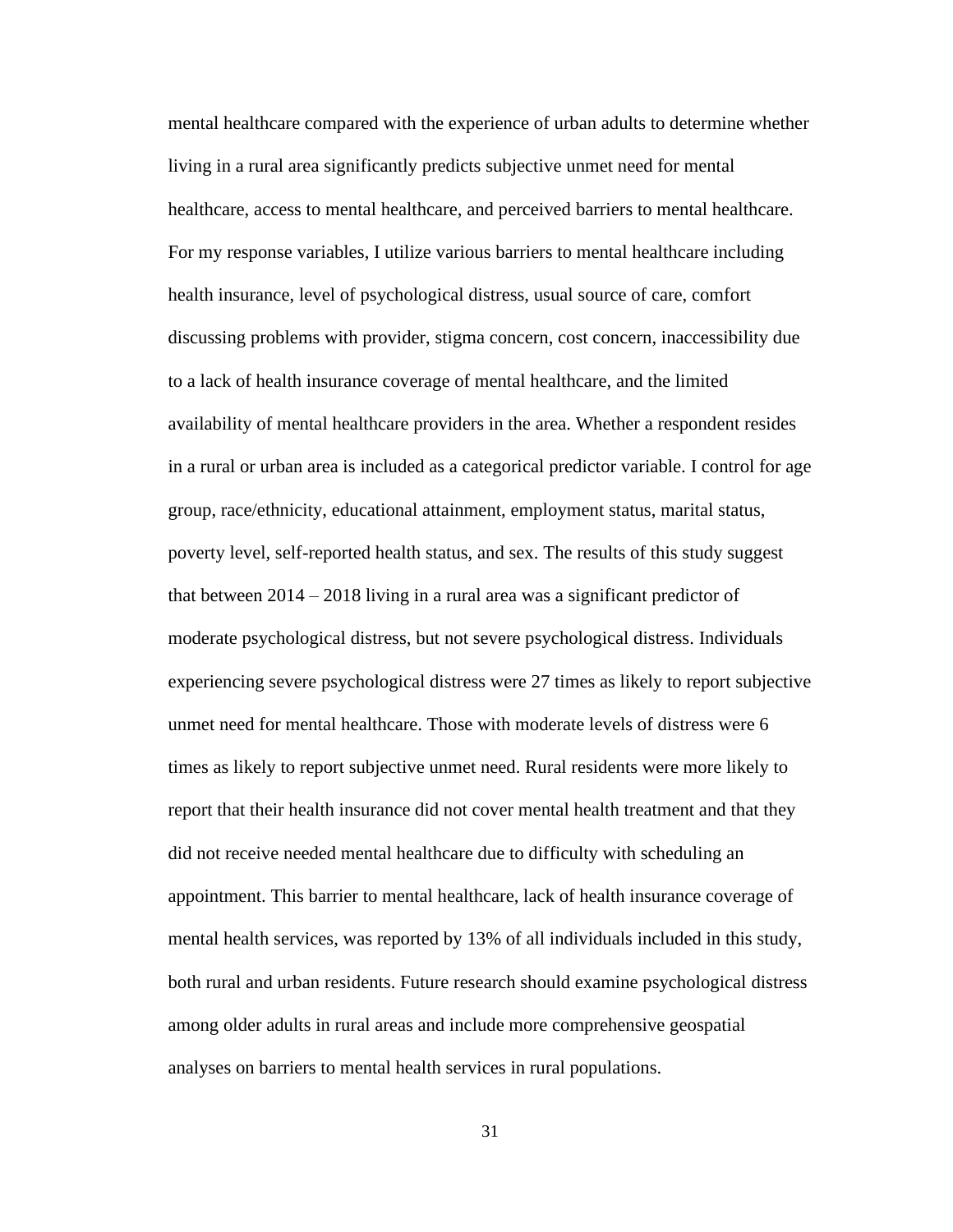mental healthcare compared with the experience of urban adults to determine whether living in a rural area significantly predicts subjective unmet need for mental healthcare, access to mental healthcare, and perceived barriers to mental healthcare. For my response variables, I utilize various barriers to mental healthcare including health insurance, level of psychological distress, usual source of care, comfort discussing problems with provider, stigma concern, cost concern, inaccessibility due to a lack of health insurance coverage of mental healthcare, and the limited availability of mental healthcare providers in the area. Whether a respondent resides in a rural or urban area is included as a categorical predictor variable. I control for age group, race/ethnicity, educational attainment, employment status, marital status, poverty level, self-reported health status, and sex. The results of this study suggest that between 2014 – 2018 living in a rural area was a significant predictor of moderate psychological distress, but not severe psychological distress. Individuals experiencing severe psychological distress were 27 times as likely to report subjective unmet need for mental healthcare. Those with moderate levels of distress were 6 times as likely to report subjective unmet need. Rural residents were more likely to report that their health insurance did not cover mental health treatment and that they did not receive needed mental healthcare due to difficulty with scheduling an appointment. This barrier to mental healthcare, lack of health insurance coverage of mental health services, was reported by 13% of all individuals included in this study, both rural and urban residents. Future research should examine psychological distress among older adults in rural areas and include more comprehensive geospatial analyses on barriers to mental health services in rural populations.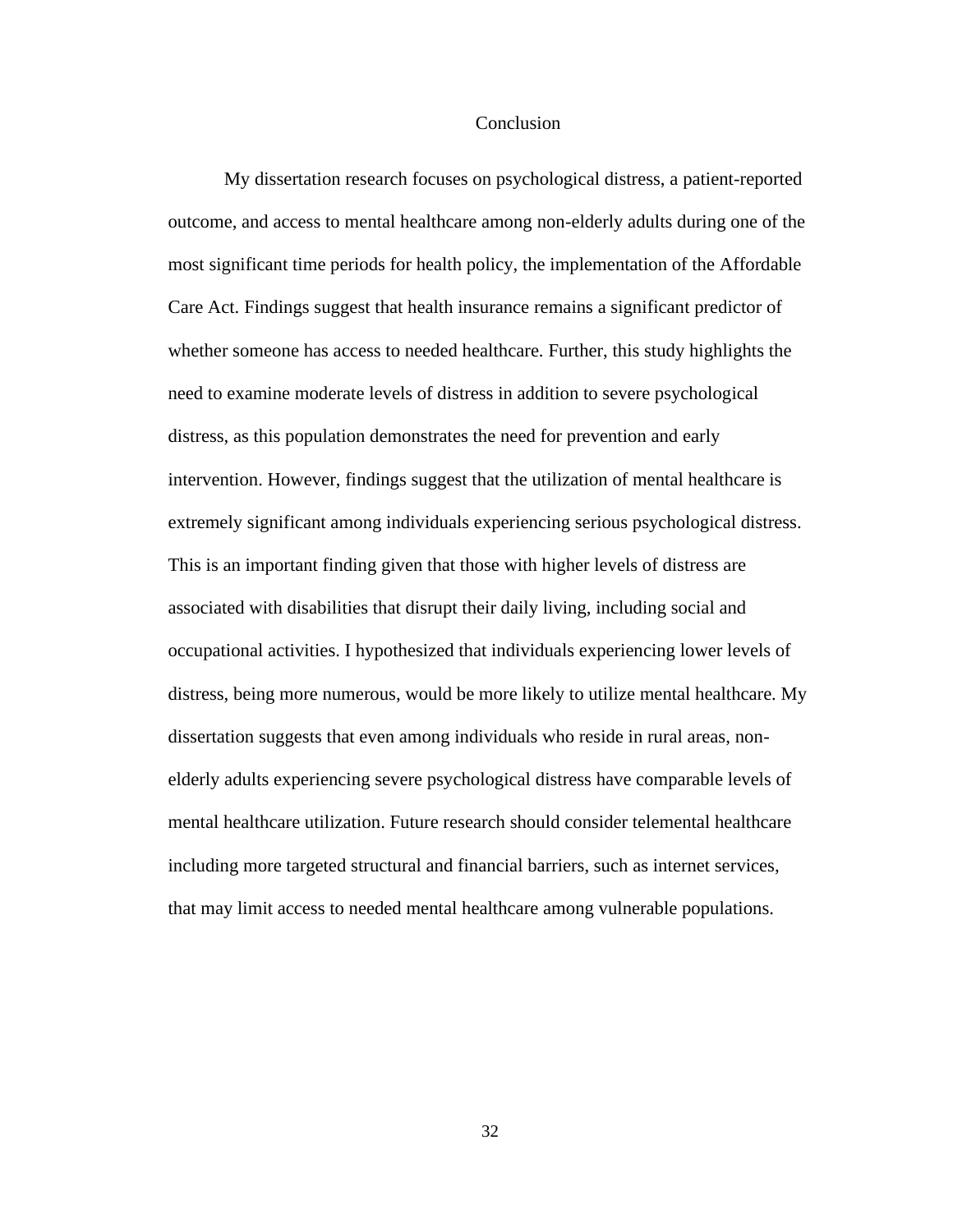# Conclusion

My dissertation research focuses on psychological distress, a patient-reported outcome, and access to mental healthcare among non-elderly adults during one of the most significant time periods for health policy, the implementation of the Affordable Care Act. Findings suggest that health insurance remains a significant predictor of whether someone has access to needed healthcare. Further, this study highlights the need to examine moderate levels of distress in addition to severe psychological distress, as this population demonstrates the need for prevention and early intervention. However, findings suggest that the utilization of mental healthcare is extremely significant among individuals experiencing serious psychological distress. This is an important finding given that those with higher levels of distress are associated with disabilities that disrupt their daily living, including social and occupational activities. I hypothesized that individuals experiencing lower levels of distress, being more numerous, would be more likely to utilize mental healthcare. My dissertation suggests that even among individuals who reside in rural areas, non-elderly adults experiencing severe psychological distress have comparable levels of mental healthcare utilization. Future research should consider telemental healthcare including more targeted structural and financial barriers, such as internet services, that may limit access to needed mental healthcare among vulnerable populations.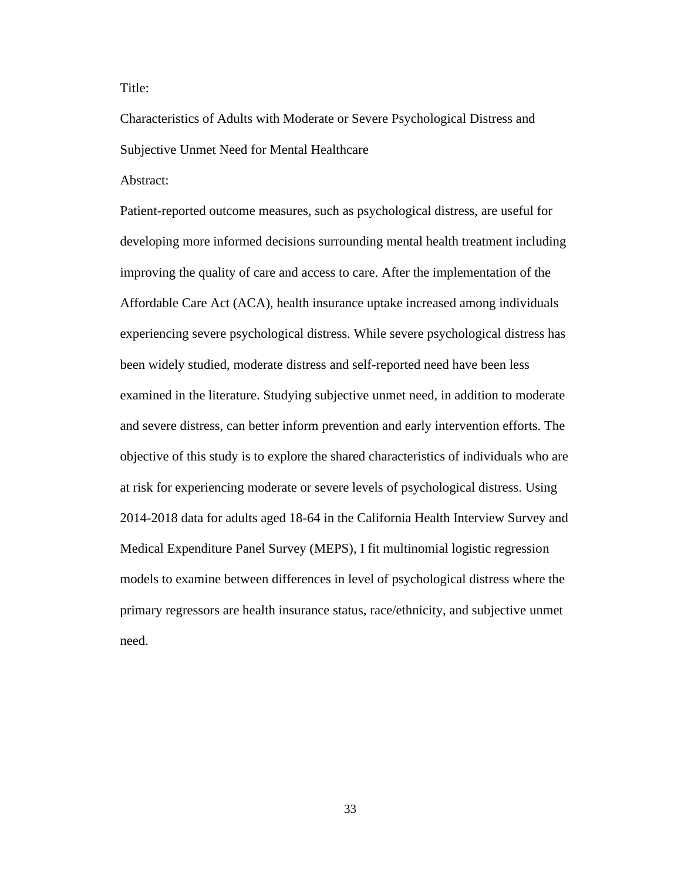Title:

Characteristics of Adults with Moderate or Severe Psychological Distress and Subjective Unmet Need for Mental Healthcare

Abstract:

Patient-reported outcome measures, such as psychological distress, are useful for developing more informed decisions surrounding mental health treatment including improving the quality of care and access to care. After the implementation of the Affordable Care Act (ACA), health insurance uptake increased among individuals experiencing severe psychological distress. While severe psychological distress has been widely studied, moderate distress and self-reported need have been less examined in the literature. Studying subjective unmet need, in addition to moderate and severe distress, can better inform prevention and early intervention efforts. The objective of this study is to explore the shared characteristics of individuals who are at risk for experiencing moderate or severe levels of psychological distress. Using 2014-2018 data for adults aged 18-64 in the California Health Interview Survey and Medical Expenditure Panel Survey (MEPS), I fit multinomial logistic regression models to examine between differences in level of psychological distress where the primary regressors are health insurance status, race/ethnicity, and subjective unmet need.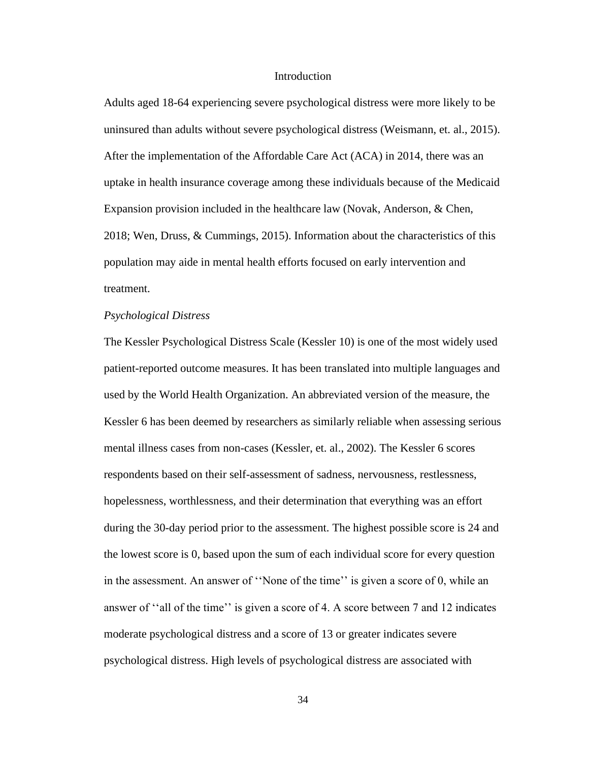# Introduction

Adults aged 18-64 experiencing severe psychological distress were more likely to be uninsured than adults without severe psychological distress (Weismann, et. al., 2015). After the implementation of the Affordable Care Act (ACA) in 2014, there was an uptake in health insurance coverage among these individuals because of the Medicaid Expansion provision included in the healthcare law (Novak, Anderson, & Chen, 2018; Wen, Druss, & Cummings, 2015). Information about the characteristics of this population may aide in mental health efforts focused on early intervention and treatment.

## *Psychological Distress*

The Kessler Psychological Distress Scale (Kessler 10) is one of the most widely used patient-reported outcome measures. It has been translated into multiple languages and used by the World Health Organization. An abbreviated version of the measure, the Kessler 6 has been deemed by researchers as similarly reliable when assessing serious mental illness cases from non-cases (Kessler, et. al., 2002). The Kessler 6 scores respondents based on their self-assessment of sadness, nervousness, restlessness, hopelessness, worthlessness, and their determination that everything was an effort during the 30-day period prior to the assessment. The highest possible score is 24 and the lowest score is 0, based upon the sum of each individual score for every question in the assessment. An answer of ''None of the time'' is given a score of 0, while an answer of ''all of the time'' is given a score of 4. A score between 7 and 12 indicates moderate psychological distress and a score of 13 or greater indicates severe psychological distress. High levels of psychological distress are associated with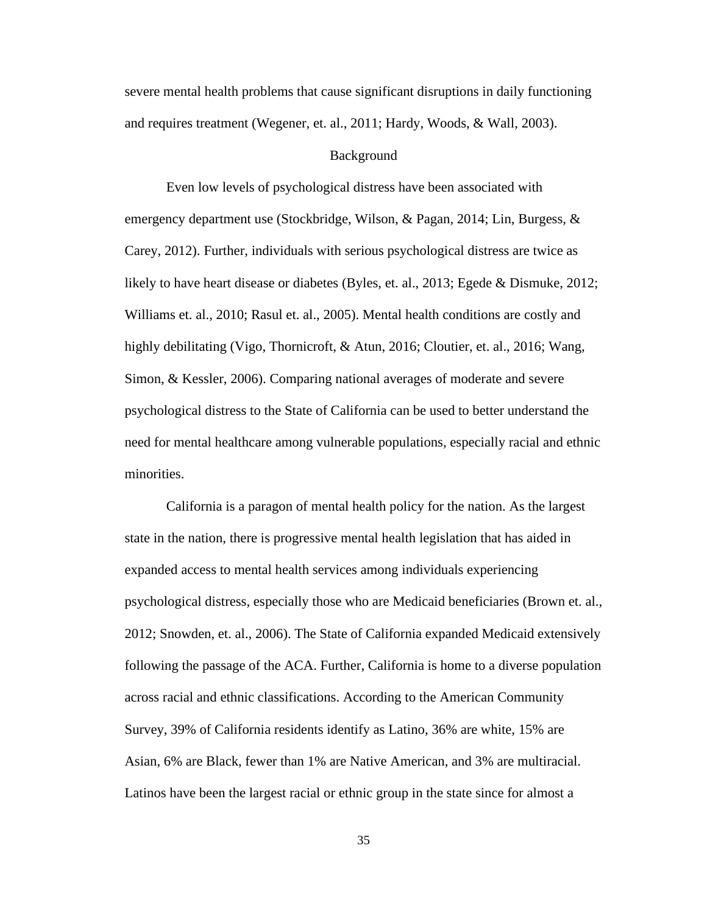severe mental health problems that cause significant disruptions in daily functioning and requires treatment (Wegener, et. al., 2011; Hardy, Woods, & Wall, 2003).

## Background

Even low levels of psychological distress have been associated with emergency department use (Stockbridge, Wilson, & Pagan, 2014; Lin, Burgess, & Carey, 2012). Further, individuals with serious psychological distress are twice as likely to have heart disease or diabetes (Byles, et. al., 2013; Egede & Dismuke, 2012; Williams et. al., 2010; Rasul et. al., 2005). Mental health conditions are costly and highly debilitating (Vigo, Thornicroft, & Atun, 2016; Cloutier, et. al., 2016; Wang, Simon, & Kessler, 2006). Comparing national averages of moderate and severe psychological distress to the State of California can be used to better understand the need for mental healthcare among vulnerable populations, especially racial and ethnic minorities.

California is a paragon of mental health policy for the nation. As the largest state in the nation, there is progressive mental health legislation that has aided in expanded access to mental health services among individuals experiencing psychological distress, especially those who are Medicaid beneficiaries (Brown et. al., 2012; Snowden, et. al., 2006). The State of California expanded Medicaid extensively following the passage of the ACA. Further, California is home to a diverse population across racial and ethnic classifications. According to the American Community Survey, 39% of California residents identify as Latino, 36% are white, 15% are Asian, 6% are Black, fewer than 1% are Native American, and 3% are multiracial. Latinos have been the largest racial or ethnic group in the state since for almost a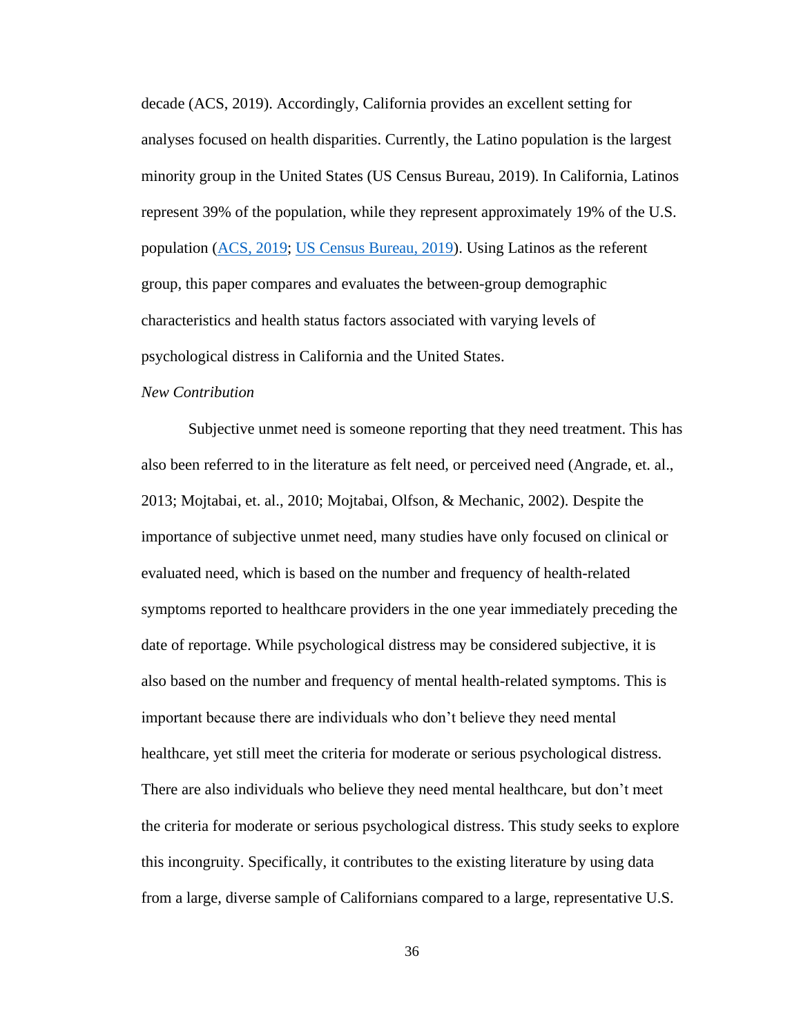decade (ACS, 2019). Accordingly, California provides an excellent setting for analyses focused on health disparities. Currently, the Latino population is the largest minority group in the United States (US Census Bureau, 2019). In California, Latinos represent 39% of the population, while they represent approximately 19% of the U.S. population (ACS, 2019; US Census Bureau, 2019). Using Latinos as the referent group, this paper compares and evaluates the between-group demographic characteristics and health status factors associated with varying levels of psychological distress in California and the United States.

*New Contribution*

Subjective unmet need is someone reporting that they need treatment. This has also been referred to in the literature as felt need, or perceived need (Angrade, et. al., 2013; Mojtabai, et. al., 2010; Mojtabai, Olfson, & Mechanic, 2002). Despite the importance of subjective unmet need, many studies have only focused on clinical or evaluated need, which is based on the number and frequency of health-related symptoms reported to healthcare providers in the one year immediately preceding the date of reportage. While psychological distress may be considered subjective, it is also based on the number and frequency of mental health-related symptoms. This is important because there are individuals who don't believe they need mental healthcare, yet still meet the criteria for moderate or serious psychological distress. There are also individuals who believe they need mental healthcare, but don't meet the criteria for moderate or serious psychological distress. This study seeks to explore this incongruity. Specifically, it contributes to the existing literature by using data from a large, diverse sample of Californians compared to a large, representative U.S.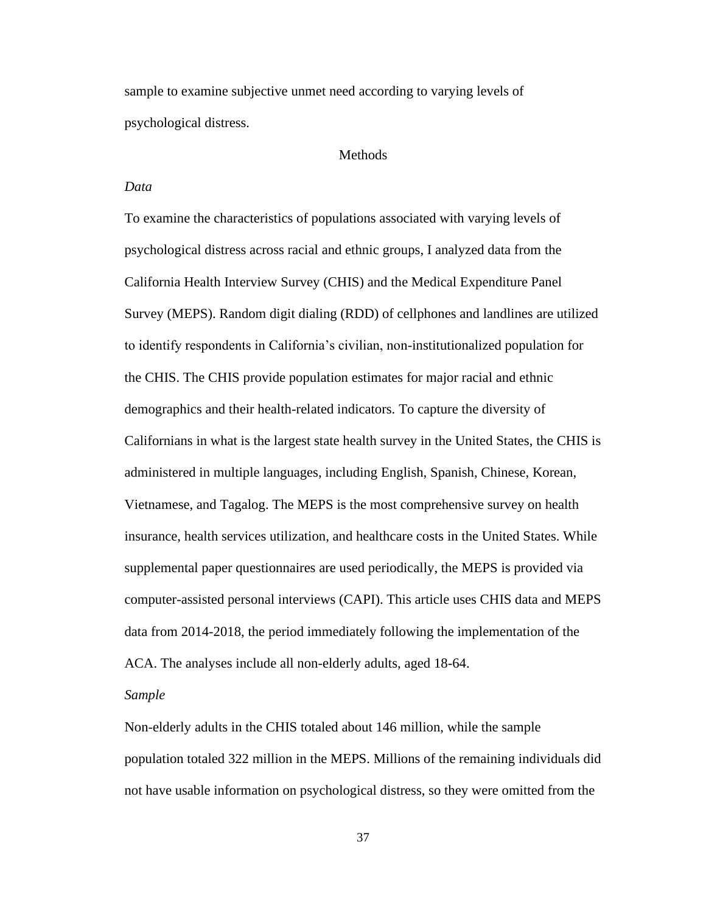sample to examine subjective unmet need according to varying levels of psychological distress.

## Methods

### *Data*

To examine the characteristics of populations associated with varying levels of psychological distress across racial and ethnic groups, I analyzed data from the California Health Interview Survey (CHIS) and the Medical Expenditure Panel Survey (MEPS). Random digit dialing (RDD) of cellphones and landlines are utilized to identify respondents in California's civilian, non-institutionalized population for the CHIS. The CHIS provide population estimates for major racial and ethnic demographics and their health-related indicators. To capture the diversity of Californians in what is the largest state health survey in the United States, the CHIS is administered in multiple languages, including English, Spanish, Chinese, Korean, Vietnamese, and Tagalog. The MEPS is the most comprehensive survey on health insurance, health services utilization, and healthcare costs in the United States. While supplemental paper questionnaires are used periodically, the MEPS is provided via computer-assisted personal interviews (CAPI). This article uses CHIS data and MEPS data from 2014-2018, the period immediately following the implementation of the ACA. The analyses include all non-elderly adults, aged 18-64.

### *Sample*

Non-elderly adults in the CHIS totaled about 146 million, while the sample population totaled 322 million in the MEPS. Millions of the remaining individuals did not have usable information on psychological distress, so they were omitted from the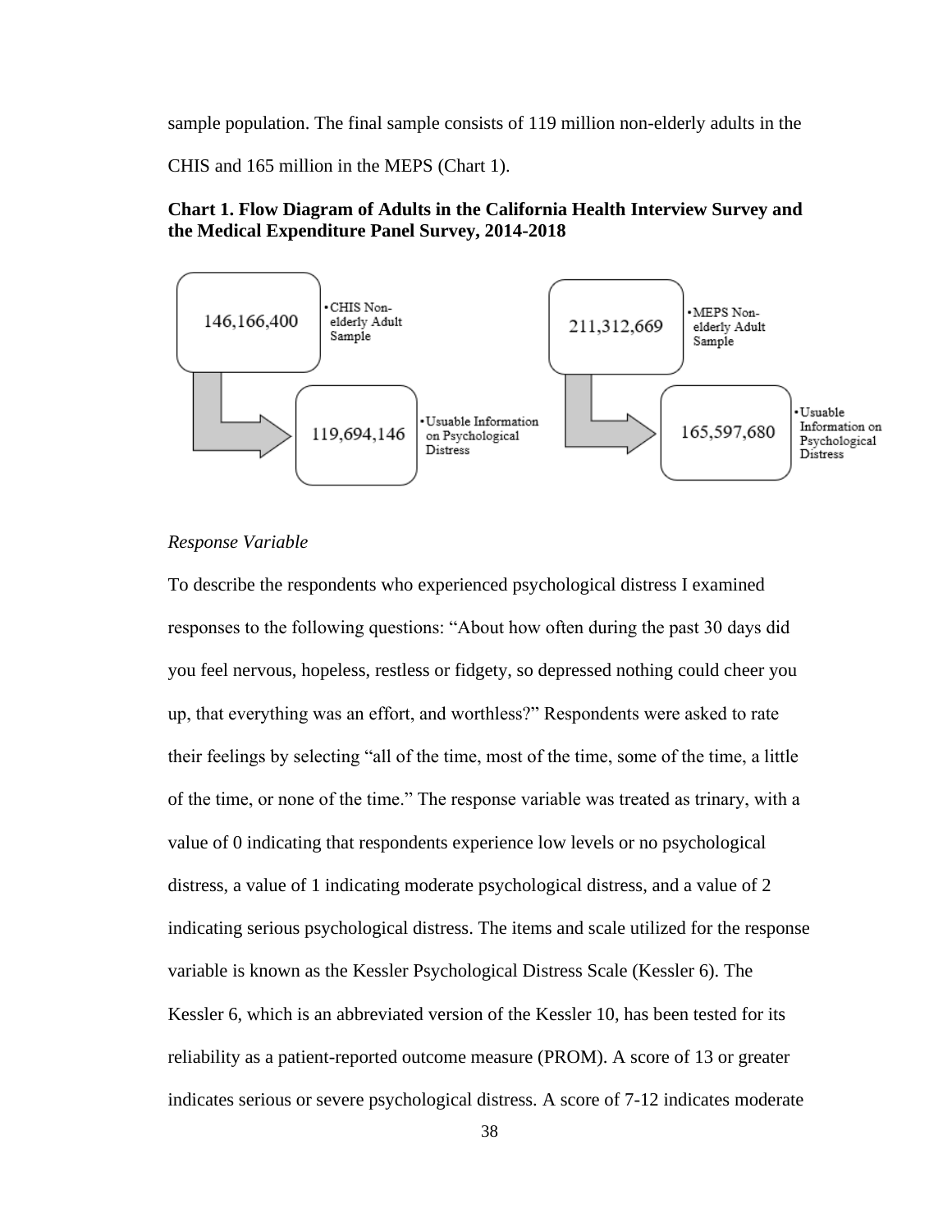sample population. The final sample consists of 119 million non-elderly adults in the CHIS and 165 million in the MEPS (Chart 1).

**Chart 1. Flow Diagram of Adults in the California Health Interview Survey and the Medical Expenditure Panel Survey, 2014-2018**

146,166,400
- CHIS Non-elderly Adult Sample

119,694,146
- Usuable Information on Psychological Distress

211,312,669
- MEPS Non-elderly Adult Sample

165,597,680
- Usuable Information on Psychological Distress

*Response Variable*

To describe the respondents who experienced psychological distress I examined responses to the following questions: "About how often during the past 30 days did you feel nervous, hopeless, restless or fidgety, so depressed nothing could cheer you up, that everything was an effort, and worthless?" Respondents were asked to rate their feelings by selecting "all of the time, most of the time, some of the time, a little of the time, or none of the time." The response variable was treated as trinary, with a value of 0 indicating that respondents experience low levels or no psychological distress, a value of 1 indicating moderate psychological distress, and a value of 2 indicating serious psychological distress. The items and scale utilized for the response variable is known as the Kessler Psychological Distress Scale (Kessler 6). The Kessler 6, which is an abbreviated version of the Kessler 10, has been tested for its reliability as a patient-reported outcome measure (PROM). A score of 13 or greater indicates serious or severe psychological distress. A score of 7-12 indicates moderate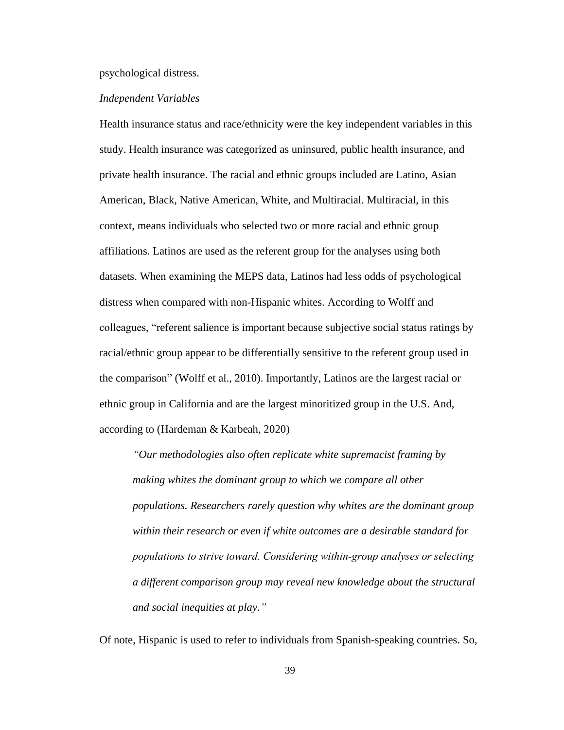psychological distress.

*Independent Variables*

Health insurance status and race/ethnicity were the key independent variables in this study. Health insurance was categorized as uninsured, public health insurance, and private health insurance. The racial and ethnic groups included are Latino, Asian American, Black, Native American, White, and Multiracial. Multiracial, in this context, means individuals who selected two or more racial and ethnic group affiliations. Latinos are used as the referent group for the analyses using both datasets. When examining the MEPS data, Latinos had less odds of psychological distress when compared with non-Hispanic whites. According to Wolff and colleagues, "referent salience is important because subjective social status ratings by racial/ethnic group appear to be differentially sensitive to the referent group used in the comparison" (Wolff et al., 2010). Importantly, Latinos are the largest racial or ethnic group in California and are the largest minoritized group in the U.S. And, according to (Hardeman & Karbeah, 2020)

> *"Our methodologies also often replicate white supremacist framing by making whites the dominant group to which we compare all other populations. Researchers rarely question why whites are the dominant group within their research or even if white outcomes are a desirable standard for populations to strive toward. Considering within-group analyses or selecting a different comparison group may reveal new knowledge about the structural and social inequities at play."*

Of note, Hispanic is used to refer to individuals from Spanish-speaking countries. So,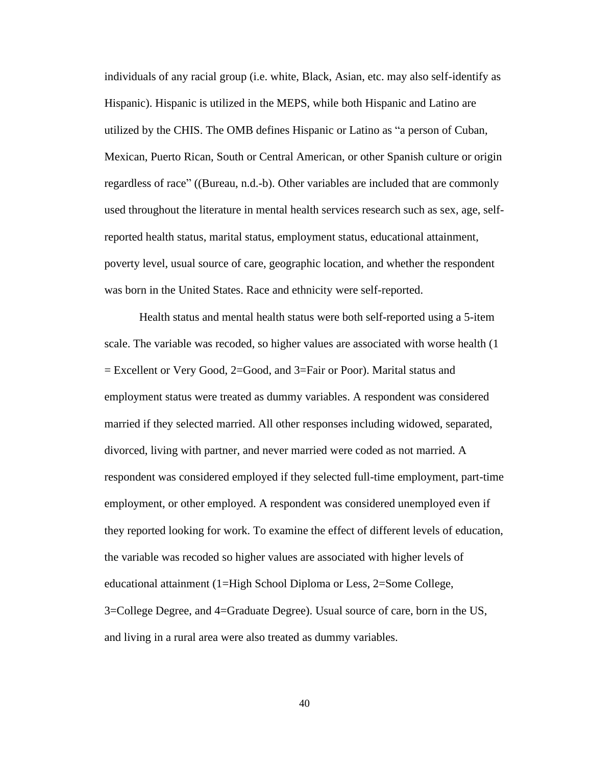individuals of any racial group (i.e. white, Black, Asian, etc. may also self-identify as Hispanic). Hispanic is utilized in the MEPS, while both Hispanic and Latino are utilized by the CHIS. The OMB defines Hispanic or Latino as "a person of Cuban, Mexican, Puerto Rican, South or Central American, or other Spanish culture or origin regardless of race" ((Bureau, n.d.-b). Other variables are included that are commonly used throughout the literature in mental health services research such as sex, age, self-reported health status, marital status, employment status, educational attainment, poverty level, usual source of care, geographic location, and whether the respondent was born in the United States. Race and ethnicity were self-reported.

Health status and mental health status were both self-reported using a 5-item scale. The variable was recoded, so higher values are associated with worse health (1 = Excellent or Very Good, 2=Good, and 3=Fair or Poor). Marital status and employment status were treated as dummy variables. A respondent was considered married if they selected married. All other responses including widowed, separated, divorced, living with partner, and never married were coded as not married. A respondent was considered employed if they selected full-time employment, part-time employment, or other employed. A respondent was considered unemployed even if they reported looking for work. To examine the effect of different levels of education, the variable was recoded so higher values are associated with higher levels of educational attainment (1=High School Diploma or Less, 2=Some College, 3=College Degree, and 4=Graduate Degree). Usual source of care, born in the US, and living in a rural area were also treated as dummy variables.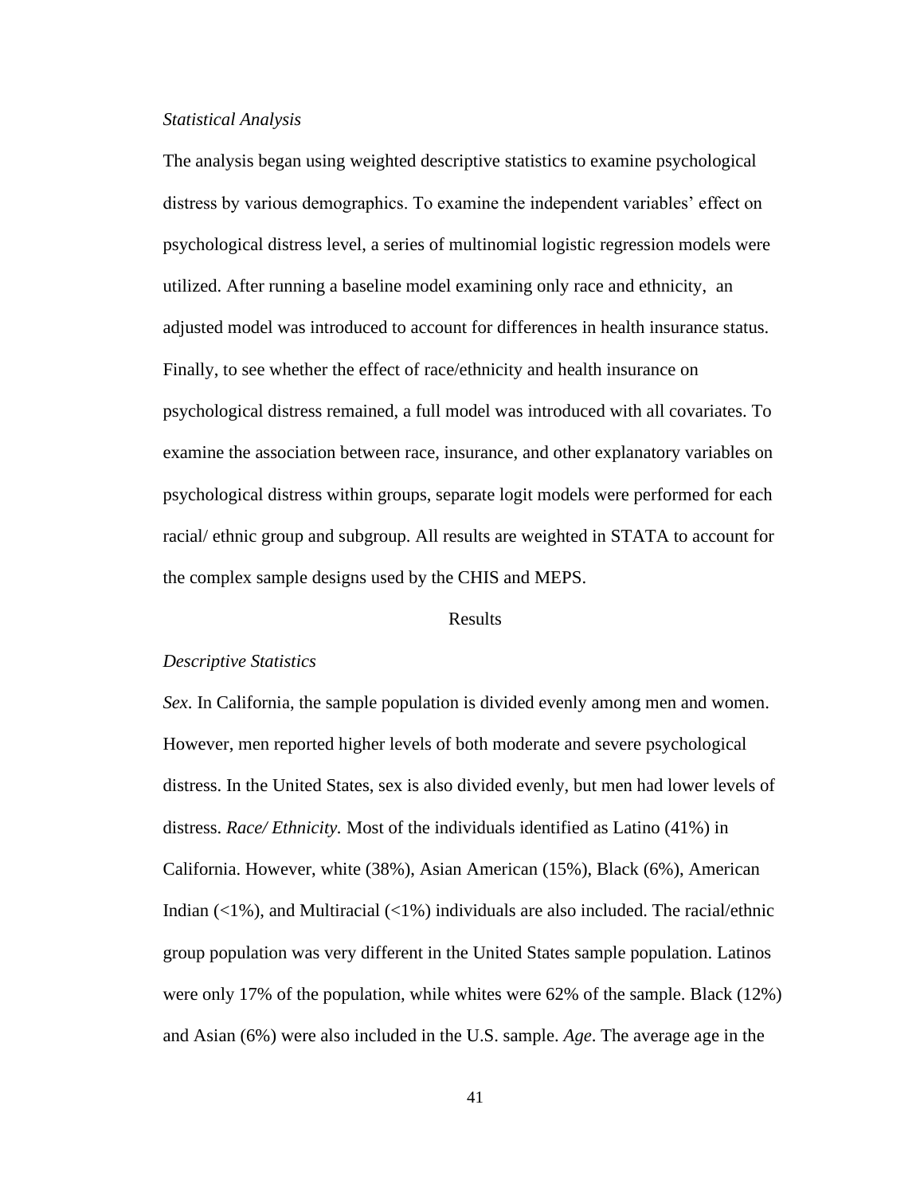### *Statistical Analysis*

The analysis began using weighted descriptive statistics to examine psychological distress by various demographics. To examine the independent variables' effect on psychological distress level, a series of multinomial logistic regression models were utilized. After running a baseline model examining only race and ethnicity, an adjusted model was introduced to account for differences in health insurance status. Finally, to see whether the effect of race/ethnicity and health insurance on psychological distress remained, a full model was introduced with all covariates. To examine the association between race, insurance, and other explanatory variables on psychological distress within groups, separate logit models were performed for each racial/ ethnic group and subgroup. All results are weighted in STATA to account for the complex sample designs used by the CHIS and MEPS.

## Results

### *Descriptive Statistics*

*Sex*. In California, the sample population is divided evenly among men and women. However, men reported higher levels of both moderate and severe psychological distress. In the United States, sex is also divided evenly, but men had lower levels of distress. *Race/ Ethnicity.* Most of the individuals identified as Latino (41%) in California. However, white (38%), Asian American (15%), Black (6%), American Indian (<1%), and Multiracial (<1%) individuals are also included. The racial/ethnic group population was very different in the United States sample population. Latinos were only 17% of the population, while whites were 62% of the sample. Black (12%) and Asian (6%) were also included in the U.S. sample. *Age*. The average age in the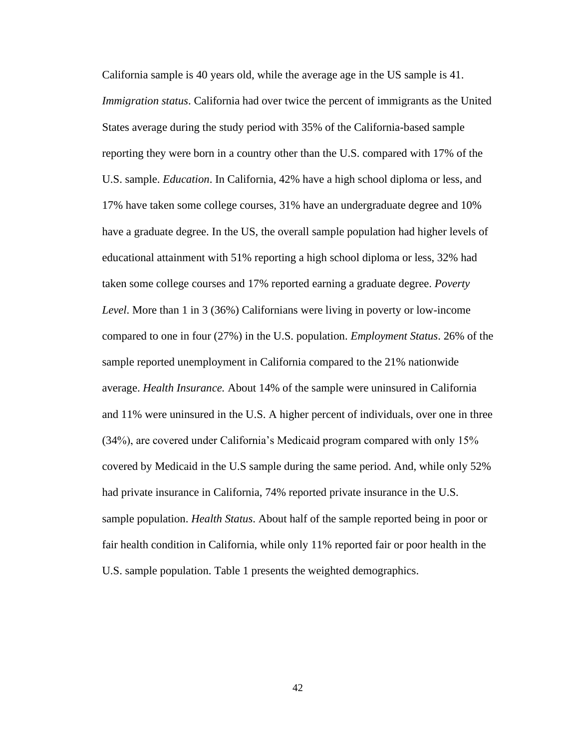California sample is 40 years old, while the average age in the US sample is 41. *Immigration status*. California had over twice the percent of immigrants as the United States average during the study period with 35% of the California-based sample reporting they were born in a country other than the U.S. compared with 17% of the U.S. sample. *Education*. In California, 42% have a high school diploma or less, and 17% have taken some college courses, 31% have an undergraduate degree and 10% have a graduate degree. In the US, the overall sample population had higher levels of educational attainment with 51% reporting a high school diploma or less, 32% had taken some college courses and 17% reported earning a graduate degree. *Poverty Level*. More than 1 in 3 (36%) Californians were living in poverty or low-income compared to one in four (27%) in the U.S. population. *Employment Status*. 26% of the sample reported unemployment in California compared to the 21% nationwide average. *Health Insurance.* About 14% of the sample were uninsured in California and 11% were uninsured in the U.S. A higher percent of individuals, over one in three (34%), are covered under California's Medicaid program compared with only 15% covered by Medicaid in the U.S sample during the same period. And, while only 52% had private insurance in California, 74% reported private insurance in the U.S. sample population. *Health Status*. About half of the sample reported being in poor or fair health condition in California, while only 11% reported fair or poor health in the U.S. sample population. Table 1 presents the weighted demographics.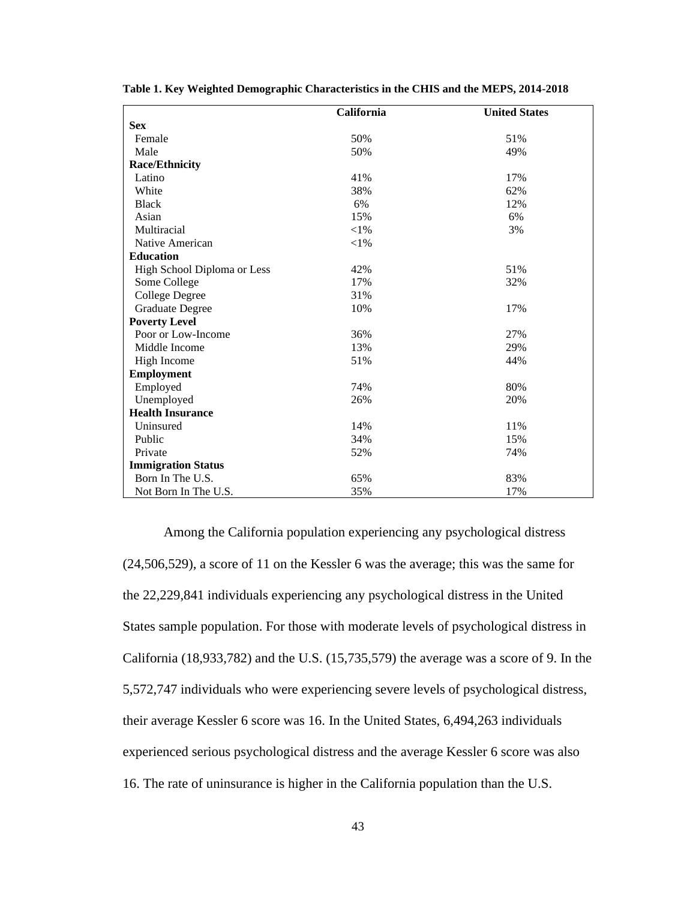**Table 1. Key Weighted Demographic Characteristics in the CHIS and the MEPS, 2014-2018**

| | California | United States |
|---|---|---|
| **Sex** | | |
| Female | 50% | 51% |
| Male | 50% | 49% |
| **Race/Ethnicity** | | |
| Latino | 41% | 17% |
| White | 38% | 62% |
| Black | 6% | 12% |
| Asian | 15% | 6% |
| Multiracial | <1% | 3% |
| Native American | <1% | |
| **Education** | | |
| High School Diploma or Less | 42% | 51% |
| Some College | 17% | 32% |
| College Degree | 31% | |
| Graduate Degree | 10% | 17% |
| **Poverty Level** | | |
| Poor or Low-Income | 36% | 27% |
| Middle Income | 13% | 29% |
| High Income | 51% | 44% |
| **Employment** | | |
| Employed | 74% | 80% |
| Unemployed | 26% | 20% |
| **Health Insurance** | | |
| Uninsured | 14% | 11% |
| Public | 34% | 15% |
| Private | 52% | 74% |
| **Immigration Status** | | |
| Born In The U.S. | 65% | 83% |
| Not Born In The U.S. | 35% | 17% |

Among the California population experiencing any psychological distress (24,506,529), a score of 11 on the Kessler 6 was the average; this was the same for the 22,229,841 individuals experiencing any psychological distress in the United States sample population. For those with moderate levels of psychological distress in California (18,933,782) and the U.S. (15,735,579) the average was a score of 9. In the 5,572,747 individuals who were experiencing severe levels of psychological distress, their average Kessler 6 score was 16. In the United States, 6,494,263 individuals experienced serious psychological distress and the average Kessler 6 score was also 16. The rate of uninsurance is higher in the California population than the U.S.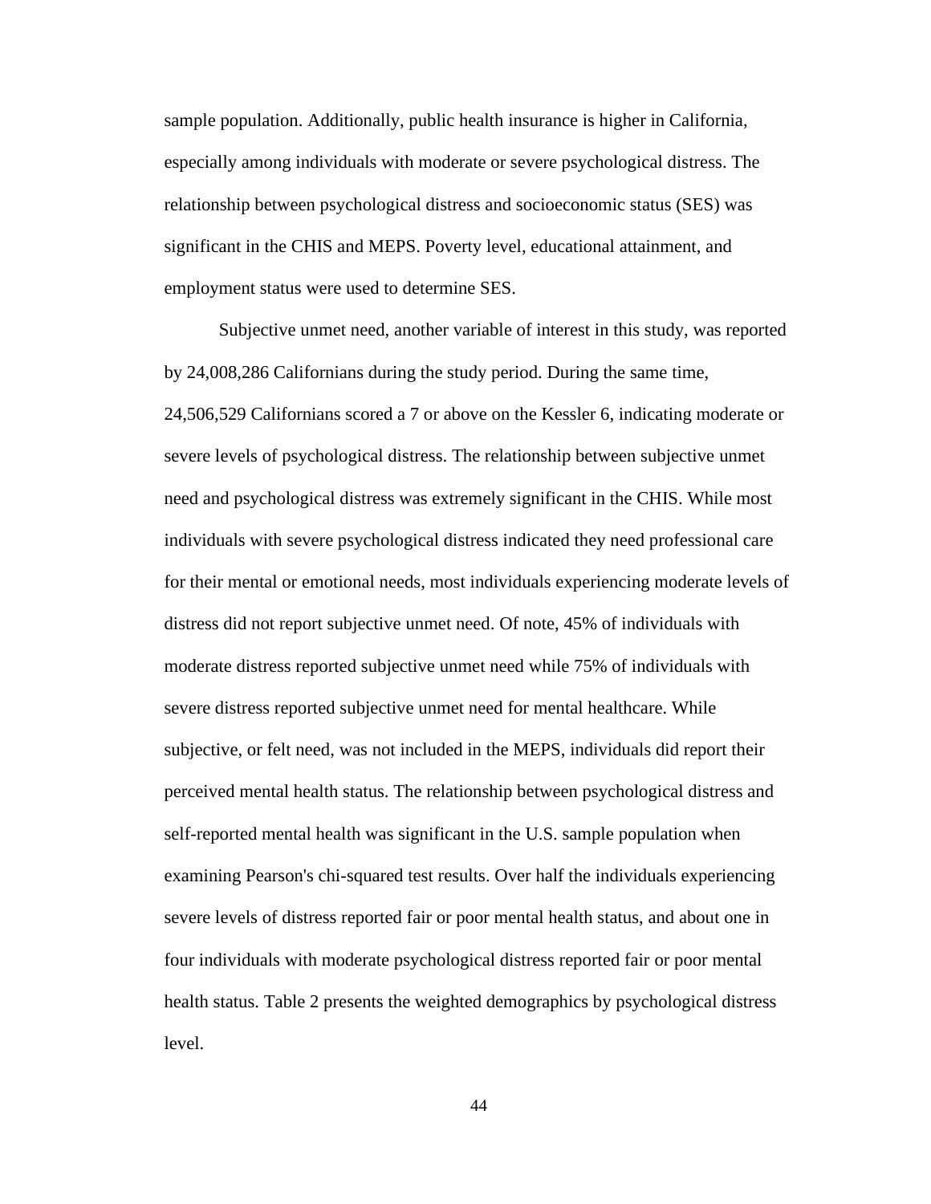sample population. Additionally, public health insurance is higher in California, especially among individuals with moderate or severe psychological distress. The relationship between psychological distress and socioeconomic status (SES) was significant in the CHIS and MEPS. Poverty level, educational attainment, and employment status were used to determine SES.

Subjective unmet need, another variable of interest in this study, was reported by 24,008,286 Californians during the study period. During the same time, 24,506,529 Californians scored a 7 or above on the Kessler 6, indicating moderate or severe levels of psychological distress. The relationship between subjective unmet need and psychological distress was extremely significant in the CHIS. While most individuals with severe psychological distress indicated they need professional care for their mental or emotional needs, most individuals experiencing moderate levels of distress did not report subjective unmet need. Of note, 45% of individuals with moderate distress reported subjective unmet need while 75% of individuals with severe distress reported subjective unmet need for mental healthcare. While subjective, or felt need, was not included in the MEPS, individuals did report their perceived mental health status. The relationship between psychological distress and self-reported mental health was significant in the U.S. sample population when examining Pearson's chi-squared test results. Over half the individuals experiencing severe levels of distress reported fair or poor mental health status, and about one in four individuals with moderate psychological distress reported fair or poor mental health status. Table 2 presents the weighted demographics by psychological distress level.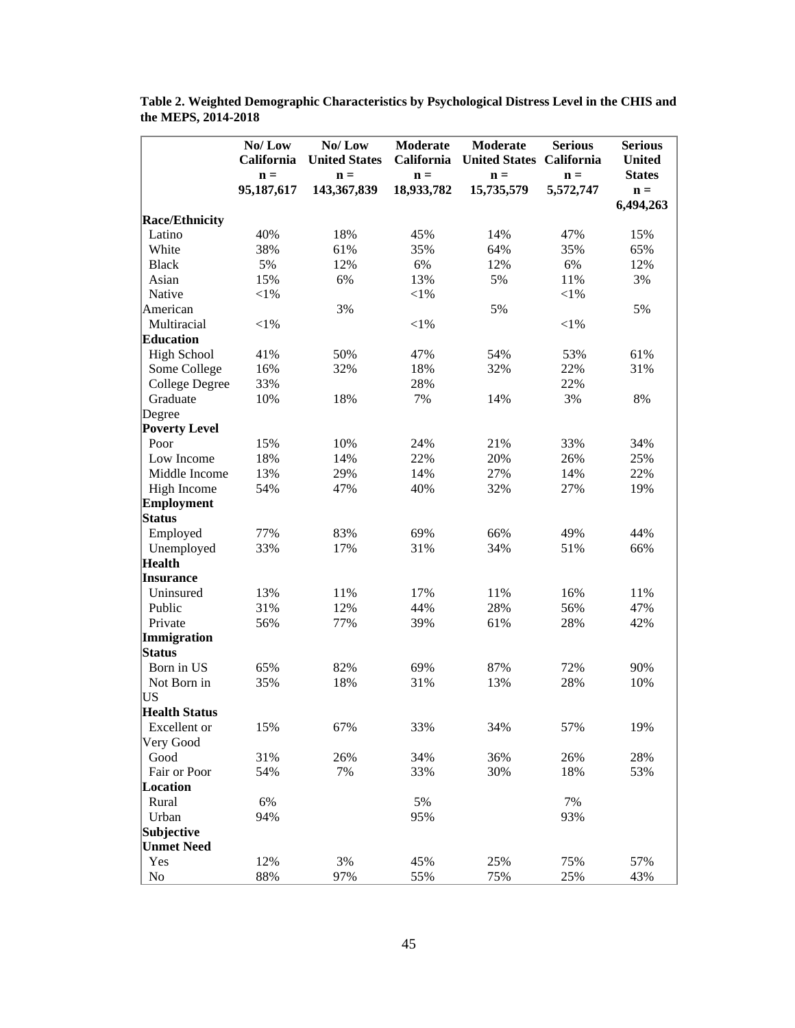**Table 2. Weighted Demographic Characteristics by Psychological Distress Level in the CHIS and the MEPS, 2014-2018**

| | No/ Low California n = 95,187,617 | No/ Low United States n = 143,367,839 | Moderate California n = 18,933,782 | Moderate United States n = 15,735,579 | Serious California n = 5,572,747 | Serious United States n = 6,494,263 |
|---|---|---|---|---|---|---|
| **Race/Ethnicity** | | | | | | |
| Latino | 40% | 18% | 45% | 14% | 47% | 15% |
| White | 38% | 61% | 35% | 64% | 35% | 65% |
| Black | 5% | 12% | 6% | 12% | 6% | 12% |
| Asian | 15% | 6% | 13% | 5% | 11% | 3% |
| Native American | <1% | 3% | <1% | 5% | <1% | 5% |
| Multiracial | <1% | | <1% | | <1% | |
| **Education** | | | | | | |
| High School | 41% | 50% | 47% | 54% | 53% | 61% |
| Some College | 16% | 32% | 18% | 32% | 22% | 31% |
| College Degree | 33% | | 28% | | 22% | |
| Graduate Degree | 10% | 18% | 7% | 14% | 3% | 8% |
| **Poverty Level** | | | | | | |
| Poor | 15% | 10% | 24% | 21% | 33% | 34% |
| Low Income | 18% | 14% | 22% | 20% | 26% | 25% |
| Middle Income | 13% | 29% | 14% | 27% | 14% | 22% |
| High Income | 54% | 47% | 40% | 32% | 27% | 19% |
| **Employment Status** | | | | | | |
| Employed | 77% | 83% | 69% | 66% | 49% | 44% |
| Unemployed | 33% | 17% | 31% | 34% | 51% | 66% |
| **Health Insurance** | | | | | | |
| Uninsured | 13% | 11% | 17% | 11% | 16% | 11% |
| Public | 31% | 12% | 44% | 28% | 56% | 47% |
| Private | 56% | 77% | 39% | 61% | 28% | 42% |
| **Immigration Status** | | | | | | |
| Born in US | 65% | 82% | 69% | 87% | 72% | 90% |
| Not Born in US | 35% | 18% | 31% | 13% | 28% | 10% |
| **Health Status** | | | | | | |
| Excellent or Very Good | 15% | 67% | 33% | 34% | 57% | 19% |
| Good | 31% | 26% | 34% | 36% | 26% | 28% |
| Fair or Poor | 54% | 7% | 33% | 30% | 18% | 53% |
| **Location** | | | | | | |
| Rural | 6% | | 5% | | 7% | |
| Urban | 94% | | 95% | | 93% | |
| **Subjective Unmet Need** | | | | | | |
| Yes | 12% | 3% | 45% | 25% | 75% | 57% |
| No | 88% | 97% | 55% | 75% | 25% | 43% |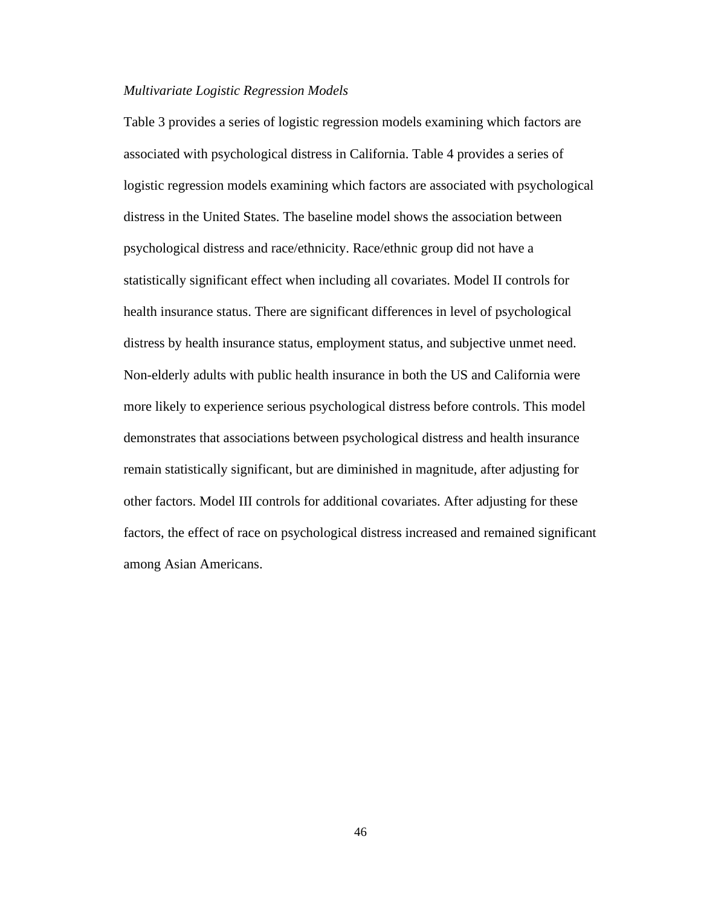### *Multivariate Logistic Regression Models*

Table 3 provides a series of logistic regression models examining which factors are associated with psychological distress in California. Table 4 provides a series of logistic regression models examining which factors are associated with psychological distress in the United States. The baseline model shows the association between psychological distress and race/ethnicity. Race/ethnic group did not have a statistically significant effect when including all covariates. Model II controls for health insurance status. There are significant differences in level of psychological distress by health insurance status, employment status, and subjective unmet need. Non-elderly adults with public health insurance in both the US and California were more likely to experience serious psychological distress before controls. This model demonstrates that associations between psychological distress and health insurance remain statistically significant, but are diminished in magnitude, after adjusting for other factors. Model III controls for additional covariates. After adjusting for these factors, the effect of race on psychological distress increased and remained significant among Asian Americans.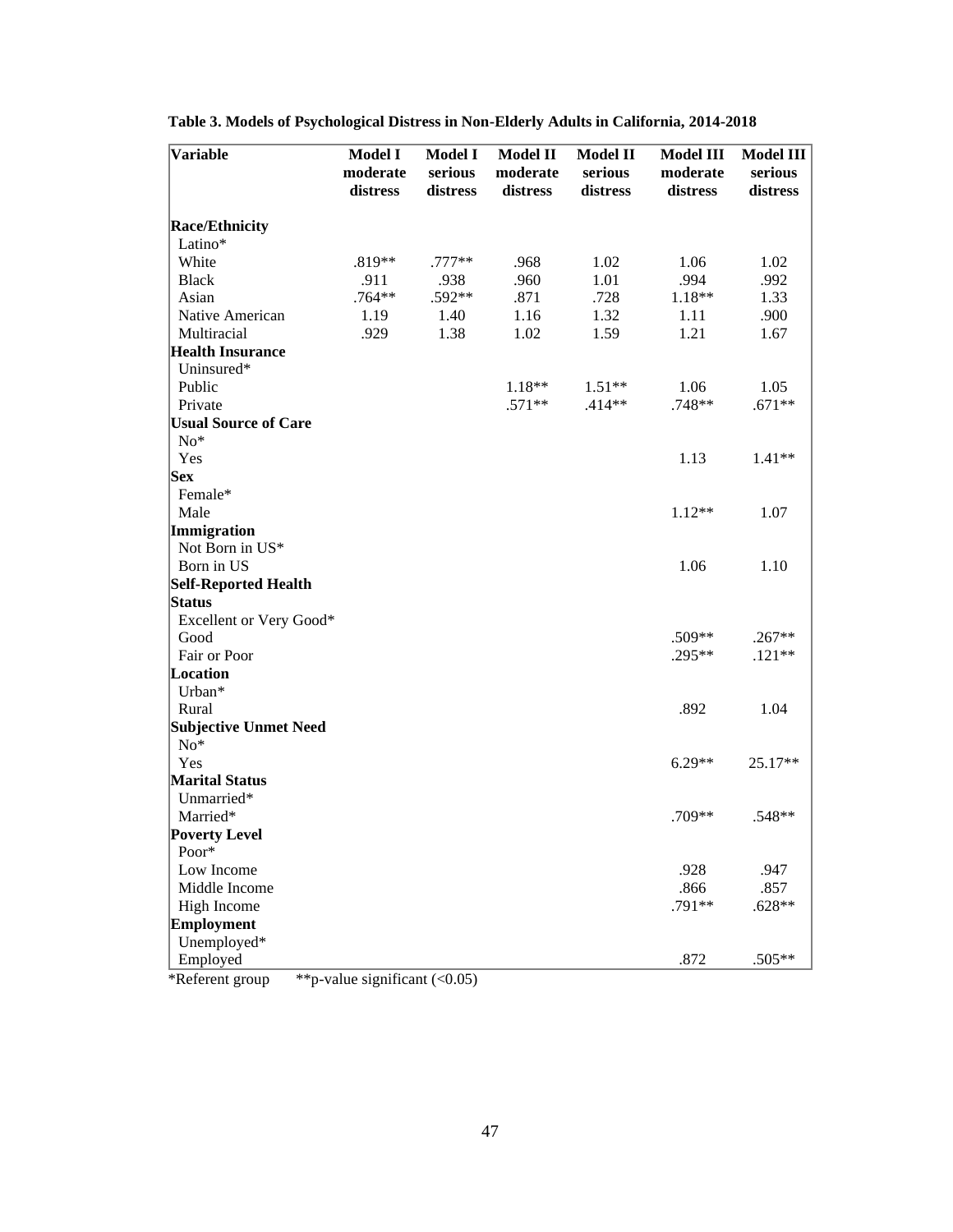**Table 3. Models of Psychological Distress in Non-Elderly Adults in California, 2014-2018**

| Variable | Model I moderate distress | Model I serious distress | Model II moderate distress | Model II serious distress | Model III moderate distress | Model III serious distress |
|---|---|---|---|---|---|---|
| **Race/Ethnicity** | | | | | | |
| Latino* | | | | | | |
| White | .819** | .777** | .968 | 1.02 | 1.06 | 1.02 |
| Black | .911 | .938 | .960 | 1.01 | .994 | .992 |
| Asian | .764** | .592** | .871 | .728 | 1.18** | 1.33 |
| Native American | 1.19 | 1.40 | 1.16 | 1.32 | 1.11 | .900 |
| Multiracial | .929 | 1.38 | 1.02 | 1.59 | 1.21 | 1.67 |
| **Health Insurance** | | | | | | |
| Uninsured* | | | | | | |
| Public | | | 1.18** | 1.51** | 1.06 | 1.05 |
| Private | | | .571** | .414** | .748** | .671** |
| **Usual Source of Care** | | | | | | |
| No* | | | | | | |
| Yes | | | | | 1.13 | 1.41** |
| **Sex** | | | | | | |
| Female* | | | | | | |
| Male | | | | | 1.12** | 1.07 |
| **Immigration** | | | | | | |
| Not Born in US* | | | | | | |
| Born in US | | | | | 1.06 | 1.10 |
| **Self-Reported Health Status** | | | | | | |
| Excellent or Very Good* | | | | | | |
| Good | | | | | .509** | .267** |
| Fair or Poor | | | | | .295** | .121** |
| **Location** | | | | | | |
| Urban* | | | | | | |
| Rural | | | | | .892 | 1.04 |
| **Subjective Unmet Need** | | | | | | |
| No* | | | | | | |
| Yes | | | | | 6.29** | 25.17** |
| **Marital Status** | | | | | | |
| Unmarried* | | | | | | |
| Married* | | | | | .709** | .548** |
| **Poverty Level** | | | | | | |
| Poor* | | | | | | |
| Low Income | | | | | .928 | .947 |
| Middle Income | | | | | .866 | .857 |
| High Income | | | | | .791** | .628** |
| **Employment** | | | | | | |
| Unemployed* | | | | | | |
| Employed | | | | | .872 | .505** |

*Referent group **p-value significant (<0.05)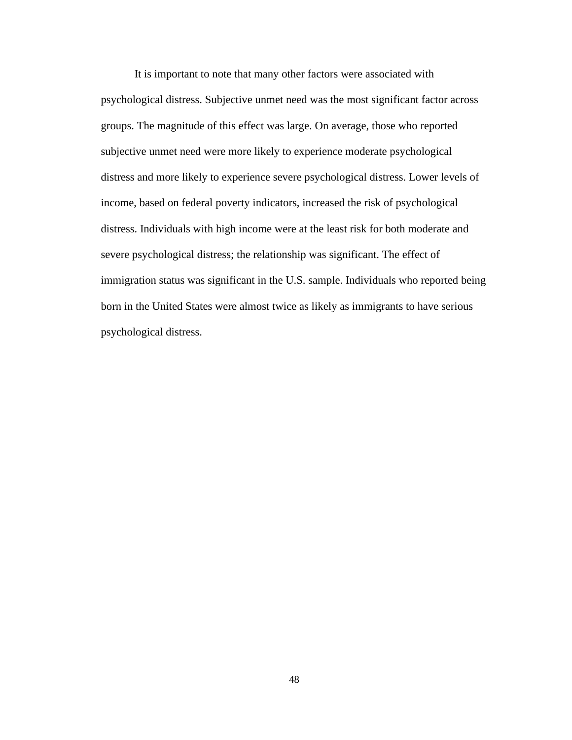It is important to note that many other factors were associated with psychological distress. Subjective unmet need was the most significant factor across groups. The magnitude of this effect was large. On average, those who reported subjective unmet need were more likely to experience moderate psychological distress and more likely to experience severe psychological distress. Lower levels of income, based on federal poverty indicators, increased the risk of psychological distress. Individuals with high income were at the least risk for both moderate and severe psychological distress; the relationship was significant. The effect of immigration status was significant in the U.S. sample. Individuals who reported being born in the United States were almost twice as likely as immigrants to have serious psychological distress.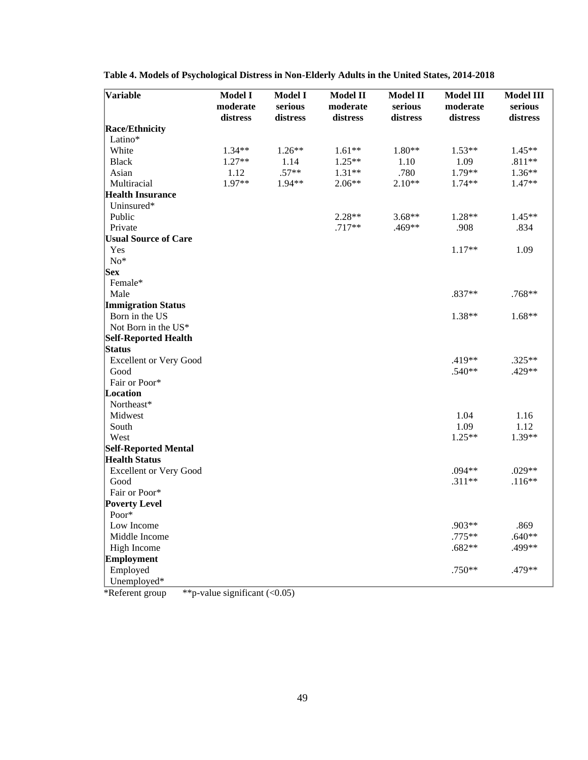**Table 4. Models of Psychological Distress in Non-Elderly Adults in the United States, 2014-2018**

| Variable | Model I moderate distress | Model I serious distress | Model II moderate distress | Model II serious distress | Model III moderate distress | Model III serious distress |
|---|---|---|---|---|---|---|
| **Race/Ethnicity** | | | | | | |
| Latino* | | | | | | |
| White | 1.34** | 1.26** | 1.61** | 1.80** | 1.53** | 1.45** |
| Black | 1.27** | 1.14 | 1.25** | 1.10 | 1.09 | .811** |
| Asian | 1.12 | .57** | 1.31** | .780 | 1.79** | 1.36** |
| Multiracial | 1.97** | 1.94** | 2.06** | 2.10** | 1.74** | 1.47** |
| **Health Insurance** | | | | | | |
| Uninsured* | | | | | | |
| Public | | | 2.28** | 3.68** | 1.28** | 1.45** |
| Private | | | .717** | .469** | .908 | .834 |
| **Usual Source of Care** | | | | | | |
| Yes | | | | | 1.17** | 1.09 |
| No* | | | | | | |
| **Sex** | | | | | | |
| Female* | | | | | | |
| Male | | | | | .837** | .768** |
| **Immigration Status** | | | | | | |
| Born in the US | | | | | 1.38** | 1.68** |
| Not Born in the US* | | | | | | |
| **Self-Reported Health Status** | | | | | | |
| Excellent or Very Good | | | | | .419** | .325** |
| Good | | | | | .540** | .429** |
| Fair or Poor* | | | | | | |
| **Location** | | | | | | |
| Northeast* | | | | | | |
| Midwest | | | | | 1.04 | 1.16 |
| South | | | | | 1.09 | 1.12 |
| West | | | | | 1.25** | 1.39** |
| **Self-Reported Mental Health Status** | | | | | | |
| Excellent or Very Good | | | | | .094** | .029** |
| Good | | | | | .311** | .116** |
| Fair or Poor* | | | | | | |
| **Poverty Level** | | | | | | |
| Poor* | | | | | | |
| Low Income | | | | | .903** | .869 |
| Middle Income | | | | | .775** | .640** |
| High Income | | | | | .682** | .499** |
| **Employment** | | | | | | |
| Employed | | | | | .750** | .479** |
| Unemployed* | | | | | | |

*Referent group **p-value significant (<0.05)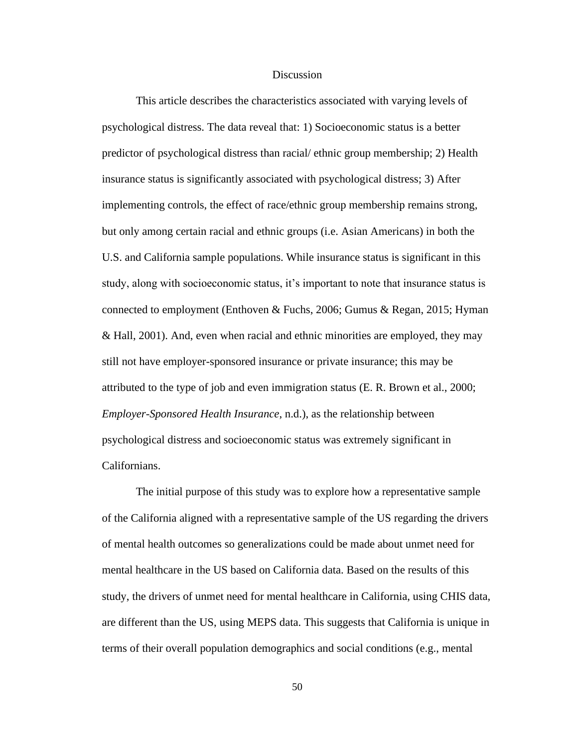# Discussion

This article describes the characteristics associated with varying levels of psychological distress. The data reveal that: 1) Socioeconomic status is a better predictor of psychological distress than racial/ ethnic group membership; 2) Health insurance status is significantly associated with psychological distress; 3) After implementing controls, the effect of race/ethnic group membership remains strong, but only among certain racial and ethnic groups (i.e. Asian Americans) in both the U.S. and California sample populations. While insurance status is significant in this study, along with socioeconomic status, it's important to note that insurance status is connected to employment (Enthoven & Fuchs, 2006; Gumus & Regan, 2015; Hyman & Hall, 2001). And, even when racial and ethnic minorities are employed, they may still not have employer-sponsored insurance or private insurance; this may be attributed to the type of job and even immigration status (E. R. Brown et al., 2000; *Employer-Sponsored Health Insurance*, n.d.), as the relationship between psychological distress and socioeconomic status was extremely significant in Californians.

The initial purpose of this study was to explore how a representative sample of the California aligned with a representative sample of the US regarding the drivers of mental health outcomes so generalizations could be made about unmet need for mental healthcare in the US based on California data. Based on the results of this study, the drivers of unmet need for mental healthcare in California, using CHIS data, are different than the US, using MEPS data. This suggests that California is unique in terms of their overall population demographics and social conditions (e.g., mental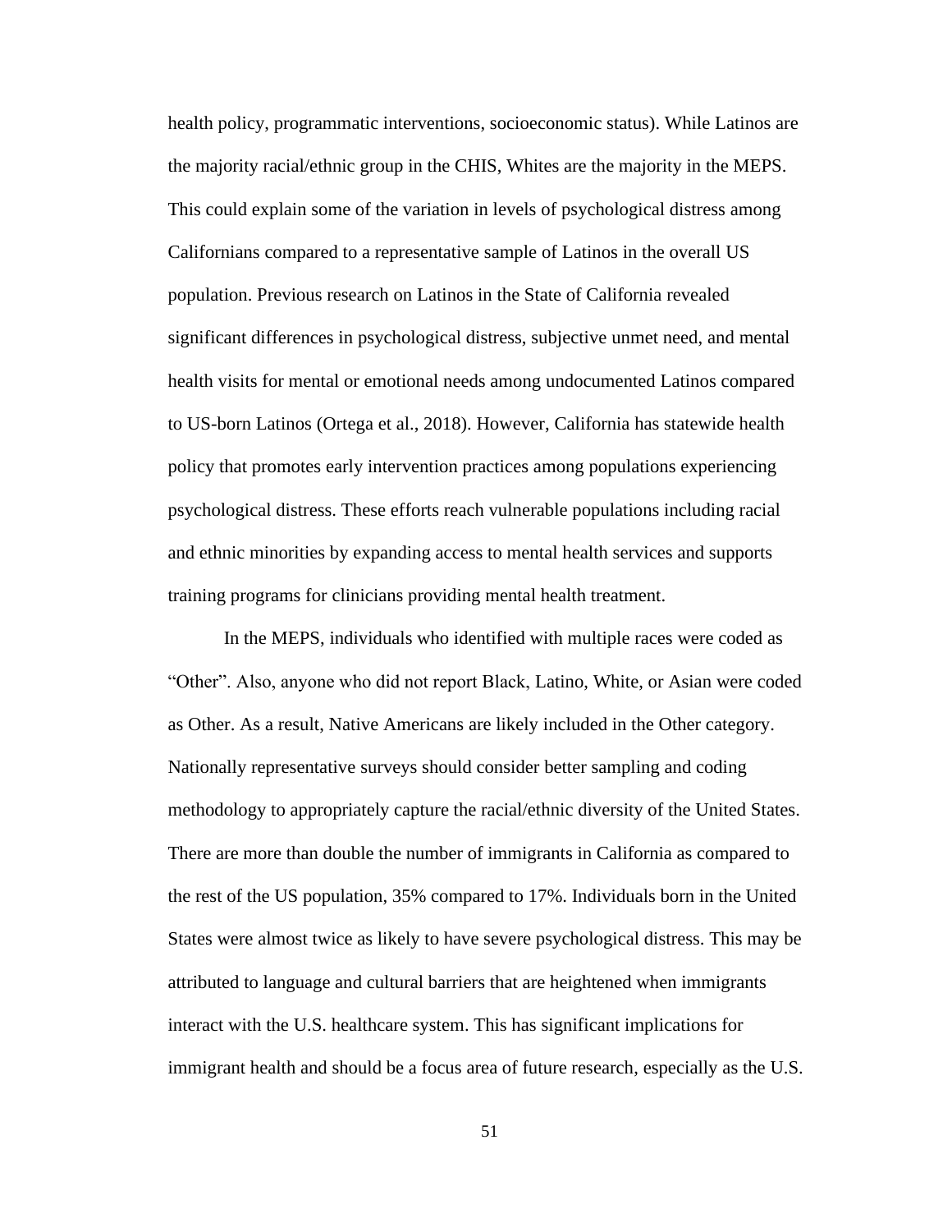health policy, programmatic interventions, socioeconomic status). While Latinos are the majority racial/ethnic group in the CHIS, Whites are the majority in the MEPS. This could explain some of the variation in levels of psychological distress among Californians compared to a representative sample of Latinos in the overall US population. Previous research on Latinos in the State of California revealed significant differences in psychological distress, subjective unmet need, and mental health visits for mental or emotional needs among undocumented Latinos compared to US-born Latinos (Ortega et al., 2018). However, California has statewide health policy that promotes early intervention practices among populations experiencing psychological distress. These efforts reach vulnerable populations including racial and ethnic minorities by expanding access to mental health services and supports training programs for clinicians providing mental health treatment.

In the MEPS, individuals who identified with multiple races were coded as “Other”. Also, anyone who did not report Black, Latino, White, or Asian were coded as Other. As a result, Native Americans are likely included in the Other category. Nationally representative surveys should consider better sampling and coding methodology to appropriately capture the racial/ethnic diversity of the United States. There are more than double the number of immigrants in California as compared to the rest of the US population, 35% compared to 17%. Individuals born in the United States were almost twice as likely to have severe psychological distress. This may be attributed to language and cultural barriers that are heightened when immigrants interact with the U.S. healthcare system. This has significant implications for immigrant health and should be a focus area of future research, especially as the U.S.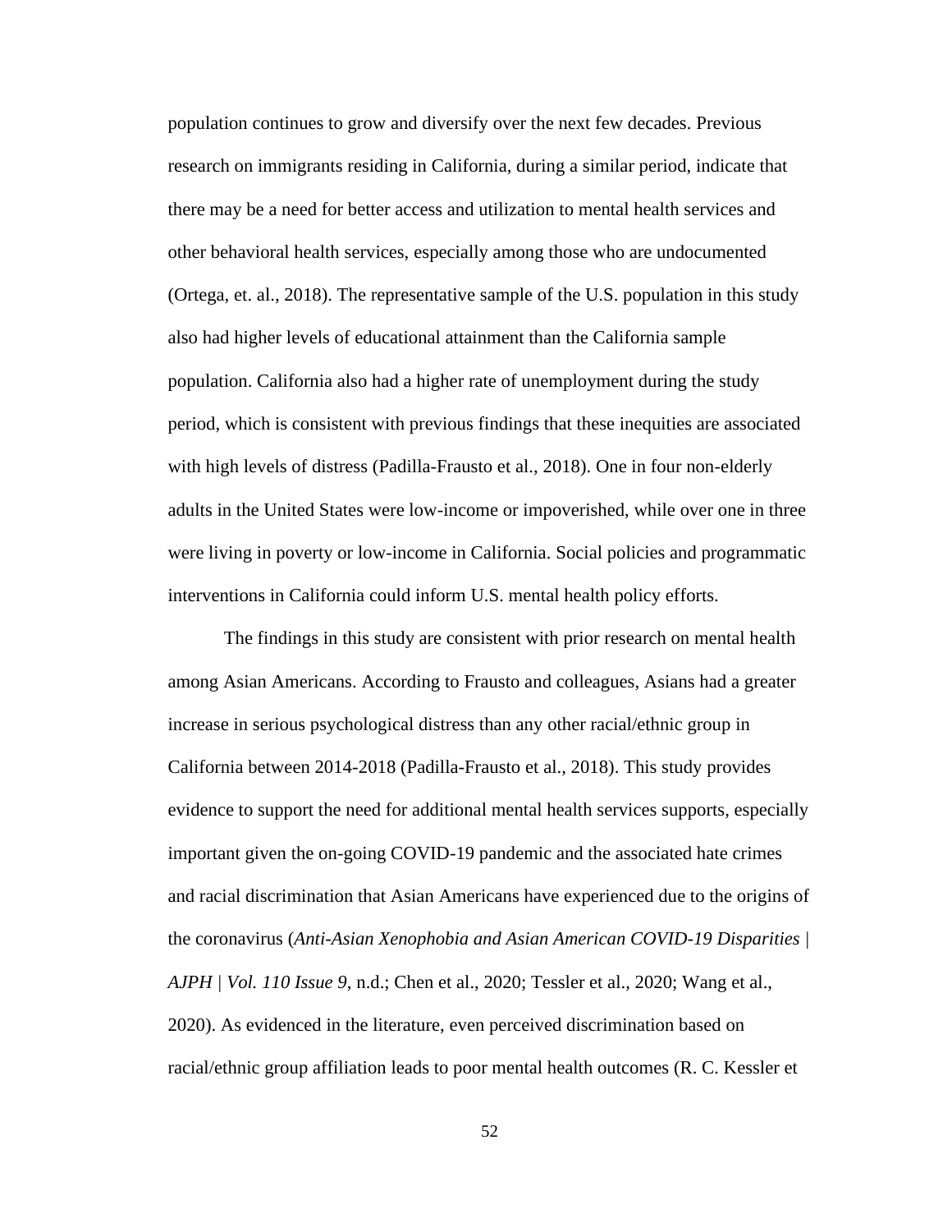population continues to grow and diversify over the next few decades. Previous research on immigrants residing in California, during a similar period, indicate that there may be a need for better access and utilization to mental health services and other behavioral health services, especially among those who are undocumented (Ortega, et. al., 2018). The representative sample of the U.S. population in this study also had higher levels of educational attainment than the California sample population. California also had a higher rate of unemployment during the study period, which is consistent with previous findings that these inequities are associated with high levels of distress (Padilla-Frausto et al., 2018). One in four non-elderly adults in the United States were low-income or impoverished, while over one in three were living in poverty or low-income in California. Social policies and programmatic interventions in California could inform U.S. mental health policy efforts.

The findings in this study are consistent with prior research on mental health among Asian Americans. According to Frausto and colleagues, Asians had a greater increase in serious psychological distress than any other racial/ethnic group in California between 2014-2018 (Padilla-Frausto et al., 2018). This study provides evidence to support the need for additional mental health services supports, especially important given the on-going COVID-19 pandemic and the associated hate crimes and racial discrimination that Asian Americans have experienced due to the origins of the coronavirus (*Anti-Asian Xenophobia and Asian American COVID-19 Disparities | AJPH | Vol. 110 Issue 9*, n.d.; Chen et al., 2020; Tessler et al., 2020; Wang et al., 2020). As evidenced in the literature, even perceived discrimination based on racial/ethnic group affiliation leads to poor mental health outcomes (R. C. Kessler et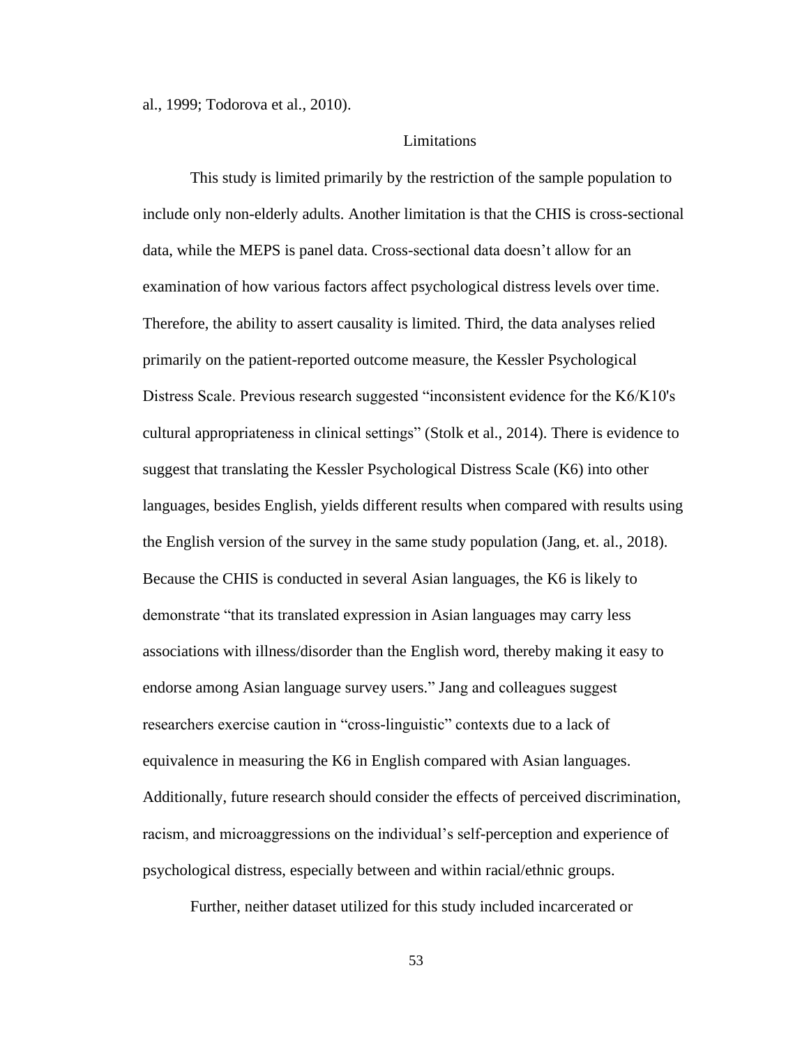al., 1999; Todorova et al., 2010).

## Limitations

This study is limited primarily by the restriction of the sample population to include only non-elderly adults. Another limitation is that the CHIS is cross-sectional data, while the MEPS is panel data. Cross-sectional data doesn't allow for an examination of how various factors affect psychological distress levels over time. Therefore, the ability to assert causality is limited. Third, the data analyses relied primarily on the patient-reported outcome measure, the Kessler Psychological Distress Scale. Previous research suggested "inconsistent evidence for the K6/K10's cultural appropriateness in clinical settings" (Stolk et al., 2014). There is evidence to suggest that translating the Kessler Psychological Distress Scale (K6) into other languages, besides English, yields different results when compared with results using the English version of the survey in the same study population (Jang, et. al., 2018). Because the CHIS is conducted in several Asian languages, the K6 is likely to demonstrate "that its translated expression in Asian languages may carry less associations with illness/disorder than the English word, thereby making it easy to endorse among Asian language survey users." Jang and colleagues suggest researchers exercise caution in "cross-linguistic" contexts due to a lack of equivalence in measuring the K6 in English compared with Asian languages. Additionally, future research should consider the effects of perceived discrimination, racism, and microaggressions on the individual's self-perception and experience of psychological distress, especially between and within racial/ethnic groups.

Further, neither dataset utilized for this study included incarcerated or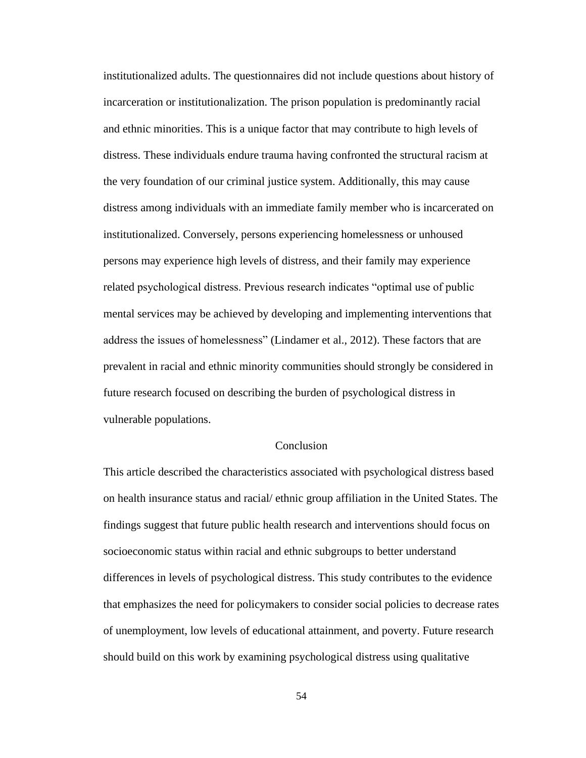institutionalized adults. The questionnaires did not include questions about history of incarceration or institutionalization. The prison population is predominantly racial and ethnic minorities. This is a unique factor that may contribute to high levels of distress. These individuals endure trauma having confronted the structural racism at the very foundation of our criminal justice system. Additionally, this may cause distress among individuals with an immediate family member who is incarcerated on institutionalized. Conversely, persons experiencing homelessness or unhoused persons may experience high levels of distress, and their family may experience related psychological distress. Previous research indicates "optimal use of public mental services may be achieved by developing and implementing interventions that address the issues of homelessness" (Lindamer et al., 2012). These factors that are prevalent in racial and ethnic minority communities should strongly be considered in future research focused on describing the burden of psychological distress in vulnerable populations.

## Conclusion

This article described the characteristics associated with psychological distress based on health insurance status and racial/ ethnic group affiliation in the United States. The findings suggest that future public health research and interventions should focus on socioeconomic status within racial and ethnic subgroups to better understand differences in levels of psychological distress. This study contributes to the evidence that emphasizes the need for policymakers to consider social policies to decrease rates of unemployment, low levels of educational attainment, and poverty. Future research should build on this work by examining psychological distress using qualitative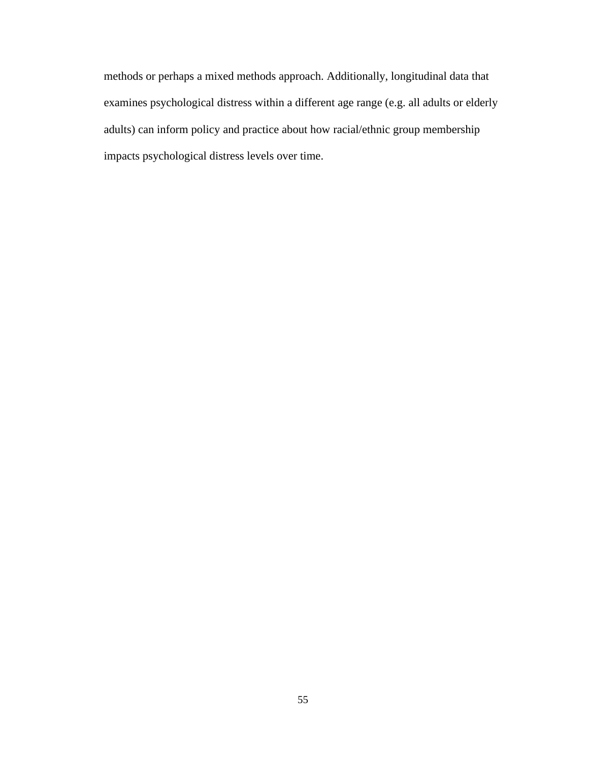methods or perhaps a mixed methods approach. Additionally, longitudinal data that examines psychological distress within a different age range (e.g. all adults or elderly adults) can inform policy and practice about how racial/ethnic group membership impacts psychological distress levels over time.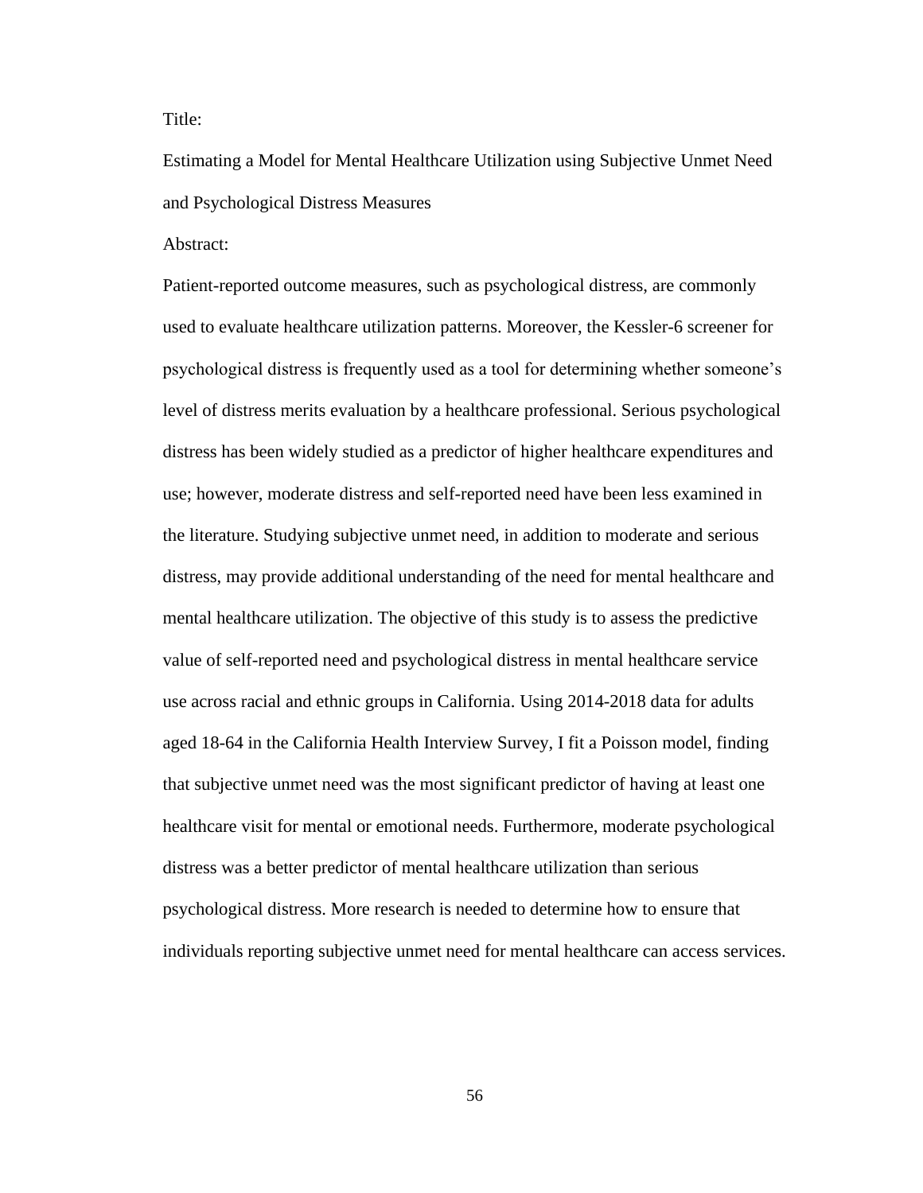Title:

Estimating a Model for Mental Healthcare Utilization using Subjective Unmet Need and Psychological Distress Measures

Abstract:

Patient-reported outcome measures, such as psychological distress, are commonly used to evaluate healthcare utilization patterns. Moreover, the Kessler-6 screener for psychological distress is frequently used as a tool for determining whether someone's level of distress merits evaluation by a healthcare professional. Serious psychological distress has been widely studied as a predictor of higher healthcare expenditures and use; however, moderate distress and self-reported need have been less examined in the literature. Studying subjective unmet need, in addition to moderate and serious distress, may provide additional understanding of the need for mental healthcare and mental healthcare utilization. The objective of this study is to assess the predictive value of self-reported need and psychological distress in mental healthcare service use across racial and ethnic groups in California. Using 2014-2018 data for adults aged 18-64 in the California Health Interview Survey, I fit a Poisson model, finding that subjective unmet need was the most significant predictor of having at least one healthcare visit for mental or emotional needs. Furthermore, moderate psychological distress was a better predictor of mental healthcare utilization than serious psychological distress. More research is needed to determine how to ensure that individuals reporting subjective unmet need for mental healthcare can access services.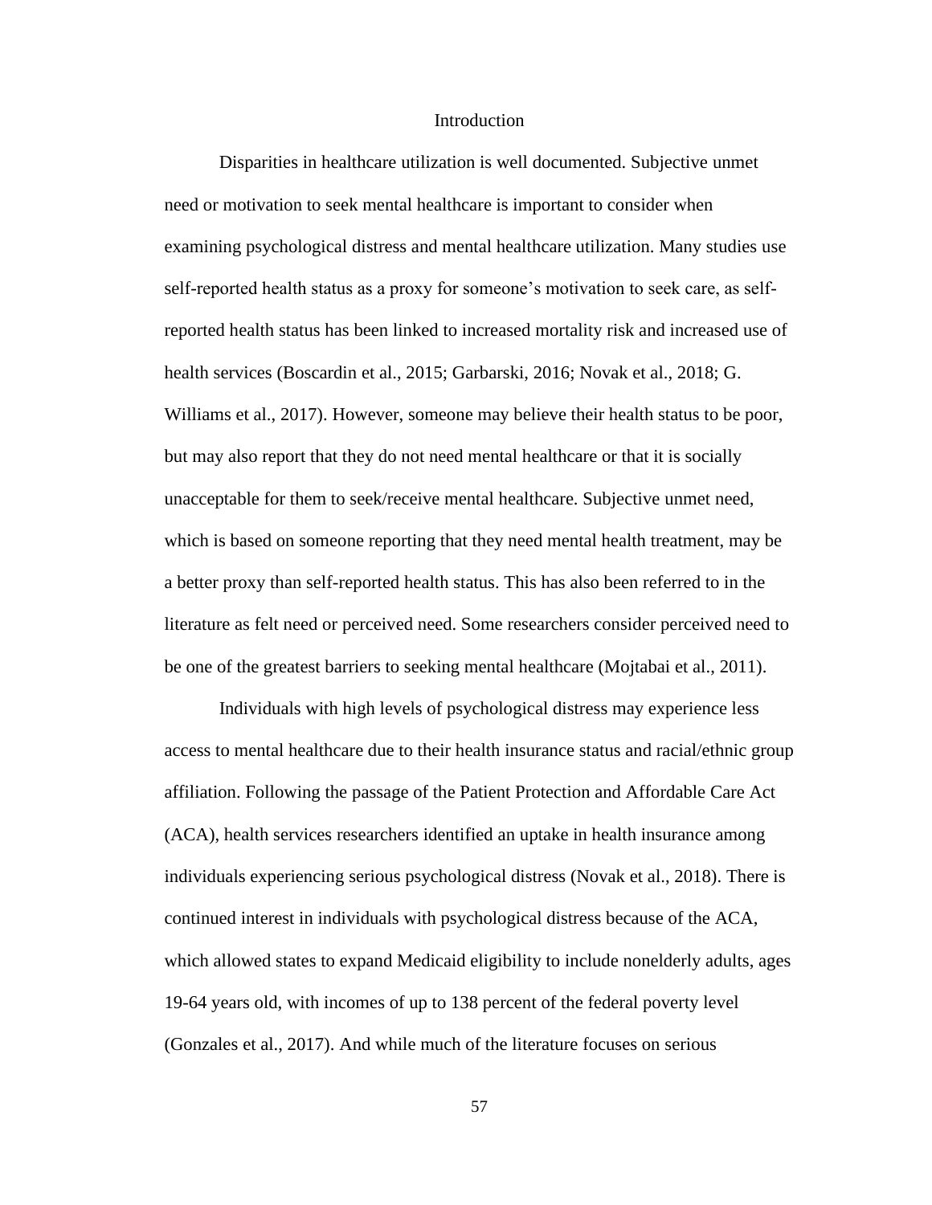# Introduction

Disparities in healthcare utilization is well documented. Subjective unmet need or motivation to seek mental healthcare is important to consider when examining psychological distress and mental healthcare utilization. Many studies use self-reported health status as a proxy for someone's motivation to seek care, as self-reported health status has been linked to increased mortality risk and increased use of health services (Boscardin et al., 2015; Garbarski, 2016; Novak et al., 2018; G. Williams et al., 2017). However, someone may believe their health status to be poor, but may also report that they do not need mental healthcare or that it is socially unacceptable for them to seek/receive mental healthcare. Subjective unmet need, which is based on someone reporting that they need mental health treatment, may be a better proxy than self-reported health status. This has also been referred to in the literature as felt need or perceived need. Some researchers consider perceived need to be one of the greatest barriers to seeking mental healthcare (Mojtabai et al., 2011).

Individuals with high levels of psychological distress may experience less access to mental healthcare due to their health insurance status and racial/ethnic group affiliation. Following the passage of the Patient Protection and Affordable Care Act (ACA), health services researchers identified an uptake in health insurance among individuals experiencing serious psychological distress (Novak et al., 2018). There is continued interest in individuals with psychological distress because of the ACA, which allowed states to expand Medicaid eligibility to include nonelderly adults, ages 19-64 years old, with incomes of up to 138 percent of the federal poverty level (Gonzales et al., 2017). And while much of the literature focuses on serious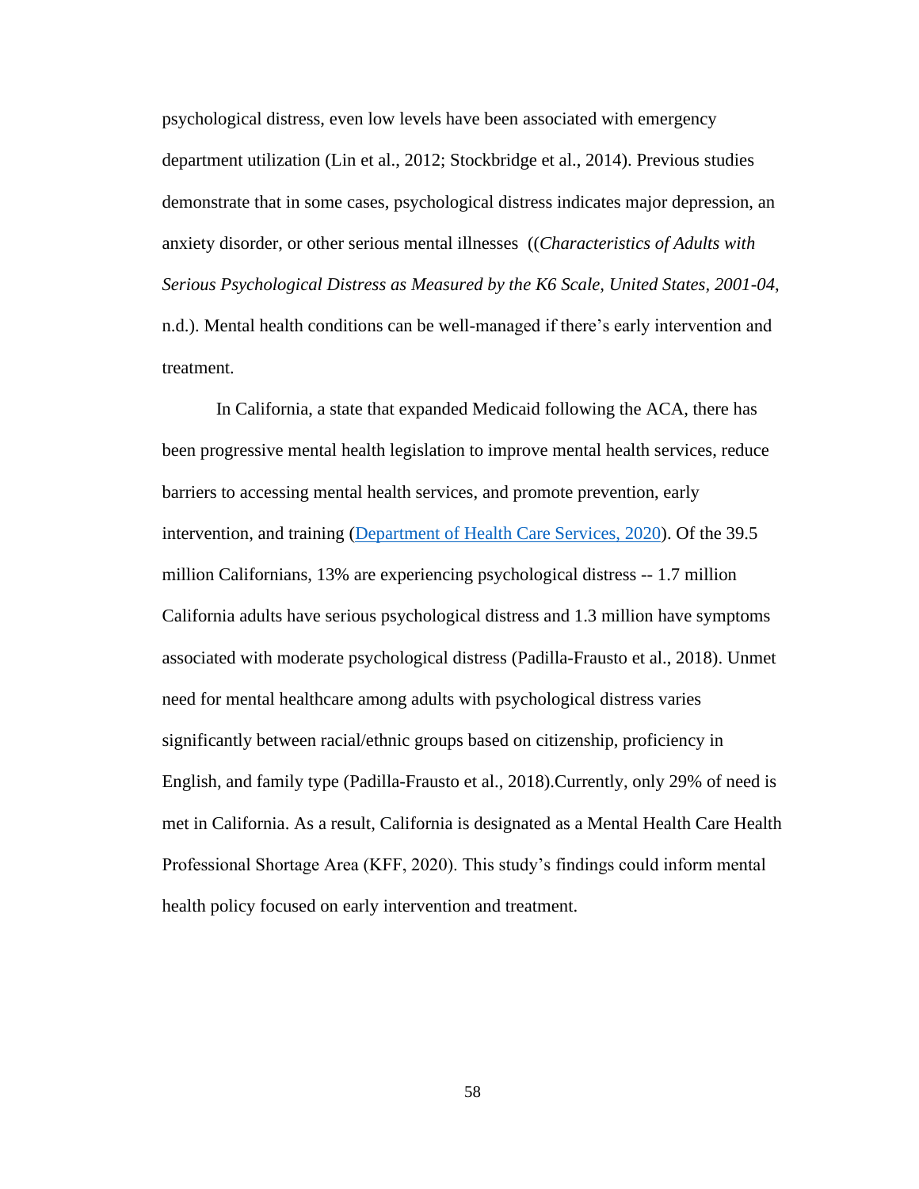psychological distress, even low levels have been associated with emergency department utilization (Lin et al., 2012; Stockbridge et al., 2014). Previous studies demonstrate that in some cases, psychological distress indicates major depression, an anxiety disorder, or other serious mental illnesses ((*Characteristics of Adults with Serious Psychological Distress as Measured by the K6 Scale, United States, 2001-04*, n.d.). Mental health conditions can be well-managed if there's early intervention and treatment.

In California, a state that expanded Medicaid following the ACA, there has been progressive mental health legislation to improve mental health services, reduce barriers to accessing mental health services, and promote prevention, early intervention, and training (Department of Health Care Services, 2020). Of the 39.5 million Californians, 13% are experiencing psychological distress -- 1.7 million California adults have serious psychological distress and 1.3 million have symptoms associated with moderate psychological distress (Padilla-Frausto et al., 2018). Unmet need for mental healthcare among adults with psychological distress varies significantly between racial/ethnic groups based on citizenship, proficiency in English, and family type (Padilla-Frausto et al., 2018).Currently, only 29% of need is met in California. As a result, California is designated as a Mental Health Care Health Professional Shortage Area (KFF, 2020). This study's findings could inform mental health policy focused on early intervention and treatment.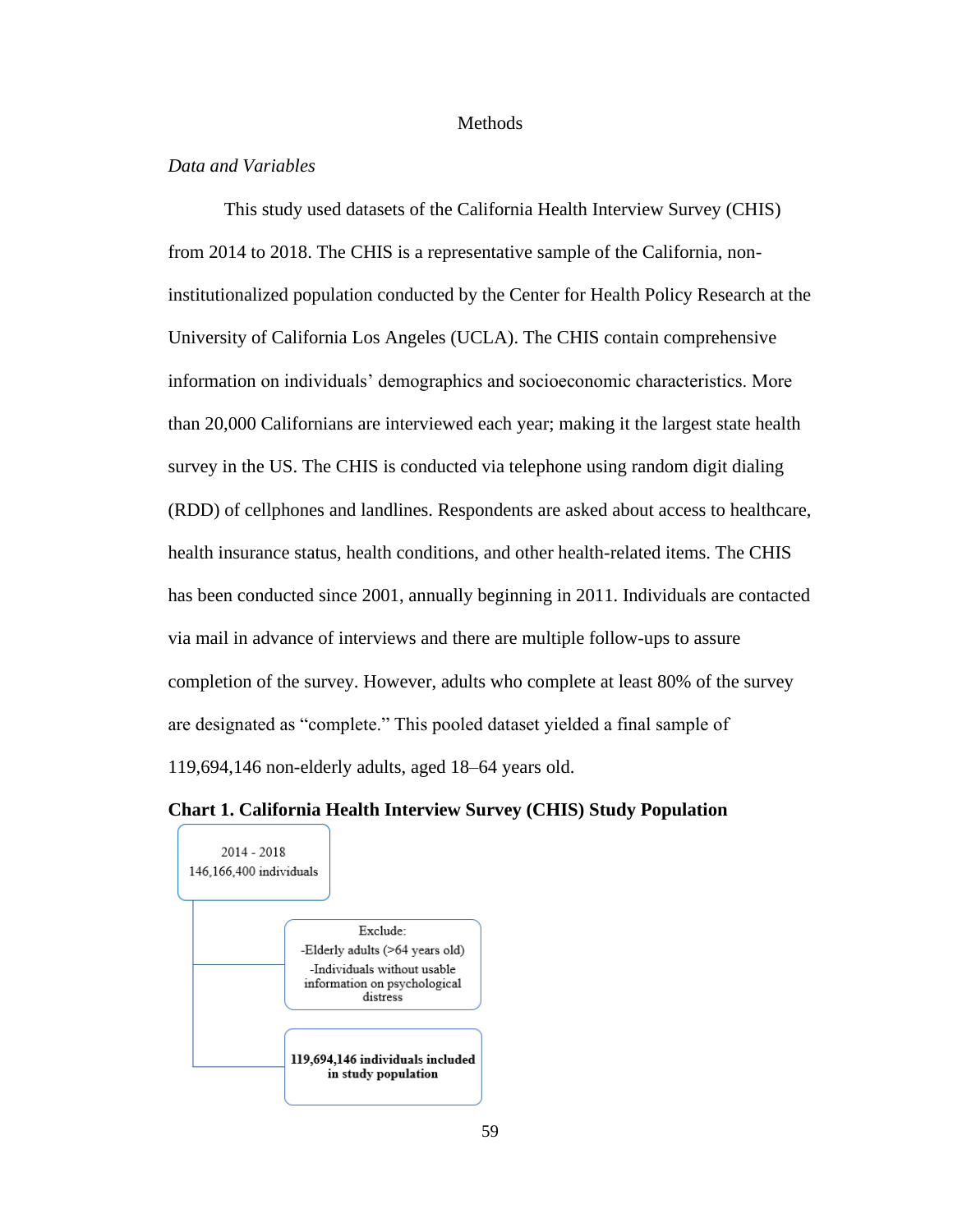# Methods

*Data and Variables*

This study used datasets of the California Health Interview Survey (CHIS) from 2014 to 2018. The CHIS is a representative sample of the California, non-institutionalized population conducted by the Center for Health Policy Research at the University of California Los Angeles (UCLA). The CHIS contain comprehensive information on individuals' demographics and socioeconomic characteristics. More than 20,000 Californians are interviewed each year; making it the largest state health survey in the US. The CHIS is conducted via telephone using random digit dialing (RDD) of cellphones and landlines. Respondents are asked about access to healthcare, health insurance status, health conditions, and other health-related items. The CHIS has been conducted since 2001, annually beginning in 2011. Individuals are contacted via mail in advance of interviews and there are multiple follow-ups to assure completion of the survey. However, adults who complete at least 80% of the survey are designated as "complete." This pooled dataset yielded a final sample of 119,694,146 non-elderly adults, aged 18–64 years old.

**Chart 1. California Health Interview Survey (CHIS) Study Population**

2014 - 2018
146,166,400 individuals

Exclude:
- Elderly adults (>64 years old)
- Individuals without usable information on psychological distress

**119,694,146 individuals included in study population**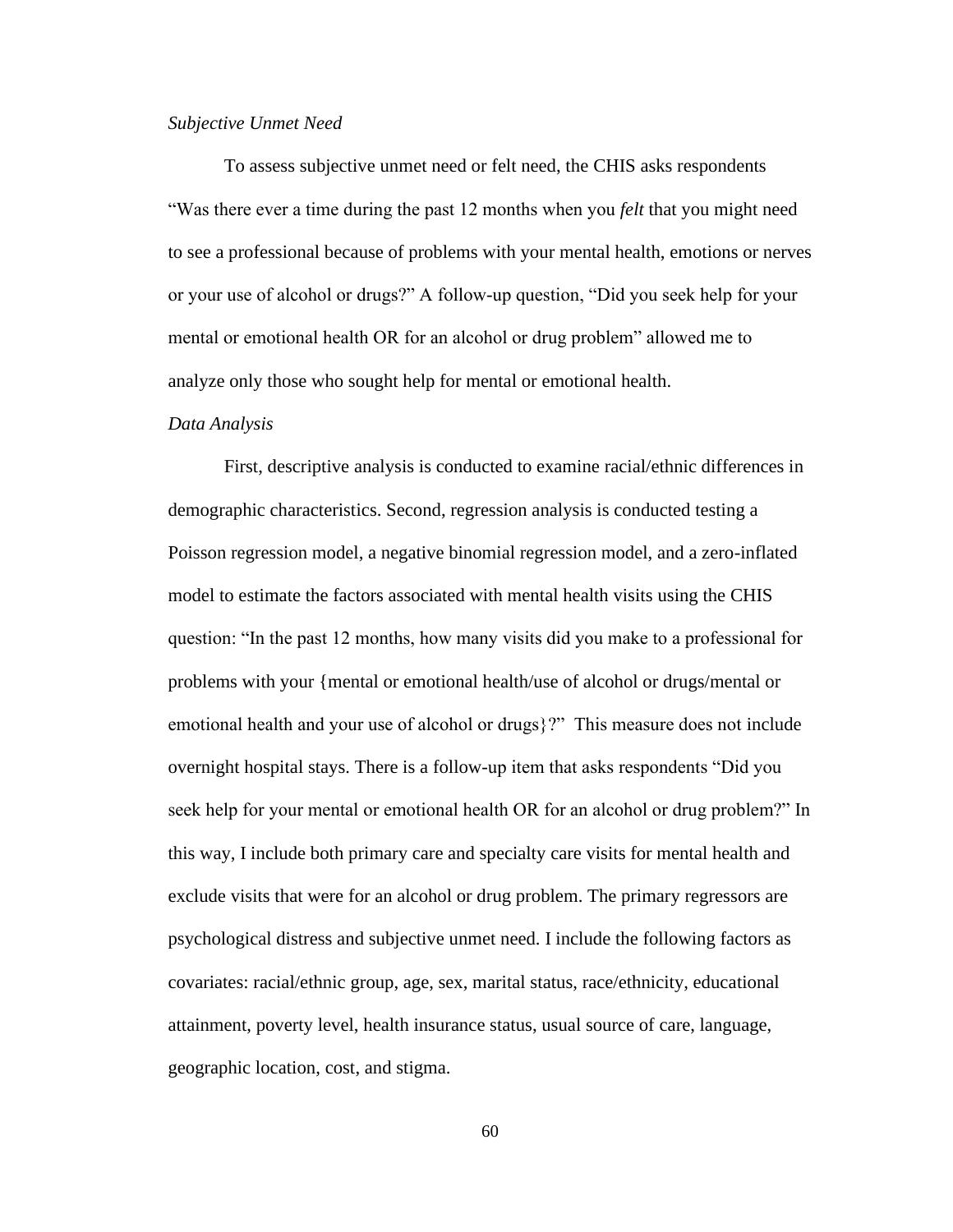*Subjective Unmet Need*

To assess subjective unmet need or felt need, the CHIS asks respondents "Was there ever a time during the past 12 months when you *felt* that you might need to see a professional because of problems with your mental health, emotions or nerves or your use of alcohol or drugs?" A follow-up question, "Did you seek help for your mental or emotional health OR for an alcohol or drug problem" allowed me to analyze only those who sought help for mental or emotional health.

*Data Analysis*

First, descriptive analysis is conducted to examine racial/ethnic differences in demographic characteristics. Second, regression analysis is conducted testing a Poisson regression model, a negative binomial regression model, and a zero-inflated model to estimate the factors associated with mental health visits using the CHIS question: "In the past 12 months, how many visits did you make to a professional for problems with your {mental or emotional health/use of alcohol or drugs/mental or emotional health and your use of alcohol or drugs}?" This measure does not include overnight hospital stays. There is a follow-up item that asks respondents "Did you seek help for your mental or emotional health OR for an alcohol or drug problem?" In this way, I include both primary care and specialty care visits for mental health and exclude visits that were for an alcohol or drug problem. The primary regressors are psychological distress and subjective unmet need. I include the following factors as covariates: racial/ethnic group, age, sex, marital status, race/ethnicity, educational attainment, poverty level, health insurance status, usual source of care, language, geographic location, cost, and stigma.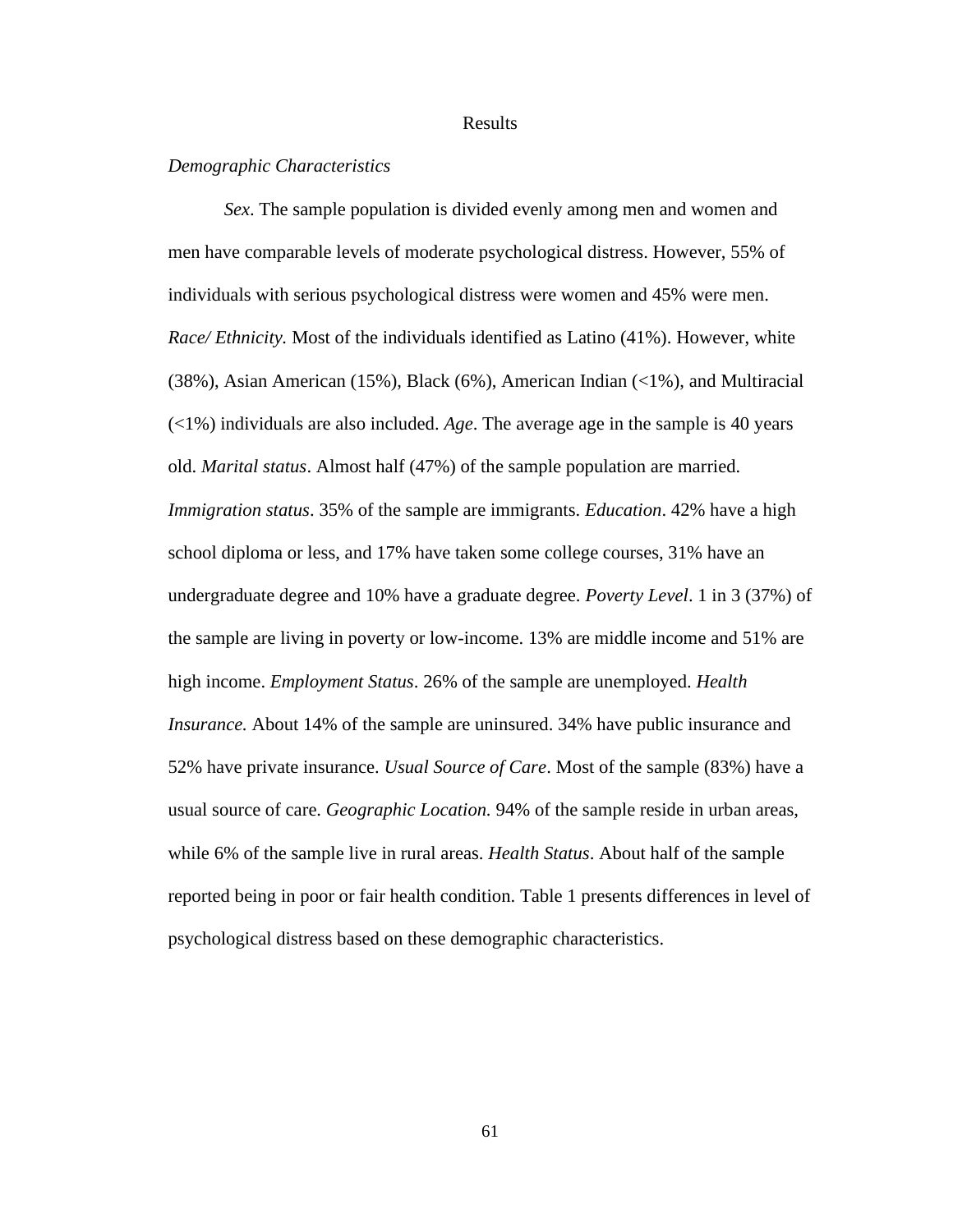# Results

*Demographic Characteristics*

*Sex*. The sample population is divided evenly among men and women and men have comparable levels of moderate psychological distress. However, 55% of individuals with serious psychological distress were women and 45% were men. *Race/ Ethnicity.* Most of the individuals identified as Latino (41%). However, white (38%), Asian American (15%), Black (6%), American Indian (<1%), and Multiracial (<1%) individuals are also included. *Age*. The average age in the sample is 40 years old. *Marital status*. Almost half (47%) of the sample population are married. *Immigration status*. 35% of the sample are immigrants. *Education*. 42% have a high school diploma or less, and 17% have taken some college courses, 31% have an undergraduate degree and 10% have a graduate degree. *Poverty Level*. 1 in 3 (37%) of the sample are living in poverty or low-income. 13% are middle income and 51% are high income. *Employment Status*. 26% of the sample are unemployed. *Health Insurance.* About 14% of the sample are uninsured. 34% have public insurance and 52% have private insurance. *Usual Source of Care*. Most of the sample (83%) have a usual source of care. *Geographic Location.* 94% of the sample reside in urban areas, while 6% of the sample live in rural areas. *Health Status*. About half of the sample reported being in poor or fair health condition. Table 1 presents differences in level of psychological distress based on these demographic characteristics.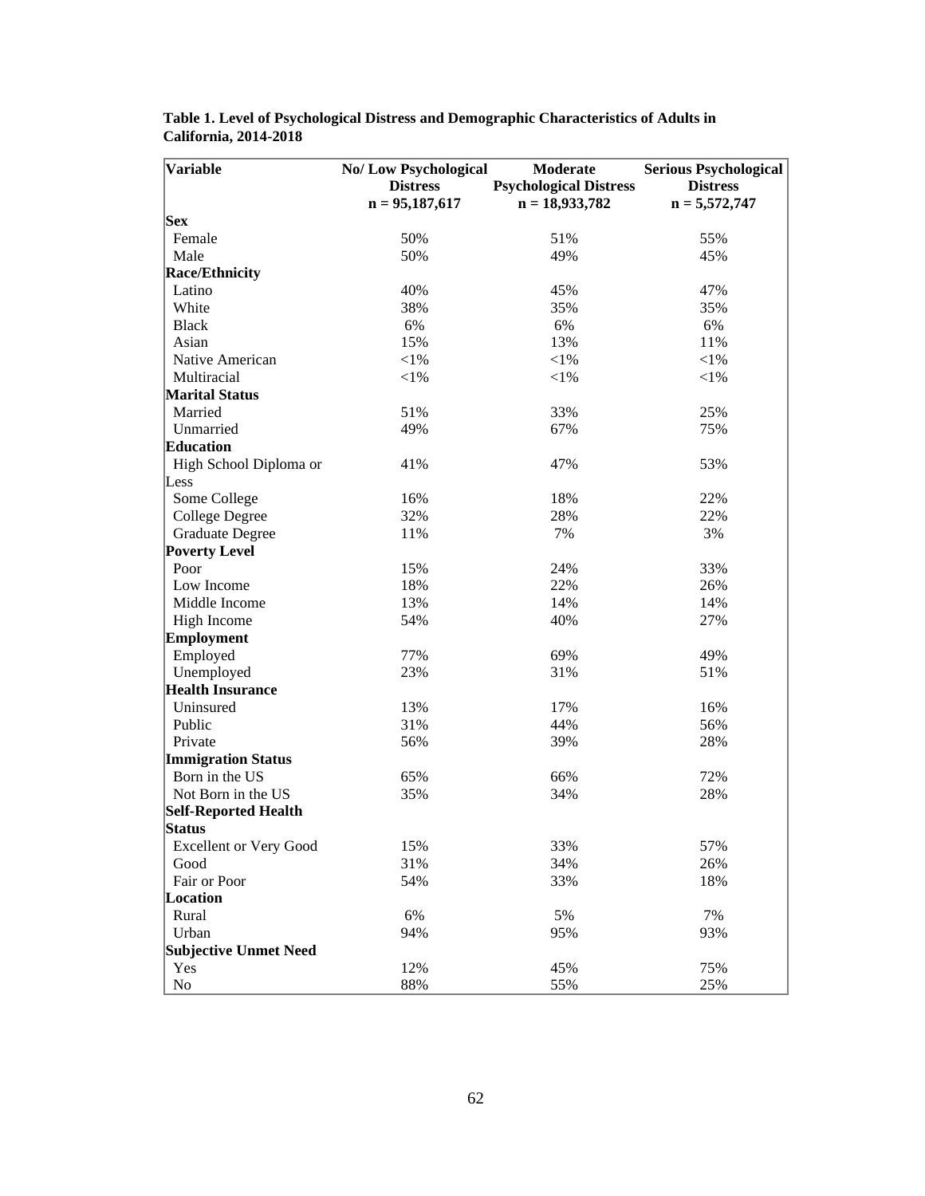**Table 1. Level of Psychological Distress and Demographic Characteristics of Adults in California, 2014-2018**

| Variable | No/ Low Psychological Distress n = 95,187,617 | Moderate Psychological Distress n = 18,933,782 | Serious Psychological Distress n = 5,572,747 |
|---|---|---|---|
| **Sex** | | | |
| Female | 50% | 51% | 55% |
| Male | 50% | 49% | 45% |
| **Race/Ethnicity** | | | |
| Latino | 40% | 45% | 47% |
| White | 38% | 35% | 35% |
| Black | 6% | 6% | 6% |
| Asian | 15% | 13% | 11% |
| Native American | <1% | <1% | <1% |
| Multiracial | <1% | <1% | <1% |
| **Marital Status** | | | |
| Married | 51% | 33% | 25% |
| Unmarried | 49% | 67% | 75% |
| **Education** | | | |
| High School Diploma or Less | 41% | 47% | 53% |
| Some College | 16% | 18% | 22% |
| College Degree | 32% | 28% | 22% |
| Graduate Degree | 11% | 7% | 3% |
| **Poverty Level** | | | |
| Poor | 15% | 24% | 33% |
| Low Income | 18% | 22% | 26% |
| Middle Income | 13% | 14% | 14% |
| High Income | 54% | 40% | 27% |
| **Employment** | | | |
| Employed | 77% | 69% | 49% |
| Unemployed | 23% | 31% | 51% |
| **Health Insurance** | | | |
| Uninsured | 13% | 17% | 16% |
| Public | 31% | 44% | 56% |
| Private | 56% | 39% | 28% |
| **Immigration Status** | | | |
| Born in the US | 65% | 66% | 72% |
| Not Born in the US | 35% | 34% | 28% |
| **Self-Reported Health Status** | | | |
| Excellent or Very Good | 15% | 33% | 57% |
| Good | 31% | 34% | 26% |
| Fair or Poor | 54% | 33% | 18% |
| **Location** | | | |
| Rural | 6% | 5% | 7% |
| Urban | 94% | 95% | 93% |
| **Subjective Unmet Need** | | | |
| Yes | 12% | 45% | 75% |
| No | 88% | 55% | 25% |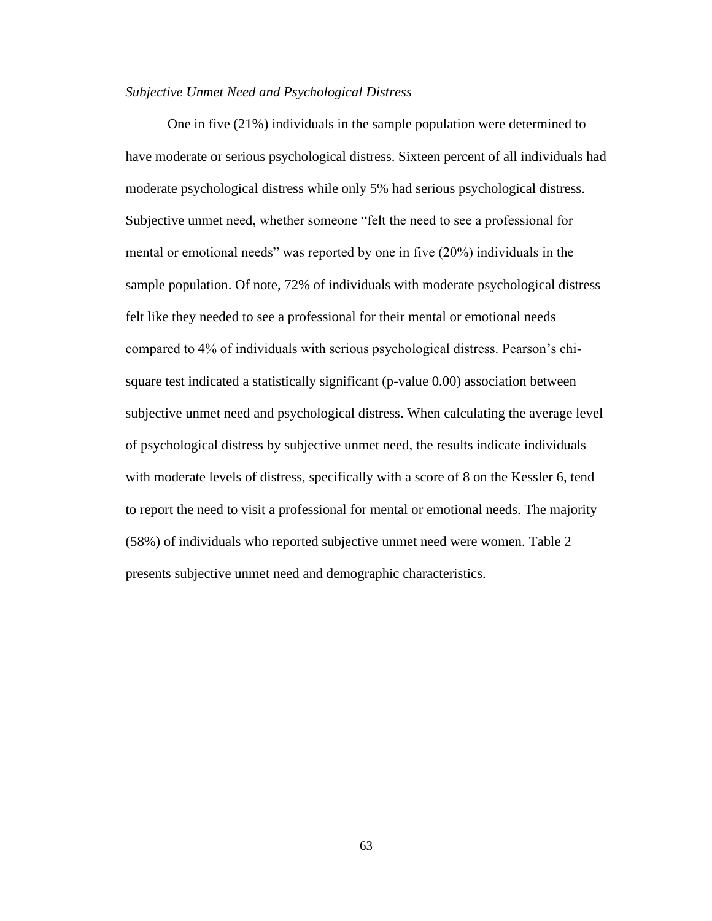*Subjective Unmet Need and Psychological Distress*

One in five (21%) individuals in the sample population were determined to have moderate or serious psychological distress. Sixteen percent of all individuals had moderate psychological distress while only 5% had serious psychological distress. Subjective unmet need, whether someone "felt the need to see a professional for mental or emotional needs" was reported by one in five (20%) individuals in the sample population. Of note, 72% of individuals with moderate psychological distress felt like they needed to see a professional for their mental or emotional needs compared to 4% of individuals with serious psychological distress. Pearson's chi-square test indicated a statistically significant (p-value 0.00) association between subjective unmet need and psychological distress. When calculating the average level of psychological distress by subjective unmet need, the results indicate individuals with moderate levels of distress, specifically with a score of 8 on the Kessler 6, tend to report the need to visit a professional for mental or emotional needs. The majority (58%) of individuals who reported subjective unmet need were women. Table 2 presents subjective unmet need and demographic characteristics.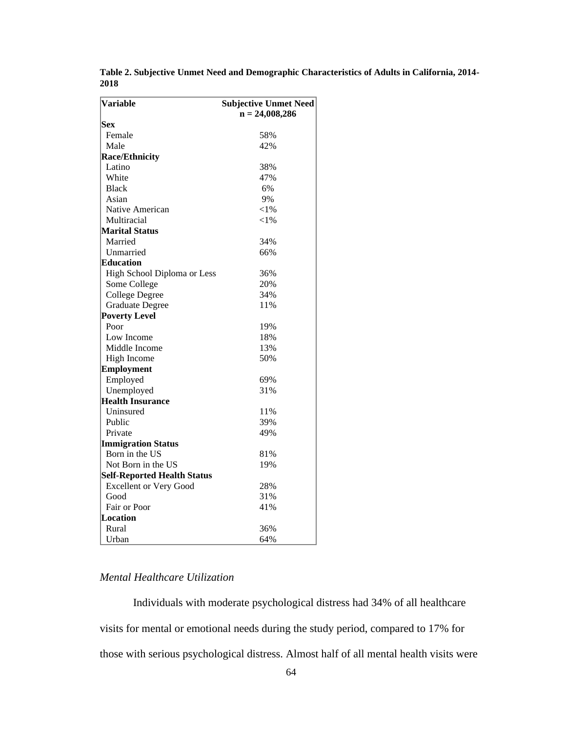**Table 2. Subjective Unmet Need and Demographic Characteristics of Adults in California, 2014-2018**

| Variable | Subjective Unmet Need n = 24,008,286 |
|---|---|
| **Sex** | |
| Female | 58% |
| Male | 42% |
| **Race/Ethnicity** | |
| Latino | 38% |
| White | 47% |
| Black | 6% |
| Asian | 9% |
| Native American | <1% |
| Multiracial | <1% |
| **Marital Status** | |
| Married | 34% |
| Unmarried | 66% |
| **Education** | |
| High School Diploma or Less | 36% |
| Some College | 20% |
| College Degree | 34% |
| Graduate Degree | 11% |
| **Poverty Level** | |
| Poor | 19% |
| Low Income | 18% |
| Middle Income | 13% |
| High Income | 50% |
| **Employment** | |
| Employed | 69% |
| Unemployed | 31% |
| **Health Insurance** | |
| Uninsured | 11% |
| Public | 39% |
| Private | 49% |
| **Immigration Status** | |
| Born in the US | 81% |
| Not Born in the US | 19% |
| **Self-Reported Health Status** | |
| Excellent or Very Good | 28% |
| Good | 31% |
| Fair or Poor | 41% |
| **Location** | |
| Rural | 36% |
| Urban | 64% |

*Mental Healthcare Utilization*

Individuals with moderate psychological distress had 34% of all healthcare visits for mental or emotional needs during the study period, compared to 17% for those with serious psychological distress. Almost half of all mental health visits were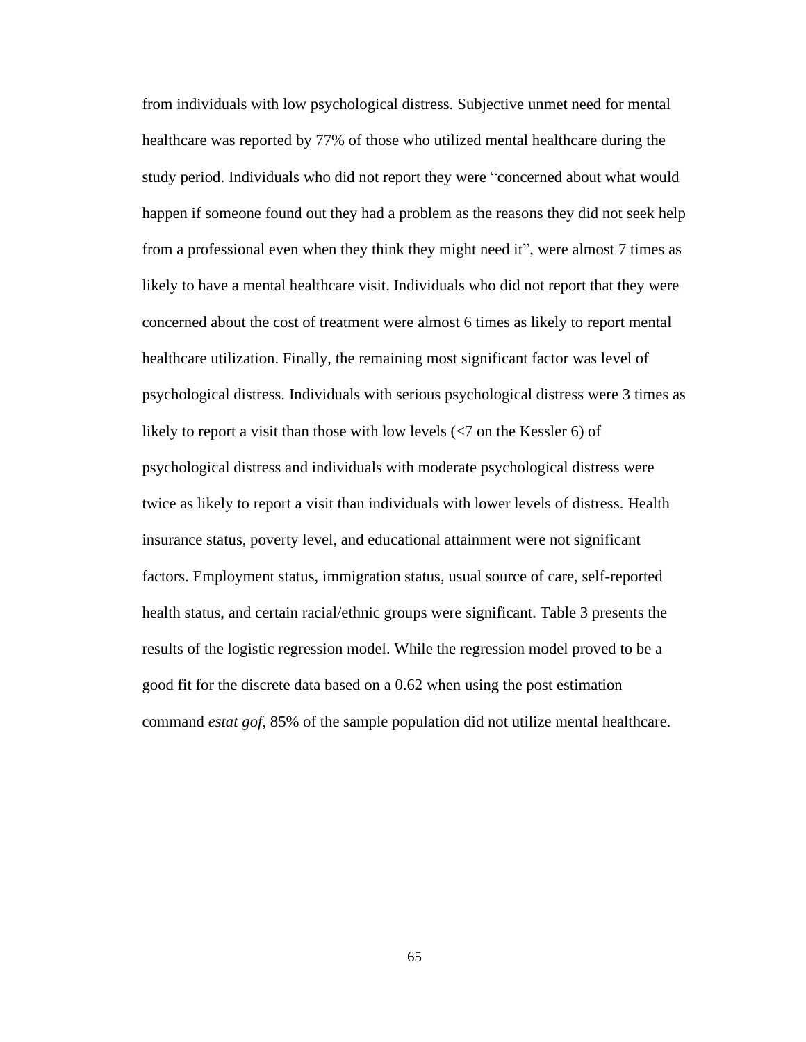from individuals with low psychological distress. Subjective unmet need for mental healthcare was reported by 77% of those who utilized mental healthcare during the study period. Individuals who did not report they were "concerned about what would happen if someone found out they had a problem as the reasons they did not seek help from a professional even when they think they might need it", were almost 7 times as likely to have a mental healthcare visit. Individuals who did not report that they were concerned about the cost of treatment were almost 6 times as likely to report mental healthcare utilization. Finally, the remaining most significant factor was level of psychological distress. Individuals with serious psychological distress were 3 times as likely to report a visit than those with low levels (<7 on the Kessler 6) of psychological distress and individuals with moderate psychological distress were twice as likely to report a visit than individuals with lower levels of distress. Health insurance status, poverty level, and educational attainment were not significant factors. Employment status, immigration status, usual source of care, self-reported health status, and certain racial/ethnic groups were significant. Table 3 presents the results of the logistic regression model. While the regression model proved to be a good fit for the discrete data based on a 0.62 when using the post estimation command *estat gof*, 85% of the sample population did not utilize mental healthcare.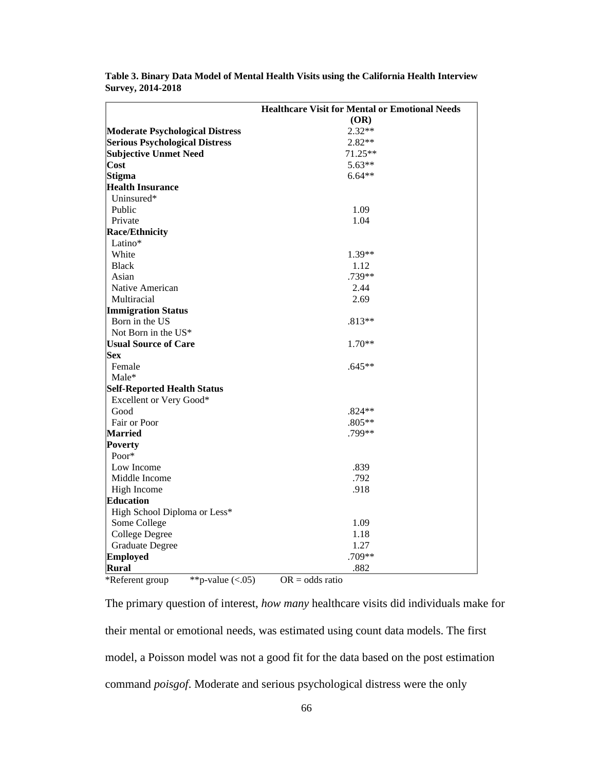**Table 3. Binary Data Model of Mental Health Visits using the California Health Interview Survey, 2014-2018**

| | Healthcare Visit for Mental or Emotional Needs (OR) |
|---|---|
| **Moderate Psychological Distress** | 2.32** |
| **Serious Psychological Distress** | 2.82** |
| **Subjective Unmet Need** | 71.25** |
| **Cost** | 5.63** |
| **Stigma** | 6.64** |
| **Health Insurance** | |
| Uninsured* | |
| Public | 1.09 |
| Private | 1.04 |
| **Race/Ethnicity** | |
| Latino* | |
| White | 1.39** |
| Black | 1.12 |
| Asian | .739** |
| Native American | 2.44 |
| Multiracial | 2.69 |
| **Immigration Status** | |
| Born in the US | .813** |
| Not Born in the US* | |
| **Usual Source of Care** | 1.70** |
| **Sex** | |
| Female | .645** |
| Male* | |
| **Self-Reported Health Status** | |
| Excellent or Very Good* | |
| Good | .824** |
| Fair or Poor | .805** |
| **Married** | .799** |
| **Poverty** | |
| Poor* | |
| Low Income | .839 |
| Middle Income | .792 |
| High Income | .918 |
| **Education** | |
| High School Diploma or Less* | |
| Some College | 1.09 |
| College Degree | 1.18 |
| Graduate Degree | 1.27 |
| **Employed** | .709** |
| **Rural** | .882 |

*Referent group **p-value (<.05) OR = odds ratio

The primary question of interest, *how many* healthcare visits did individuals make for their mental or emotional needs, was estimated using count data models. The first model, a Poisson model was not a good fit for the data based on the post estimation command *poisgof*. Moderate and serious psychological distress were the only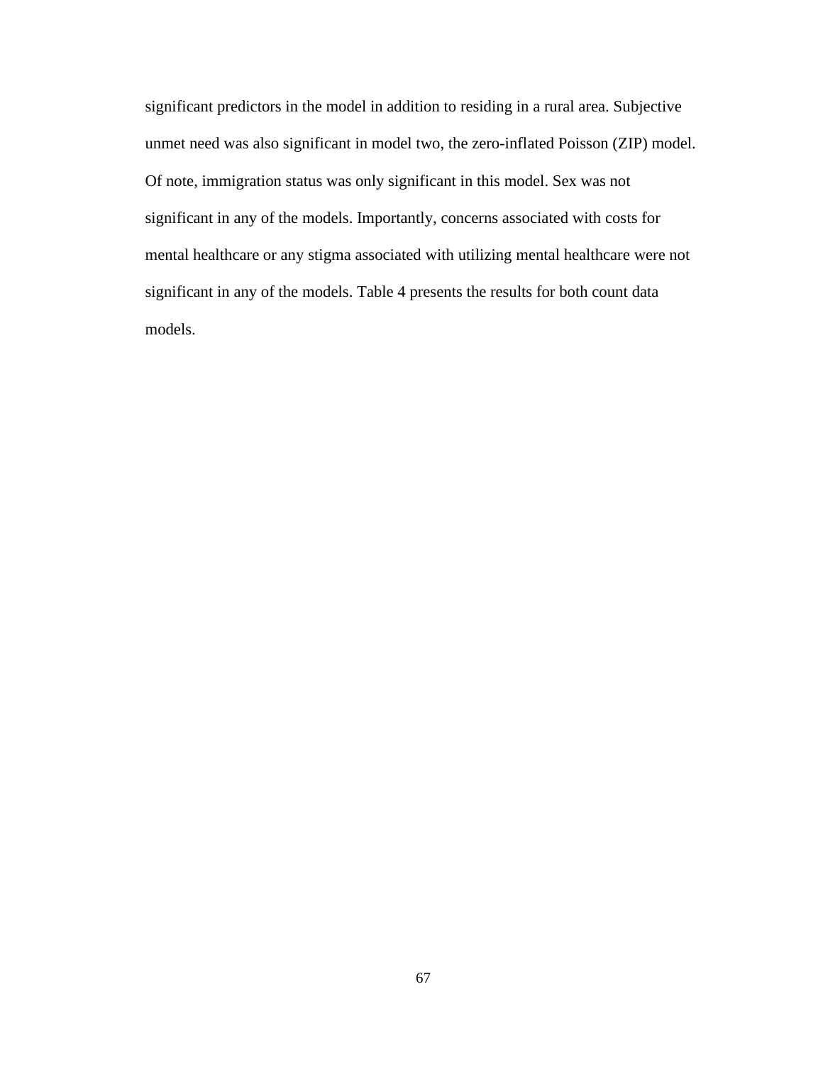significant predictors in the model in addition to residing in a rural area. Subjective unmet need was also significant in model two, the zero-inflated Poisson (ZIP) model. Of note, immigration status was only significant in this model. Sex was not significant in any of the models. Importantly, concerns associated with costs for mental healthcare or any stigma associated with utilizing mental healthcare were not significant in any of the models. Table 4 presents the results for both count data models.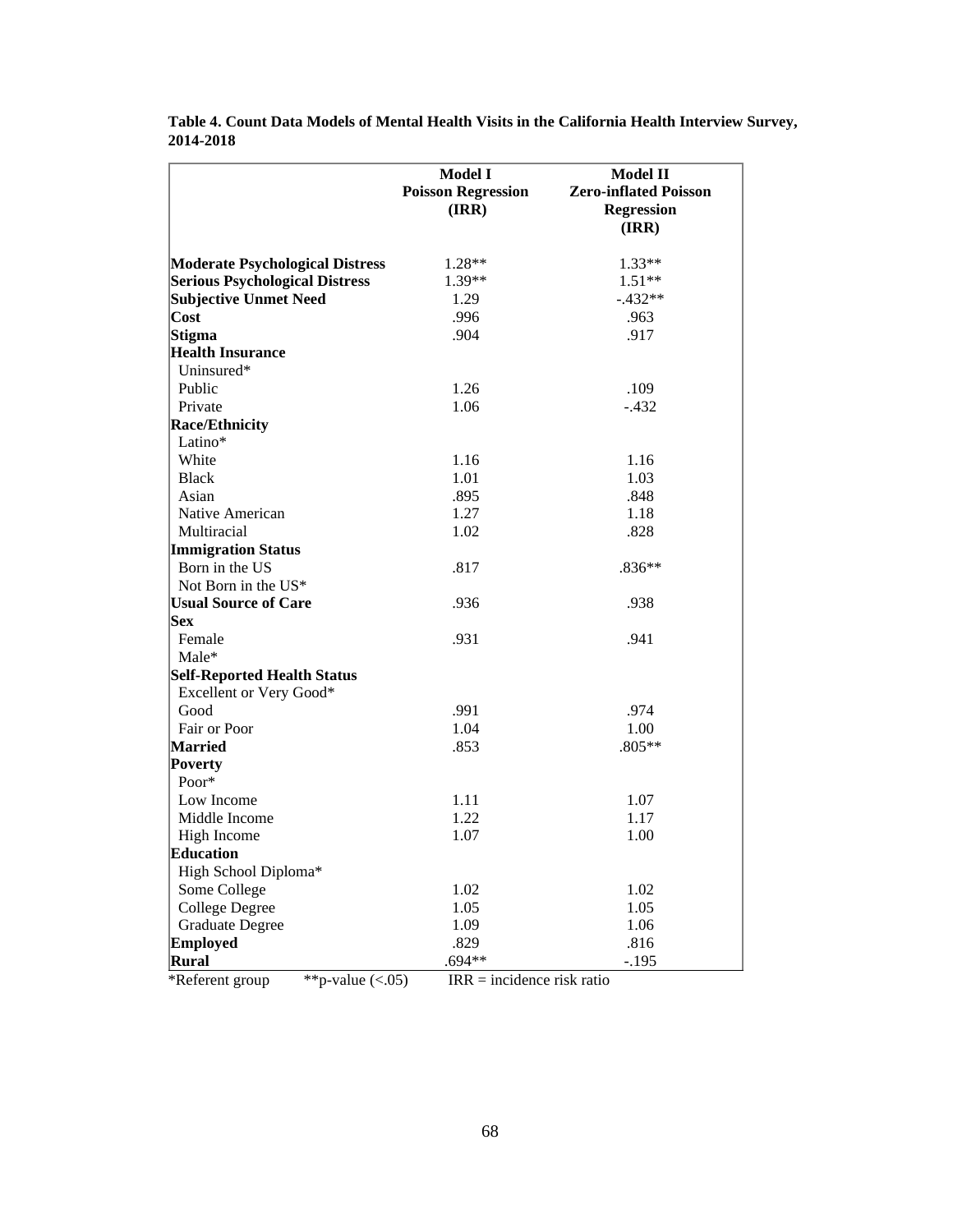**Table 4. Count Data Models of Mental Health Visits in the California Health Interview Survey, 2014-2018**

| | **Model I Poisson Regression (IRR)** | **Model II Zero-inflated Poisson Regression (IRR)** |
|---|---|---|
| **Moderate Psychological Distress** | 1.28** | 1.33** |
| **Serious Psychological Distress** | 1.39** | 1.51** |
| **Subjective Unmet Need** | 1.29 | -.432** |
| **Cost** | .996 | .963 |
| **Stigma** | .904 | .917 |
| **Health Insurance** | | |
| Uninsured* | | |
| Public | 1.26 | .109 |
| Private | 1.06 | -.432 |
| **Race/Ethnicity** | | |
| Latino* | | |
| White | 1.16 | 1.16 |
| Black | 1.01 | 1.03 |
| Asian | .895 | .848 |
| Native American | 1.27 | 1.18 |
| Multiracial | 1.02 | .828 |
| **Immigration Status** | | |
| Born in the US | .817 | .836** |
| Not Born in the US* | | |
| **Usual Source of Care** | .936 | .938 |
| **Sex** | | |
| Female | .931 | .941 |
| Male* | | |
| **Self-Reported Health Status** | | |
| Excellent or Very Good* | | |
| Good | .991 | .974 |
| Fair or Poor | 1.04 | 1.00 |
| **Married** | .853 | .805** |
| **Poverty** | | |
| Poor* | | |
| Low Income | 1.11 | 1.07 |
| Middle Income | 1.22 | 1.17 |
| High Income | 1.07 | 1.00 |
| **Education** | | |
| High School Diploma* | | |
| Some College | 1.02 | 1.02 |
| College Degree | 1.05 | 1.05 |
| Graduate Degree | 1.09 | 1.06 |
| **Employed** | .829 | .816 |
| **Rural** | .694** | -.195 |

*Referent group **p-value (<.05) IRR = incidence risk ratio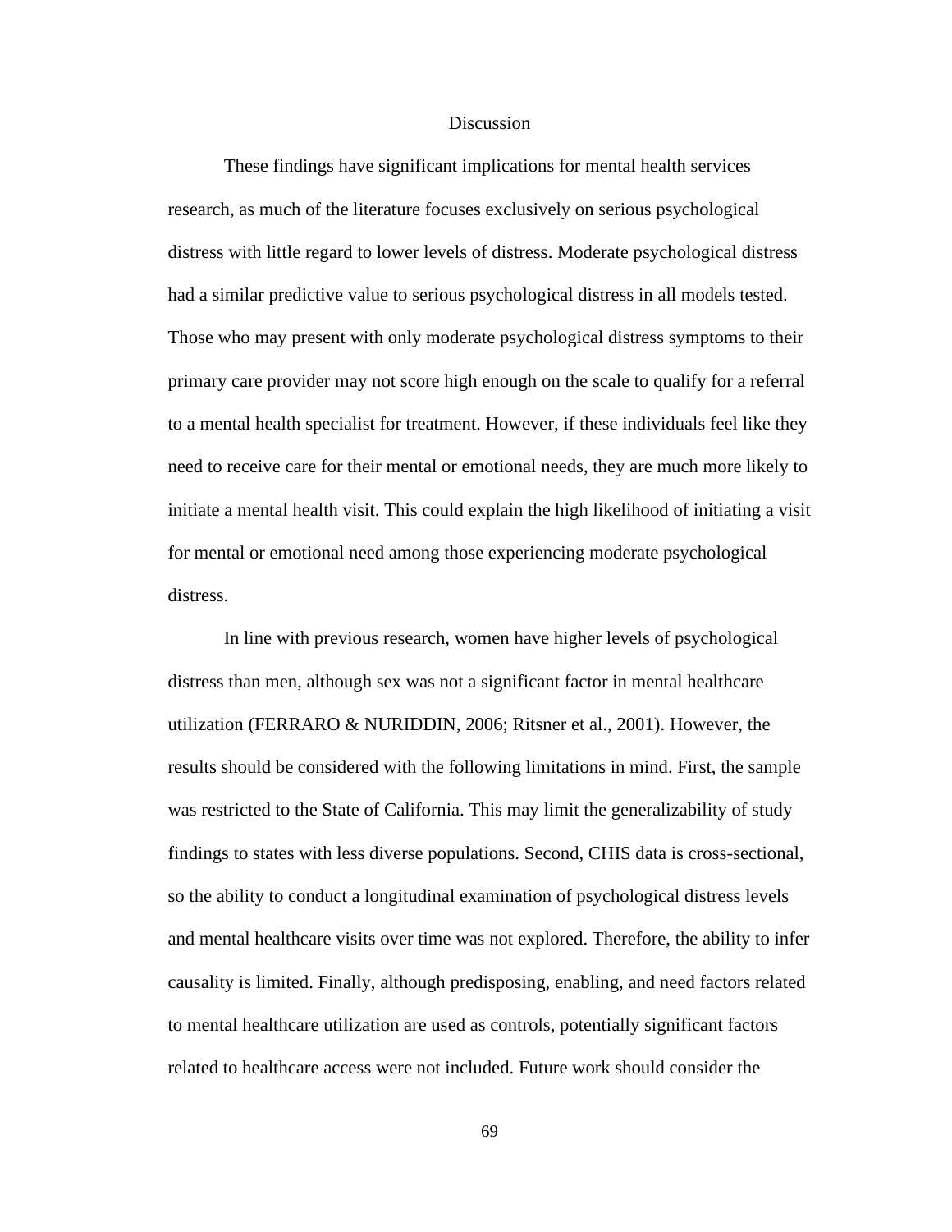# Discussion

These findings have significant implications for mental health services research, as much of the literature focuses exclusively on serious psychological distress with little regard to lower levels of distress. Moderate psychological distress had a similar predictive value to serious psychological distress in all models tested. Those who may present with only moderate psychological distress symptoms to their primary care provider may not score high enough on the scale to qualify for a referral to a mental health specialist for treatment. However, if these individuals feel like they need to receive care for their mental or emotional needs, they are much more likely to initiate a mental health visit. This could explain the high likelihood of initiating a visit for mental or emotional need among those experiencing moderate psychological distress.

In line with previous research, women have higher levels of psychological distress than men, although sex was not a significant factor in mental healthcare utilization (FERRARO & NURIDDIN, 2006; Ritsner et al., 2001). However, the results should be considered with the following limitations in mind. First, the sample was restricted to the State of California. This may limit the generalizability of study findings to states with less diverse populations. Second, CHIS data is cross-sectional, so the ability to conduct a longitudinal examination of psychological distress levels and mental healthcare visits over time was not explored. Therefore, the ability to infer causality is limited. Finally, although predisposing, enabling, and need factors related to mental healthcare utilization are used as controls, potentially significant factors related to healthcare access were not included. Future work should consider the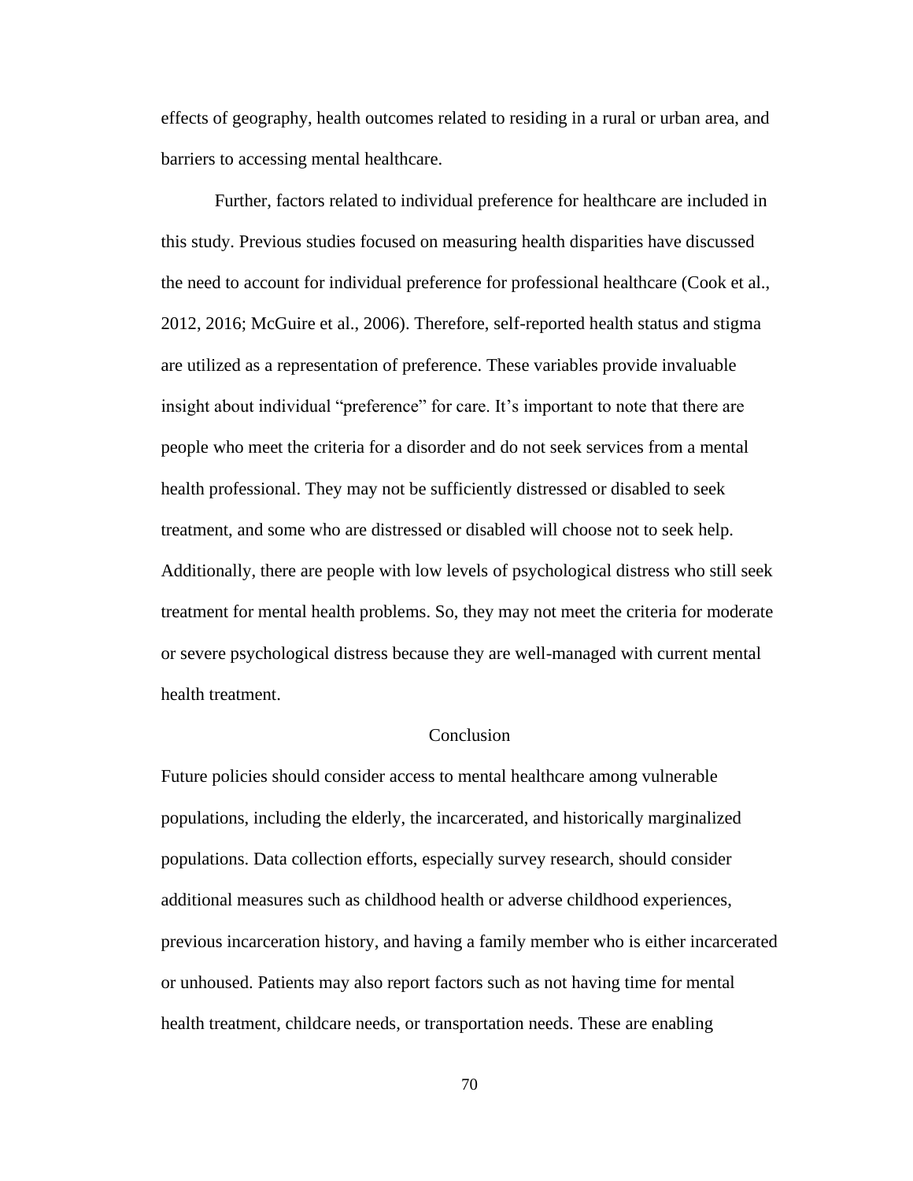effects of geography, health outcomes related to residing in a rural or urban area, and barriers to accessing mental healthcare.

Further, factors related to individual preference for healthcare are included in this study. Previous studies focused on measuring health disparities have discussed the need to account for individual preference for professional healthcare (Cook et al., 2012, 2016; McGuire et al., 2006). Therefore, self-reported health status and stigma are utilized as a representation of preference. These variables provide invaluable insight about individual "preference" for care. It's important to note that there are people who meet the criteria for a disorder and do not seek services from a mental health professional. They may not be sufficiently distressed or disabled to seek treatment, and some who are distressed or disabled will choose not to seek help. Additionally, there are people with low levels of psychological distress who still seek treatment for mental health problems. So, they may not meet the criteria for moderate or severe psychological distress because they are well-managed with current mental health treatment.

## Conclusion

Future policies should consider access to mental healthcare among vulnerable populations, including the elderly, the incarcerated, and historically marginalized populations. Data collection efforts, especially survey research, should consider additional measures such as childhood health or adverse childhood experiences, previous incarceration history, and having a family member who is either incarcerated or unhoused. Patients may also report factors such as not having time for mental health treatment, childcare needs, or transportation needs. These are enabling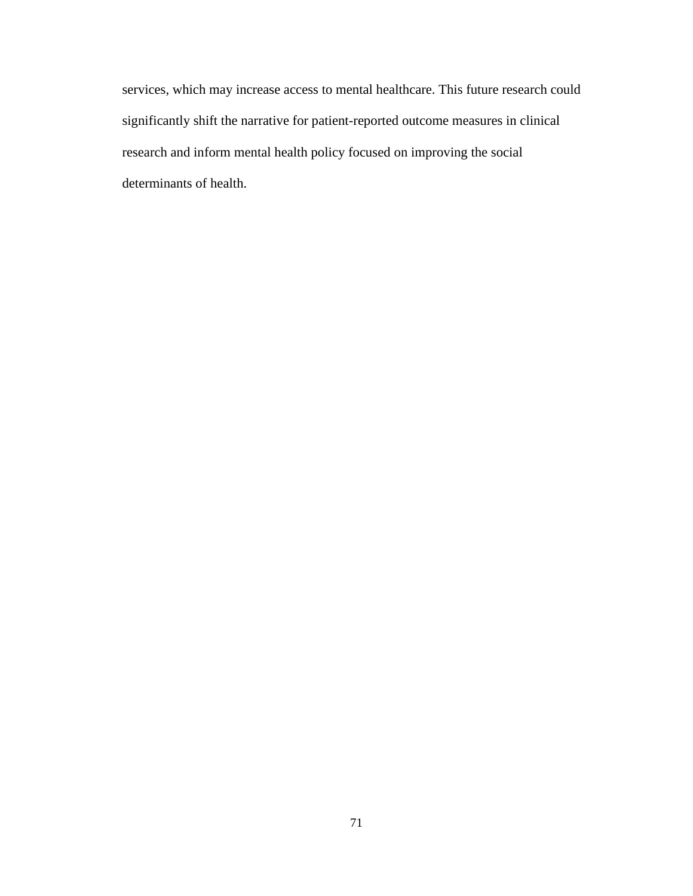services, which may increase access to mental healthcare. This future research could significantly shift the narrative for patient-reported outcome measures in clinical research and inform mental health policy focused on improving the social determinants of health.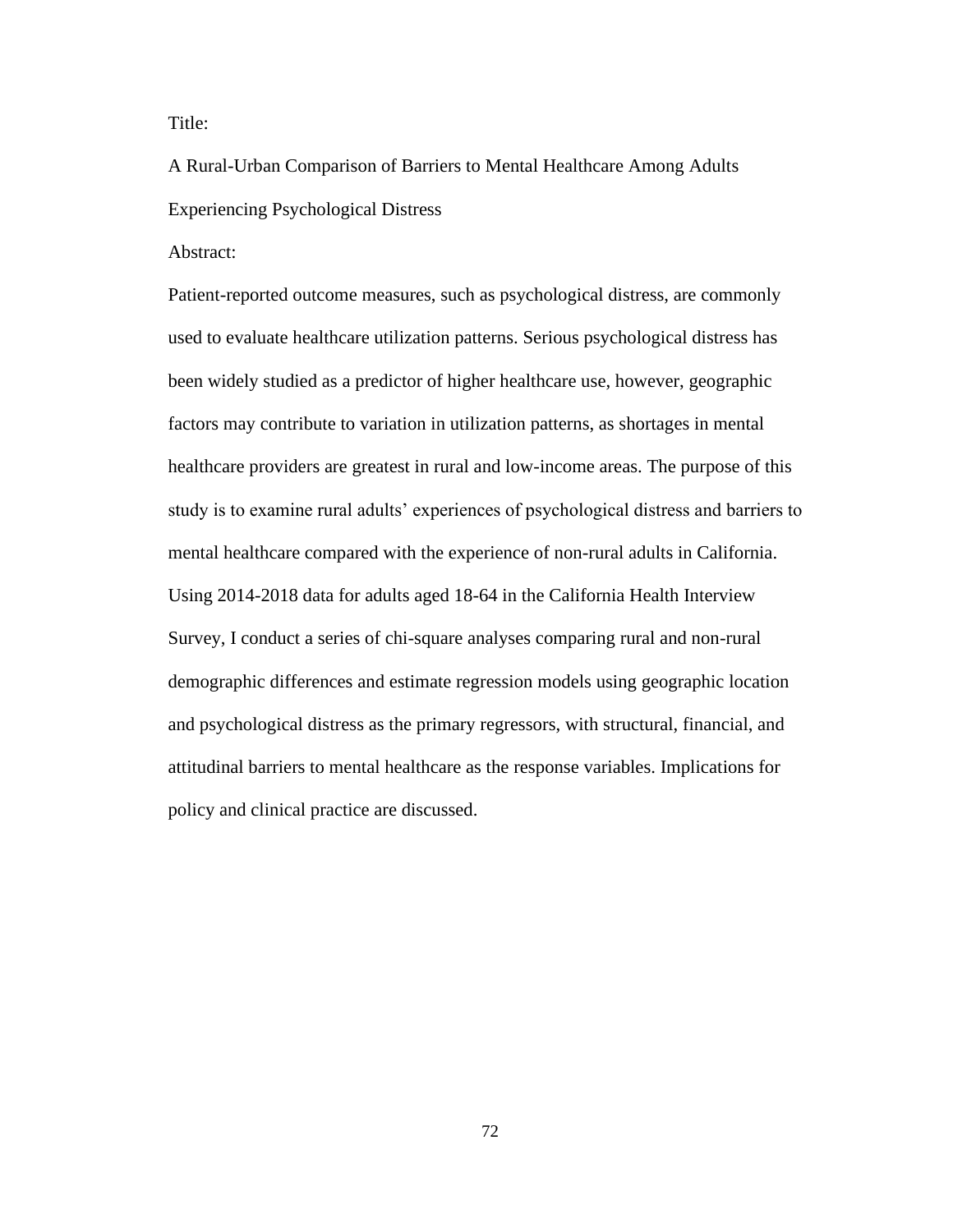Title:

A Rural-Urban Comparison of Barriers to Mental Healthcare Among Adults Experiencing Psychological Distress

Abstract:

Patient-reported outcome measures, such as psychological distress, are commonly used to evaluate healthcare utilization patterns. Serious psychological distress has been widely studied as a predictor of higher healthcare use, however, geographic factors may contribute to variation in utilization patterns, as shortages in mental healthcare providers are greatest in rural and low-income areas. The purpose of this study is to examine rural adults' experiences of psychological distress and barriers to mental healthcare compared with the experience of non-rural adults in California. Using 2014-2018 data for adults aged 18-64 in the California Health Interview Survey, I conduct a series of chi-square analyses comparing rural and non-rural demographic differences and estimate regression models using geographic location and psychological distress as the primary regressors, with structural, financial, and attitudinal barriers to mental healthcare as the response variables. Implications for policy and clinical practice are discussed.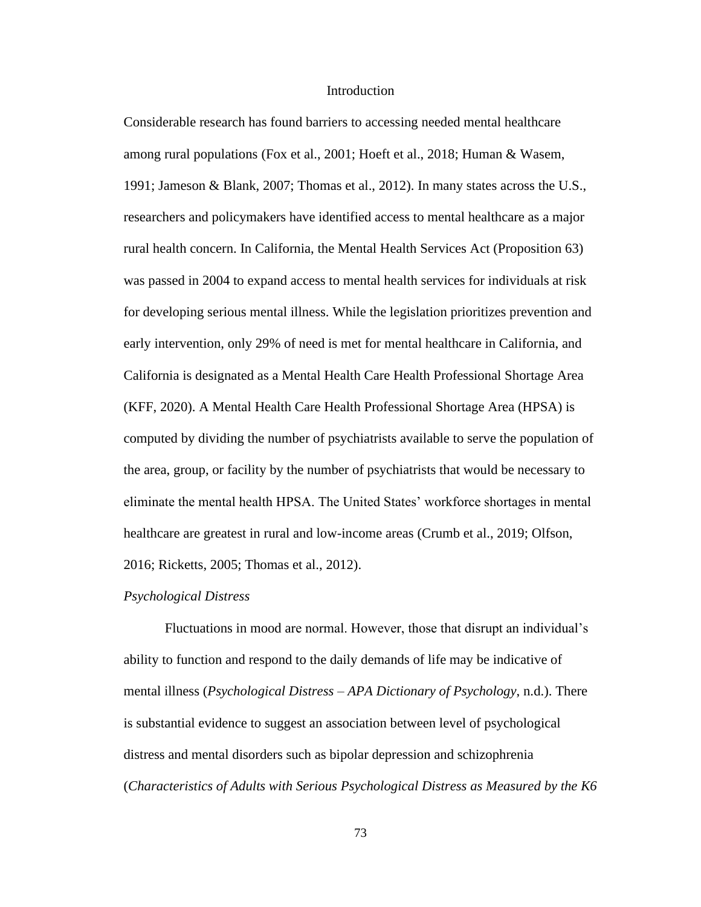# Introduction

Considerable research has found barriers to accessing needed mental healthcare among rural populations (Fox et al., 2001; Hoeft et al., 2018; Human & Wasem, 1991; Jameson & Blank, 2007; Thomas et al., 2012). In many states across the U.S., researchers and policymakers have identified access to mental healthcare as a major rural health concern. In California, the Mental Health Services Act (Proposition 63) was passed in 2004 to expand access to mental health services for individuals at risk for developing serious mental illness. While the legislation prioritizes prevention and early intervention, only 29% of need is met for mental healthcare in California, and California is designated as a Mental Health Care Health Professional Shortage Area (KFF, 2020). A Mental Health Care Health Professional Shortage Area (HPSA) is computed by dividing the number of psychiatrists available to serve the population of the area, group, or facility by the number of psychiatrists that would be necessary to eliminate the mental health HPSA. The United States' workforce shortages in mental healthcare are greatest in rural and low-income areas (Crumb et al., 2019; Olfson, 2016; Ricketts, 2005; Thomas et al., 2012).

## *Psychological Distress*

Fluctuations in mood are normal. However, those that disrupt an individual's ability to function and respond to the daily demands of life may be indicative of mental illness (*Psychological Distress – APA Dictionary of Psychology*, n.d.). There is substantial evidence to suggest an association between level of psychological distress and mental disorders such as bipolar depression and schizophrenia (*Characteristics of Adults with Serious Psychological Distress as Measured by the K6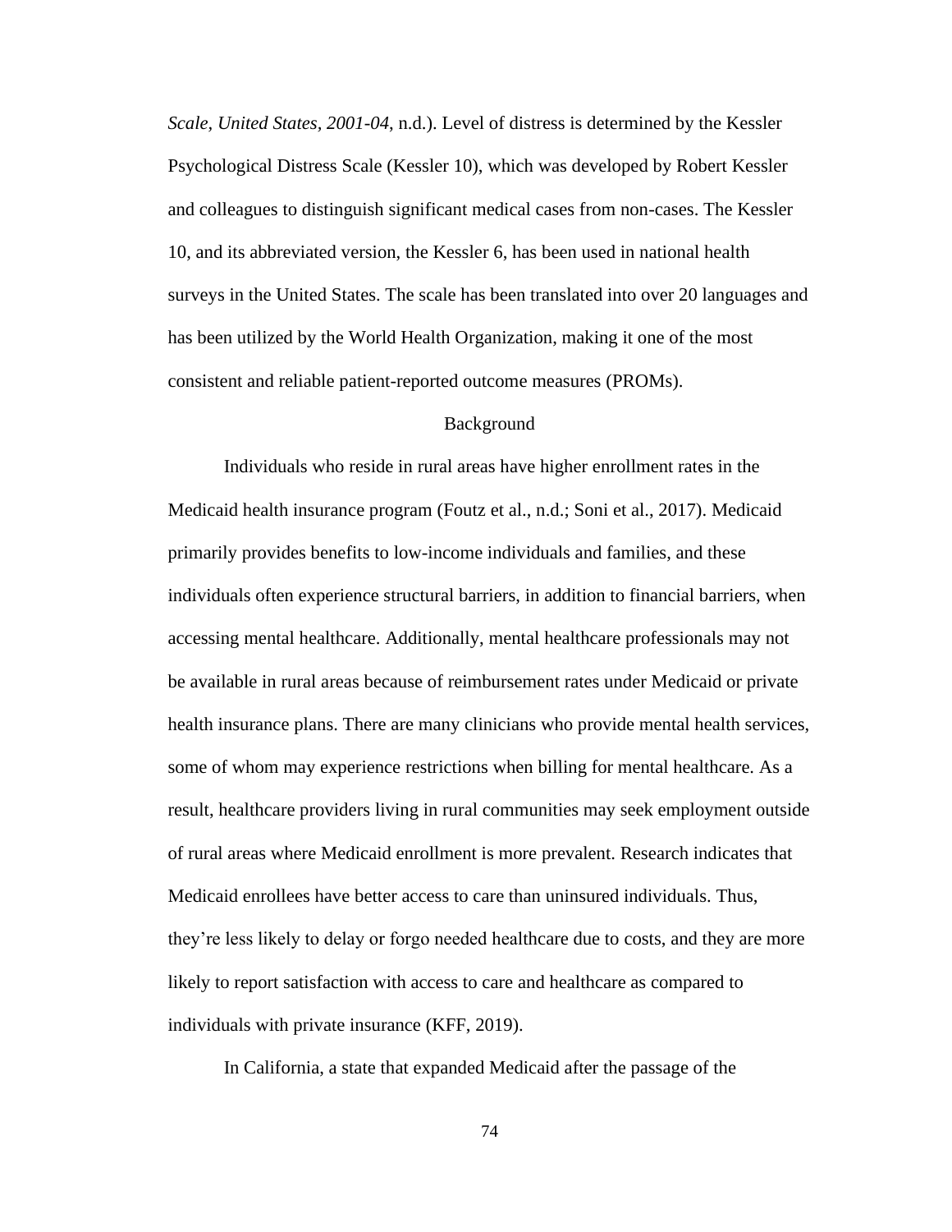*Scale, United States, 2001-04*, n.d.). Level of distress is determined by the Kessler Psychological Distress Scale (Kessler 10), which was developed by Robert Kessler and colleagues to distinguish significant medical cases from non-cases. The Kessler 10, and its abbreviated version, the Kessler 6, has been used in national health surveys in the United States. The scale has been translated into over 20 languages and has been utilized by the World Health Organization, making it one of the most consistent and reliable patient-reported outcome measures (PROMs).

## Background

Individuals who reside in rural areas have higher enrollment rates in the Medicaid health insurance program (Foutz et al., n.d.; Soni et al., 2017). Medicaid primarily provides benefits to low-income individuals and families, and these individuals often experience structural barriers, in addition to financial barriers, when accessing mental healthcare. Additionally, mental healthcare professionals may not be available in rural areas because of reimbursement rates under Medicaid or private health insurance plans. There are many clinicians who provide mental health services, some of whom may experience restrictions when billing for mental healthcare. As a result, healthcare providers living in rural communities may seek employment outside of rural areas where Medicaid enrollment is more prevalent. Research indicates that Medicaid enrollees have better access to care than uninsured individuals. Thus, they're less likely to delay or forgo needed healthcare due to costs, and they are more likely to report satisfaction with access to care and healthcare as compared to individuals with private insurance (KFF, 2019).

In California, a state that expanded Medicaid after the passage of the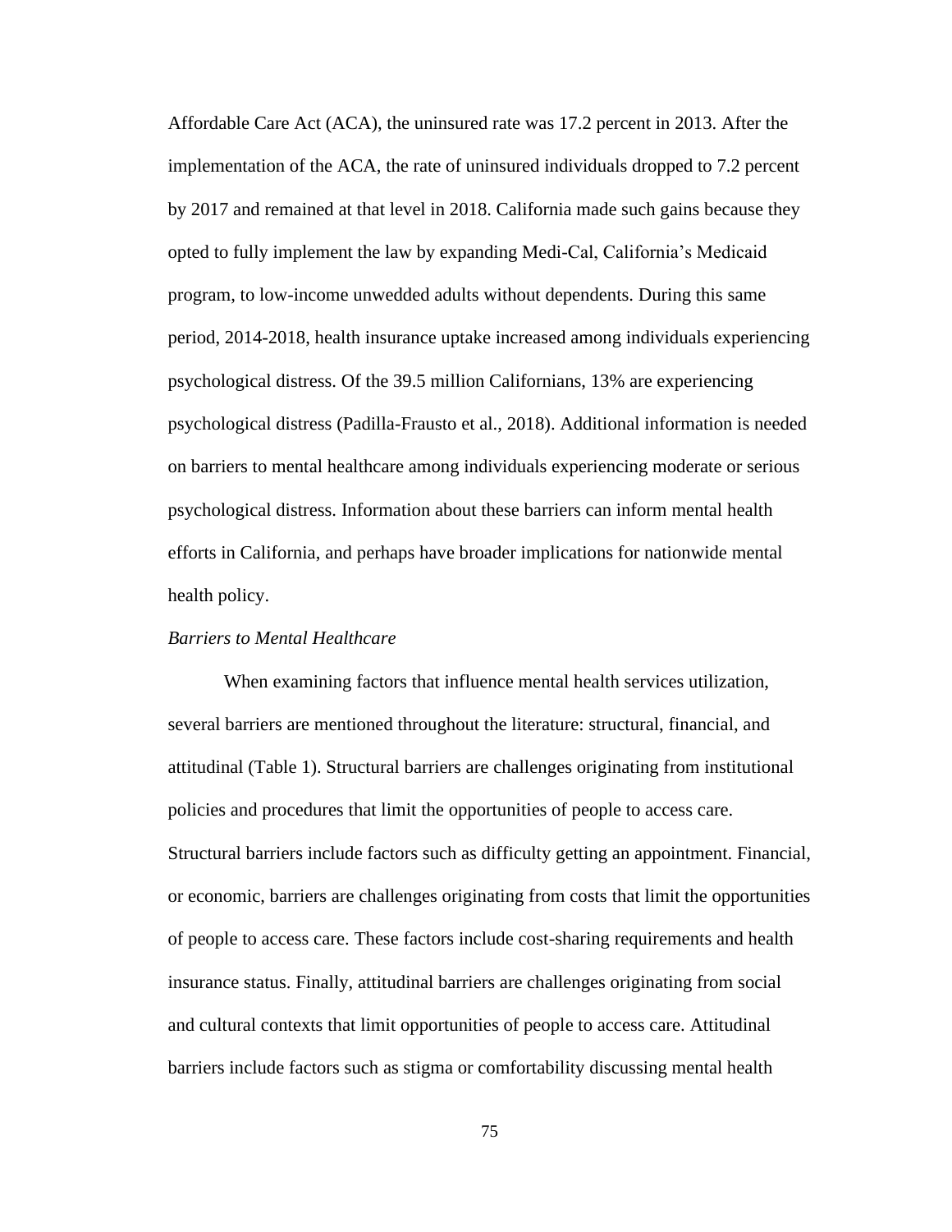Affordable Care Act (ACA), the uninsured rate was 17.2 percent in 2013. After the implementation of the ACA, the rate of uninsured individuals dropped to 7.2 percent by 2017 and remained at that level in 2018. California made such gains because they opted to fully implement the law by expanding Medi-Cal, California's Medicaid program, to low-income unwedded adults without dependents. During this same period, 2014-2018, health insurance uptake increased among individuals experiencing psychological distress. Of the 39.5 million Californians, 13% are experiencing psychological distress (Padilla-Frausto et al., 2018). Additional information is needed on barriers to mental healthcare among individuals experiencing moderate or serious psychological distress. Information about these barriers can inform mental health efforts in California, and perhaps have broader implications for nationwide mental health policy.

*Barriers to Mental Healthcare*

When examining factors that influence mental health services utilization, several barriers are mentioned throughout the literature: structural, financial, and attitudinal (Table 1). Structural barriers are challenges originating from institutional policies and procedures that limit the opportunities of people to access care. Structural barriers include factors such as difficulty getting an appointment. Financial, or economic, barriers are challenges originating from costs that limit the opportunities of people to access care. These factors include cost-sharing requirements and health insurance status. Finally, attitudinal barriers are challenges originating from social and cultural contexts that limit opportunities of people to access care. Attitudinal barriers include factors such as stigma or comfortability discussing mental health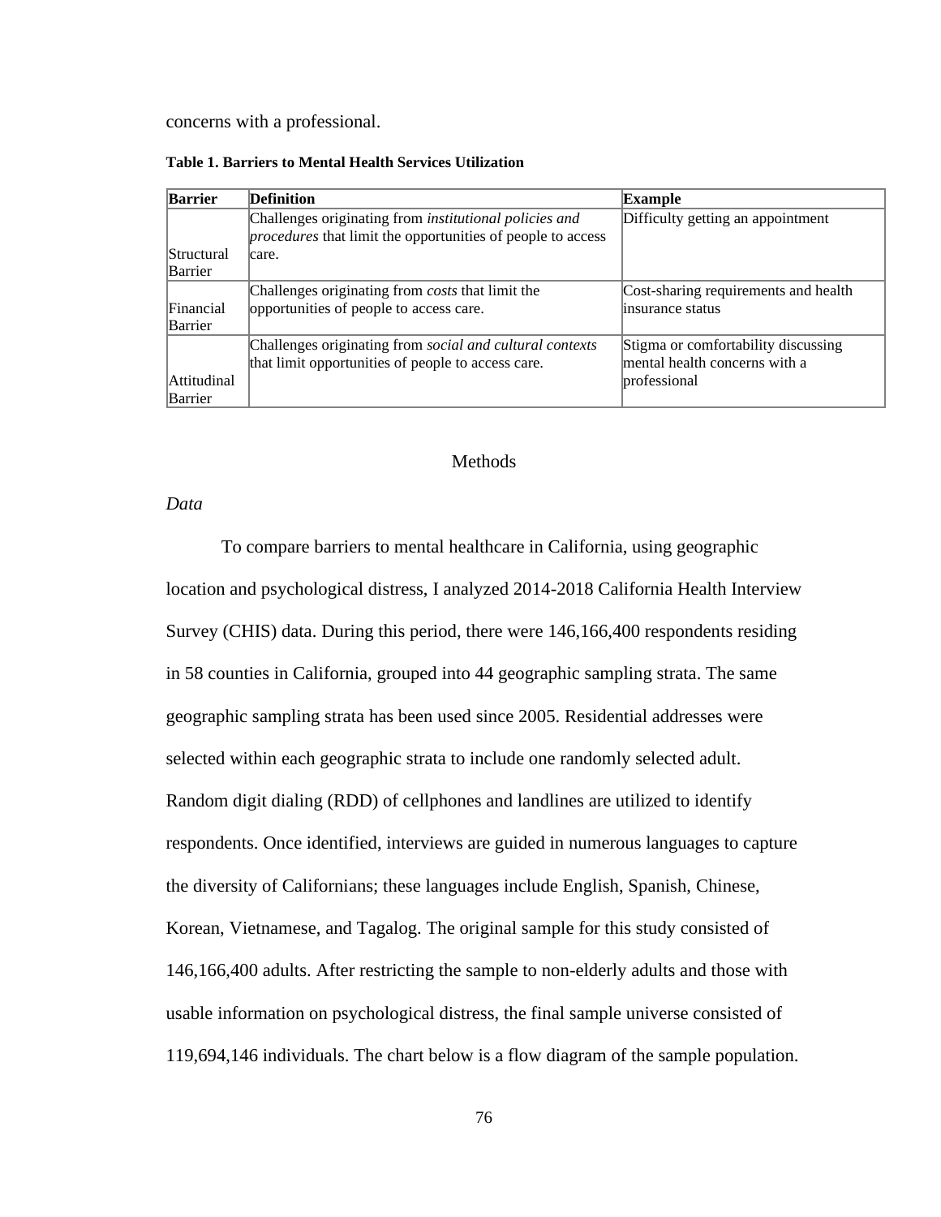concerns with a professional.

**Table 1. Barriers to Mental Health Services Utilization**

| **Barrier** | **Definition** | **Example** |
|---|---|---|
| Structural Barrier | Challenges originating from *institutional policies and procedures* that limit the opportunities of people to access care. | Difficulty getting an appointment |
| Financial Barrier | Challenges originating from *costs* that limit the opportunities of people to access care. | Cost-sharing requirements and health insurance status |
| Attitudinal Barrier | Challenges originating from *social and cultural contexts* that limit opportunities of people to access care. | Stigma or comfortability discussing mental health concerns with a professional |

## Methods

### *Data*

To compare barriers to mental healthcare in California, using geographic location and psychological distress, I analyzed 2014-2018 California Health Interview Survey (CHIS) data. During this period, there were 146,166,400 respondents residing in 58 counties in California, grouped into 44 geographic sampling strata. The same geographic sampling strata has been used since 2005. Residential addresses were selected within each geographic strata to include one randomly selected adult. Random digit dialing (RDD) of cellphones and landlines are utilized to identify respondents. Once identified, interviews are guided in numerous languages to capture the diversity of Californians; these languages include English, Spanish, Chinese, Korean, Vietnamese, and Tagalog. The original sample for this study consisted of 146,166,400 adults. After restricting the sample to non-elderly adults and those with usable information on psychological distress, the final sample universe consisted of 119,694,146 individuals. The chart below is a flow diagram of the sample population.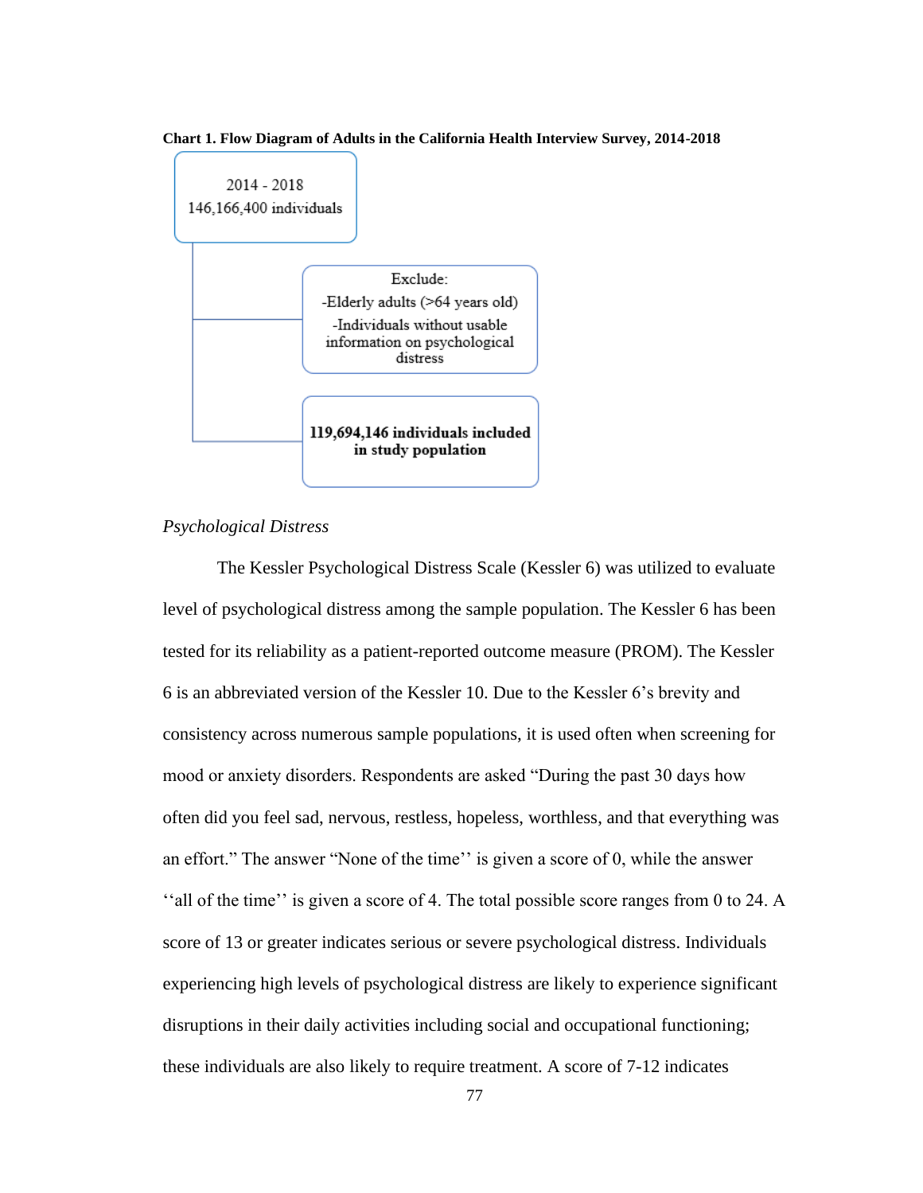**Chart 1. Flow Diagram of Adults in the California Health Interview Survey, 2014-2018**

2014 - 2018
146,166,400 individuals

Exclude:
-Elderly adults (>64 years old)
-Individuals without usable information on psychological distress

**119,694,146 individuals included in study population**

*Psychological Distress*

The Kessler Psychological Distress Scale (Kessler 6) was utilized to evaluate level of psychological distress among the sample population. The Kessler 6 has been tested for its reliability as a patient-reported outcome measure (PROM). The Kessler 6 is an abbreviated version of the Kessler 10. Due to the Kessler 6's brevity and consistency across numerous sample populations, it is used often when screening for mood or anxiety disorders. Respondents are asked "During the past 30 days how often did you feel sad, nervous, restless, hopeless, worthless, and that everything was an effort." The answer "None of the time'' is given a score of 0, while the answer ''all of the time'' is given a score of 4. The total possible score ranges from 0 to 24. A score of 13 or greater indicates serious or severe psychological distress. Individuals experiencing high levels of psychological distress are likely to experience significant disruptions in their daily activities including social and occupational functioning; these individuals are also likely to require treatment. A score of 7-12 indicates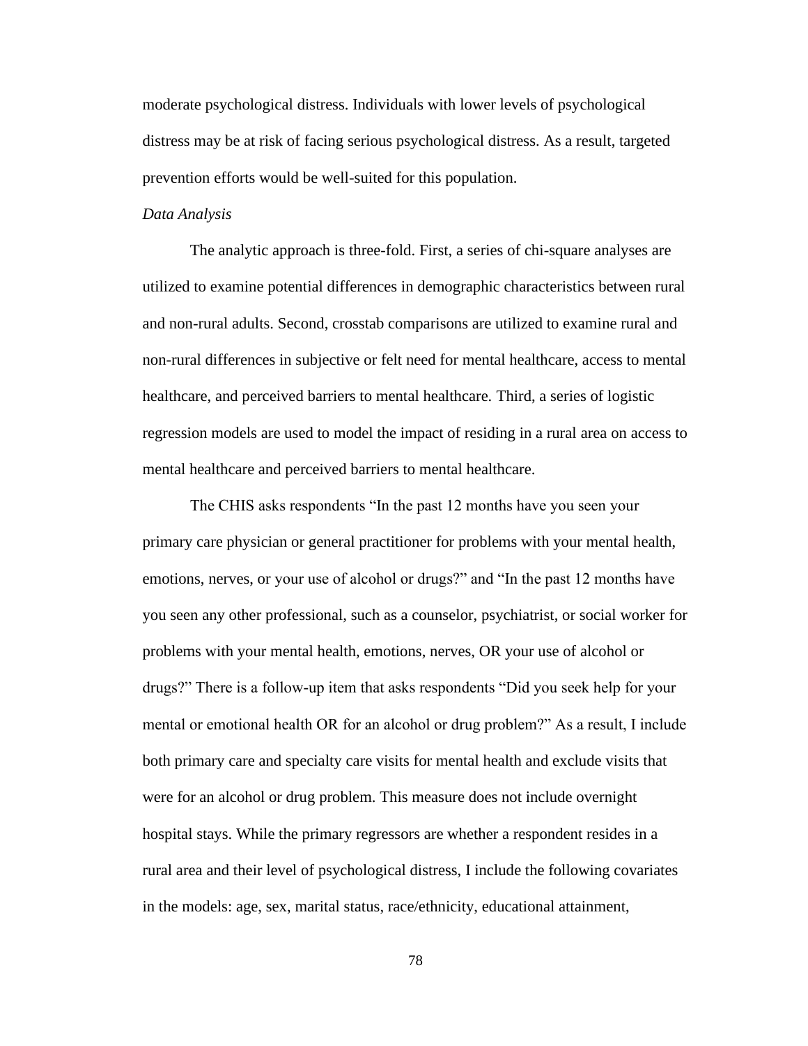moderate psychological distress. Individuals with lower levels of psychological distress may be at risk of facing serious psychological distress. As a result, targeted prevention efforts would be well-suited for this population.

*Data Analysis*

The analytic approach is three-fold. First, a series of chi-square analyses are utilized to examine potential differences in demographic characteristics between rural and non-rural adults. Second, crosstab comparisons are utilized to examine rural and non-rural differences in subjective or felt need for mental healthcare, access to mental healthcare, and perceived barriers to mental healthcare. Third, a series of logistic regression models are used to model the impact of residing in a rural area on access to mental healthcare and perceived barriers to mental healthcare.

The CHIS asks respondents "In the past 12 months have you seen your primary care physician or general practitioner for problems with your mental health, emotions, nerves, or your use of alcohol or drugs?" and "In the past 12 months have you seen any other professional, such as a counselor, psychiatrist, or social worker for problems with your mental health, emotions, nerves, OR your use of alcohol or drugs?" There is a follow-up item that asks respondents "Did you seek help for your mental or emotional health OR for an alcohol or drug problem?" As a result, I include both primary care and specialty care visits for mental health and exclude visits that were for an alcohol or drug problem. This measure does not include overnight hospital stays. While the primary regressors are whether a respondent resides in a rural area and their level of psychological distress, I include the following covariates in the models: age, sex, marital status, race/ethnicity, educational attainment,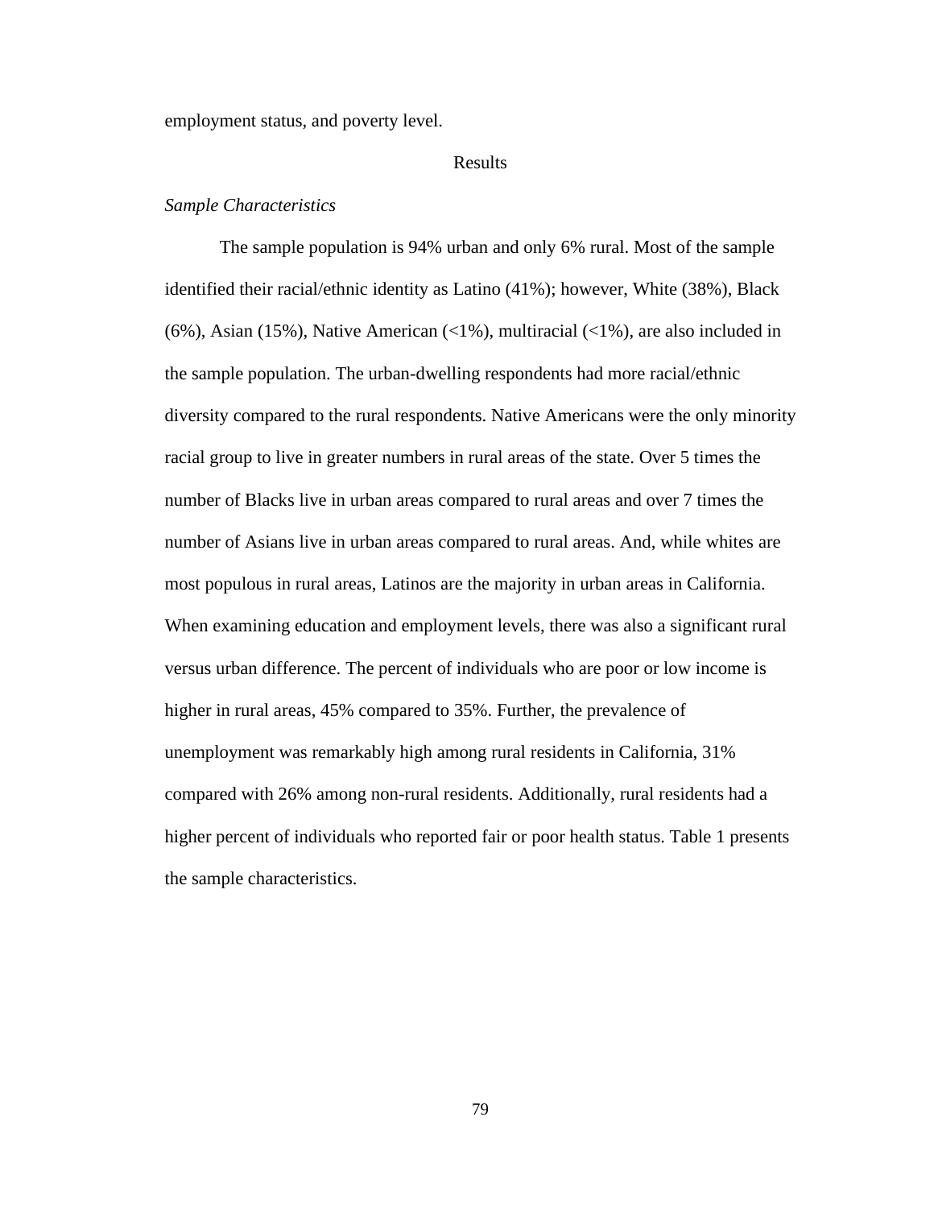employment status, and poverty level.

## Results

### *Sample Characteristics*

The sample population is 94% urban and only 6% rural. Most of the sample identified their racial/ethnic identity as Latino (41%); however, White (38%), Black (6%), Asian (15%), Native American (<1%), multiracial (<1%), are also included in the sample population. The urban-dwelling respondents had more racial/ethnic diversity compared to the rural respondents. Native Americans were the only minority racial group to live in greater numbers in rural areas of the state. Over 5 times the number of Blacks live in urban areas compared to rural areas and over 7 times the number of Asians live in urban areas compared to rural areas. And, while whites are most populous in rural areas, Latinos are the majority in urban areas in California. When examining education and employment levels, there was also a significant rural versus urban difference. The percent of individuals who are poor or low income is higher in rural areas, 45% compared to 35%. Further, the prevalence of unemployment was remarkably high among rural residents in California, 31% compared with 26% among non-rural residents. Additionally, rural residents had a higher percent of individuals who reported fair or poor health status. Table 1 presents the sample characteristics.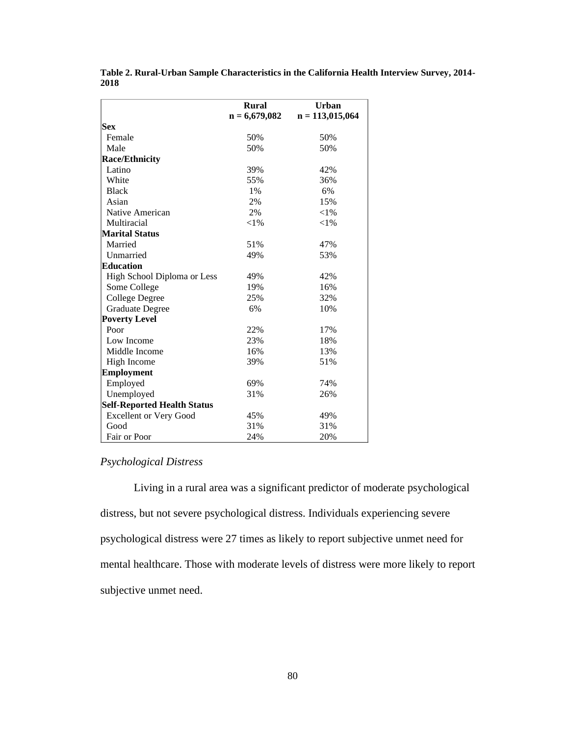**Table 2. Rural-Urban Sample Characteristics in the California Health Interview Survey, 2014-2018**

| | **Rural** **n = 6,679,082** | **Urban** **n = 113,015,064** |
|---|---|---|
| **Sex** | | |
| Female | 50% | 50% |
| Male | 50% | 50% |
| **Race/Ethnicity** | | |
| Latino | 39% | 42% |
| White | 55% | 36% |
| Black | 1% | 6% |
| Asian | 2% | 15% |
| Native American | 2% | <1% |
| Multiracial | <1% | <1% |
| **Marital Status** | | |
| Married | 51% | 47% |
| Unmarried | 49% | 53% |
| **Education** | | |
| High School Diploma or Less | 49% | 42% |
| Some College | 19% | 16% |
| College Degree | 25% | 32% |
| Graduate Degree | 6% | 10% |
| **Poverty Level** | | |
| Poor | 22% | 17% |
| Low Income | 23% | 18% |
| Middle Income | 16% | 13% |
| High Income | 39% | 51% |
| **Employment** | | |
| Employed | 69% | 74% |
| Unemployed | 31% | 26% |
| **Self-Reported Health Status** | | |
| Excellent or Very Good | 45% | 49% |
| Good | 31% | 31% |
| Fair or Poor | 24% | 20% |

*Psychological Distress*

Living in a rural area was a significant predictor of moderate psychological distress, but not severe psychological distress. Individuals experiencing severe psychological distress were 27 times as likely to report subjective unmet need for mental healthcare. Those with moderate levels of distress were more likely to report subjective unmet need.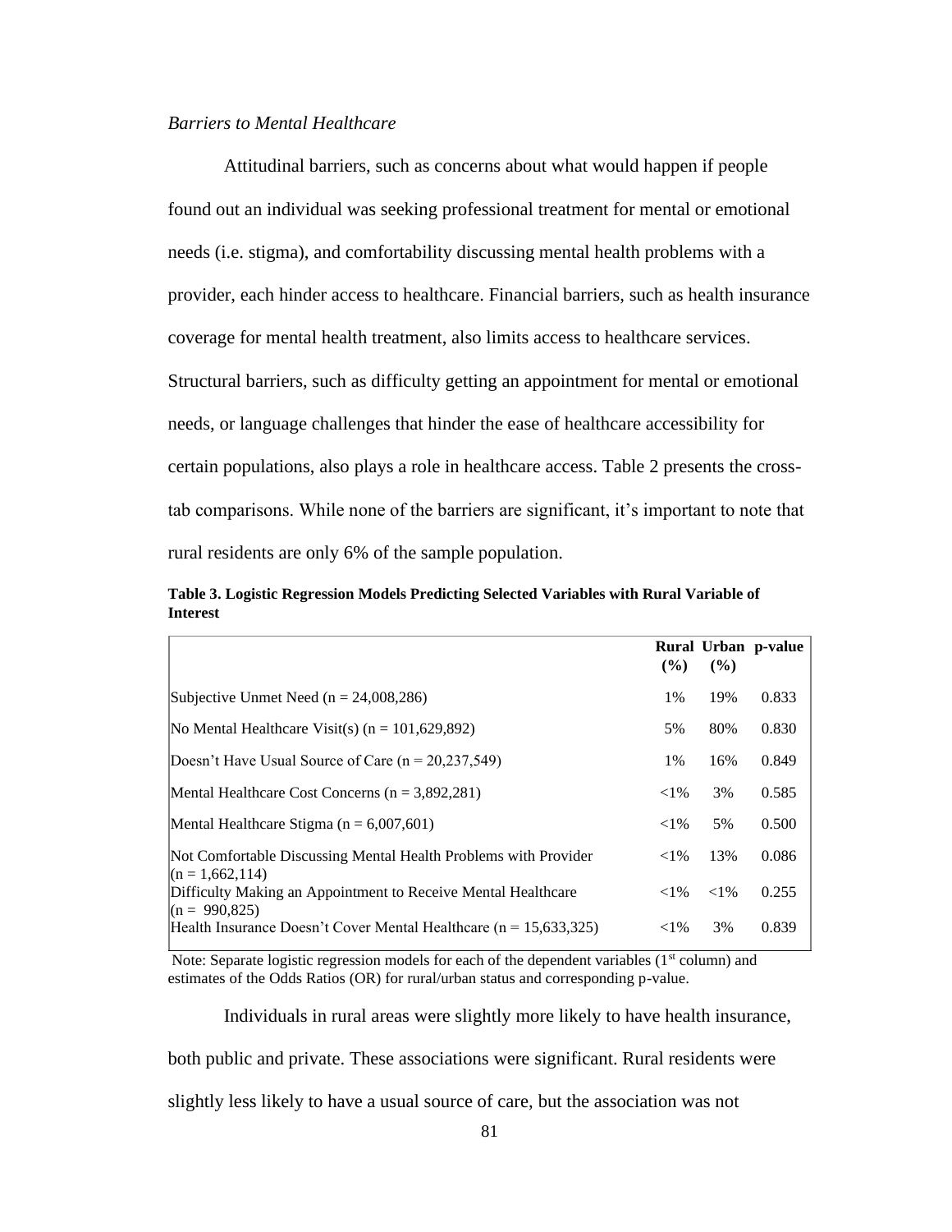*Barriers to Mental Healthcare*

Attitudinal barriers, such as concerns about what would happen if people found out an individual was seeking professional treatment for mental or emotional needs (i.e. stigma), and comfortability discussing mental health problems with a provider, each hinder access to healthcare. Financial barriers, such as health insurance coverage for mental health treatment, also limits access to healthcare services. Structural barriers, such as difficulty getting an appointment for mental or emotional needs, or language challenges that hinder the ease of healthcare accessibility for certain populations, also plays a role in healthcare access. Table 2 presents the cross-tab comparisons. While none of the barriers are significant, it's important to note that rural residents are only 6% of the sample population.

**Table 3. Logistic Regression Models Predicting Selected Variables with Rural Variable of Interest**

| | Rural (%) | Urban (%) | p-value |
|---|---|---|---|
| Subjective Unmet Need (n = 24,008,286) | 1% | 19% | 0.833 |
| No Mental Healthcare Visit(s) (n = 101,629,892) | 5% | 80% | 0.830 |
| Doesn't Have Usual Source of Care (n = 20,237,549) | 1% | 16% | 0.849 |
| Mental Healthcare Cost Concerns (n = 3,892,281) | <1% | 3% | 0.585 |
| Mental Healthcare Stigma (n = 6,007,601) | <1% | 5% | 0.500 |
| Not Comfortable Discussing Mental Health Problems with Provider (n = 1,662,114) | <1% | 13% | 0.086 |
| Difficulty Making an Appointment to Receive Mental Healthcare (n = 990,825) | <1% | <1% | 0.255 |
| Health Insurance Doesn't Cover Mental Healthcare (n = 15,633,325) | <1% | 3% | 0.839 |

Note: Separate logistic regression models for each of the dependent variables (1st column) and estimates of the Odds Ratios (OR) for rural/urban status and corresponding p-value.

Individuals in rural areas were slightly more likely to have health insurance, both public and private. These associations were significant. Rural residents were slightly less likely to have a usual source of care, but the association was not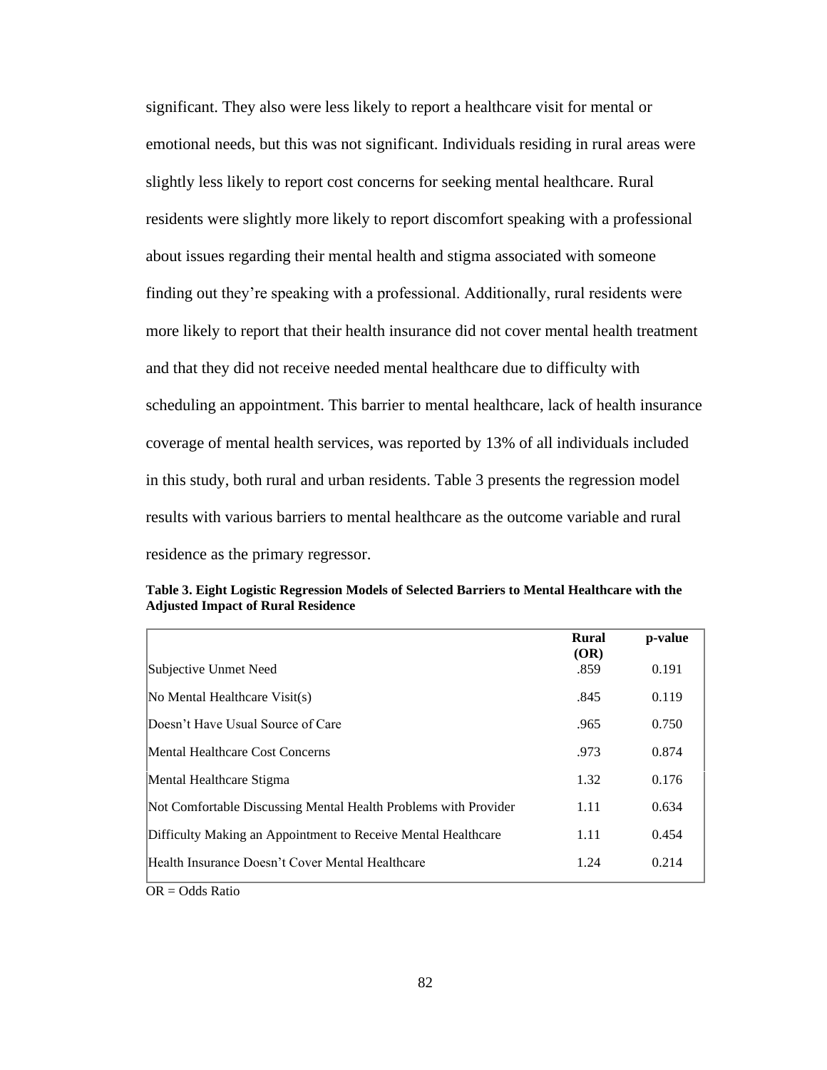significant. They also were less likely to report a healthcare visit for mental or emotional needs, but this was not significant. Individuals residing in rural areas were slightly less likely to report cost concerns for seeking mental healthcare. Rural residents were slightly more likely to report discomfort speaking with a professional about issues regarding their mental health and stigma associated with someone finding out they're speaking with a professional. Additionally, rural residents were more likely to report that their health insurance did not cover mental health treatment and that they did not receive needed mental healthcare due to difficulty with scheduling an appointment. This barrier to mental healthcare, lack of health insurance coverage of mental health services, was reported by 13% of all individuals included in this study, both rural and urban residents. Table 3 presents the regression model results with various barriers to mental healthcare as the outcome variable and rural residence as the primary regressor.

**Table 3. Eight Logistic Regression Models of Selected Barriers to Mental Healthcare with the Adjusted Impact of Rural Residence**

| | Rural (OR) | p-value |
|---|---|---|
| Subjective Unmet Need | .859 | 0.191 |
| No Mental Healthcare Visit(s) | .845 | 0.119 |
| Doesn't Have Usual Source of Care | .965 | 0.750 |
| Mental Healthcare Cost Concerns | .973 | 0.874 |
| Mental Healthcare Stigma | 1.32 | 0.176 |
| Not Comfortable Discussing Mental Health Problems with Provider | 1.11 | 0.634 |
| Difficulty Making an Appointment to Receive Mental Healthcare | 1.11 | 0.454 |
| Health Insurance Doesn't Cover Mental Healthcare | 1.24 | 0.214 |

OR = Odds Ratio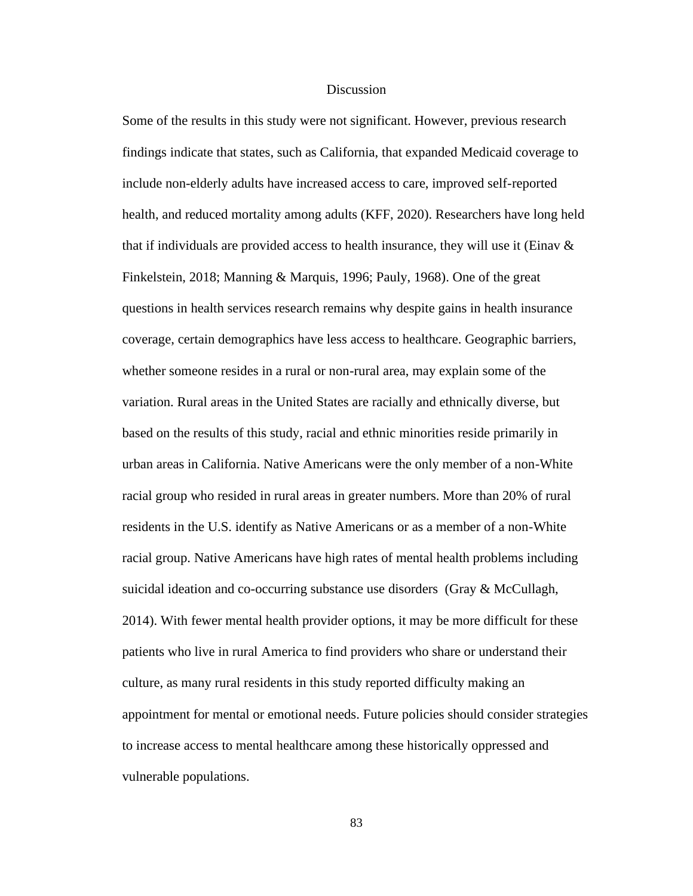# Discussion

Some of the results in this study were not significant. However, previous research findings indicate that states, such as California, that expanded Medicaid coverage to include non-elderly adults have increased access to care, improved self-reported health, and reduced mortality among adults (KFF, 2020). Researchers have long held that if individuals are provided access to health insurance, they will use it (Einav & Finkelstein, 2018; Manning & Marquis, 1996; Pauly, 1968). One of the great questions in health services research remains why despite gains in health insurance coverage, certain demographics have less access to healthcare. Geographic barriers, whether someone resides in a rural or non-rural area, may explain some of the variation. Rural areas in the United States are racially and ethnically diverse, but based on the results of this study, racial and ethnic minorities reside primarily in urban areas in California. Native Americans were the only member of a non-White racial group who resided in rural areas in greater numbers. More than 20% of rural residents in the U.S. identify as Native Americans or as a member of a non-White racial group. Native Americans have high rates of mental health problems including suicidal ideation and co-occurring substance use disorders  (Gray & McCullagh, 2014). With fewer mental health provider options, it may be more difficult for these patients who live in rural America to find providers who share or understand their culture, as many rural residents in this study reported difficulty making an appointment for mental or emotional needs. Future policies should consider strategies to increase access to mental healthcare among these historically oppressed and vulnerable populations.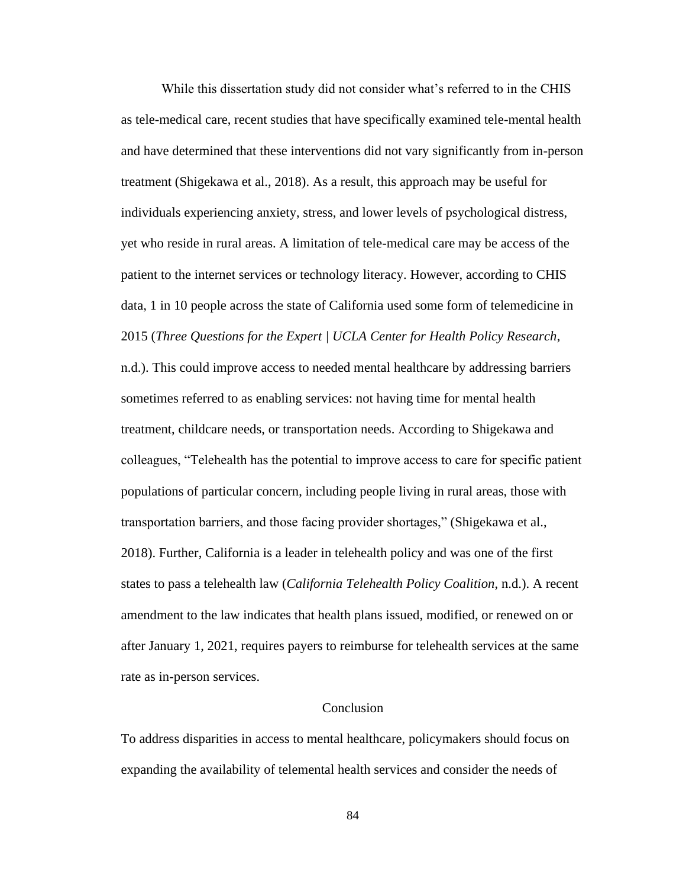While this dissertation study did not consider what's referred to in the CHIS as tele-medical care, recent studies that have specifically examined tele-mental health and have determined that these interventions did not vary significantly from in-person treatment (Shigekawa et al., 2018). As a result, this approach may be useful for individuals experiencing anxiety, stress, and lower levels of psychological distress, yet who reside in rural areas. A limitation of tele-medical care may be access of the patient to the internet services or technology literacy. However, according to CHIS data, 1 in 10 people across the state of California used some form of telemedicine in 2015 (*Three Questions for the Expert | UCLA Center for Health Policy Research*, n.d.). This could improve access to needed mental healthcare by addressing barriers sometimes referred to as enabling services: not having time for mental health treatment, childcare needs, or transportation needs. According to Shigekawa and colleagues, "Telehealth has the potential to improve access to care for specific patient populations of particular concern, including people living in rural areas, those with transportation barriers, and those facing provider shortages," (Shigekawa et al., 2018). Further, California is a leader in telehealth policy and was one of the first states to pass a telehealth law (*California Telehealth Policy Coalition*, n.d.). A recent amendment to the law indicates that health plans issued, modified, or renewed on or after January 1, 2021, requires payers to reimburse for telehealth services at the same rate as in-person services.

## Conclusion

To address disparities in access to mental healthcare, policymakers should focus on expanding the availability of telemental health services and consider the needs of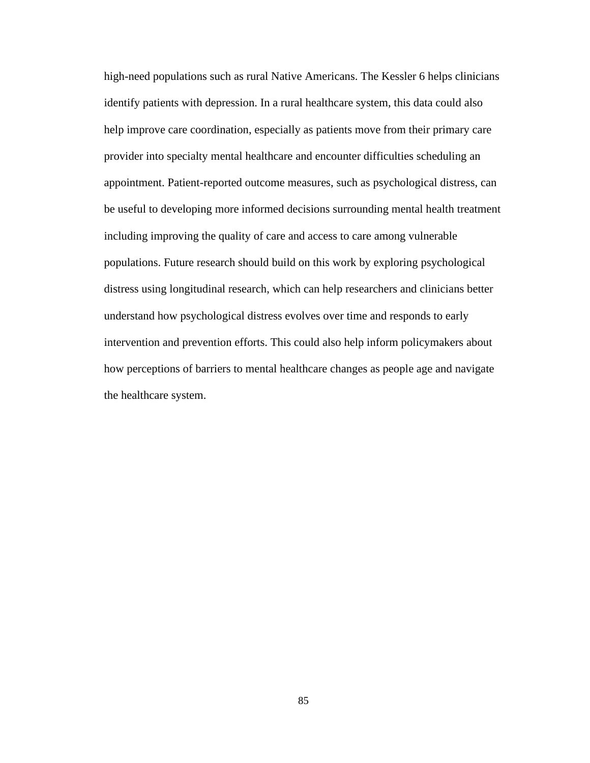high-need populations such as rural Native Americans. The Kessler 6 helps clinicians identify patients with depression. In a rural healthcare system, this data could also help improve care coordination, especially as patients move from their primary care provider into specialty mental healthcare and encounter difficulties scheduling an appointment. Patient-reported outcome measures, such as psychological distress, can be useful to developing more informed decisions surrounding mental health treatment including improving the quality of care and access to care among vulnerable populations. Future research should build on this work by exploring psychological distress using longitudinal research, which can help researchers and clinicians better understand how psychological distress evolves over time and responds to early intervention and prevention efforts. This could also help inform policymakers about how perceptions of barriers to mental healthcare changes as people age and navigate the healthcare system.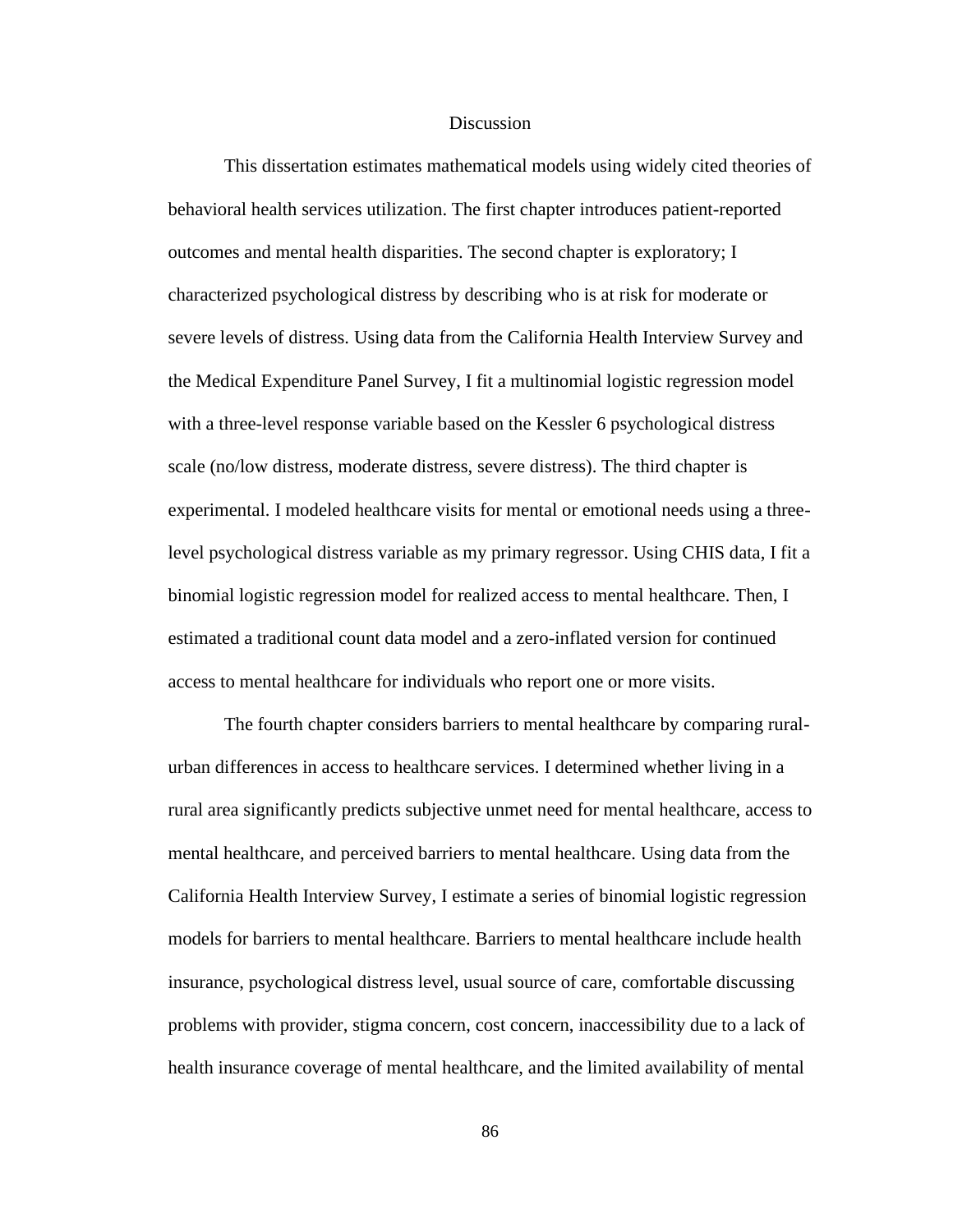# Discussion

This dissertation estimates mathematical models using widely cited theories of behavioral health services utilization. The first chapter introduces patient-reported outcomes and mental health disparities. The second chapter is exploratory; I characterized psychological distress by describing who is at risk for moderate or severe levels of distress. Using data from the California Health Interview Survey and the Medical Expenditure Panel Survey, I fit a multinomial logistic regression model with a three-level response variable based on the Kessler 6 psychological distress scale (no/low distress, moderate distress, severe distress). The third chapter is experimental. I modeled healthcare visits for mental or emotional needs using a three-level psychological distress variable as my primary regressor. Using CHIS data, I fit a binomial logistic regression model for realized access to mental healthcare. Then, I estimated a traditional count data model and a zero-inflated version for continued access to mental healthcare for individuals who report one or more visits.

The fourth chapter considers barriers to mental healthcare by comparing rural-urban differences in access to healthcare services. I determined whether living in a rural area significantly predicts subjective unmet need for mental healthcare, access to mental healthcare, and perceived barriers to mental healthcare. Using data from the California Health Interview Survey, I estimate a series of binomial logistic regression models for barriers to mental healthcare. Barriers to mental healthcare include health insurance, psychological distress level, usual source of care, comfortable discussing problems with provider, stigma concern, cost concern, inaccessibility due to a lack of health insurance coverage of mental healthcare, and the limited availability of mental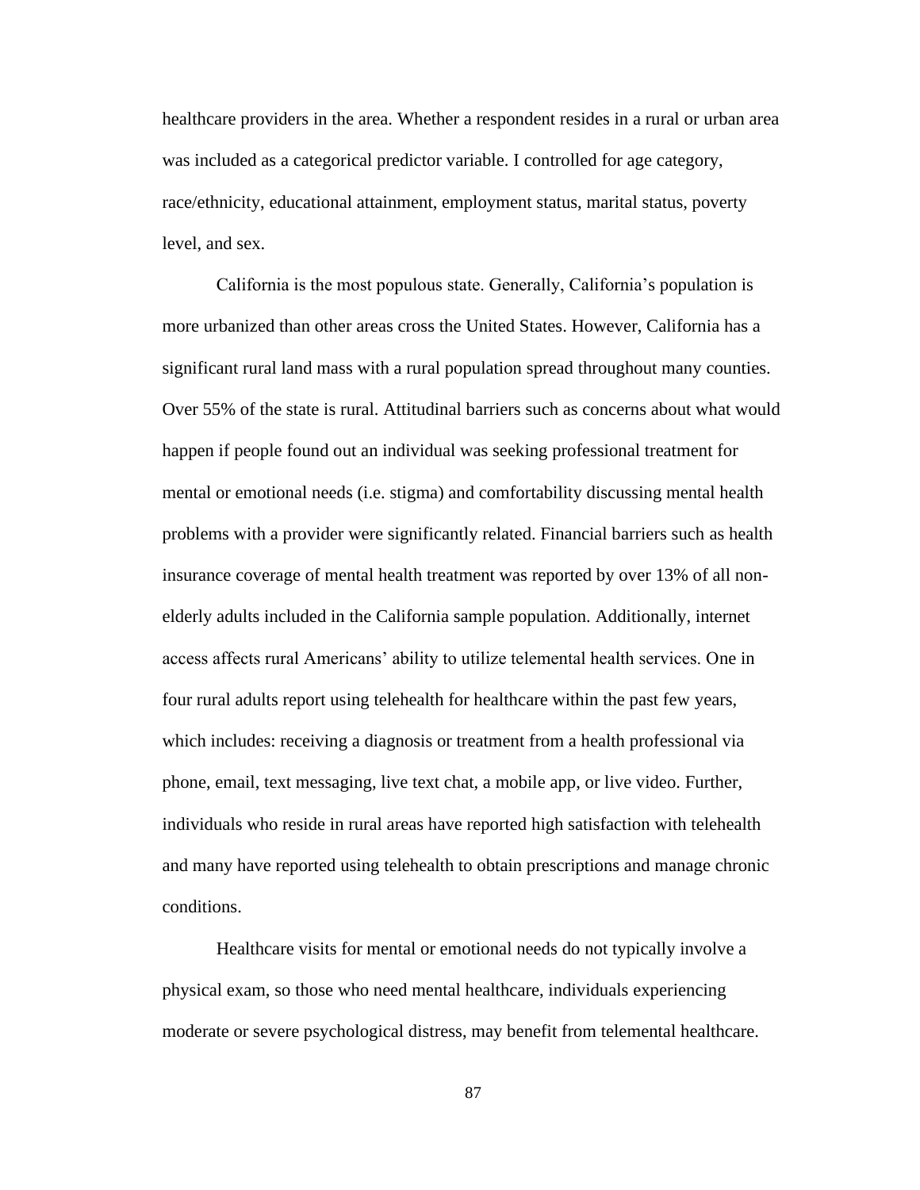healthcare providers in the area. Whether a respondent resides in a rural or urban area was included as a categorical predictor variable. I controlled for age category, race/ethnicity, educational attainment, employment status, marital status, poverty level, and sex.

California is the most populous state. Generally, California's population is more urbanized than other areas cross the United States. However, California has a significant rural land mass with a rural population spread throughout many counties. Over 55% of the state is rural. Attitudinal barriers such as concerns about what would happen if people found out an individual was seeking professional treatment for mental or emotional needs (i.e. stigma) and comfortability discussing mental health problems with a provider were significantly related. Financial barriers such as health insurance coverage of mental health treatment was reported by over 13% of all non-elderly adults included in the California sample population. Additionally, internet access affects rural Americans' ability to utilize telemental health services. One in four rural adults report using telehealth for healthcare within the past few years, which includes: receiving a diagnosis or treatment from a health professional via phone, email, text messaging, live text chat, a mobile app, or live video. Further, individuals who reside in rural areas have reported high satisfaction with telehealth and many have reported using telehealth to obtain prescriptions and manage chronic conditions.

Healthcare visits for mental or emotional needs do not typically involve a physical exam, so those who need mental healthcare, individuals experiencing moderate or severe psychological distress, may benefit from telemental healthcare.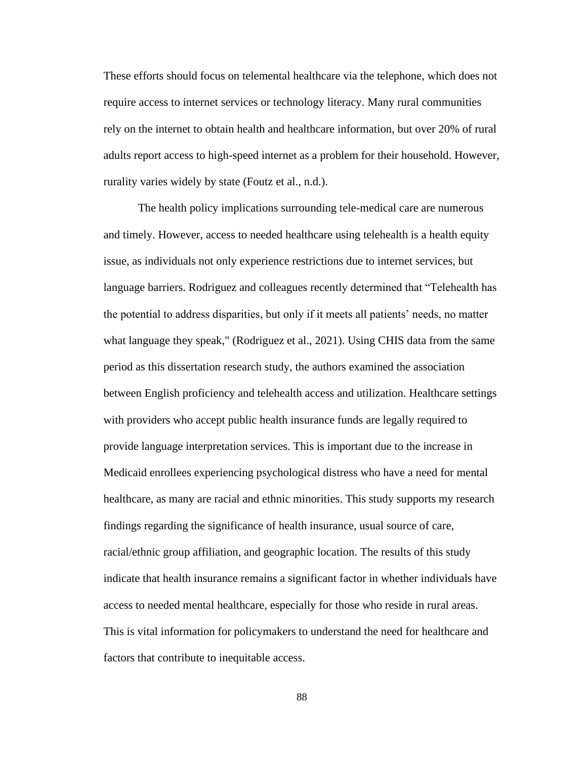These efforts should focus on telemental healthcare via the telephone, which does not require access to internet services or technology literacy. Many rural communities rely on the internet to obtain health and healthcare information, but over 20% of rural adults report access to high-speed internet as a problem for their household. However, rurality varies widely by state (Foutz et al., n.d.).

The health policy implications surrounding tele-medical care are numerous and timely. However, access to needed healthcare using telehealth is a health equity issue, as individuals not only experience restrictions due to internet services, but language barriers. Rodriguez and colleagues recently determined that "Telehealth has the potential to address disparities, but only if it meets all patients' needs, no matter what language they speak," (Rodriguez et al., 2021). Using CHIS data from the same period as this dissertation research study, the authors examined the association between English proficiency and telehealth access and utilization. Healthcare settings with providers who accept public health insurance funds are legally required to provide language interpretation services. This is important due to the increase in Medicaid enrollees experiencing psychological distress who have a need for mental healthcare, as many are racial and ethnic minorities. This study supports my research findings regarding the significance of health insurance, usual source of care, racial/ethnic group affiliation, and geographic location. The results of this study indicate that health insurance remains a significant factor in whether individuals have access to needed mental healthcare, especially for those who reside in rural areas. This is vital information for policymakers to understand the need for healthcare and factors that contribute to inequitable access.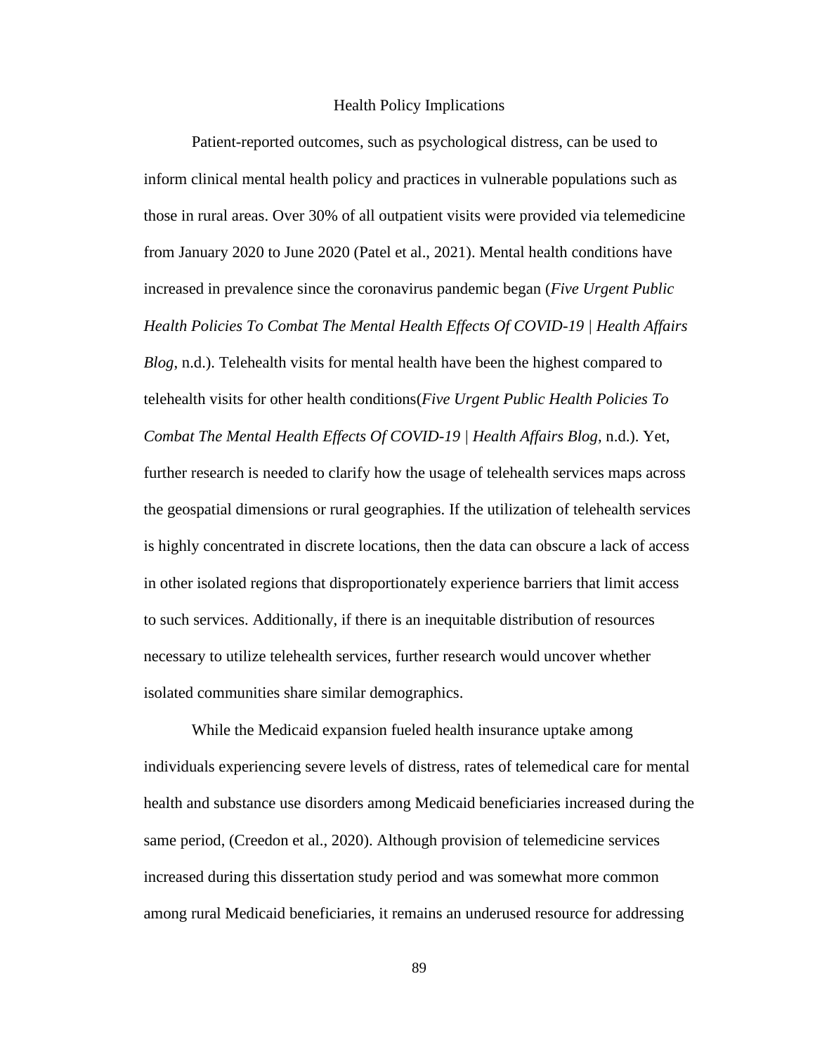## Health Policy Implications

Patient-reported outcomes, such as psychological distress, can be used to inform clinical mental health policy and practices in vulnerable populations such as those in rural areas. Over 30% of all outpatient visits were provided via telemedicine from January 2020 to June 2020 (Patel et al., 2021). Mental health conditions have increased in prevalence since the coronavirus pandemic began (*Five Urgent Public Health Policies To Combat The Mental Health Effects Of COVID-19 | Health Affairs Blog*, n.d.). Telehealth visits for mental health have been the highest compared to telehealth visits for other health conditions(*Five Urgent Public Health Policies To Combat The Mental Health Effects Of COVID-19 | Health Affairs Blog*, n.d.). Yet, further research is needed to clarify how the usage of telehealth services maps across the geospatial dimensions or rural geographies. If the utilization of telehealth services is highly concentrated in discrete locations, then the data can obscure a lack of access in other isolated regions that disproportionately experience barriers that limit access to such services. Additionally, if there is an inequitable distribution of resources necessary to utilize telehealth services, further research would uncover whether isolated communities share similar demographics.

While the Medicaid expansion fueled health insurance uptake among individuals experiencing severe levels of distress, rates of telemedical care for mental health and substance use disorders among Medicaid beneficiaries increased during the same period, (Creedon et al., 2020). Although provision of telemedicine services increased during this dissertation study period and was somewhat more common among rural Medicaid beneficiaries, it remains an underused resource for addressing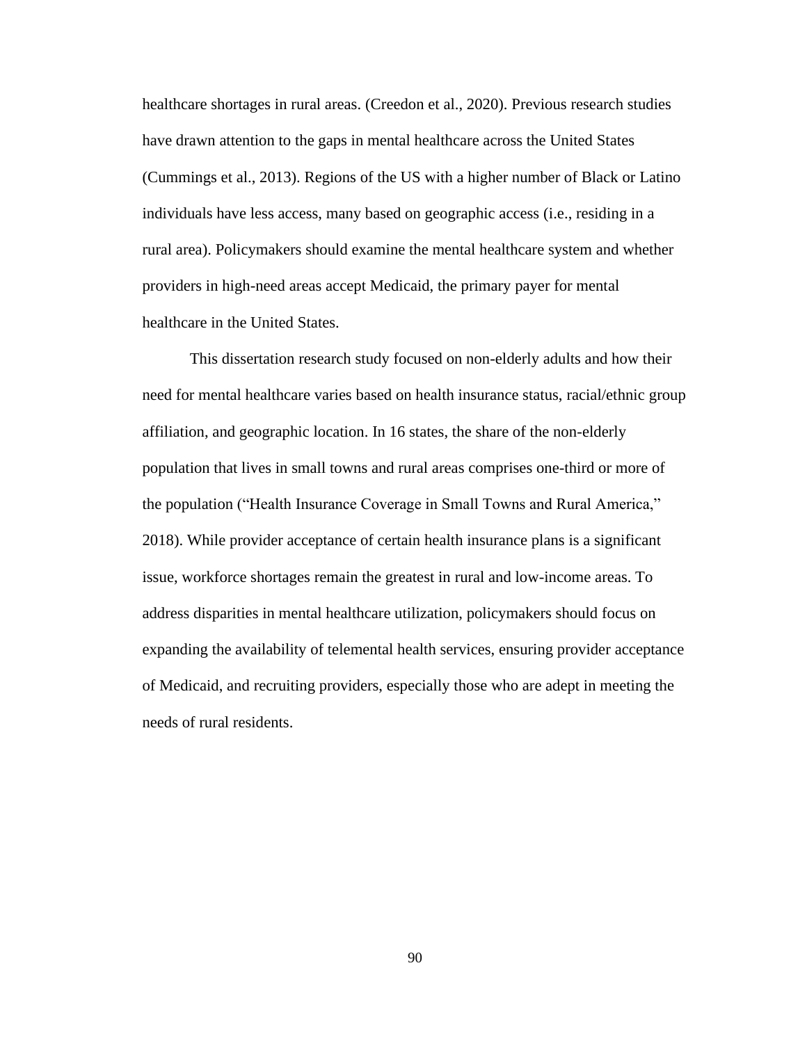healthcare shortages in rural areas. (Creedon et al., 2020). Previous research studies have drawn attention to the gaps in mental healthcare across the United States (Cummings et al., 2013). Regions of the US with a higher number of Black or Latino individuals have less access, many based on geographic access (i.e., residing in a rural area). Policymakers should examine the mental healthcare system and whether providers in high-need areas accept Medicaid, the primary payer for mental healthcare in the United States.

This dissertation research study focused on non-elderly adults and how their need for mental healthcare varies based on health insurance status, racial/ethnic group affiliation, and geographic location. In 16 states, the share of the non-elderly population that lives in small towns and rural areas comprises one-third or more of the population ("Health Insurance Coverage in Small Towns and Rural America," 2018). While provider acceptance of certain health insurance plans is a significant issue, workforce shortages remain the greatest in rural and low-income areas. To address disparities in mental healthcare utilization, policymakers should focus on expanding the availability of telemental health services, ensuring provider acceptance of Medicaid, and recruiting providers, especially those who are adept in meeting the needs of rural residents.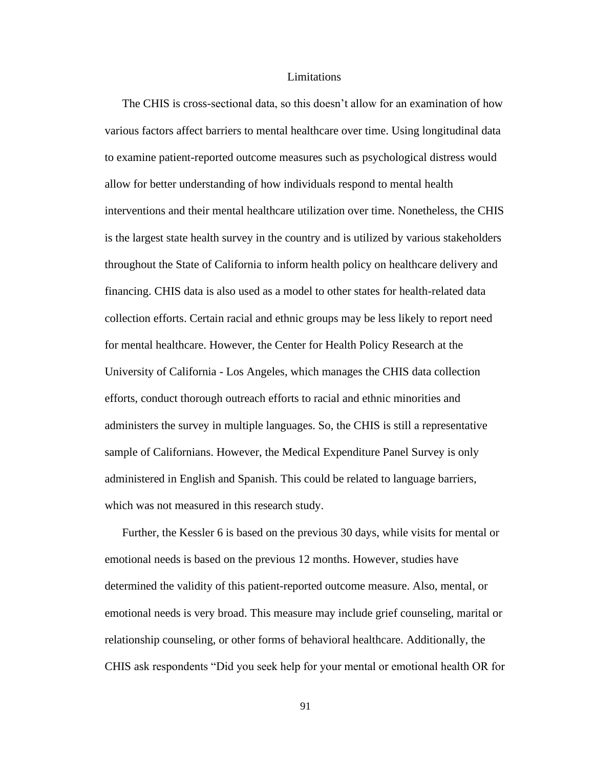## Limitations

The CHIS is cross-sectional data, so this doesn't allow for an examination of how various factors affect barriers to mental healthcare over time. Using longitudinal data to examine patient-reported outcome measures such as psychological distress would allow for better understanding of how individuals respond to mental health interventions and their mental healthcare utilization over time. Nonetheless, the CHIS is the largest state health survey in the country and is utilized by various stakeholders throughout the State of California to inform health policy on healthcare delivery and financing. CHIS data is also used as a model to other states for health-related data collection efforts. Certain racial and ethnic groups may be less likely to report need for mental healthcare. However, the Center for Health Policy Research at the University of California - Los Angeles, which manages the CHIS data collection efforts, conduct thorough outreach efforts to racial and ethnic minorities and administers the survey in multiple languages. So, the CHIS is still a representative sample of Californians. However, the Medical Expenditure Panel Survey is only administered in English and Spanish. This could be related to language barriers, which was not measured in this research study.

Further, the Kessler 6 is based on the previous 30 days, while visits for mental or emotional needs is based on the previous 12 months. However, studies have determined the validity of this patient-reported outcome measure. Also, mental, or emotional needs is very broad. This measure may include grief counseling, marital or relationship counseling, or other forms of behavioral healthcare. Additionally, the CHIS ask respondents "Did you seek help for your mental or emotional health OR for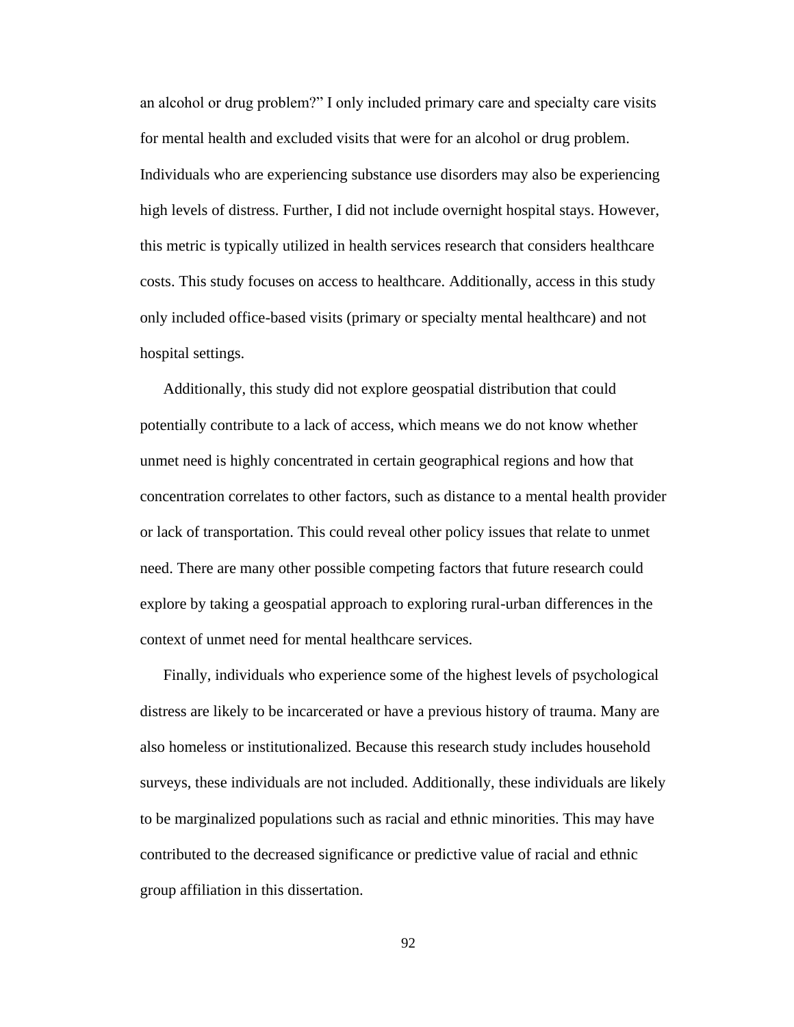an alcohol or drug problem?" I only included primary care and specialty care visits for mental health and excluded visits that were for an alcohol or drug problem. Individuals who are experiencing substance use disorders may also be experiencing high levels of distress. Further, I did not include overnight hospital stays. However, this metric is typically utilized in health services research that considers healthcare costs. This study focuses on access to healthcare. Additionally, access in this study only included office-based visits (primary or specialty mental healthcare) and not hospital settings.

Additionally, this study did not explore geospatial distribution that could potentially contribute to a lack of access, which means we do not know whether unmet need is highly concentrated in certain geographical regions and how that concentration correlates to other factors, such as distance to a mental health provider or lack of transportation. This could reveal other policy issues that relate to unmet need. There are many other possible competing factors that future research could explore by taking a geospatial approach to exploring rural-urban differences in the context of unmet need for mental healthcare services.

Finally, individuals who experience some of the highest levels of psychological distress are likely to be incarcerated or have a previous history of trauma. Many are also homeless or institutionalized. Because this research study includes household surveys, these individuals are not included. Additionally, these individuals are likely to be marginalized populations such as racial and ethnic minorities. This may have contributed to the decreased significance or predictive value of racial and ethnic group affiliation in this dissertation.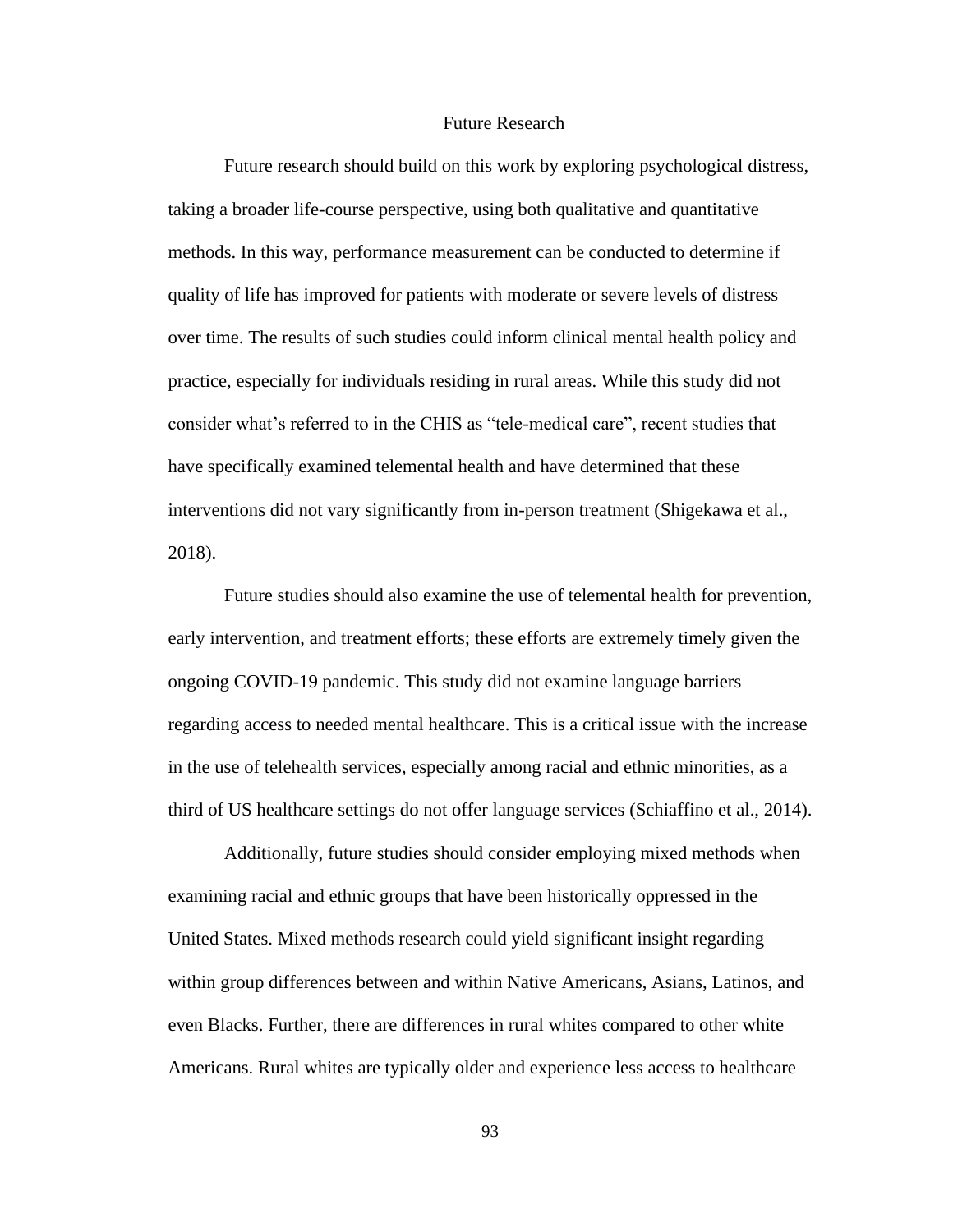## Future Research

Future research should build on this work by exploring psychological distress, taking a broader life-course perspective, using both qualitative and quantitative methods. In this way, performance measurement can be conducted to determine if quality of life has improved for patients with moderate or severe levels of distress over time. The results of such studies could inform clinical mental health policy and practice, especially for individuals residing in rural areas. While this study did not consider what's referred to in the CHIS as "tele-medical care", recent studies that have specifically examined telemental health and have determined that these interventions did not vary significantly from in-person treatment (Shigekawa et al., 2018).

Future studies should also examine the use of telemental health for prevention, early intervention, and treatment efforts; these efforts are extremely timely given the ongoing COVID-19 pandemic. This study did not examine language barriers regarding access to needed mental healthcare. This is a critical issue with the increase in the use of telehealth services, especially among racial and ethnic minorities, as a third of US healthcare settings do not offer language services (Schiaffino et al., 2014).

Additionally, future studies should consider employing mixed methods when examining racial and ethnic groups that have been historically oppressed in the United States. Mixed methods research could yield significant insight regarding within group differences between and within Native Americans, Asians, Latinos, and even Blacks. Further, there are differences in rural whites compared to other white Americans. Rural whites are typically older and experience less access to healthcare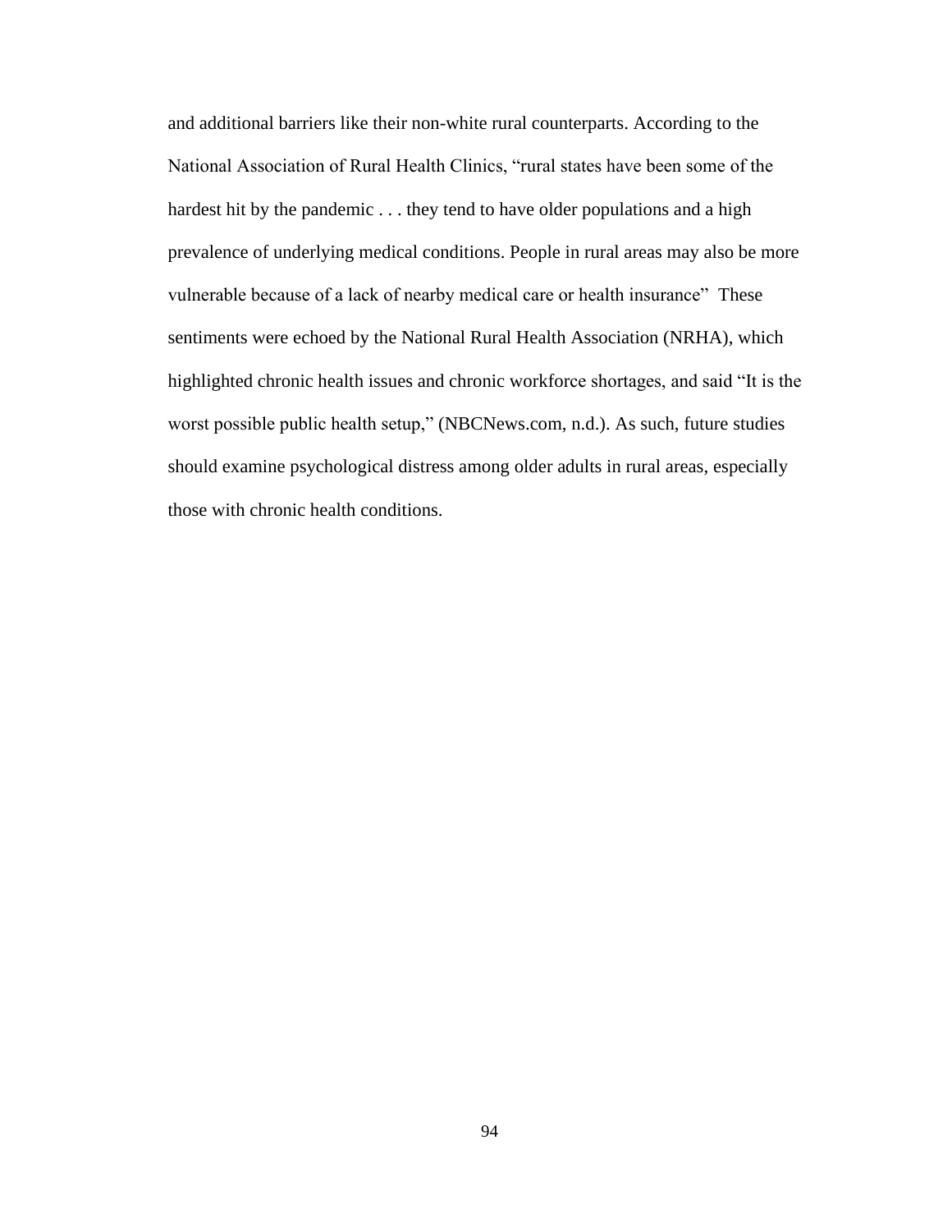and additional barriers like their non-white rural counterparts. According to the National Association of Rural Health Clinics, “rural states have been some of the hardest hit by the pandemic . . . they tend to have older populations and a high prevalence of underlying medical conditions. People in rural areas may also be more vulnerable because of a lack of nearby medical care or health insurance”  These sentiments were echoed by the National Rural Health Association (NRHA), which highlighted chronic health issues and chronic workforce shortages, and said “It is the worst possible public health setup,” (NBCNews.com, n.d.). As such, future studies should examine psychological distress among older adults in rural areas, especially those with chronic health conditions.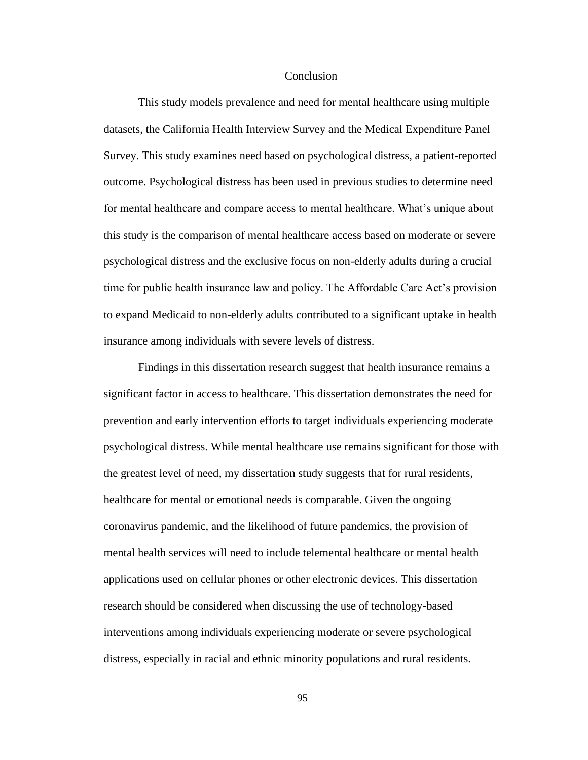# Conclusion

This study models prevalence and need for mental healthcare using multiple datasets, the California Health Interview Survey and the Medical Expenditure Panel Survey. This study examines need based on psychological distress, a patient-reported outcome. Psychological distress has been used in previous studies to determine need for mental healthcare and compare access to mental healthcare. What's unique about this study is the comparison of mental healthcare access based on moderate or severe psychological distress and the exclusive focus on non-elderly adults during a crucial time for public health insurance law and policy. The Affordable Care Act's provision to expand Medicaid to non-elderly adults contributed to a significant uptake in health insurance among individuals with severe levels of distress.

Findings in this dissertation research suggest that health insurance remains a significant factor in access to healthcare. This dissertation demonstrates the need for prevention and early intervention efforts to target individuals experiencing moderate psychological distress. While mental healthcare use remains significant for those with the greatest level of need, my dissertation study suggests that for rural residents, healthcare for mental or emotional needs is comparable. Given the ongoing coronavirus pandemic, and the likelihood of future pandemics, the provision of mental health services will need to include telemental healthcare or mental health applications used on cellular phones or other electronic devices. This dissertation research should be considered when discussing the use of technology-based interventions among individuals experiencing moderate or severe psychological distress, especially in racial and ethnic minority populations and rural residents.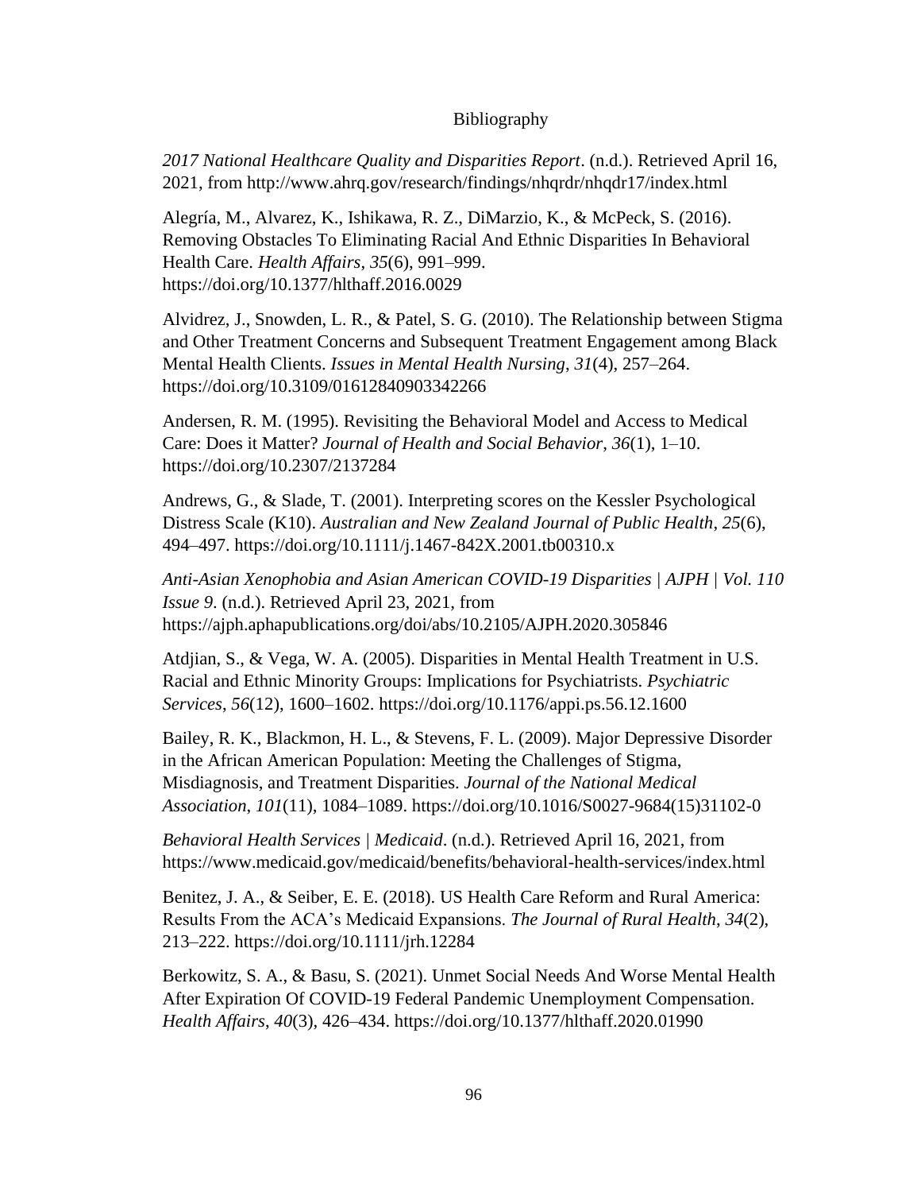# Bibliography

*2017 National Healthcare Quality and Disparities Report*. (n.d.). Retrieved April 16, 2021, from http://www.ahrq.gov/research/findings/nhqrdr/nhqdr17/index.html

Alegría, M., Alvarez, K., Ishikawa, R. Z., DiMarzio, K., & McPeck, S. (2016). Removing Obstacles To Eliminating Racial And Ethnic Disparities In Behavioral Health Care. *Health Affairs*, *35*(6), 991–999. https://doi.org/10.1377/hlthaff.2016.0029

Alvidrez, J., Snowden, L. R., & Patel, S. G. (2010). The Relationship between Stigma and Other Treatment Concerns and Subsequent Treatment Engagement among Black Mental Health Clients. *Issues in Mental Health Nursing*, *31*(4), 257–264. https://doi.org/10.3109/01612840903342266

Andersen, R. M. (1995). Revisiting the Behavioral Model and Access to Medical Care: Does it Matter? *Journal of Health and Social Behavior*, *36*(1), 1–10. https://doi.org/10.2307/2137284

Andrews, G., & Slade, T. (2001). Interpreting scores on the Kessler Psychological Distress Scale (K10). *Australian and New Zealand Journal of Public Health*, *25*(6), 494–497. https://doi.org/10.1111/j.1467-842X.2001.tb00310.x

*Anti-Asian Xenophobia and Asian American COVID-19 Disparities | AJPH | Vol. 110 Issue 9*. (n.d.). Retrieved April 23, 2021, from https://ajph.aphapublications.org/doi/abs/10.2105/AJPH.2020.305846

Atdjian, S., & Vega, W. A. (2005). Disparities in Mental Health Treatment in U.S. Racial and Ethnic Minority Groups: Implications for Psychiatrists. *Psychiatric Services*, *56*(12), 1600–1602. https://doi.org/10.1176/appi.ps.56.12.1600

Bailey, R. K., Blackmon, H. L., & Stevens, F. L. (2009). Major Depressive Disorder in the African American Population: Meeting the Challenges of Stigma, Misdiagnosis, and Treatment Disparities. *Journal of the National Medical Association*, *101*(11), 1084–1089. https://doi.org/10.1016/S0027-9684(15)31102-0

*Behavioral Health Services | Medicaid*. (n.d.). Retrieved April 16, 2021, from https://www.medicaid.gov/medicaid/benefits/behavioral-health-services/index.html

Benitez, J. A., & Seiber, E. E. (2018). US Health Care Reform and Rural America: Results From the ACA's Medicaid Expansions. *The Journal of Rural Health*, *34*(2), 213–222. https://doi.org/10.1111/jrh.12284

Berkowitz, S. A., & Basu, S. (2021). Unmet Social Needs And Worse Mental Health After Expiration Of COVID-19 Federal Pandemic Unemployment Compensation. *Health Affairs*, *40*(3), 426–434. https://doi.org/10.1377/hlthaff.2020.01990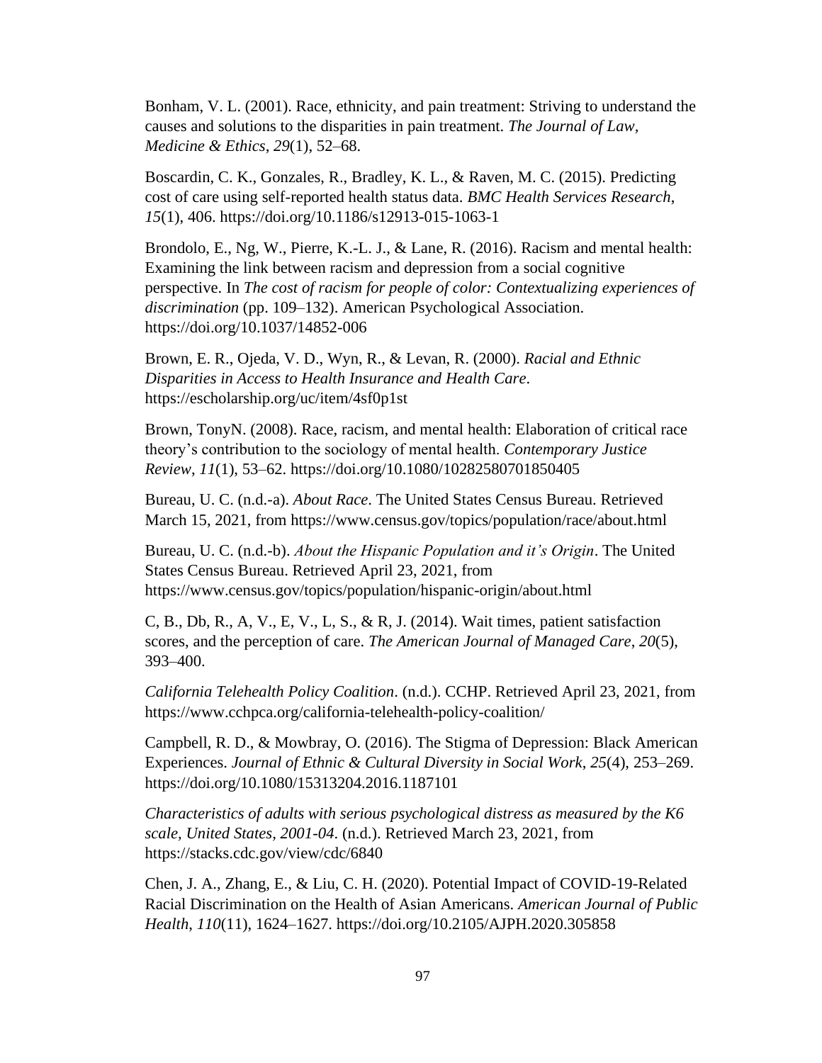Bonham, V. L. (2001). Race, ethnicity, and pain treatment: Striving to understand the causes and solutions to the disparities in pain treatment. *The Journal of Law, Medicine & Ethics*, *29*(1), 52–68.

Boscardin, C. K., Gonzales, R., Bradley, K. L., & Raven, M. C. (2015). Predicting cost of care using self-reported health status data. *BMC Health Services Research*, *15*(1), 406. https://doi.org/10.1186/s12913-015-1063-1

Brondolo, E., Ng, W., Pierre, K.-L. J., & Lane, R. (2016). Racism and mental health: Examining the link between racism and depression from a social cognitive perspective. In *The cost of racism for people of color: Contextualizing experiences of discrimination* (pp. 109–132). American Psychological Association. https://doi.org/10.1037/14852-006

Brown, E. R., Ojeda, V. D., Wyn, R., & Levan, R. (2000). *Racial and Ethnic Disparities in Access to Health Insurance and Health Care*. https://escholarship.org/uc/item/4sf0p1st

Brown, TonyN. (2008). Race, racism, and mental health: Elaboration of critical race theory's contribution to the sociology of mental health. *Contemporary Justice Review*, *11*(1), 53–62. https://doi.org/10.1080/10282580701850405

Bureau, U. C. (n.d.-a). *About Race*. The United States Census Bureau. Retrieved March 15, 2021, from https://www.census.gov/topics/population/race/about.html

Bureau, U. C. (n.d.-b). *About the Hispanic Population and it's Origin*. The United States Census Bureau. Retrieved April 23, 2021, from https://www.census.gov/topics/population/hispanic-origin/about.html

C, B., Db, R., A, V., E, V., L, S., & R, J. (2014). Wait times, patient satisfaction scores, and the perception of care. *The American Journal of Managed Care*, *20*(5), 393–400.

*California Telehealth Policy Coalition*. (n.d.). CCHP. Retrieved April 23, 2021, from https://www.cchpca.org/california-telehealth-policy-coalition/

Campbell, R. D., & Mowbray, O. (2016). The Stigma of Depression: Black American Experiences. *Journal of Ethnic & Cultural Diversity in Social Work*, *25*(4), 253–269. https://doi.org/10.1080/15313204.2016.1187101

*Characteristics of adults with serious psychological distress as measured by the K6 scale, United States, 2001-04*. (n.d.). Retrieved March 23, 2021, from https://stacks.cdc.gov/view/cdc/6840

Chen, J. A., Zhang, E., & Liu, C. H. (2020). Potential Impact of COVID-19-Related Racial Discrimination on the Health of Asian Americans. *American Journal of Public Health*, *110*(11), 1624–1627. https://doi.org/10.2105/AJPH.2020.305858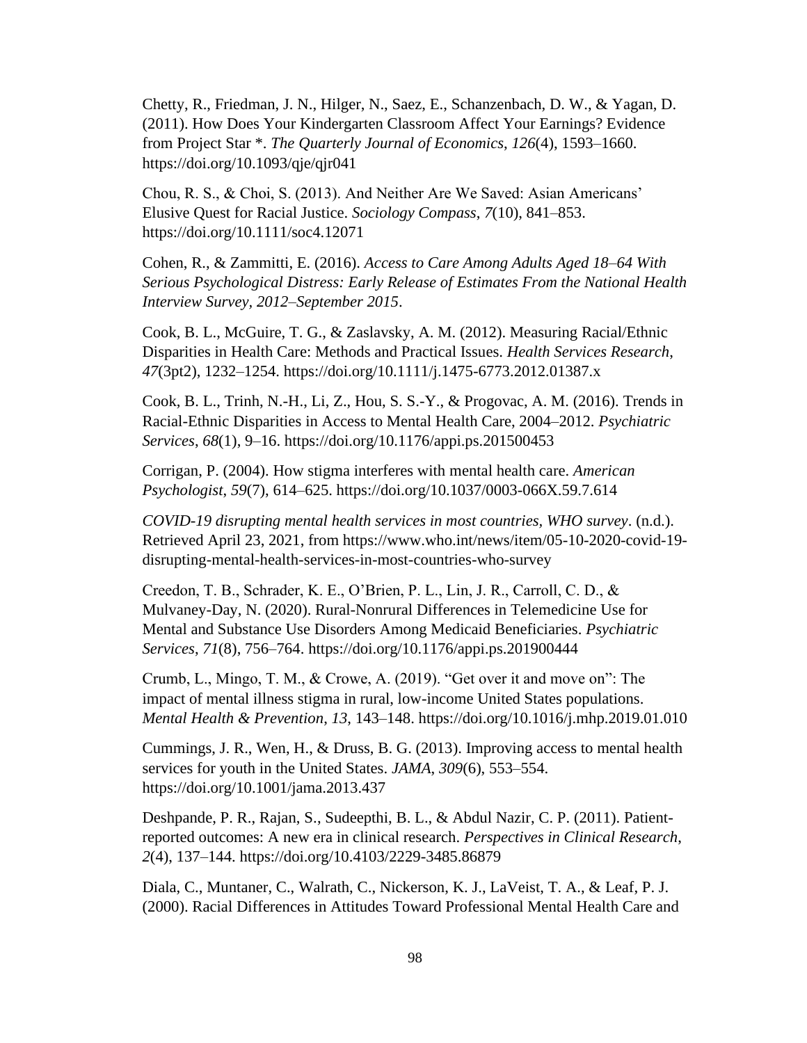Chetty, R., Friedman, J. N., Hilger, N., Saez, E., Schanzenbach, D. W., & Yagan, D. (2011). How Does Your Kindergarten Classroom Affect Your Earnings? Evidence from Project Star \*. *The Quarterly Journal of Economics*, *126*(4), 1593–1660. https://doi.org/10.1093/qje/qjr041

Chou, R. S., & Choi, S. (2013). And Neither Are We Saved: Asian Americans' Elusive Quest for Racial Justice. *Sociology Compass*, *7*(10), 841–853. https://doi.org/10.1111/soc4.12071

Cohen, R., & Zammitti, E. (2016). *Access to Care Among Adults Aged 18–64 With Serious Psychological Distress: Early Release of Estimates From the National Health Interview Survey, 2012–September 2015*.

Cook, B. L., McGuire, T. G., & Zaslavsky, A. M. (2012). Measuring Racial/Ethnic Disparities in Health Care: Methods and Practical Issues. *Health Services Research*, *47*(3pt2), 1232–1254. https://doi.org/10.1111/j.1475-6773.2012.01387.x

Cook, B. L., Trinh, N.-H., Li, Z., Hou, S. S.-Y., & Progovac, A. M. (2016). Trends in Racial-Ethnic Disparities in Access to Mental Health Care, 2004–2012. *Psychiatric Services*, *68*(1), 9–16. https://doi.org/10.1176/appi.ps.201500453

Corrigan, P. (2004). How stigma interferes with mental health care. *American Psychologist*, *59*(7), 614–625. https://doi.org/10.1037/0003-066X.59.7.614

*COVID-19 disrupting mental health services in most countries, WHO survey*. (n.d.). Retrieved April 23, 2021, from https://www.who.int/news/item/05-10-2020-covid-19-disrupting-mental-health-services-in-most-countries-who-survey

Creedon, T. B., Schrader, K. E., O'Brien, P. L., Lin, J. R., Carroll, C. D., & Mulvaney-Day, N. (2020). Rural-Nonrural Differences in Telemedicine Use for Mental and Substance Use Disorders Among Medicaid Beneficiaries. *Psychiatric Services*, *71*(8), 756–764. https://doi.org/10.1176/appi.ps.201900444

Crumb, L., Mingo, T. M., & Crowe, A. (2019). "Get over it and move on": The impact of mental illness stigma in rural, low-income United States populations. *Mental Health & Prevention*, *13*, 143–148. https://doi.org/10.1016/j.mhp.2019.01.010

Cummings, J. R., Wen, H., & Druss, B. G. (2013). Improving access to mental health services for youth in the United States. *JAMA*, *309*(6), 553–554. https://doi.org/10.1001/jama.2013.437

Deshpande, P. R., Rajan, S., Sudeepthi, B. L., & Abdul Nazir, C. P. (2011). Patient-reported outcomes: A new era in clinical research. *Perspectives in Clinical Research*, *2*(4), 137–144. https://doi.org/10.4103/2229-3485.86879

Diala, C., Muntaner, C., Walrath, C., Nickerson, K. J., LaVeist, T. A., & Leaf, P. J. (2000). Racial Differences in Attitudes Toward Professional Mental Health Care and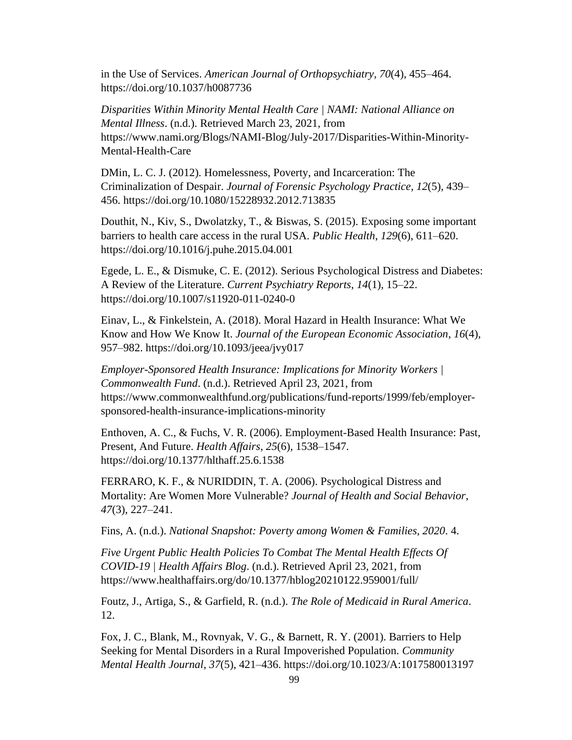in the Use of Services. *American Journal of Orthopsychiatry*, *70*(4), 455–464. https://doi.org/10.1037/h0087736

*Disparities Within Minority Mental Health Care | NAMI: National Alliance on Mental Illness*. (n.d.). Retrieved March 23, 2021, from https://www.nami.org/Blogs/NAMI-Blog/July-2017/Disparities-Within-Minority-Mental-Health-Care

DMin, L. C. J. (2012). Homelessness, Poverty, and Incarceration: The Criminalization of Despair. *Journal of Forensic Psychology Practice*, *12*(5), 439–456. https://doi.org/10.1080/15228932.2012.713835

Douthit, N., Kiv, S., Dwolatzky, T., & Biswas, S. (2015). Exposing some important barriers to health care access in the rural USA. *Public Health*, *129*(6), 611–620. https://doi.org/10.1016/j.puhe.2015.04.001

Egede, L. E., & Dismuke, C. E. (2012). Serious Psychological Distress and Diabetes: A Review of the Literature. *Current Psychiatry Reports*, *14*(1), 15–22. https://doi.org/10.1007/s11920-011-0240-0

Einav, L., & Finkelstein, A. (2018). Moral Hazard in Health Insurance: What We Know and How We Know It. *Journal of the European Economic Association*, *16*(4), 957–982. https://doi.org/10.1093/jeea/jvy017

*Employer-Sponsored Health Insurance: Implications for Minority Workers | Commonwealth Fund*. (n.d.). Retrieved April 23, 2021, from https://www.commonwealthfund.org/publications/fund-reports/1999/feb/employer-sponsored-health-insurance-implications-minority

Enthoven, A. C., & Fuchs, V. R. (2006). Employment-Based Health Insurance: Past, Present, And Future. *Health Affairs*, *25*(6), 1538–1547. https://doi.org/10.1377/hlthaff.25.6.1538

FERRARO, K. F., & NURIDDIN, T. A. (2006). Psychological Distress and Mortality: Are Women More Vulnerable? *Journal of Health and Social Behavior*, *47*(3), 227–241.

Fins, A. (n.d.). *National Snapshot: Poverty among Women & Families, 2020*. 4.

*Five Urgent Public Health Policies To Combat The Mental Health Effects Of COVID-19 | Health Affairs Blog*. (n.d.). Retrieved April 23, 2021, from https://www.healthaffairs.org/do/10.1377/hblog20210122.959001/full/

Foutz, J., Artiga, S., & Garfield, R. (n.d.). *The Role of Medicaid in Rural America*. 12.

Fox, J. C., Blank, M., Rovnyak, V. G., & Barnett, R. Y. (2001). Barriers to Help Seeking for Mental Disorders in a Rural Impoverished Population. *Community Mental Health Journal*, *37*(5), 421–436. https://doi.org/10.1023/A:1017580013197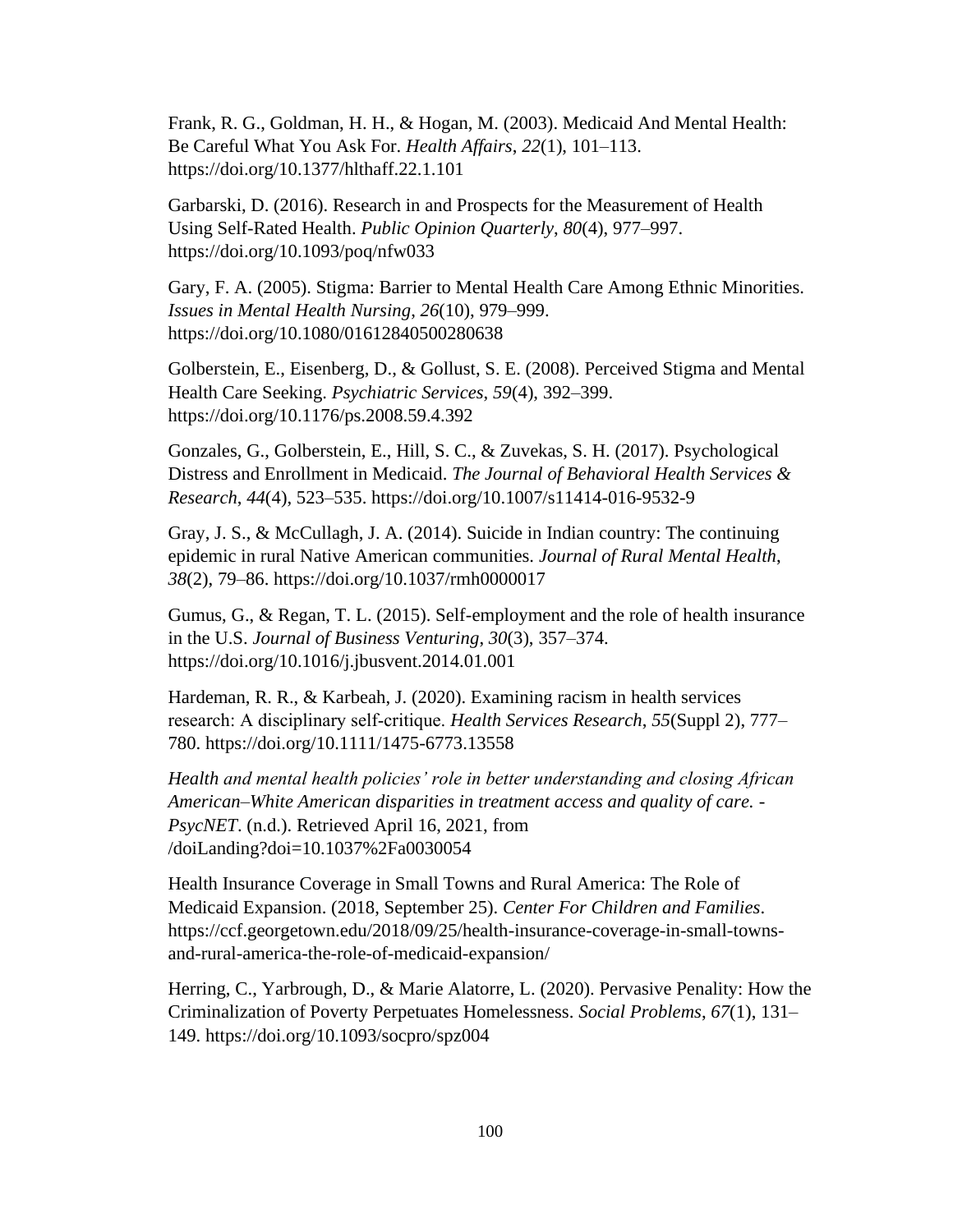Frank, R. G., Goldman, H. H., & Hogan, M. (2003). Medicaid And Mental Health: Be Careful What You Ask For. *Health Affairs*, *22*(1), 101–113. https://doi.org/10.1377/hlthaff.22.1.101

Garbarski, D. (2016). Research in and Prospects for the Measurement of Health Using Self-Rated Health. *Public Opinion Quarterly*, *80*(4), 977–997. https://doi.org/10.1093/poq/nfw033

Gary, F. A. (2005). Stigma: Barrier to Mental Health Care Among Ethnic Minorities. *Issues in Mental Health Nursing*, *26*(10), 979–999. https://doi.org/10.1080/01612840500280638

Golberstein, E., Eisenberg, D., & Gollust, S. E. (2008). Perceived Stigma and Mental Health Care Seeking. *Psychiatric Services*, *59*(4), 392–399. https://doi.org/10.1176/ps.2008.59.4.392

Gonzales, G., Golberstein, E., Hill, S. C., & Zuvekas, S. H. (2017). Psychological Distress and Enrollment in Medicaid. *The Journal of Behavioral Health Services & Research*, *44*(4), 523–535. https://doi.org/10.1007/s11414-016-9532-9

Gray, J. S., & McCullagh, J. A. (2014). Suicide in Indian country: The continuing epidemic in rural Native American communities. *Journal of Rural Mental Health*, *38*(2), 79–86. https://doi.org/10.1037/rmh0000017

Gumus, G., & Regan, T. L. (2015). Self-employment and the role of health insurance in the U.S. *Journal of Business Venturing*, *30*(3), 357–374. https://doi.org/10.1016/j.jbusvent.2014.01.001

Hardeman, R. R., & Karbeah, J. (2020). Examining racism in health services research: A disciplinary self-critique. *Health Services Research*, *55*(Suppl 2), 777–780. https://doi.org/10.1111/1475-6773.13558

*Health and mental health policies' role in better understanding and closing African American–White American disparities in treatment access and quality of care. - PsycNET*. (n.d.). Retrieved April 16, 2021, from /doiLanding?doi=10.1037%2Fa0030054

Health Insurance Coverage in Small Towns and Rural America: The Role of Medicaid Expansion. (2018, September 25). *Center For Children and Families*. https://ccf.georgetown.edu/2018/09/25/health-insurance-coverage-in-small-towns-and-rural-america-the-role-of-medicaid-expansion/

Herring, C., Yarbrough, D., & Marie Alatorre, L. (2020). Pervasive Penality: How the Criminalization of Poverty Perpetuates Homelessness. *Social Problems*, *67*(1), 131–149. https://doi.org/10.1093/socpro/spz004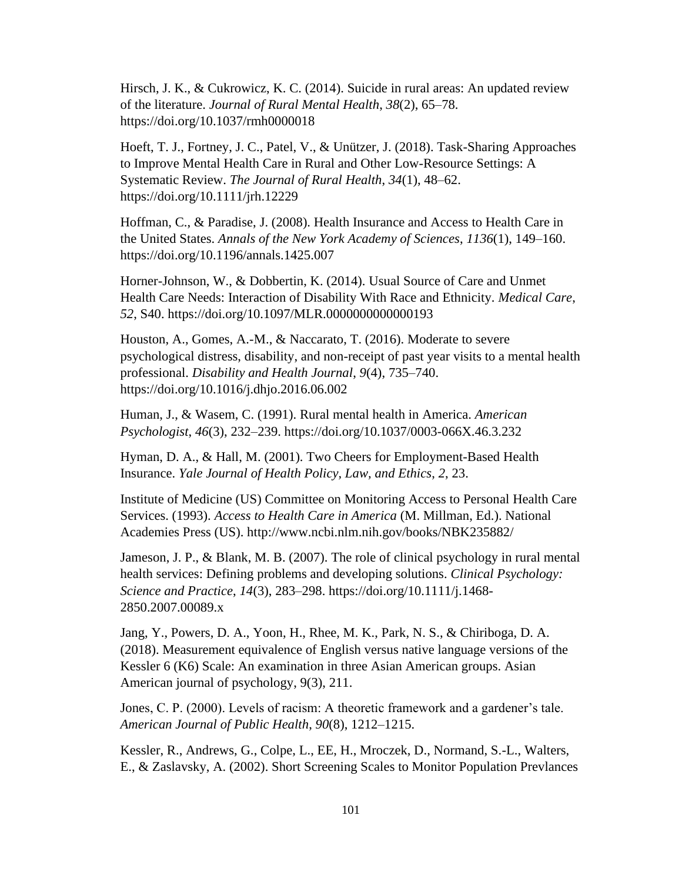Hirsch, J. K., & Cukrowicz, K. C. (2014). Suicide in rural areas: An updated review of the literature. *Journal of Rural Mental Health*, *38*(2), 65–78. https://doi.org/10.1037/rmh0000018

Hoeft, T. J., Fortney, J. C., Patel, V., & Unützer, J. (2018). Task-Sharing Approaches to Improve Mental Health Care in Rural and Other Low-Resource Settings: A Systematic Review. *The Journal of Rural Health*, *34*(1), 48–62. https://doi.org/10.1111/jrh.12229

Hoffman, C., & Paradise, J. (2008). Health Insurance and Access to Health Care in the United States. *Annals of the New York Academy of Sciences*, *1136*(1), 149–160. https://doi.org/10.1196/annals.1425.007

Horner-Johnson, W., & Dobbertin, K. (2014). Usual Source of Care and Unmet Health Care Needs: Interaction of Disability With Race and Ethnicity. *Medical Care*, *52*, S40. https://doi.org/10.1097/MLR.0000000000000193

Houston, A., Gomes, A.-M., & Naccarato, T. (2016). Moderate to severe psychological distress, disability, and non-receipt of past year visits to a mental health professional. *Disability and Health Journal*, *9*(4), 735–740. https://doi.org/10.1016/j.dhjo.2016.06.002

Human, J., & Wasem, C. (1991). Rural mental health in America. *American Psychologist*, *46*(3), 232–239. https://doi.org/10.1037/0003-066X.46.3.232

Hyman, D. A., & Hall, M. (2001). Two Cheers for Employment-Based Health Insurance. *Yale Journal of Health Policy, Law, and Ethics*, *2*, 23.

Institute of Medicine (US) Committee on Monitoring Access to Personal Health Care Services. (1993). *Access to Health Care in America* (M. Millman, Ed.). National Academies Press (US). http://www.ncbi.nlm.nih.gov/books/NBK235882/

Jameson, J. P., & Blank, M. B. (2007). The role of clinical psychology in rural mental health services: Defining problems and developing solutions. *Clinical Psychology: Science and Practice*, *14*(3), 283–298. https://doi.org/10.1111/j.1468-2850.2007.00089.x

Jang, Y., Powers, D. A., Yoon, H., Rhee, M. K., Park, N. S., & Chiriboga, D. A. (2018). Measurement equivalence of English versus native language versions of the Kessler 6 (K6) Scale: An examination in three Asian American groups. Asian American journal of psychology, 9(3), 211.

Jones, C. P. (2000). Levels of racism: A theoretic framework and a gardener's tale. *American Journal of Public Health*, *90*(8), 1212–1215.

Kessler, R., Andrews, G., Colpe, L., EE, H., Mroczek, D., Normand, S.-L., Walters, E., & Zaslavsky, A. (2002). Short Screening Scales to Monitor Population Prevlances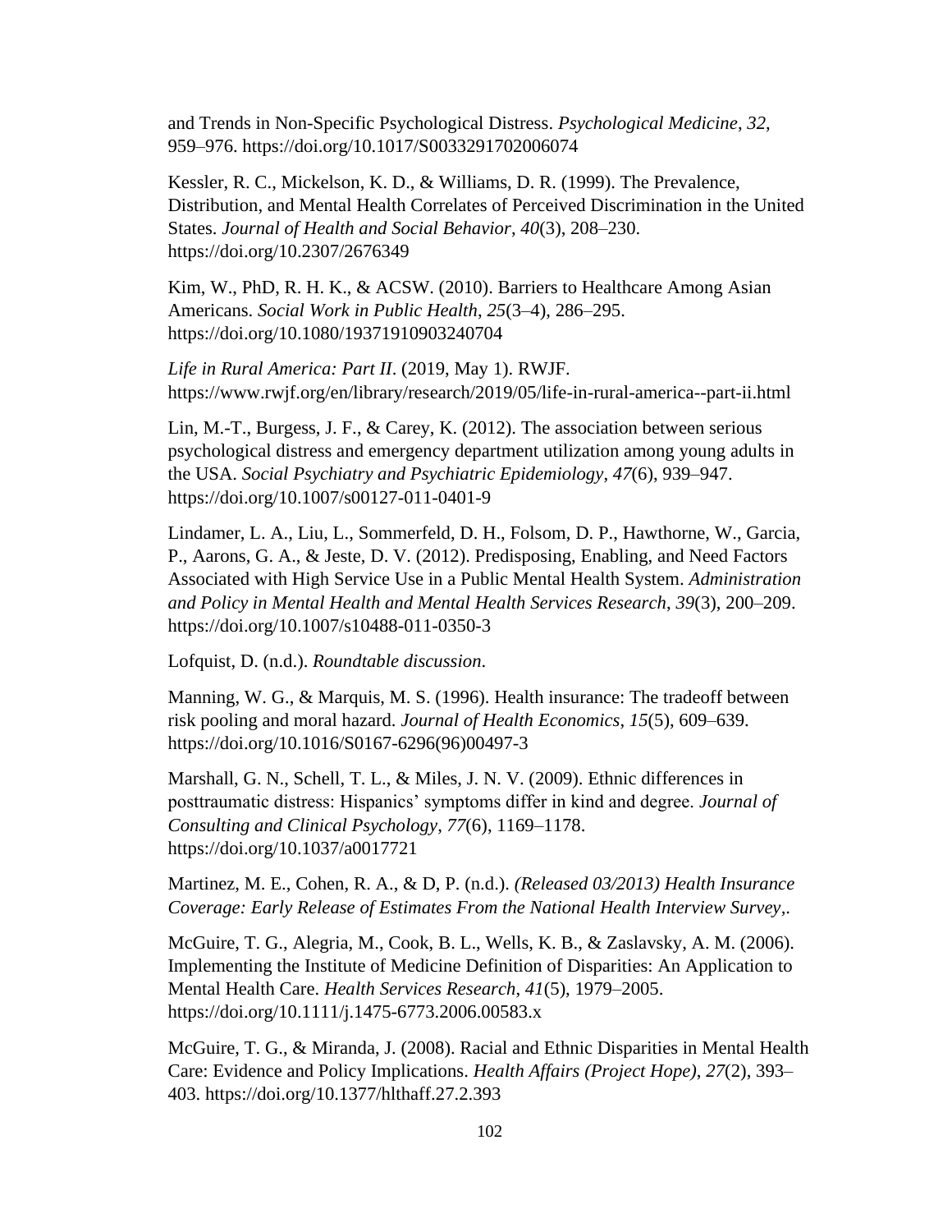and Trends in Non-Specific Psychological Distress. *Psychological Medicine*, *32*, 959–976. https://doi.org/10.1017/S0033291702006074

Kessler, R. C., Mickelson, K. D., & Williams, D. R. (1999). The Prevalence, Distribution, and Mental Health Correlates of Perceived Discrimination in the United States. *Journal of Health and Social Behavior*, *40*(3), 208–230. https://doi.org/10.2307/2676349

Kim, W., PhD, R. H. K., & ACSW. (2010). Barriers to Healthcare Among Asian Americans. *Social Work in Public Health*, *25*(3–4), 286–295. https://doi.org/10.1080/19371910903240704

*Life in Rural America: Part II*. (2019, May 1). RWJF. https://www.rwjf.org/en/library/research/2019/05/life-in-rural-america--part-ii.html

Lin, M.-T., Burgess, J. F., & Carey, K. (2012). The association between serious psychological distress and emergency department utilization among young adults in the USA. *Social Psychiatry and Psychiatric Epidemiology*, *47*(6), 939–947. https://doi.org/10.1007/s00127-011-0401-9

Lindamer, L. A., Liu, L., Sommerfeld, D. H., Folsom, D. P., Hawthorne, W., Garcia, P., Aarons, G. A., & Jeste, D. V. (2012). Predisposing, Enabling, and Need Factors Associated with High Service Use in a Public Mental Health System. *Administration and Policy in Mental Health and Mental Health Services Research*, *39*(3), 200–209. https://doi.org/10.1007/s10488-011-0350-3

Lofquist, D. (n.d.). *Roundtable discussion*.

Manning, W. G., & Marquis, M. S. (1996). Health insurance: The tradeoff between risk pooling and moral hazard. *Journal of Health Economics*, *15*(5), 609–639. https://doi.org/10.1016/S0167-6296(96)00497-3

Marshall, G. N., Schell, T. L., & Miles, J. N. V. (2009). Ethnic differences in posttraumatic distress: Hispanics' symptoms differ in kind and degree. *Journal of Consulting and Clinical Psychology*, *77*(6), 1169–1178. https://doi.org/10.1037/a0017721

Martinez, M. E., Cohen, R. A., & D, P. (n.d.). *(Released 03/2013) Health Insurance Coverage: Early Release of Estimates From the National Health Interview Survey,*.

McGuire, T. G., Alegria, M., Cook, B. L., Wells, K. B., & Zaslavsky, A. M. (2006). Implementing the Institute of Medicine Definition of Disparities: An Application to Mental Health Care. *Health Services Research*, *41*(5), 1979–2005. https://doi.org/10.1111/j.1475-6773.2006.00583.x

McGuire, T. G., & Miranda, J. (2008). Racial and Ethnic Disparities in Mental Health Care: Evidence and Policy Implications. *Health Affairs (Project Hope)*, *27*(2), 393–403. https://doi.org/10.1377/hlthaff.27.2.393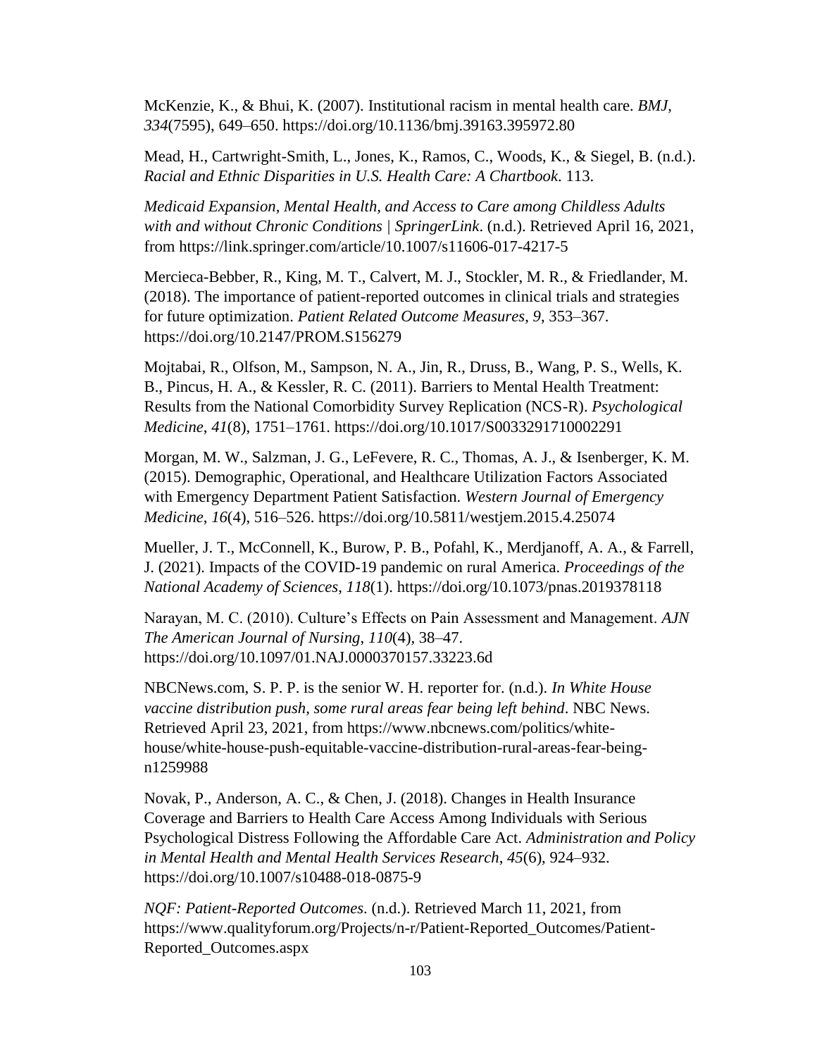McKenzie, K., & Bhui, K. (2007). Institutional racism in mental health care. *BMJ*, *334*(7595), 649–650. https://doi.org/10.1136/bmj.39163.395972.80

Mead, H., Cartwright-Smith, L., Jones, K., Ramos, C., Woods, K., & Siegel, B. (n.d.). *Racial and Ethnic Disparities in U.S. Health Care: A Chartbook*. 113.

*Medicaid Expansion, Mental Health, and Access to Care among Childless Adults with and without Chronic Conditions | SpringerLink*. (n.d.). Retrieved April 16, 2021, from https://link.springer.com/article/10.1007/s11606-017-4217-5

Mercieca-Bebber, R., King, M. T., Calvert, M. J., Stockler, M. R., & Friedlander, M. (2018). The importance of patient-reported outcomes in clinical trials and strategies for future optimization. *Patient Related Outcome Measures*, *9*, 353–367. https://doi.org/10.2147/PROM.S156279

Mojtabai, R., Olfson, M., Sampson, N. A., Jin, R., Druss, B., Wang, P. S., Wells, K. B., Pincus, H. A., & Kessler, R. C. (2011). Barriers to Mental Health Treatment: Results from the National Comorbidity Survey Replication (NCS-R). *Psychological Medicine*, *41*(8), 1751–1761. https://doi.org/10.1017/S0033291710002291

Morgan, M. W., Salzman, J. G., LeFevere, R. C., Thomas, A. J., & Isenberger, K. M. (2015). Demographic, Operational, and Healthcare Utilization Factors Associated with Emergency Department Patient Satisfaction. *Western Journal of Emergency Medicine*, *16*(4), 516–526. https://doi.org/10.5811/westjem.2015.4.25074

Mueller, J. T., McConnell, K., Burow, P. B., Pofahl, K., Merdjanoff, A. A., & Farrell, J. (2021). Impacts of the COVID-19 pandemic on rural America. *Proceedings of the National Academy of Sciences*, *118*(1). https://doi.org/10.1073/pnas.2019378118

Narayan, M. C. (2010). Culture's Effects on Pain Assessment and Management. *AJN The American Journal of Nursing*, *110*(4), 38–47. https://doi.org/10.1097/01.NAJ.0000370157.33223.6d

NBCNews.com, S. P. P. is the senior W. H. reporter for. (n.d.). *In White House vaccine distribution push, some rural areas fear being left behind*. NBC News. Retrieved April 23, 2021, from https://www.nbcnews.com/politics/white-house/white-house-push-equitable-vaccine-distribution-rural-areas-fear-being-n1259988

Novak, P., Anderson, A. C., & Chen, J. (2018). Changes in Health Insurance Coverage and Barriers to Health Care Access Among Individuals with Serious Psychological Distress Following the Affordable Care Act. *Administration and Policy in Mental Health and Mental Health Services Research*, *45*(6), 924–932. https://doi.org/10.1007/s10488-018-0875-9

*NQF: Patient-Reported Outcomes*. (n.d.). Retrieved March 11, 2021, from https://www.qualityforum.org/Projects/n-r/Patient-Reported_Outcomes/Patient-Reported_Outcomes.aspx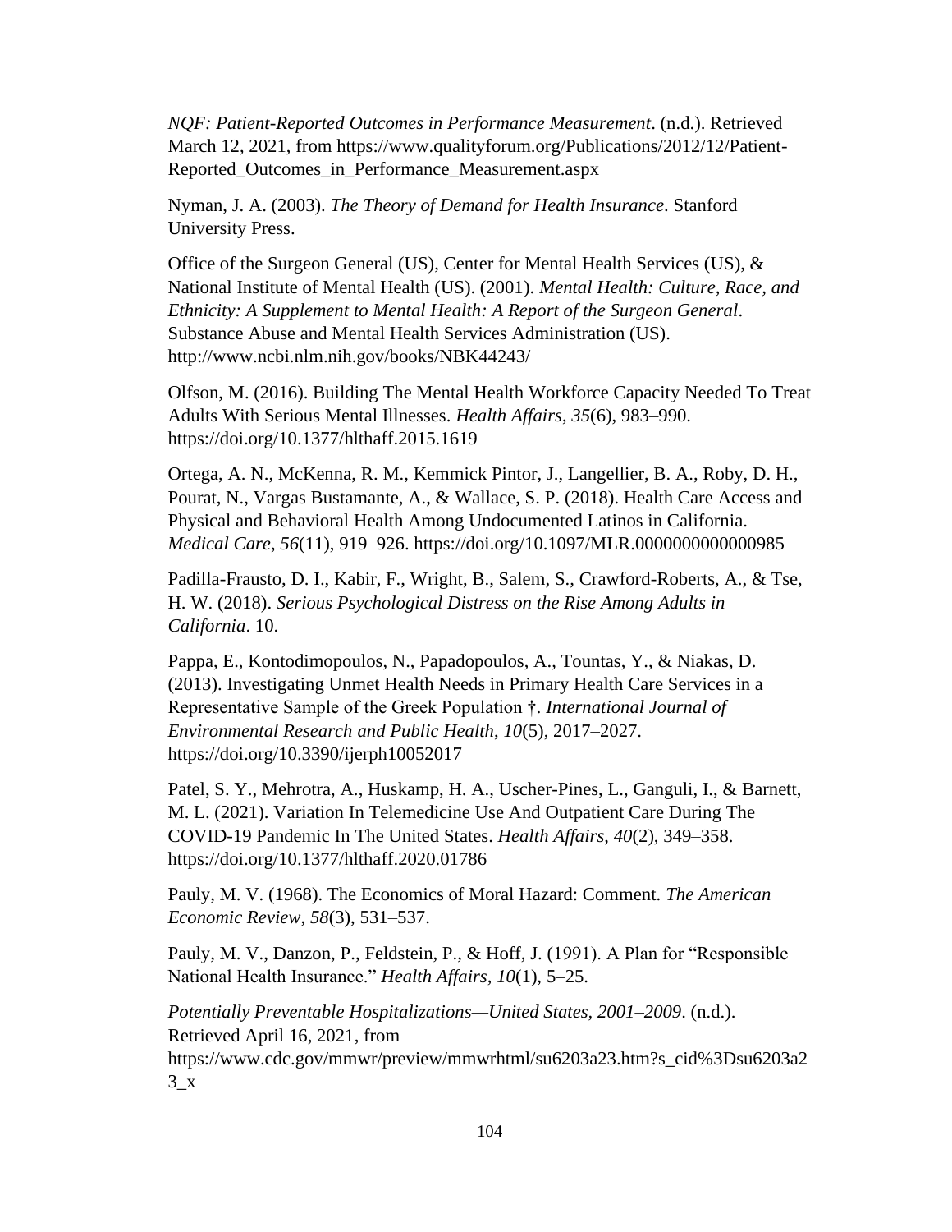*NQF: Patient-Reported Outcomes in Performance Measurement*. (n.d.). Retrieved March 12, 2021, from https://www.qualityforum.org/Publications/2012/12/Patient-Reported_Outcomes_in_Performance_Measurement.aspx

Nyman, J. A. (2003). *The Theory of Demand for Health Insurance*. Stanford University Press.

Office of the Surgeon General (US), Center for Mental Health Services (US), & National Institute of Mental Health (US). (2001). *Mental Health: Culture, Race, and Ethnicity: A Supplement to Mental Health: A Report of the Surgeon General*. Substance Abuse and Mental Health Services Administration (US). http://www.ncbi.nlm.nih.gov/books/NBK44243/

Olfson, M. (2016). Building The Mental Health Workforce Capacity Needed To Treat Adults With Serious Mental Illnesses. *Health Affairs*, *35*(6), 983–990. https://doi.org/10.1377/hlthaff.2015.1619

Ortega, A. N., McKenna, R. M., Kemmick Pintor, J., Langellier, B. A., Roby, D. H., Pourat, N., Vargas Bustamante, A., & Wallace, S. P. (2018). Health Care Access and Physical and Behavioral Health Among Undocumented Latinos in California. *Medical Care*, *56*(11), 919–926. https://doi.org/10.1097/MLR.0000000000000985

Padilla-Frausto, D. I., Kabir, F., Wright, B., Salem, S., Crawford-Roberts, A., & Tse, H. W. (2018). *Serious Psychological Distress on the Rise Among Adults in California*. 10.

Pappa, E., Kontodimopoulos, N., Papadopoulos, A., Tountas, Y., & Niakas, D. (2013). Investigating Unmet Health Needs in Primary Health Care Services in a Representative Sample of the Greek Population †. *International Journal of Environmental Research and Public Health*, *10*(5), 2017–2027. https://doi.org/10.3390/ijerph10052017

Patel, S. Y., Mehrotra, A., Huskamp, H. A., Uscher-Pines, L., Ganguli, I., & Barnett, M. L. (2021). Variation In Telemedicine Use And Outpatient Care During The COVID-19 Pandemic In The United States. *Health Affairs*, *40*(2), 349–358. https://doi.org/10.1377/hlthaff.2020.01786

Pauly, M. V. (1968). The Economics of Moral Hazard: Comment. *The American Economic Review*, *58*(3), 531–537.

Pauly, M. V., Danzon, P., Feldstein, P., & Hoff, J. (1991). A Plan for "Responsible National Health Insurance." *Health Affairs*, *10*(1), 5–25.

*Potentially Preventable Hospitalizations—United States, 2001–2009*. (n.d.). Retrieved April 16, 2021, from https://www.cdc.gov/mmwr/preview/mmwrhtml/su6203a23.htm?s_cid%3Dsu6203a23_x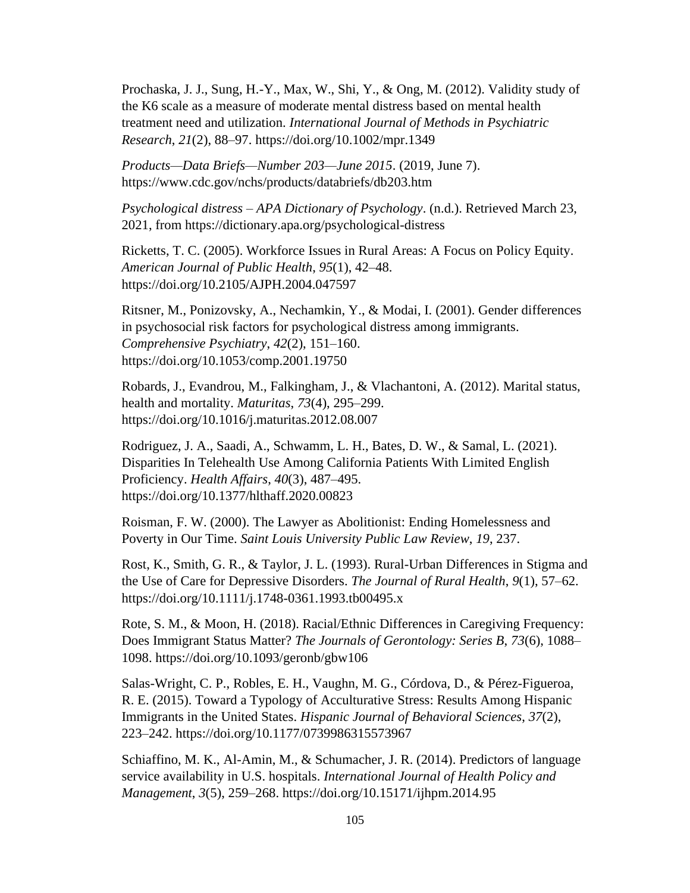Prochaska, J. J., Sung, H.-Y., Max, W., Shi, Y., & Ong, M. (2012). Validity study of the K6 scale as a measure of moderate mental distress based on mental health treatment need and utilization. *International Journal of Methods in Psychiatric Research*, *21*(2), 88–97. https://doi.org/10.1002/mpr.1349

*Products—Data Briefs—Number 203—June 2015*. (2019, June 7). https://www.cdc.gov/nchs/products/databriefs/db203.htm

*Psychological distress – APA Dictionary of Psychology*. (n.d.). Retrieved March 23, 2021, from https://dictionary.apa.org/psychological-distress

Ricketts, T. C. (2005). Workforce Issues in Rural Areas: A Focus on Policy Equity. *American Journal of Public Health*, *95*(1), 42–48. https://doi.org/10.2105/AJPH.2004.047597

Ritsner, M., Ponizovsky, A., Nechamkin, Y., & Modai, I. (2001). Gender differences in psychosocial risk factors for psychological distress among immigrants. *Comprehensive Psychiatry*, *42*(2), 151–160. https://doi.org/10.1053/comp.2001.19750

Robards, J., Evandrou, M., Falkingham, J., & Vlachantoni, A. (2012). Marital status, health and mortality. *Maturitas*, *73*(4), 295–299. https://doi.org/10.1016/j.maturitas.2012.08.007

Rodriguez, J. A., Saadi, A., Schwamm, L. H., Bates, D. W., & Samal, L. (2021). Disparities In Telehealth Use Among California Patients With Limited English Proficiency. *Health Affairs*, *40*(3), 487–495. https://doi.org/10.1377/hlthaff.2020.00823

Roisman, F. W. (2000). The Lawyer as Abolitionist: Ending Homelessness and Poverty in Our Time. *Saint Louis University Public Law Review, 19*, 237.

Rost, K., Smith, G. R., & Taylor, J. L. (1993). Rural-Urban Differences in Stigma and the Use of Care for Depressive Disorders. *The Journal of Rural Health*, *9*(1), 57–62. https://doi.org/10.1111/j.1748-0361.1993.tb00495.x

Rote, S. M., & Moon, H. (2018). Racial/Ethnic Differences in Caregiving Frequency: Does Immigrant Status Matter? *The Journals of Gerontology: Series B*, *73*(6), 1088–1098. https://doi.org/10.1093/geronb/gbw106

Salas-Wright, C. P., Robles, E. H., Vaughn, M. G., Córdova, D., & Pérez-Figueroa, R. E. (2015). Toward a Typology of Acculturative Stress: Results Among Hispanic Immigrants in the United States. *Hispanic Journal of Behavioral Sciences*, *37*(2), 223–242. https://doi.org/10.1177/0739986315573967

Schiaffino, M. K., Al-Amin, M., & Schumacher, J. R. (2014). Predictors of language service availability in U.S. hospitals. *International Journal of Health Policy and Management*, *3*(5), 259–268. https://doi.org/10.15171/ijhpm.2014.95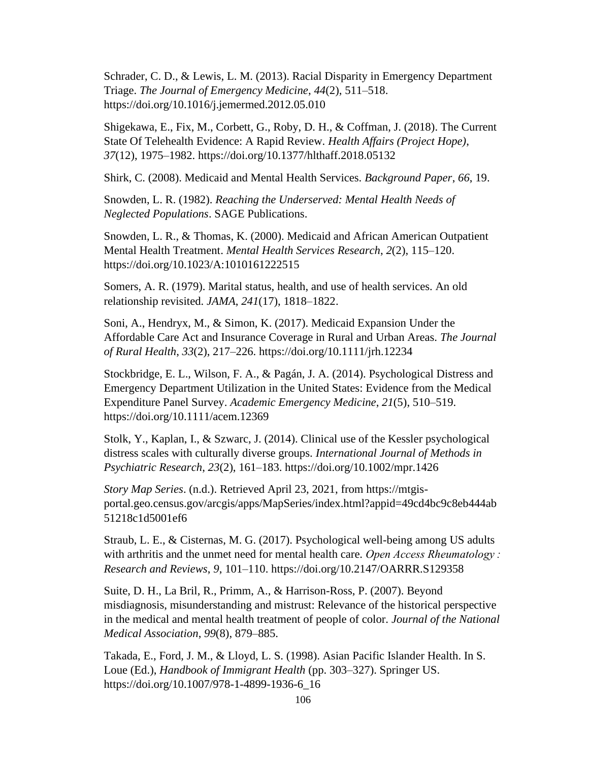Schrader, C. D., & Lewis, L. M. (2013). Racial Disparity in Emergency Department Triage. *The Journal of Emergency Medicine*, *44*(2), 511–518. https://doi.org/10.1016/j.jemermed.2012.05.010

Shigekawa, E., Fix, M., Corbett, G., Roby, D. H., & Coffman, J. (2018). The Current State Of Telehealth Evidence: A Rapid Review. *Health Affairs (Project Hope)*, *37*(12), 1975–1982. https://doi.org/10.1377/hlthaff.2018.05132

Shirk, C. (2008). Medicaid and Mental Health Services. *Background Paper*, *66*, 19.

Snowden, L. R. (1982). *Reaching the Underserved: Mental Health Needs of Neglected Populations*. SAGE Publications.

Snowden, L. R., & Thomas, K. (2000). Medicaid and African American Outpatient Mental Health Treatment. *Mental Health Services Research*, *2*(2), 115–120. https://doi.org/10.1023/A:1010161222515

Somers, A. R. (1979). Marital status, health, and use of health services. An old relationship revisited. *JAMA*, *241*(17), 1818–1822.

Soni, A., Hendryx, M., & Simon, K. (2017). Medicaid Expansion Under the Affordable Care Act and Insurance Coverage in Rural and Urban Areas. *The Journal of Rural Health*, *33*(2), 217–226. https://doi.org/10.1111/jrh.12234

Stockbridge, E. L., Wilson, F. A., & Pagán, J. A. (2014). Psychological Distress and Emergency Department Utilization in the United States: Evidence from the Medical Expenditure Panel Survey. *Academic Emergency Medicine*, *21*(5), 510–519. https://doi.org/10.1111/acem.12369

Stolk, Y., Kaplan, I., & Szwarc, J. (2014). Clinical use of the Kessler psychological distress scales with culturally diverse groups. *International Journal of Methods in Psychiatric Research*, *23*(2), 161–183. https://doi.org/10.1002/mpr.1426

*Story Map Series*. (n.d.). Retrieved April 23, 2021, from https://mtgis-portal.geo.census.gov/arcgis/apps/MapSeries/index.html?appid=49cd4bc9c8eb444ab51218c1d5001ef6

Straub, L. E., & Cisternas, M. G. (2017). Psychological well-being among US adults with arthritis and the unmet need for mental health care. *Open Access Rheumatology : Research and Reviews*, *9*, 101–110. https://doi.org/10.2147/OARRR.S129358

Suite, D. H., La Bril, R., Primm, A., & Harrison-Ross, P. (2007). Beyond misdiagnosis, misunderstanding and mistrust: Relevance of the historical perspective in the medical and mental health treatment of people of color. *Journal of the National Medical Association*, *99*(8), 879–885.

Takada, E., Ford, J. M., & Lloyd, L. S. (1998). Asian Pacific Islander Health. In S. Loue (Ed.), *Handbook of Immigrant Health* (pp. 303–327). Springer US. https://doi.org/10.1007/978-1-4899-1936-6_16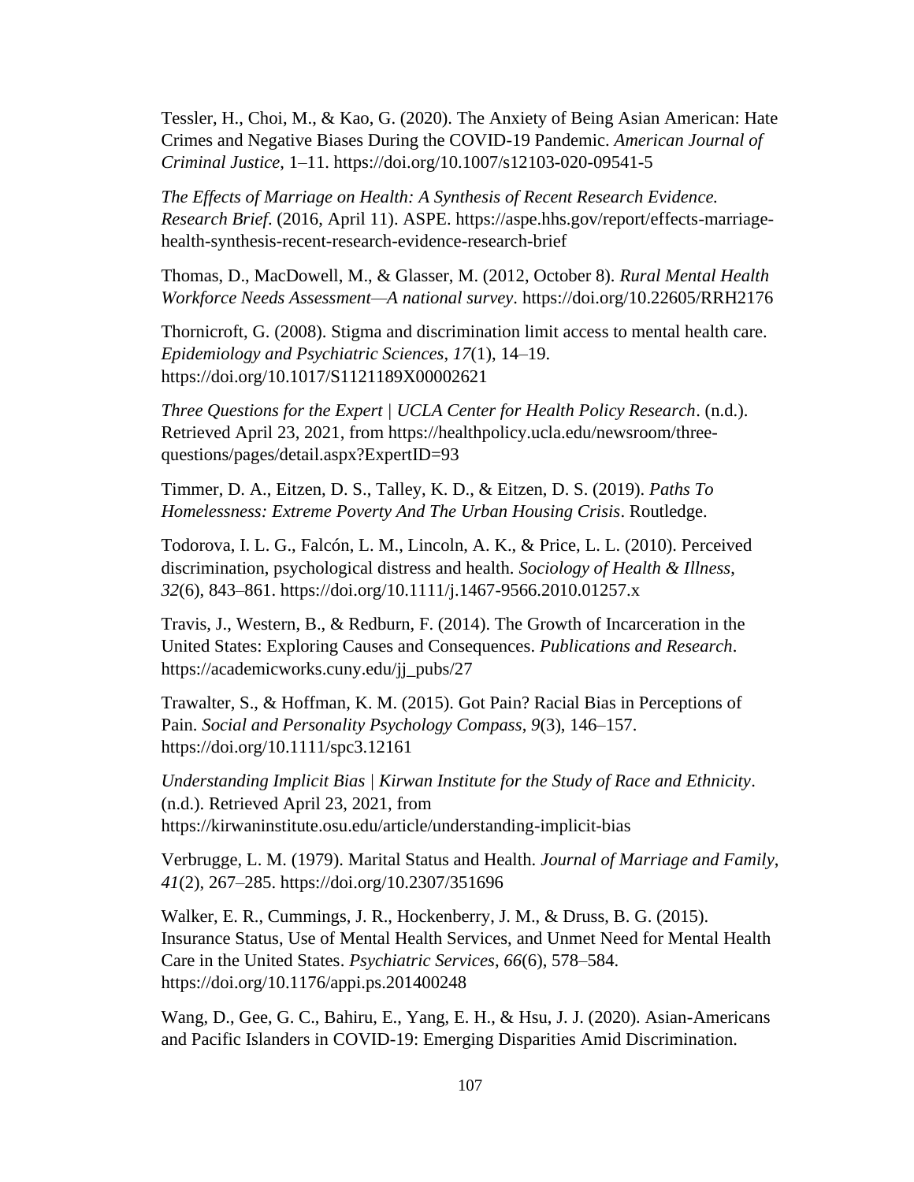Tessler, H., Choi, M., & Kao, G. (2020). The Anxiety of Being Asian American: Hate Crimes and Negative Biases During the COVID-19 Pandemic. *American Journal of Criminal Justice*, 1–11. https://doi.org/10.1007/s12103-020-09541-5

*The Effects of Marriage on Health: A Synthesis of Recent Research Evidence. Research Brief*. (2016, April 11). ASPE. https://aspe.hhs.gov/report/effects-marriage-health-synthesis-recent-research-evidence-research-brief

Thomas, D., MacDowell, M., & Glasser, M. (2012, October 8). *Rural Mental Health Workforce Needs Assessment—A national survey*. https://doi.org/10.22605/RRH2176

Thornicroft, G. (2008). Stigma and discrimination limit access to mental health care. *Epidemiology and Psychiatric Sciences*, *17*(1), 14–19. https://doi.org/10.1017/S1121189X00002621

*Three Questions for the Expert | UCLA Center for Health Policy Research*. (n.d.). Retrieved April 23, 2021, from https://healthpolicy.ucla.edu/newsroom/three-questions/pages/detail.aspx?ExpertID=93

Timmer, D. A., Eitzen, D. S., Talley, K. D., & Eitzen, D. S. (2019). *Paths To Homelessness: Extreme Poverty And The Urban Housing Crisis*. Routledge.

Todorova, I. L. G., Falcón, L. M., Lincoln, A. K., & Price, L. L. (2010). Perceived discrimination, psychological distress and health. *Sociology of Health & Illness*, *32*(6), 843–861. https://doi.org/10.1111/j.1467-9566.2010.01257.x

Travis, J., Western, B., & Redburn, F. (2014). The Growth of Incarceration in the United States: Exploring Causes and Consequences. *Publications and Research*. https://academicworks.cuny.edu/jj_pubs/27

Trawalter, S., & Hoffman, K. M. (2015). Got Pain? Racial Bias in Perceptions of Pain. *Social and Personality Psychology Compass*, *9*(3), 146–157. https://doi.org/10.1111/spc3.12161

*Understanding Implicit Bias | Kirwan Institute for the Study of Race and Ethnicity*. (n.d.). Retrieved April 23, 2021, from https://kirwaninstitute.osu.edu/article/understanding-implicit-bias

Verbrugge, L. M. (1979). Marital Status and Health. *Journal of Marriage and Family*, *41*(2), 267–285. https://doi.org/10.2307/351696

Walker, E. R., Cummings, J. R., Hockenberry, J. M., & Druss, B. G. (2015). Insurance Status, Use of Mental Health Services, and Unmet Need for Mental Health Care in the United States. *Psychiatric Services*, *66*(6), 578–584. https://doi.org/10.1176/appi.ps.201400248

Wang, D., Gee, G. C., Bahiru, E., Yang, E. H., & Hsu, J. J. (2020). Asian-Americans and Pacific Islanders in COVID-19: Emerging Disparities Amid Discrimination.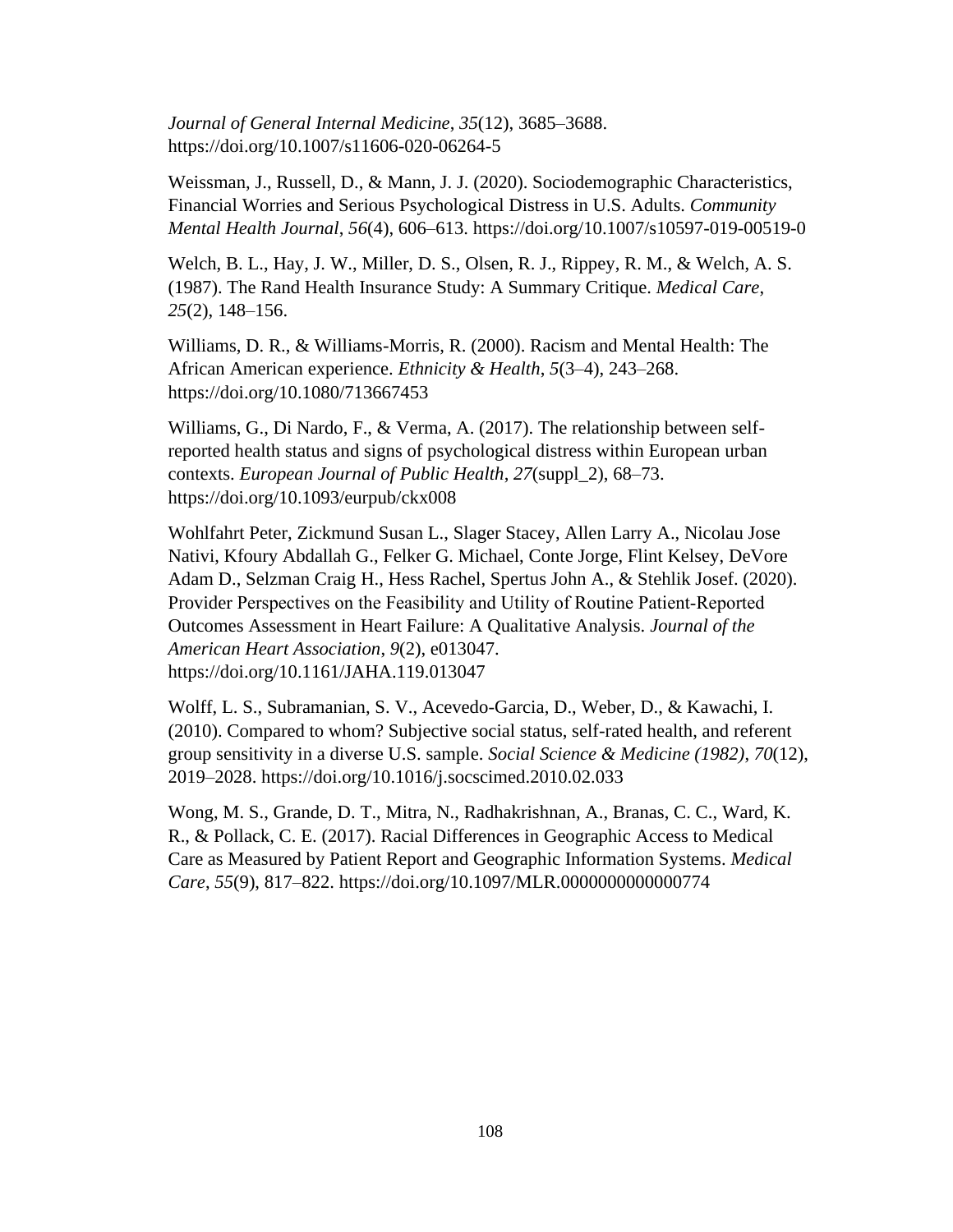*Journal of General Internal Medicine*, *35*(12), 3685–3688. https://doi.org/10.1007/s11606-020-06264-5

Weissman, J., Russell, D., & Mann, J. J. (2020). Sociodemographic Characteristics, Financial Worries and Serious Psychological Distress in U.S. Adults. *Community Mental Health Journal*, *56*(4), 606–613. https://doi.org/10.1007/s10597-019-00519-0

Welch, B. L., Hay, J. W., Miller, D. S., Olsen, R. J., Rippey, R. M., & Welch, A. S. (1987). The Rand Health Insurance Study: A Summary Critique. *Medical Care*, *25*(2), 148–156.

Williams, D. R., & Williams-Morris, R. (2000). Racism and Mental Health: The African American experience. *Ethnicity & Health*, *5*(3–4), 243–268. https://doi.org/10.1080/713667453

Williams, G., Di Nardo, F., & Verma, A. (2017). The relationship between self-reported health status and signs of psychological distress within European urban contexts. *European Journal of Public Health*, *27*(suppl_2), 68–73. https://doi.org/10.1093/eurpub/ckx008

Wohlfahrt Peter, Zickmund Susan L., Slager Stacey, Allen Larry A., Nicolau Jose Nativi, Kfoury Abdallah G., Felker G. Michael, Conte Jorge, Flint Kelsey, DeVore Adam D., Selzman Craig H., Hess Rachel, Spertus John A., & Stehlik Josef. (2020). Provider Perspectives on the Feasibility and Utility of Routine Patient-Reported Outcomes Assessment in Heart Failure: A Qualitative Analysis. *Journal of the American Heart Association*, *9*(2), e013047. https://doi.org/10.1161/JAHA.119.013047

Wolff, L. S., Subramanian, S. V., Acevedo-Garcia, D., Weber, D., & Kawachi, I. (2010). Compared to whom? Subjective social status, self-rated health, and referent group sensitivity in a diverse U.S. sample. *Social Science & Medicine (1982)*, *70*(12), 2019–2028. https://doi.org/10.1016/j.socscimed.2010.02.033

Wong, M. S., Grande, D. T., Mitra, N., Radhakrishnan, A., Branas, C. C., Ward, K. R., & Pollack, C. E. (2017). Racial Differences in Geographic Access to Medical Care as Measured by Patient Report and Geographic Information Systems. *Medical Care*, *55*(9), 817–822. https://doi.org/10.1097/MLR.0000000000000774